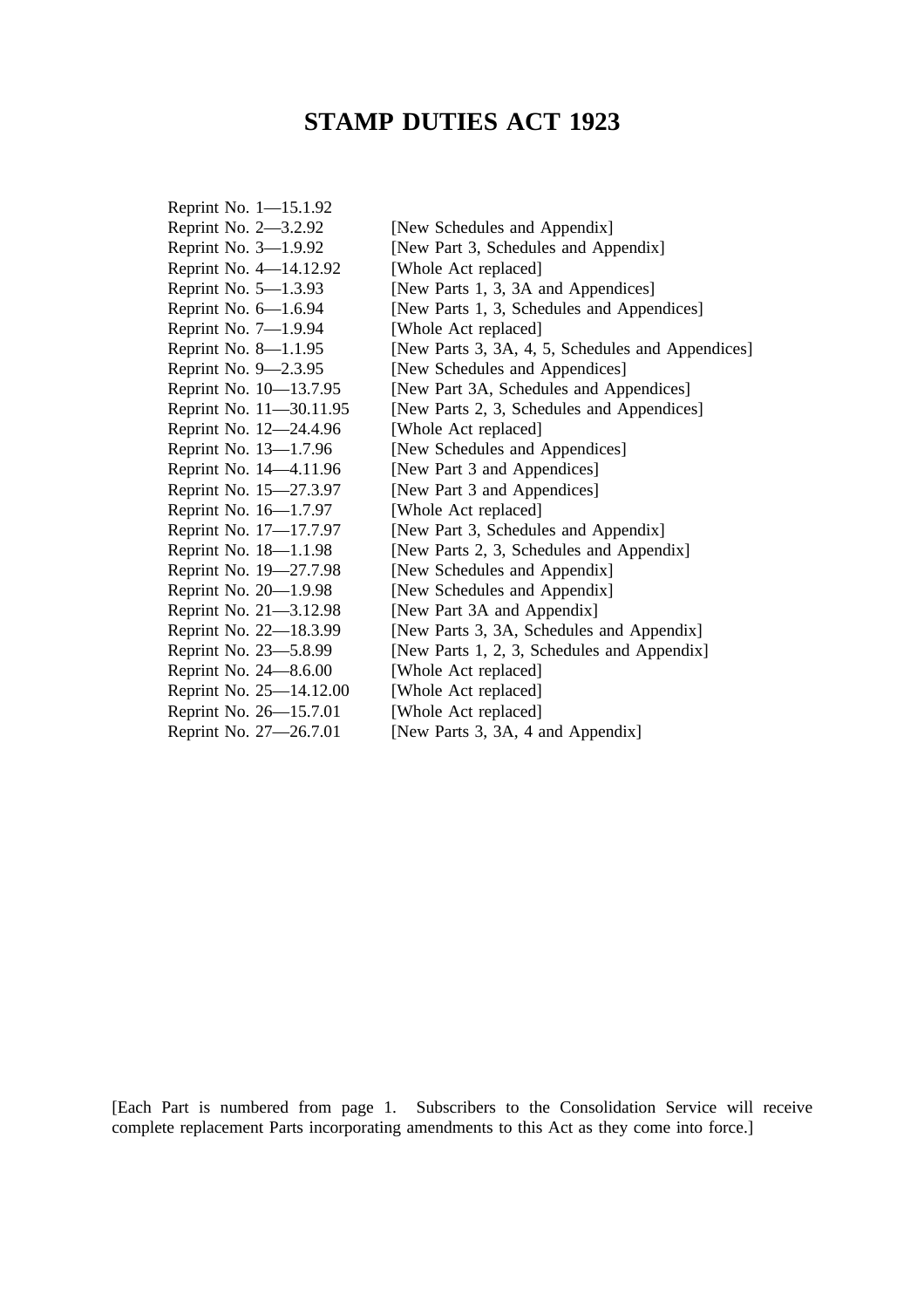# STAMP DUTIES ACT 1923

| | |
|---|---|
| Reprint No. 1—15.1.92 | |
| Reprint No. 2—3.2.92 | [New Schedules and Appendix] |
| Reprint No. 3—1.9.92 | [New Part 3, Schedules and Appendix] |
| Reprint No. 4—14.12.92 | [Whole Act replaced] |
| Reprint No. 5—1.3.93 | [New Parts 1, 3, 3A and Appendices] |
| Reprint No. 6—1.6.94 | [New Parts 1, 3, Schedules and Appendices] |
| Reprint No. 7—1.9.94 | [Whole Act replaced] |
| Reprint No. 8—1.1.95 | [New Parts 3, 3A, 4, 5, Schedules and Appendices] |
| Reprint No. 9—2.3.95 | [New Schedules and Appendices] |
| Reprint No. 10—13.7.95 | [New Part 3A, Schedules and Appendices] |
| Reprint No. 11—30.11.95 | [New Parts 2, 3, Schedules and Appendices] |
| Reprint No. 12—24.4.96 | [Whole Act replaced] |
| Reprint No. 13—1.7.96 | [New Schedules and Appendices] |
| Reprint No. 14—4.11.96 | [New Part 3 and Appendices] |
| Reprint No. 15—27.3.97 | [New Part 3 and Appendices] |
| Reprint No. 16—1.7.97 | [Whole Act replaced] |
| Reprint No. 17—17.7.97 | [New Part 3, Schedules and Appendix] |
| Reprint No. 18—1.1.98 | [New Parts 2, 3, Schedules and Appendix] |
| Reprint No. 19—27.7.98 | [New Schedules and Appendix] |
| Reprint No. 20—1.9.98 | [New Schedules and Appendix] |
| Reprint No. 21—3.12.98 | [New Part 3A and Appendix] |
| Reprint No. 22—18.3.99 | [New Parts 3, 3A, Schedules and Appendix] |
| Reprint No. 23—5.8.99 | [New Parts 1, 2, 3, Schedules and Appendix] |
| Reprint No. 24—8.6.00 | [Whole Act replaced] |
| Reprint No. 25—14.12.00 | [Whole Act replaced] |
| Reprint No. 26—15.7.01 | [Whole Act replaced] |
| Reprint No. 27—26.7.01 | [New Parts 3, 3A, 4 and Appendix] |

[Each Part is numbered from page 1. Subscribers to the Consolidation Service will receive complete replacement Parts incorporating amendments to this Act as they come into force.]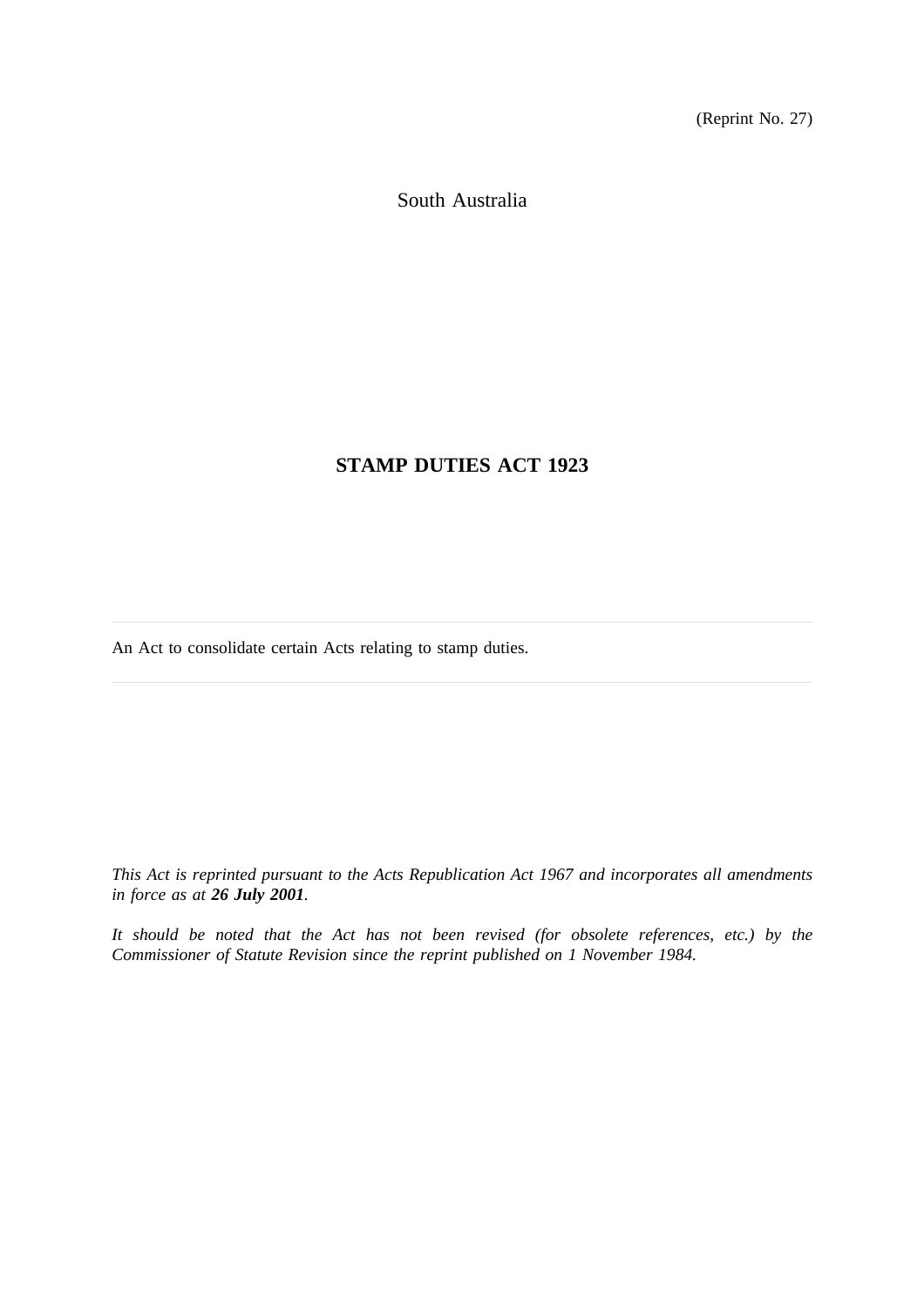(Reprint No. 27)

South Australia

# STAMP DUTIES ACT 1923

---

An Act to consolidate certain Acts relating to stamp duties.

---

*This Act is reprinted pursuant to the Acts Republication Act 1967 and incorporates all amendments in force as at **26 July 2001**.*

*It should be noted that the Act has not been revised (for obsolete references, etc.) by the Commissioner of Statute Revision since the reprint published on 1 November 1984.*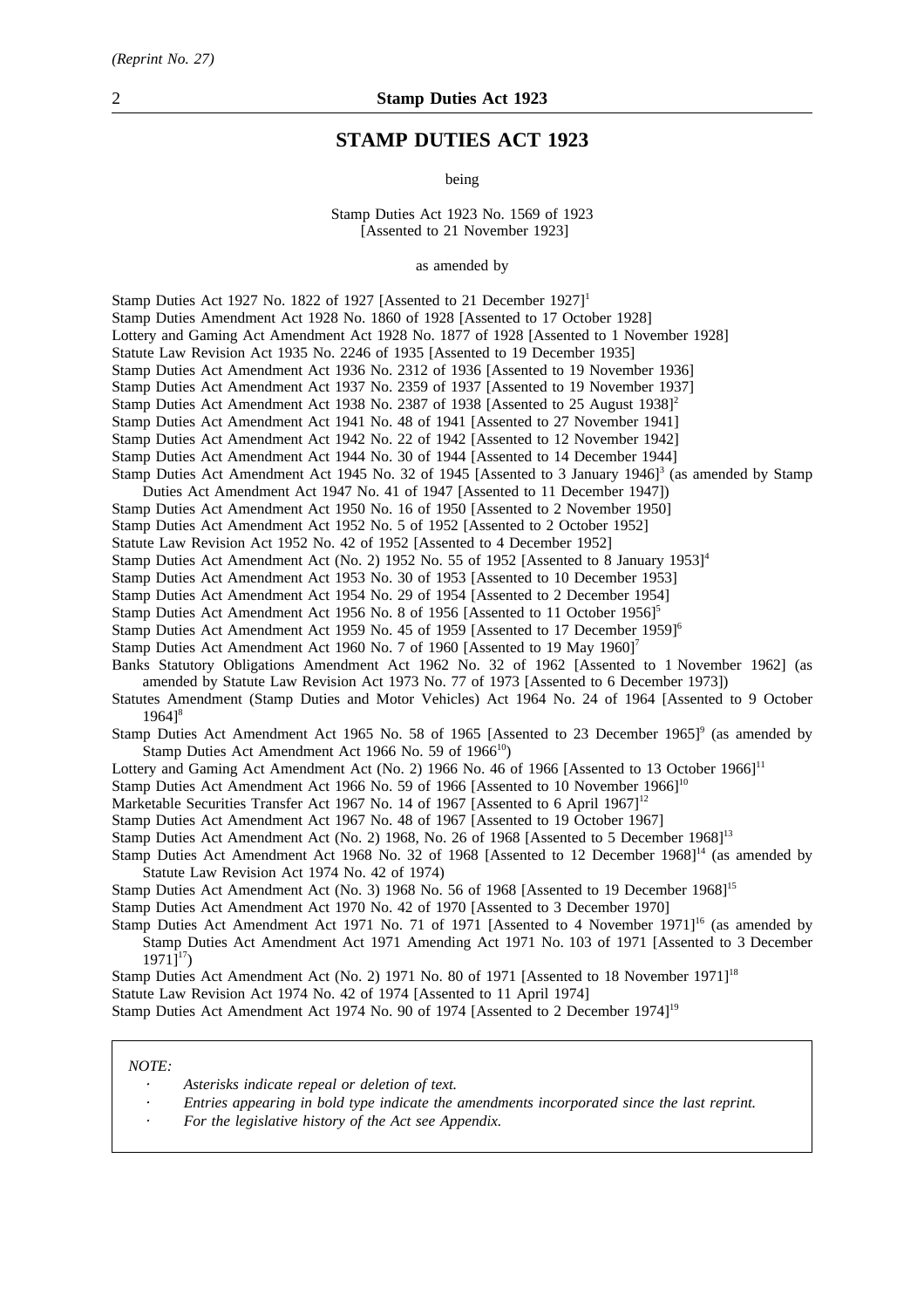*(Reprint No. 27)*

# STAMP DUTIES ACT 1923

being

Stamp Duties Act 1923 No. 1569 of 1923
[Assented to 21 November 1923]

as amended by

Stamp Duties Act 1927 No. 1822 of 1927 [Assented to 21 December 1927][1]
Stamp Duties Amendment Act 1928 No. 1860 of 1928 [Assented to 17 October 1928]
Lottery and Gaming Act Amendment Act 1928 No. 1877 of 1928 [Assented to 1 November 1928]
Statute Law Revision Act 1935 No. 2246 of 1935 [Assented to 19 December 1935]
Stamp Duties Act Amendment Act 1936 No. 2312 of 1936 [Assented to 19 November 1936]
Stamp Duties Act Amendment Act 1937 No. 2359 of 1937 [Assented to 19 November 1937]
Stamp Duties Act Amendment Act 1938 No. 2387 of 1938 [Assented to 25 August 1938][2]
Stamp Duties Act Amendment Act 1941 No. 48 of 1941 [Assented to 27 November 1941]
Stamp Duties Act Amendment Act 1942 No. 22 of 1942 [Assented to 12 November 1942]
Stamp Duties Act Amendment Act 1944 No. 30 of 1944 [Assented to 14 December 1944]
Stamp Duties Act Amendment Act 1945 No. 32 of 1945 [Assented to 3 January 1946][3] (as amended by Stamp Duties Act Amendment Act 1947 No. 41 of 1947 [Assented to 11 December 1947])
Stamp Duties Act Amendment Act 1950 No. 16 of 1950 [Assented to 2 November 1950]
Stamp Duties Act Amendment Act 1952 No. 5 of 1952 [Assented to 2 October 1952]
Statute Law Revision Act 1952 No. 42 of 1952 [Assented to 4 December 1952]
Stamp Duties Act Amendment Act (No. 2) 1952 No. 55 of 1952 [Assented to 8 January 1953][4]
Stamp Duties Act Amendment Act 1953 No. 30 of 1953 [Assented to 10 December 1953]
Stamp Duties Act Amendment Act 1954 No. 29 of 1954 [Assented to 2 December 1954]
Stamp Duties Act Amendment Act 1956 No. 8 of 1956 [Assented to 11 October 1956][5]
Stamp Duties Act Amendment Act 1959 No. 45 of 1959 [Assented to 17 December 1959][6]
Stamp Duties Act Amendment Act 1960 No. 7 of 1960 [Assented to 19 May 1960][7]
Banks Statutory Obligations Amendment Act 1962 No. 32 of 1962 [Assented to 1 November 1962] (as amended by Statute Law Revision Act 1973 No. 77 of 1973 [Assented to 6 December 1973])
Statutes Amendment (Stamp Duties and Motor Vehicles) Act 1964 No. 24 of 1964 [Assented to 9 October 1964][8]
Stamp Duties Act Amendment Act 1965 No. 58 of 1965 [Assented to 23 December 1965][9] (as amended by Stamp Duties Act Amendment Act 1966 No. 59 of 1966[10])
Lottery and Gaming Act Amendment Act (No. 2) 1966 No. 46 of 1966 [Assented to 13 October 1966][11]
Stamp Duties Act Amendment Act 1966 No. 59 of 1966 [Assented to 10 November 1966][10]
Marketable Securities Transfer Act 1967 No. 14 of 1967 [Assented to 6 April 1967][12]
Stamp Duties Act Amendment Act 1967 No. 48 of 1967 [Assented to 19 October 1967]
Stamp Duties Act Amendment Act (No. 2) 1968, No. 26 of 1968 [Assented to 5 December 1968][13]
Stamp Duties Act Amendment Act 1968 No. 32 of 1968 [Assented to 12 December 1968][14] (as amended by Statute Law Revision Act 1974 No. 42 of 1974)
Stamp Duties Act Amendment Act (No. 3) 1968 No. 56 of 1968 [Assented to 19 December 1968][15]
Stamp Duties Act Amendment Act 1970 No. 42 of 1970 [Assented to 3 December 1970]
Stamp Duties Act Amendment Act 1971 No. 71 of 1971 [Assented to 4 November 1971][16] (as amended by Stamp Duties Act Amendment Act 1971 Amending Act 1971 No. 103 of 1971 [Assented to 3 December 1971][17])
Stamp Duties Act Amendment Act (No. 2) 1971 No. 80 of 1971 [Assented to 18 November 1971][18]
Statute Law Revision Act 1974 No. 42 of 1974 [Assented to 11 April 1974]
Stamp Duties Act Amendment Act 1974 No. 90 of 1974 [Assented to 2 December 1974][19]

*NOTE:*

- *Asterisks indicate repeal or deletion of text.*
- *Entries appearing in bold type indicate the amendments incorporated since the last reprint.*
- *For the legislative history of the Act see Appendix.*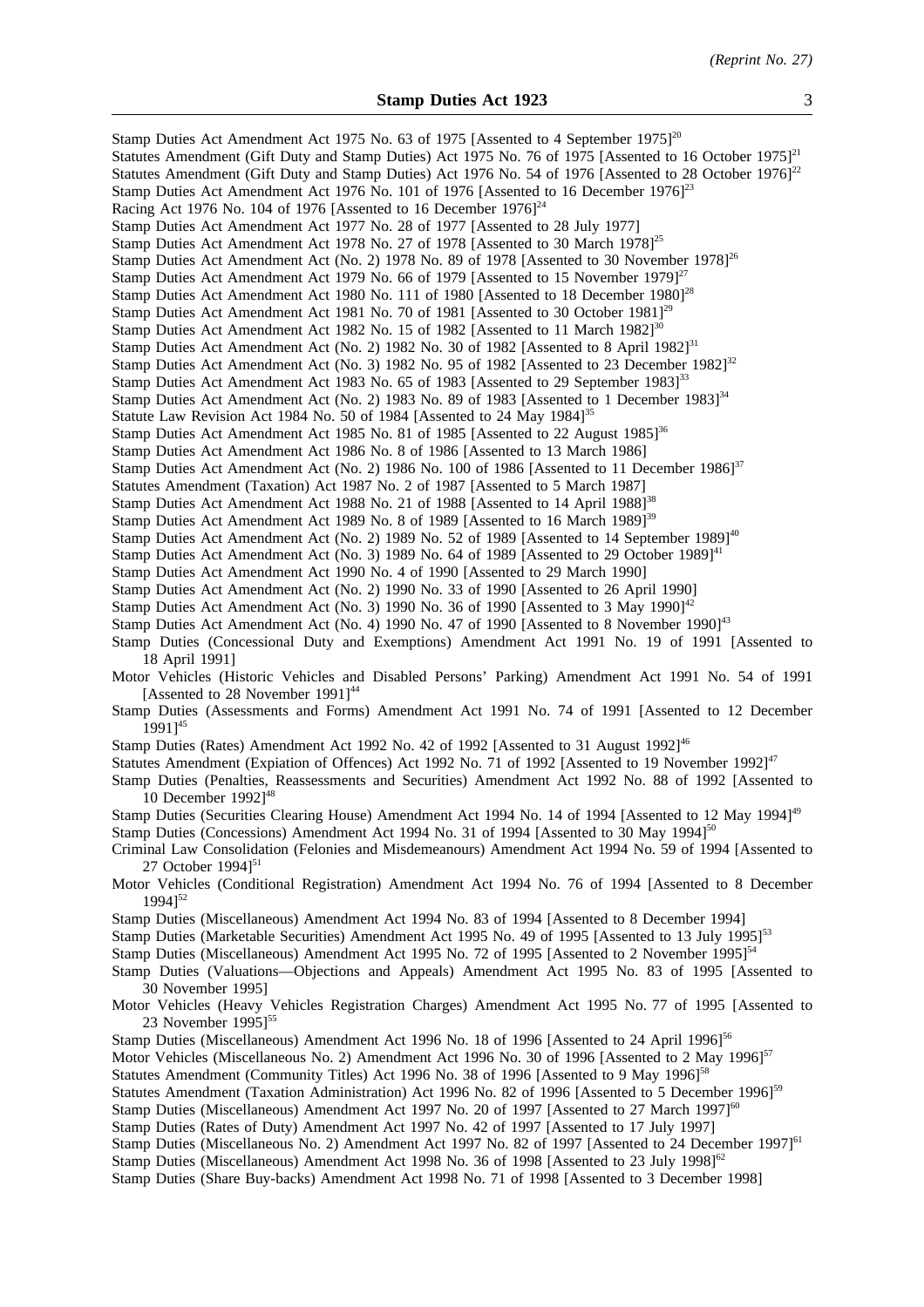Stamp Duties Act Amendment Act 1975 No. 63 of 1975 [Assented to 4 September 1975][20]
Statutes Amendment (Gift Duty and Stamp Duties) Act 1975 No. 76 of 1975 [Assented to 16 October 1975][21]
Statutes Amendment (Gift Duty and Stamp Duties) Act 1976 No. 54 of 1976 [Assented to 28 October 1976][22]
Stamp Duties Act Amendment Act 1976 No. 101 of 1976 [Assented to 16 December 1976][23]
Racing Act 1976 No. 104 of 1976 [Assented to 16 December 1976][24]
Stamp Duties Act Amendment Act 1977 No. 28 of 1977 [Assented to 28 July 1977]
Stamp Duties Act Amendment Act 1978 No. 27 of 1978 [Assented to 30 March 1978][25]
Stamp Duties Act Amendment Act (No. 2) 1978 No. 89 of 1978 [Assented to 30 November 1978][26]
Stamp Duties Act Amendment Act 1979 No. 66 of 1979 [Assented to 15 November 1979][27]
Stamp Duties Act Amendment Act 1980 No. 111 of 1980 [Assented to 18 December 1980][28]
Stamp Duties Act Amendment Act 1981 No. 70 of 1981 [Assented to 30 October 1981][29]
Stamp Duties Act Amendment Act 1982 No. 15 of 1982 [Assented to 11 March 1982][30]
Stamp Duties Act Amendment Act (No. 2) 1982 No. 30 of 1982 [Assented to 8 April 1982][31]
Stamp Duties Act Amendment Act (No. 3) 1982 No. 95 of 1982 [Assented to 23 December 1982][32]
Stamp Duties Act Amendment Act 1983 No. 65 of 1983 [Assented to 29 September 1983][33]
Stamp Duties Act Amendment Act (No. 2) 1983 No. 89 of 1983 [Assented to 1 December 1983][34]
Statute Law Revision Act 1984 No. 50 of 1984 [Assented to 24 May 1984][35]
Stamp Duties Act Amendment Act 1985 No. 81 of 1985 [Assented to 22 August 1985][36]
Stamp Duties Act Amendment Act 1986 No. 8 of 1986 [Assented to 13 March 1986]
Stamp Duties Act Amendment Act (No. 2) 1986 No. 100 of 1986 [Assented to 11 December 1986][37]
Statutes Amendment (Taxation) Act 1987 No. 2 of 1987 [Assented to 5 March 1987]
Stamp Duties Act Amendment Act 1988 No. 21 of 1988 [Assented to 14 April 1988][38]
Stamp Duties Act Amendment Act 1989 No. 8 of 1989 [Assented to 16 March 1989][39]
Stamp Duties Act Amendment Act (No. 2) 1989 No. 52 of 1989 [Assented to 14 September 1989][40]
Stamp Duties Act Amendment Act (No. 3) 1989 No. 64 of 1989 [Assented to 29 October 1989][41]
Stamp Duties Act Amendment Act 1990 No. 4 of 1990 [Assented to 29 March 1990]
Stamp Duties Act Amendment Act (No. 2) 1990 No. 33 of 1990 [Assented to 26 April 1990]
Stamp Duties Act Amendment Act (No. 3) 1990 No. 36 of 1990 [Assented to 3 May 1990][42]
Stamp Duties Act Amendment Act (No. 4) 1990 No. 47 of 1990 [Assented to 8 November 1990][43]
Stamp Duties (Concessional Duty and Exemptions) Amendment Act 1991 No. 19 of 1991 [Assented to 18 April 1991]
Motor Vehicles (Historic Vehicles and Disabled Persons' Parking) Amendment Act 1991 No. 54 of 1991 [Assented to 28 November 1991][44]
Stamp Duties (Assessments and Forms) Amendment Act 1991 No. 74 of 1991 [Assented to 12 December 1991][45]
Stamp Duties (Rates) Amendment Act 1992 No. 42 of 1992 [Assented to 31 August 1992][46]
Statutes Amendment (Expiation of Offences) Act 1992 No. 71 of 1992 [Assented to 19 November 1992][47]
Stamp Duties (Penalties, Reassessments and Securities) Amendment Act 1992 No. 88 of 1992 [Assented to 10 December 1992][48]
Stamp Duties (Securities Clearing House) Amendment Act 1994 No. 14 of 1994 [Assented to 12 May 1994][49]
Stamp Duties (Concessions) Amendment Act 1994 No. 31 of 1994 [Assented to 30 May 1994][50]
Criminal Law Consolidation (Felonies and Misdemeanours) Amendment Act 1994 No. 59 of 1994 [Assented to 27 October 1994][51]
Motor Vehicles (Conditional Registration) Amendment Act 1994 No. 76 of 1994 [Assented to 8 December 1994][52]
Stamp Duties (Miscellaneous) Amendment Act 1994 No. 83 of 1994 [Assented to 8 December 1994]
Stamp Duties (Marketable Securities) Amendment Act 1995 No. 49 of 1995 [Assented to 13 July 1995][53]
Stamp Duties (Miscellaneous) Amendment Act 1995 No. 72 of 1995 [Assented to 2 November 1995][54]
Stamp Duties (Valuations—Objections and Appeals) Amendment Act 1995 No. 83 of 1995 [Assented to 30 November 1995]
Motor Vehicles (Heavy Vehicles Registration Charges) Amendment Act 1995 No. 77 of 1995 [Assented to 23 November 1995][55]
Stamp Duties (Miscellaneous) Amendment Act 1996 No. 18 of 1996 [Assented to 24 April 1996][56]
Motor Vehicles (Miscellaneous No. 2) Amendment Act 1996 No. 30 of 1996 [Assented to 2 May 1996][57]
Statutes Amendment (Community Titles) Act 1996 No. 38 of 1996 [Assented to 9 May 1996][58]
Statutes Amendment (Taxation Administration) Act 1996 No. 82 of 1996 [Assented to 5 December 1996][59]
Stamp Duties (Miscellaneous) Amendment Act 1997 No. 20 of 1997 [Assented to 27 March 1997][60]
Stamp Duties (Rates of Duty) Amendment Act 1997 No. 42 of 1997 [Assented to 17 July 1997]
Stamp Duties (Miscellaneous No. 2) Amendment Act 1997 No. 82 of 1997 [Assented to 24 December 1997][61]
Stamp Duties (Miscellaneous) Amendment Act 1998 No. 36 of 1998 [Assented to 23 July 1998][62]
Stamp Duties (Share Buy-backs) Amendment Act 1998 No. 71 of 1998 [Assented to 3 December 1998]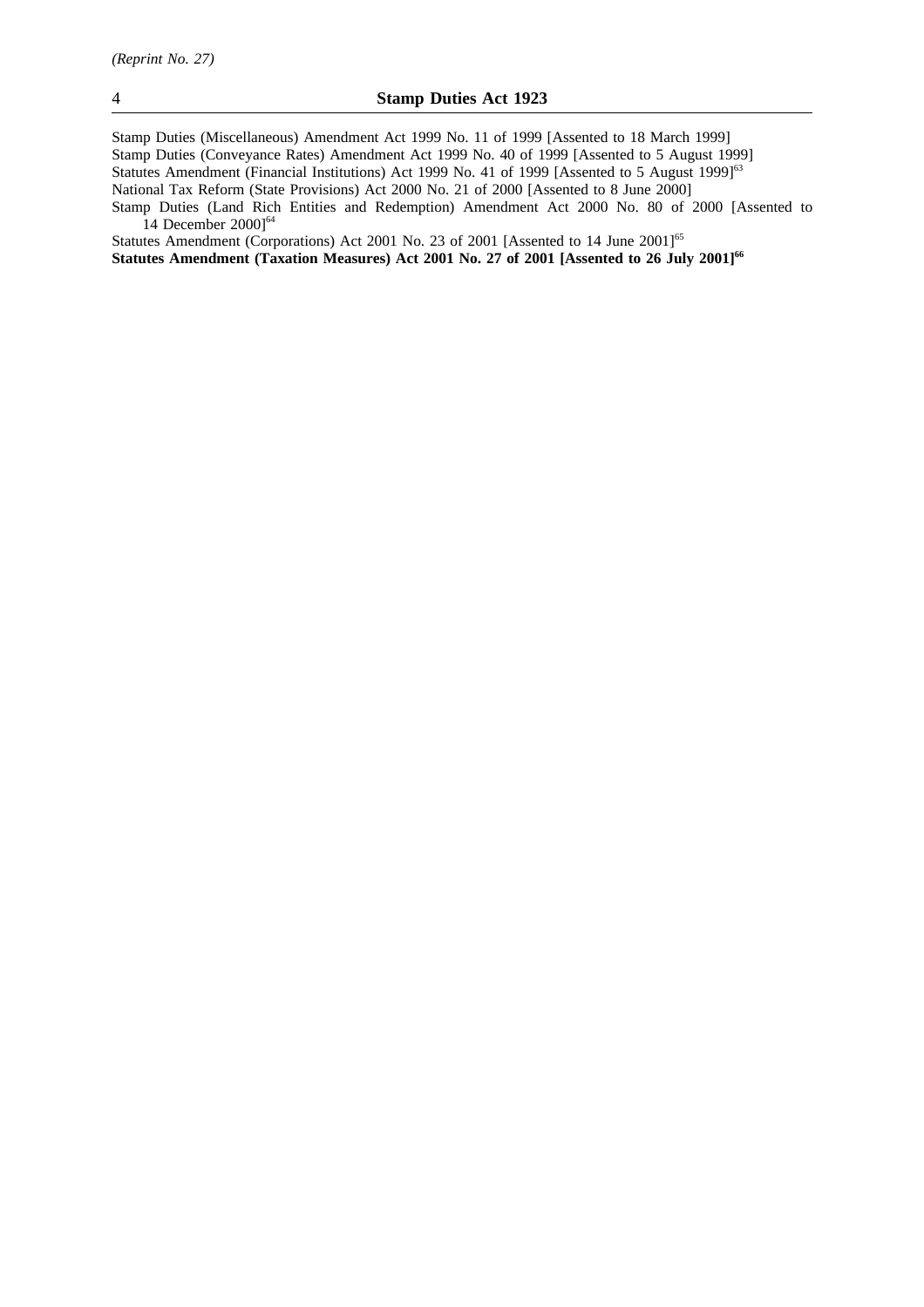Stamp Duties (Miscellaneous) Amendment Act 1999 No. 11 of 1999 [Assented to 18 March 1999]

Stamp Duties (Conveyance Rates) Amendment Act 1999 No. 40 of 1999 [Assented to 5 August 1999]

Statutes Amendment (Financial Institutions) Act 1999 No. 41 of 1999 [Assented to 5 August 1999][63]

National Tax Reform (State Provisions) Act 2000 No. 21 of 2000 [Assented to 8 June 2000]

Stamp Duties (Land Rich Entities and Redemption) Amendment Act 2000 No. 80 of 2000 [Assented to 14 December 2000][64]

Statutes Amendment (Corporations) Act 2001 No. 23 of 2001 [Assented to 14 June 2001][65]

**Statutes Amendment (Taxation Measures) Act 2001 No. 27 of 2001 [Assented to 26 July 2001][66]**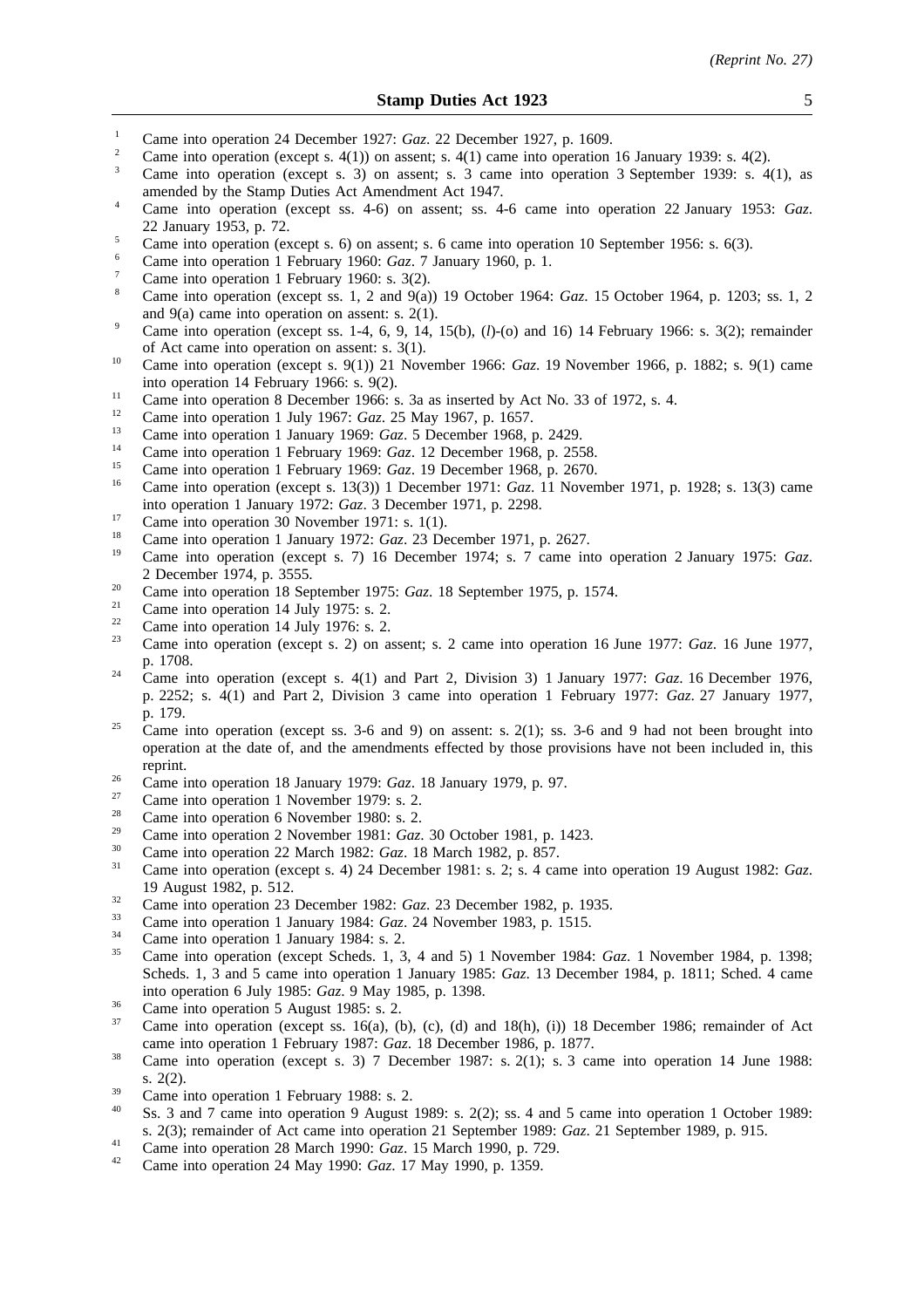[1] Came into operation 24 December 1927: *Gaz*. 22 December 1927, p. 1609.

[2] Came into operation (except s. 4(1)) on assent; s. 4(1) came into operation 16 January 1939: s. 4(2).

[3] Came into operation (except s. 3) on assent; s. 3 came into operation 3 September 1939: s. 4(1), as amended by the Stamp Duties Act Amendment Act 1947.

[4] Came into operation (except ss. 4-6) on assent; ss. 4-6 came into operation 22 January 1953: *Gaz*. 22 January 1953, p. 72.

[5] Came into operation (except s. 6) on assent; s. 6 came into operation 10 September 1956: s. 6(3).

[6] Came into operation 1 February 1960: *Gaz*. 7 January 1960, p. 1.

[7] Came into operation 1 February 1960: s. 3(2).

[8] Came into operation (except ss. 1, 2 and 9(a)) 19 October 1964: *Gaz*. 15 October 1964, p. 1203; ss. 1, 2 and 9(a) came into operation on assent: s. 2(1).

[9] Came into operation (except ss. 1-4, 6, 9, 14, 15(b), (*l*)-(o) and 16) 14 February 1966: s. 3(2); remainder of Act came into operation on assent: s. 3(1).

[10] Came into operation (except s. 9(1)) 21 November 1966: *Gaz*. 19 November 1966, p. 1882; s. 9(1) came into operation 14 February 1966: s. 9(2).

[11] Came into operation 8 December 1966: s. 3a as inserted by Act No. 33 of 1972, s. 4.

[12] Came into operation 1 July 1967: *Gaz*. 25 May 1967, p. 1657.

[13] Came into operation 1 January 1969: *Gaz*. 5 December 1968, p. 2429.

[14] Came into operation 1 February 1969: *Gaz*. 12 December 1968, p. 2558.

[15] Came into operation 1 February 1969: *Gaz*. 19 December 1968, p. 2670.

[16] Came into operation (except s. 13(3)) 1 December 1971: *Gaz*. 11 November 1971, p. 1928; s. 13(3) came into operation 1 January 1972: *Gaz*. 3 December 1971, p. 2298.

[17] Came into operation 30 November 1971: s. 1(1).

[18] Came into operation 1 January 1972: *Gaz*. 23 December 1971, p. 2627.

[19] Came into operation (except s. 7) 16 December 1974; s. 7 came into operation 2 January 1975: *Gaz*. 2 December 1974, p. 3555.

[20] Came into operation 18 September 1975: *Gaz*. 18 September 1975, p. 1574.

[21] Came into operation 14 July 1975: s. 2.

[22] Came into operation 14 July 1976: s. 2.

[23] Came into operation (except s. 2) on assent; s. 2 came into operation 16 June 1977: *Gaz*. 16 June 1977, p. 1708.

[24] Came into operation (except s. 4(1) and Part 2, Division 3) 1 January 1977: *Gaz*. 16 December 1976, p. 2252; s. 4(1) and Part 2, Division 3 came into operation 1 February 1977: *Gaz*. 27 January 1977, p. 179.

[25] Came into operation (except ss. 3-6 and 9) on assent: s. 2(1); ss. 3-6 and 9 had not been brought into operation at the date of, and the amendments effected by those provisions have not been included in, this reprint.

[26] Came into operation 18 January 1979: *Gaz*. 18 January 1979, p. 97.

[27] Came into operation 1 November 1979: s. 2.

[28] Came into operation 6 November 1980: s. 2.

[29] Came into operation 2 November 1981: *Gaz*. 30 October 1981, p. 1423.

[30] Came into operation 22 March 1982: *Gaz*. 18 March 1982, p. 857.

[31] Came into operation (except s. 4) 24 December 1981: s. 2; s. 4 came into operation 19 August 1982: *Gaz*. 19 August 1982, p. 512.

[32] Came into operation 23 December 1982: *Gaz*. 23 December 1982, p. 1935.

[33] Came into operation 1 January 1984: *Gaz*. 24 November 1983, p. 1515.

[34] Came into operation 1 January 1984: s. 2.

[35] Came into operation (except Scheds. 1, 3, 4 and 5) 1 November 1984: *Gaz*. 1 November 1984, p. 1398; Scheds. 1, 3 and 5 came into operation 1 January 1985: *Gaz*. 13 December 1984, p. 1811; Sched. 4 came into operation 6 July 1985: *Gaz*. 9 May 1985, p. 1398.

[36] Came into operation 5 August 1985: s. 2.

[37] Came into operation (except ss. 16(a), (b), (c), (d) and 18(h), (i)) 18 December 1986; remainder of Act came into operation 1 February 1987: *Gaz*. 18 December 1986, p. 1877.

[38] Came into operation (except s. 3) 7 December 1987: s. 2(1); s. 3 came into operation 14 June 1988: s. 2(2).

[39] Came into operation 1 February 1988: s. 2.

[40] Ss. 3 and 7 came into operation 9 August 1989: s. 2(2); ss. 4 and 5 came into operation 1 October 1989: s. 2(3); remainder of Act came into operation 21 September 1989: *Gaz*. 21 September 1989, p. 915.

[41] Came into operation 28 March 1990: *Gaz*. 15 March 1990, p. 729.

[42] Came into operation 24 May 1990: *Gaz*. 17 May 1990, p. 1359.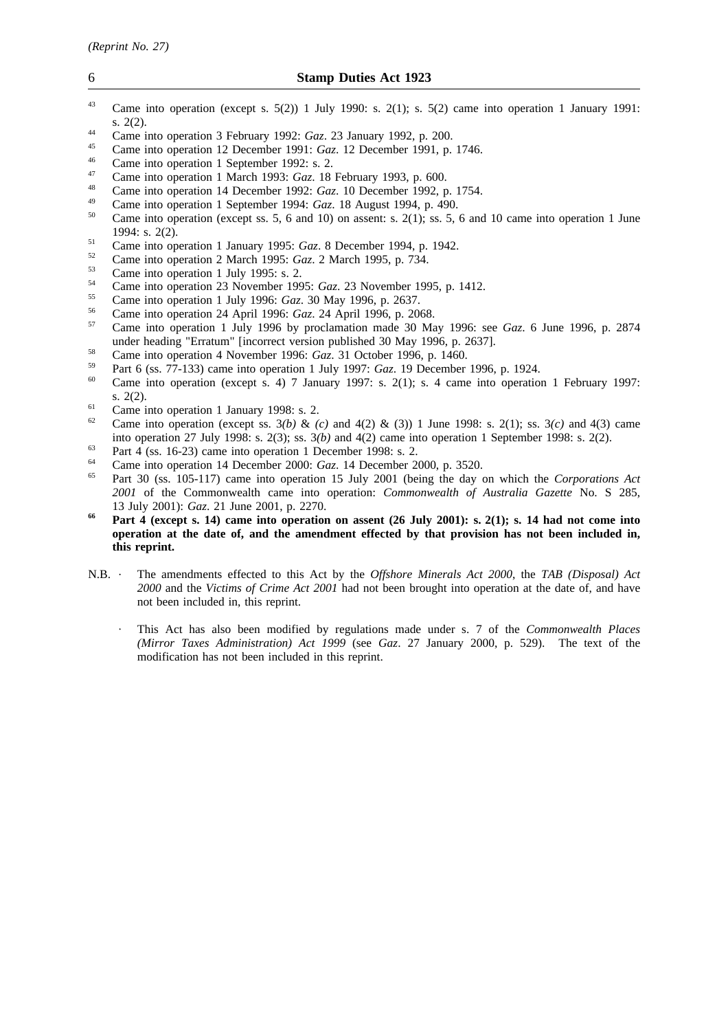[43] Came into operation (except s. 5(2)) 1 July 1990: s. 2(1); s. 5(2) came into operation 1 January 1991: s. 2(2).

[44] Came into operation 3 February 1992: *Gaz*. 23 January 1992, p. 200.

[45] Came into operation 12 December 1991: *Gaz*. 12 December 1991, p. 1746.

[46] Came into operation 1 September 1992: s. 2.

[47] Came into operation 1 March 1993: *Gaz*. 18 February 1993, p. 600.

[48] Came into operation 14 December 1992: *Gaz*. 10 December 1992, p. 1754.

[49] Came into operation 1 September 1994: *Gaz*. 18 August 1994, p. 490.

[50] Came into operation (except ss. 5, 6 and 10) on assent: s. 2(1); ss. 5, 6 and 10 came into operation 1 June 1994: s. 2(2).

[51] Came into operation 1 January 1995: *Gaz*. 8 December 1994, p. 1942.

[52] Came into operation 2 March 1995: *Gaz*. 2 March 1995, p. 734.

[53] Came into operation 1 July 1995: s. 2.

[54] Came into operation 23 November 1995: *Gaz*. 23 November 1995, p. 1412.

[55] Came into operation 1 July 1996: *Gaz*. 30 May 1996, p. 2637.

[56] Came into operation 24 April 1996: *Gaz*. 24 April 1996, p. 2068.

[57] Came into operation 1 July 1996 by proclamation made 30 May 1996: see *Gaz*. 6 June 1996, p. 2874 under heading "Erratum" [incorrect version published 30 May 1996, p. 2637].

[58] Came into operation 4 November 1996: *Gaz*. 31 October 1996, p. 1460.

[59] Part 6 (ss. 77-133) came into operation 1 July 1997: *Gaz*. 19 December 1996, p. 1924.

[60] Came into operation (except s. 4) 7 January 1997: s. 2(1); s. 4 came into operation 1 February 1997: s. 2(2).

[61] Came into operation 1 January 1998: s. 2.

[62] Came into operation (except ss. 3*(b)* & *(c)* and 4(2) & (3)) 1 June 1998: s. 2(1); ss. 3*(c)* and 4(3) came into operation 27 July 1998: s. 2(3); ss. 3*(b)* and 4(2) came into operation 1 September 1998: s. 2(2).

[63] Part 4 (ss. 16-23) came into operation 1 December 1998: s. 2.

[64] Came into operation 14 December 2000: *Gaz*. 14 December 2000, p. 3520.

[65] Part 30 (ss. 105-117) came into operation 15 July 2001 (being the day on which the *Corporations Act 2001* of the Commonwealth came into operation: *Commonwealth of Australia Gazette* No. S 285, 13 July 2001): *Gaz*. 21 June 2001, p. 2270.

**[66] Part 4 (except s. 14) came into operation on assent (26 July 2001): s. 2(1); s. 14 had not come into operation at the date of, and the amendment effected by that provision has not been included in, this reprint.**

N.B. · The amendments effected to this Act by the *Offshore Minerals Act 2000*, the *TAB (Disposal) Act 2000* and the *Victims of Crime Act 2001* had not been brought into operation at the date of, and have not been included in, this reprint.

· This Act has also been modified by regulations made under s. 7 of the *Commonwealth Places (Mirror Taxes Administration) Act 1999* (see *Gaz*. 27 January 2000, p. 529). The text of the modification has not been included in this reprint.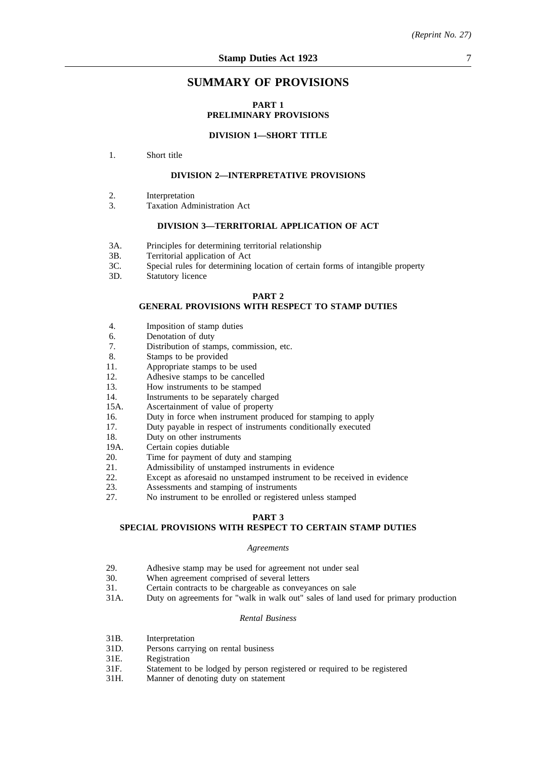# SUMMARY OF PROVISIONS

## PART 1
## PRELIMINARY PROVISIONS

### DIVISION 1—SHORT TITLE

1. Short title

### DIVISION 2—INTERPRETATIVE PROVISIONS

2. Interpretation
3. Taxation Administration Act

### DIVISION 3—TERRITORIAL APPLICATION OF ACT

3A. Principles for determining territorial relationship
3B. Territorial application of Act
3C. Special rules for determining location of certain forms of intangible property
3D. Statutory licence

## PART 2
## GENERAL PROVISIONS WITH RESPECT TO STAMP DUTIES

4. Imposition of stamp duties
6. Denotation of duty
7. Distribution of stamps, commission, etc.
8. Stamps to be provided
11. Appropriate stamps to be used
12. Adhesive stamps to be cancelled
13. How instruments to be stamped
14. Instruments to be separately charged
15A. Ascertainment of value of property
16. Duty in force when instrument produced for stamping to apply
17. Duty payable in respect of instruments conditionally executed
18. Duty on other instruments
19A. Certain copies dutiable
20. Time for payment of duty and stamping
21. Admissibility of unstamped instruments in evidence
22. Except as aforesaid no unstamped instrument to be received in evidence
23. Assessments and stamping of instruments
27. No instrument to be enrolled or registered unless stamped

## PART 3
## SPECIAL PROVISIONS WITH RESPECT TO CERTAIN STAMP DUTIES

*Agreements*

29. Adhesive stamp may be used for agreement not under seal
30. When agreement comprised of several letters
31. Certain contracts to be chargeable as conveyances on sale
31A. Duty on agreements for "walk in walk out" sales of land used for primary production

*Rental Business*

31B. Interpretation
31D. Persons carrying on rental business
31E. Registration
31F. Statement to be lodged by person registered or required to be registered
31H. Manner of denoting duty on statement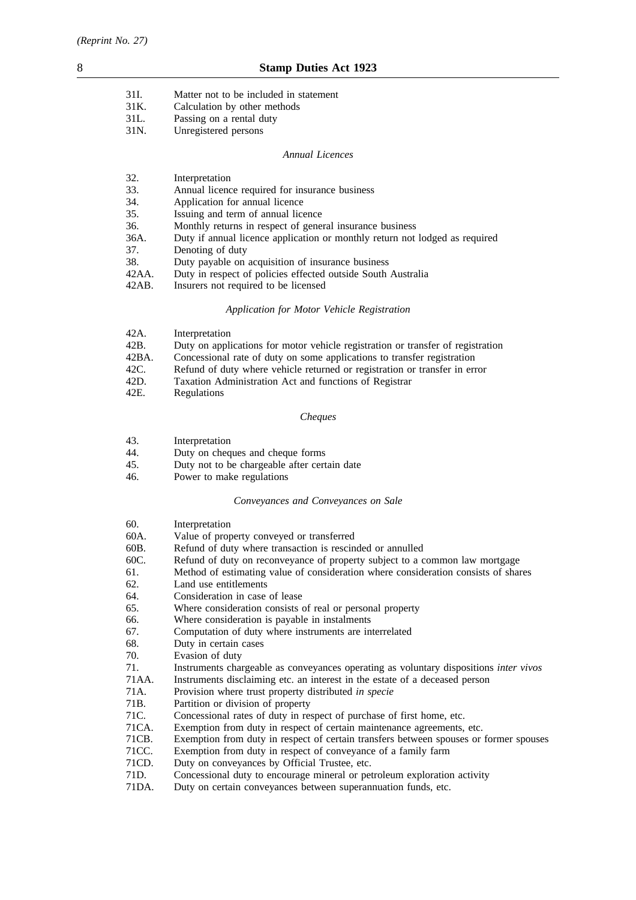| | |
|---|---|
| 31I. | Matter not to be included in statement |
| 31K. | Calculation by other methods |
| 31L. | Passing on a rental duty |
| 31N. | Unregistered persons |

*Annual Licences*

| | |
|---|---|
| 32. | Interpretation |
| 33. | Annual licence required for insurance business |
| 34. | Application for annual licence |
| 35. | Issuing and term of annual licence |
| 36. | Monthly returns in respect of general insurance business |
| 36A. | Duty if annual licence application or monthly return not lodged as required |
| 37. | Denoting of duty |
| 38. | Duty payable on acquisition of insurance business |
| 42AA. | Duty in respect of policies effected outside South Australia |
| 42AB. | Insurers not required to be licensed |

*Application for Motor Vehicle Registration*

| | |
|---|---|
| 42A. | Interpretation |
| 42B. | Duty on applications for motor vehicle registration or transfer of registration |
| 42BA. | Concessional rate of duty on some applications to transfer registration |
| 42C. | Refund of duty where vehicle returned or registration or transfer in error |
| 42D. | Taxation Administration Act and functions of Registrar |
| 42E. | Regulations |

*Cheques*

| | |
|---|---|
| 43. | Interpretation |
| 44. | Duty on cheques and cheque forms |
| 45. | Duty not to be chargeable after certain date |
| 46. | Power to make regulations |

*Conveyances and Conveyances on Sale*

| | |
|---|---|
| 60. | Interpretation |
| 60A. | Value of property conveyed or transferred |
| 60B. | Refund of duty where transaction is rescinded or annulled |
| 60C. | Refund of duty on reconveyance of property subject to a common law mortgage |
| 61. | Method of estimating value of consideration where consideration consists of shares |
| 62. | Land use entitlements |
| 64. | Consideration in case of lease |
| 65. | Where consideration consists of real or personal property |
| 66. | Where consideration is payable in instalments |
| 67. | Computation of duty where instruments are interrelated |
| 68. | Duty in certain cases |
| 70. | Evasion of duty |
| 71. | Instruments chargeable as conveyances operating as voluntary dispositions *inter vivos* |
| 71AA. | Instruments disclaiming etc. an interest in the estate of a deceased person |
| 71A. | Provision where trust property distributed *in specie* |
| 71B. | Partition or division of property |
| 71C. | Concessional rates of duty in respect of purchase of first home, etc. |
| 71CA. | Exemption from duty in respect of certain maintenance agreements, etc. |
| 71CB. | Exemption from duty in respect of certain transfers between spouses or former spouses |
| 71CC. | Exemption from duty in respect of conveyance of a family farm |
| 71CD. | Duty on conveyances by Official Trustee, etc. |
| 71D. | Concessional duty to encourage mineral or petroleum exploration activity |
| 71DA. | Duty on certain conveyances between superannuation funds, etc. |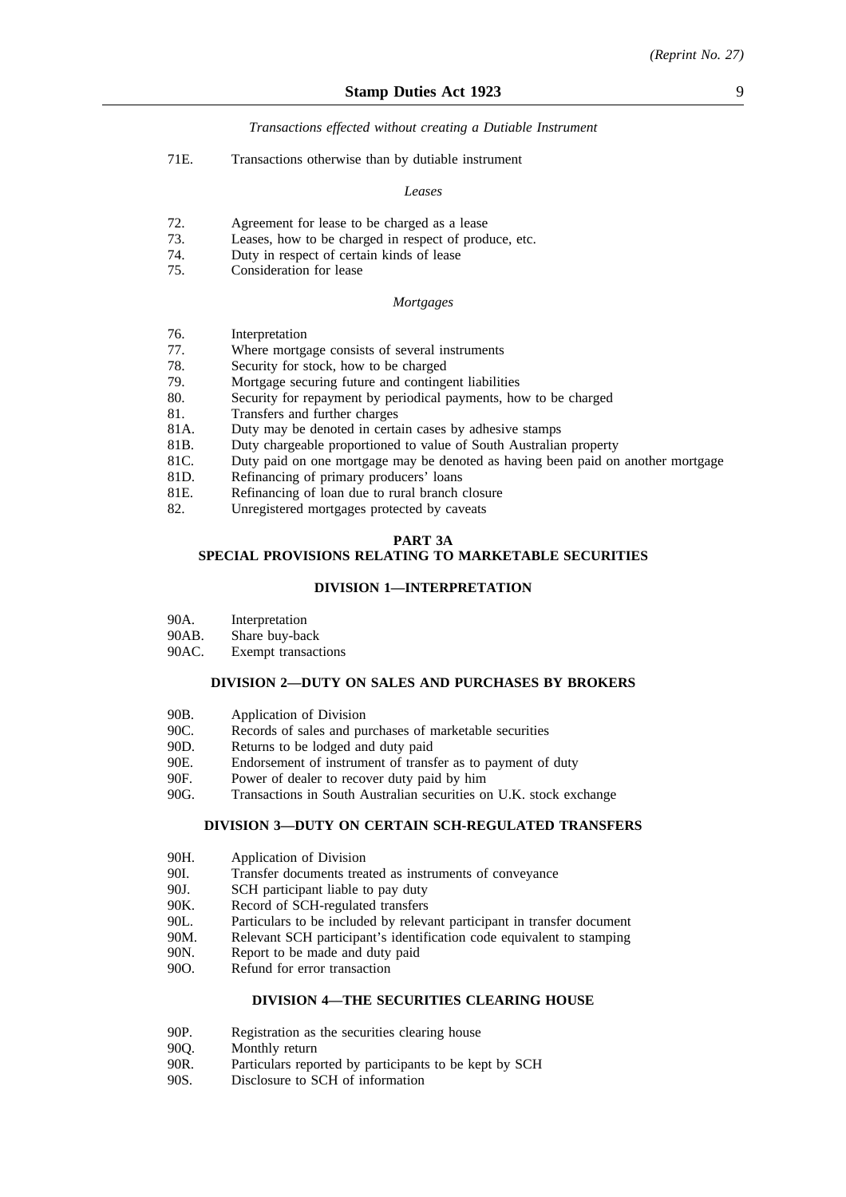*Transactions effected without creating a Dutiable Instrument*

71E. Transactions otherwise than by dutiable instrument

*Leases*

72. Agreement for lease to be charged as a lease
73. Leases, how to be charged in respect of produce, etc.
74. Duty in respect of certain kinds of lease
75. Consideration for lease

*Mortgages*

76. Interpretation
77. Where mortgage consists of several instruments
78. Security for stock, how to be charged
79. Mortgage securing future and contingent liabilities
80. Security for repayment by periodical payments, how to be charged
81. Transfers and further charges
81A. Duty may be denoted in certain cases by adhesive stamps
81B. Duty chargeable proportioned to value of South Australian property
81C. Duty paid on one mortgage may be denoted as having been paid on another mortgage
81D. Refinancing of primary producers' loans
81E. Refinancing of loan due to rural branch closure
82. Unregistered mortgages protected by caveats

## PART 3A
## SPECIAL PROVISIONS RELATING TO MARKETABLE SECURITIES

### DIVISION 1—INTERPRETATION

90A. Interpretation
90AB. Share buy-back
90AC. Exempt transactions

### DIVISION 2—DUTY ON SALES AND PURCHASES BY BROKERS

90B. Application of Division
90C. Records of sales and purchases of marketable securities
90D. Returns to be lodged and duty paid
90E. Endorsement of instrument of transfer as to payment of duty
90F. Power of dealer to recover duty paid by him
90G. Transactions in South Australian securities on U.K. stock exchange

### DIVISION 3—DUTY ON CERTAIN SCH-REGULATED TRANSFERS

90H. Application of Division
90I. Transfer documents treated as instruments of conveyance
90J. SCH participant liable to pay duty
90K. Record of SCH-regulated transfers
90L. Particulars to be included by relevant participant in transfer document
90M. Relevant SCH participant's identification code equivalent to stamping
90N. Report to be made and duty paid
90O. Refund for error transaction

### DIVISION 4—THE SECURITIES CLEARING HOUSE

90P. Registration as the securities clearing house
90Q. Monthly return
90R. Particulars reported by participants to be kept by SCH
90S. Disclosure to SCH of information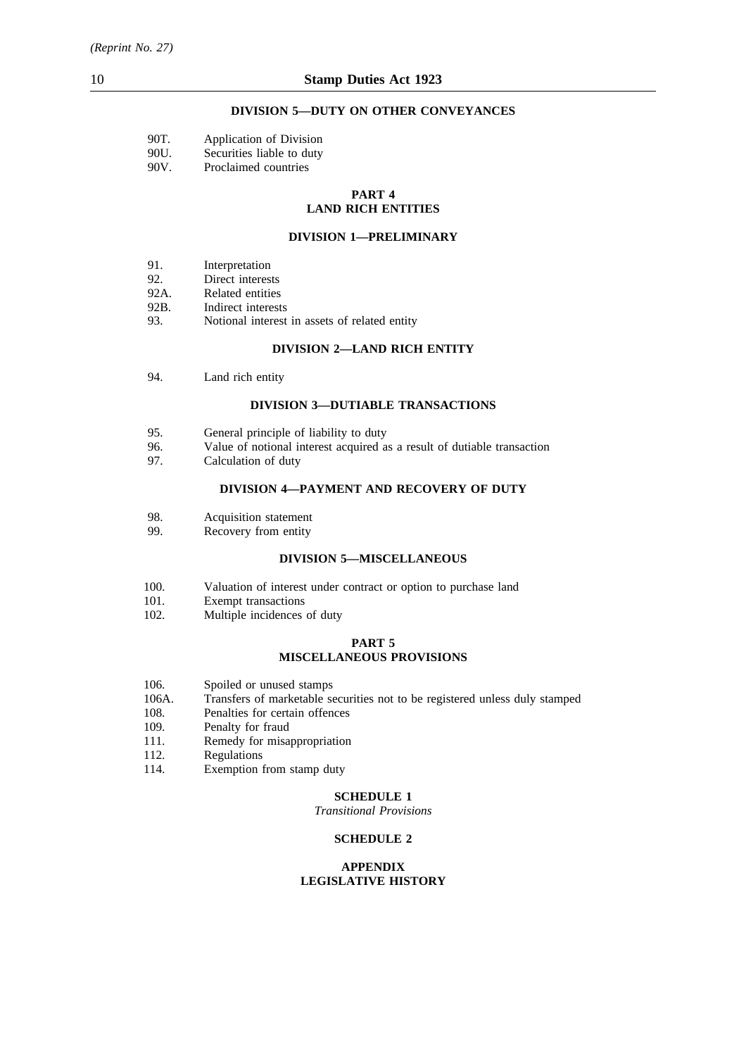**DIVISION 5—DUTY ON OTHER CONVEYANCES**

90T. Application of Division
90U. Securities liable to duty
90V. Proclaimed countries

**PART 4**
**LAND RICH ENTITIES**

**DIVISION 1—PRELIMINARY**

91. Interpretation
92. Direct interests
92A. Related entities
92B. Indirect interests
93. Notional interest in assets of related entity

**DIVISION 2—LAND RICH ENTITY**

94. Land rich entity

**DIVISION 3—DUTIABLE TRANSACTIONS**

95. General principle of liability to duty
96. Value of notional interest acquired as a result of dutiable transaction
97. Calculation of duty

**DIVISION 4—PAYMENT AND RECOVERY OF DUTY**

98. Acquisition statement
99. Recovery from entity

**DIVISION 5—MISCELLANEOUS**

100. Valuation of interest under contract or option to purchase land
101. Exempt transactions
102. Multiple incidences of duty

**PART 5**
**MISCELLANEOUS PROVISIONS**

106. Spoiled or unused stamps
106A. Transfers of marketable securities not to be registered unless duly stamped
108. Penalties for certain offences
109. Penalty for fraud
111. Remedy for misappropriation
112. Regulations
114. Exemption from stamp duty

**SCHEDULE 1**

*Transitional Provisions*

**SCHEDULE 2**

**APPENDIX**
**LEGISLATIVE HISTORY**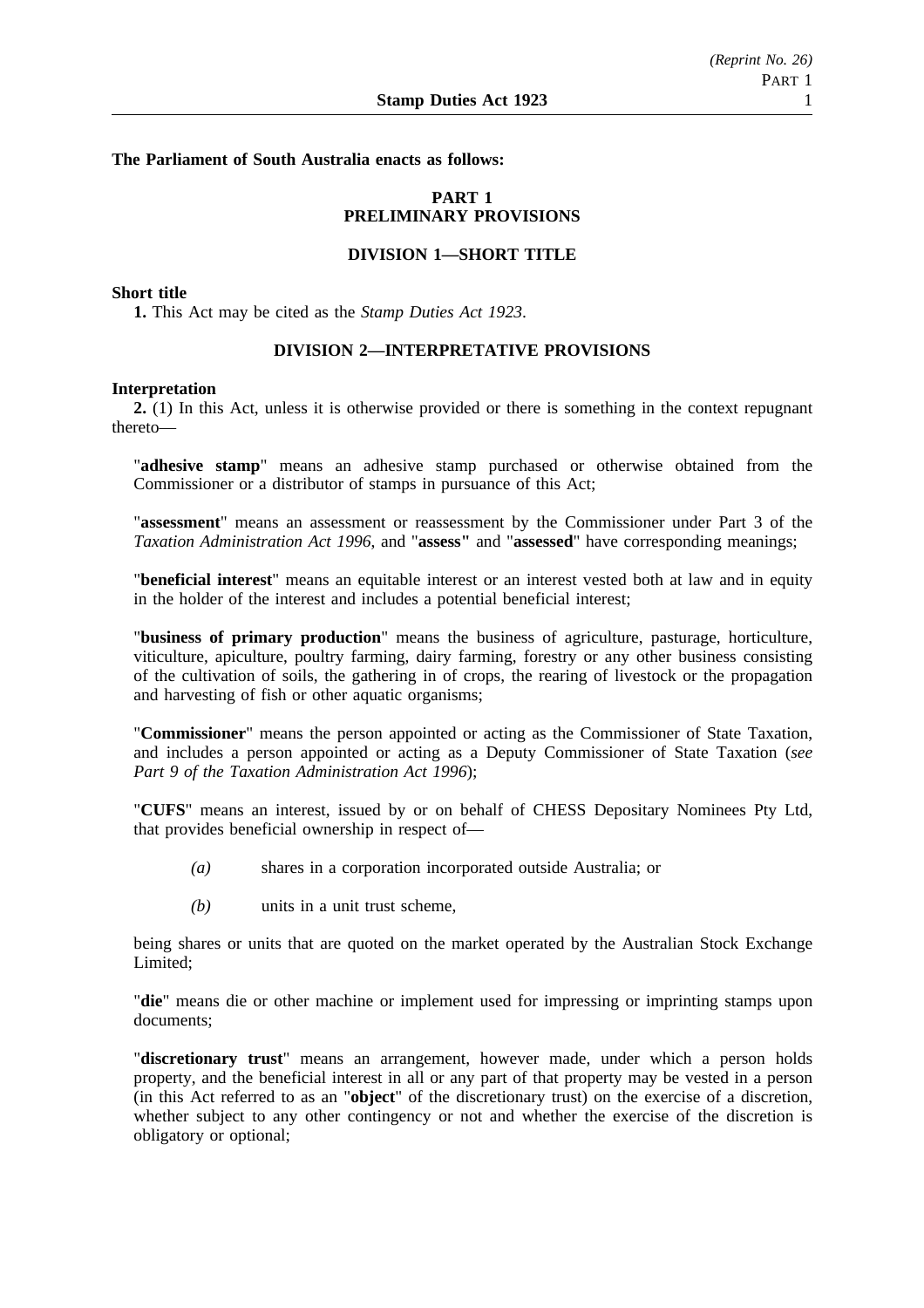**The Parliament of South Australia enacts as follows:**

## PART 1
## PRELIMINARY PROVISIONS

### DIVISION 1—SHORT TITLE

**Short title**

**1.** This Act may be cited as the *Stamp Duties Act 1923*.

### DIVISION 2—INTERPRETATIVE PROVISIONS

**Interpretation**

**2.** (1) In this Act, unless it is otherwise provided or there is something in the context repugnant thereto—

"**adhesive stamp**" means an adhesive stamp purchased or otherwise obtained from the Commissioner or a distributor of stamps in pursuance of this Act;

"**assessment**" means an assessment or reassessment by the Commissioner under Part 3 of the *Taxation Administration Act 1996*, and "**assess"** and "**assessed**" have corresponding meanings;

"**beneficial interest**" means an equitable interest or an interest vested both at law and in equity in the holder of the interest and includes a potential beneficial interest;

"**business of primary production**" means the business of agriculture, pasturage, horticulture, viticulture, apiculture, poultry farming, dairy farming, forestry or any other business consisting of the cultivation of soils, the gathering in of crops, the rearing of livestock or the propagation and harvesting of fish or other aquatic organisms;

"**Commissioner**" means the person appointed or acting as the Commissioner of State Taxation, and includes a person appointed or acting as a Deputy Commissioner of State Taxation (*see Part 9 of the Taxation Administration Act 1996*);

"**CUFS**" means an interest, issued by or on behalf of CHESS Depositary Nominees Pty Ltd, that provides beneficial ownership in respect of—

*(a)* shares in a corporation incorporated outside Australia; or

*(b)* units in a unit trust scheme,

being shares or units that are quoted on the market operated by the Australian Stock Exchange Limited;

"**die**" means die or other machine or implement used for impressing or imprinting stamps upon documents;

"**discretionary trust**" means an arrangement, however made, under which a person holds property, and the beneficial interest in all or any part of that property may be vested in a person (in this Act referred to as an "**object**" of the discretionary trust) on the exercise of a discretion, whether subject to any other contingency or not and whether the exercise of the discretion is obligatory or optional;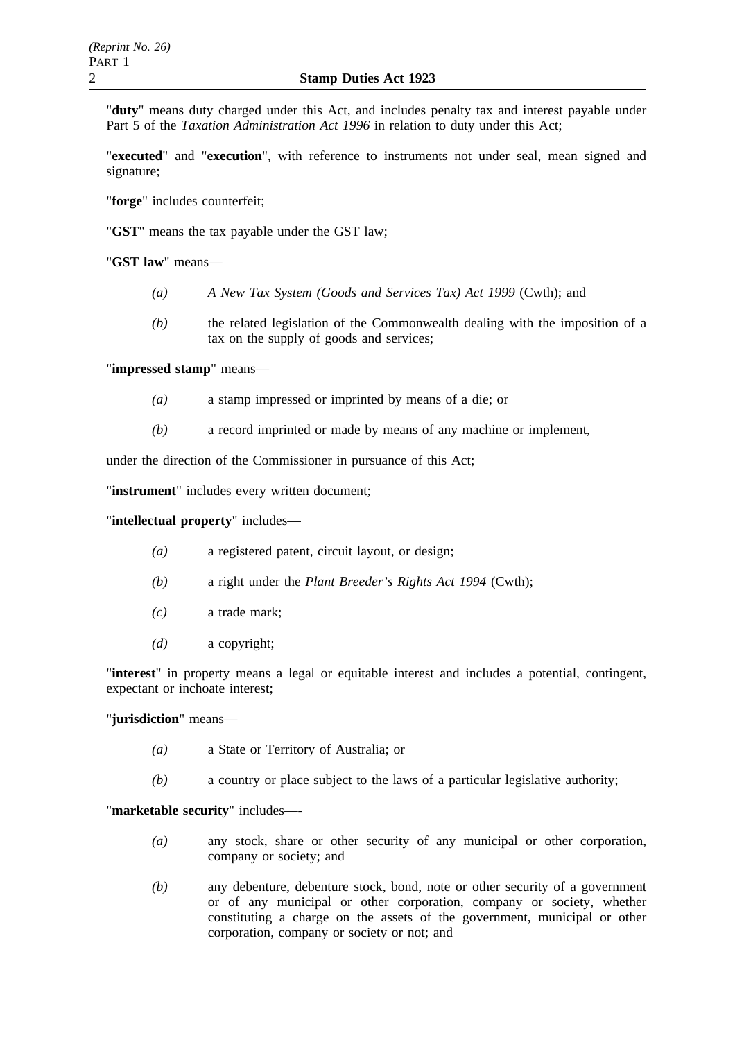"**duty**" means duty charged under this Act, and includes penalty tax and interest payable under Part 5 of the *Taxation Administration Act 1996* in relation to duty under this Act;

"**executed**" and "**execution**", with reference to instruments not under seal, mean signed and signature;

"**forge**" includes counterfeit;

"**GST**" means the tax payable under the GST law;

"**GST law**" means—

- *(a)* *A New Tax System (Goods and Services Tax) Act 1999* (Cwth); and
- *(b)* the related legislation of the Commonwealth dealing with the imposition of a tax on the supply of goods and services;

"**impressed stamp**" means—

- *(a)* a stamp impressed or imprinted by means of a die; or
- *(b)* a record imprinted or made by means of any machine or implement,

under the direction of the Commissioner in pursuance of this Act;

"**instrument**" includes every written document;

"**intellectual property**" includes—

- *(a)* a registered patent, circuit layout, or design;
- *(b)* a right under the *Plant Breeder's Rights Act 1994* (Cwth);
- *(c)* a trade mark;
- *(d)* a copyright;

"**interest**" in property means a legal or equitable interest and includes a potential, contingent, expectant or inchoate interest;

"**jurisdiction**" means—

- *(a)* a State or Territory of Australia; or
- *(b)* a country or place subject to the laws of a particular legislative authority;

"**marketable security**" includes—-

- *(a)* any stock, share or other security of any municipal or other corporation, company or society; and
- *(b)* any debenture, debenture stock, bond, note or other security of a government or of any municipal or other corporation, company or society, whether constituting a charge on the assets of the government, municipal or other corporation, company or society or not; and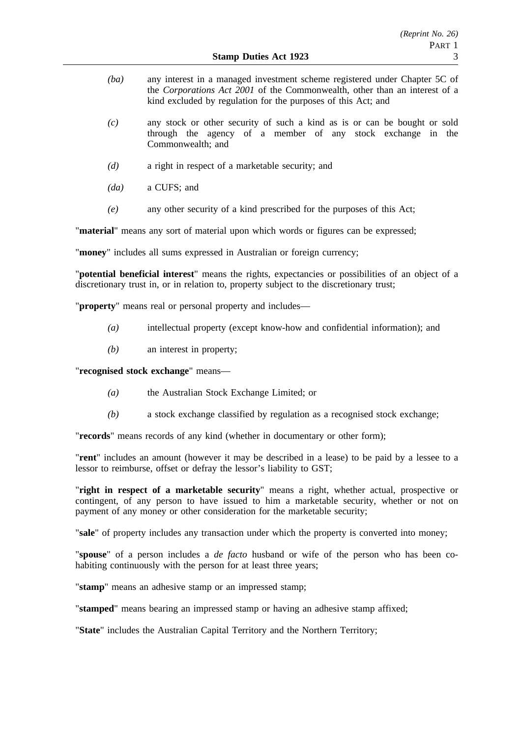*(ba)* any interest in a managed investment scheme registered under Chapter 5C of the *Corporations Act 2001* of the Commonwealth, other than an interest of a kind excluded by regulation for the purposes of this Act; and

*(c)* any stock or other security of such a kind as is or can be bought or sold through the agency of a member of any stock exchange in the Commonwealth; and

*(d)* a right in respect of a marketable security; and

*(da)* a CUFS; and

*(e)* any other security of a kind prescribed for the purposes of this Act;

"**material**" means any sort of material upon which words or figures can be expressed;

"**money**" includes all sums expressed in Australian or foreign currency;

"**potential beneficial interest**" means the rights, expectancies or possibilities of an object of a discretionary trust in, or in relation to, property subject to the discretionary trust;

"**property**" means real or personal property and includes—

*(a)* intellectual property (except know-how and confidential information); and

*(b)* an interest in property;

"**recognised stock exchange**" means—

*(a)* the Australian Stock Exchange Limited; or

*(b)* a stock exchange classified by regulation as a recognised stock exchange;

"**records**" means records of any kind (whether in documentary or other form);

"**rent**" includes an amount (however it may be described in a lease) to be paid by a lessee to a lessor to reimburse, offset or defray the lessor's liability to GST;

"**right in respect of a marketable security**" means a right, whether actual, prospective or contingent, of any person to have issued to him a marketable security, whether or not on payment of any money or other consideration for the marketable security;

"**sale**" of property includes any transaction under which the property is converted into money;

"**spouse**" of a person includes a *de facto* husband or wife of the person who has been co-habiting continuously with the person for at least three years;

"**stamp**" means an adhesive stamp or an impressed stamp;

"**stamped**" means bearing an impressed stamp or having an adhesive stamp affixed;

"**State**" includes the Australian Capital Territory and the Northern Territory;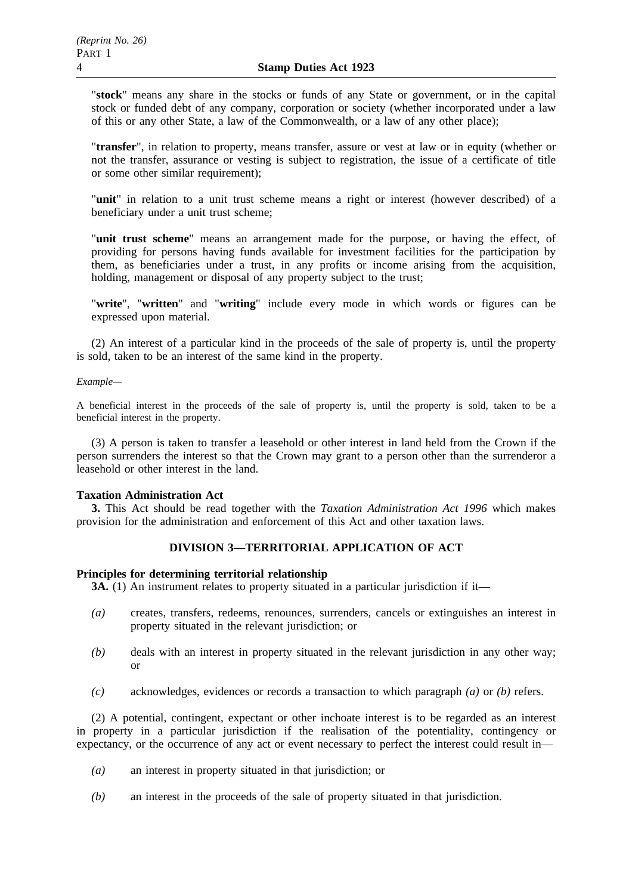"**stock**" means any share in the stocks or funds of any State or government, or in the capital stock or funded debt of any company, corporation or society (whether incorporated under a law of this or any other State, a law of the Commonwealth, or a law of any other place);

"**transfer**", in relation to property, means transfer, assure or vest at law or in equity (whether or not the transfer, assurance or vesting is subject to registration, the issue of a certificate of title or some other similar requirement);

"**unit**" in relation to a unit trust scheme means a right or interest (however described) of a beneficiary under a unit trust scheme;

"**unit trust scheme**" means an arrangement made for the purpose, or having the effect, of providing for persons having funds available for investment facilities for the participation by them, as beneficiaries under a trust, in any profits or income arising from the acquisition, holding, management or disposal of any property subject to the trust;

"**write**", "**written**" and "**writing**" include every mode in which words or figures can be expressed upon material.

(2) An interest of a particular kind in the proceeds of the sale of property is, until the property is sold, taken to be an interest of the same kind in the property.

*Example—*

A beneficial interest in the proceeds of the sale of property is, until the property is sold, taken to be a beneficial interest in the property.

(3) A person is taken to transfer a leasehold or other interest in land held from the Crown if the person surrenders the interest so that the Crown may grant to a person other than the surrenderor a leasehold or other interest in the land.

**Taxation Administration Act**

**3.** This Act should be read together with the *Taxation Administration Act 1996* which makes provision for the administration and enforcement of this Act and other taxation laws.

## DIVISION 3—TERRITORIAL APPLICATION OF ACT

**Principles for determining territorial relationship**

**3A.** (1) An instrument relates to property situated in a particular jurisdiction if it—

*(a)* creates, transfers, redeems, renounces, surrenders, cancels or extinguishes an interest in property situated in the relevant jurisdiction; or

*(b)* deals with an interest in property situated in the relevant jurisdiction in any other way; or

*(c)* acknowledges, evidences or records a transaction to which paragraph *(a)* or *(b)* refers.

(2) A potential, contingent, expectant or other inchoate interest is to be regarded as an interest in property in a particular jurisdiction if the realisation of the potentiality, contingency or expectancy, or the occurrence of any act or event necessary to perfect the interest could result in—

*(a)* an interest in property situated in that jurisdiction; or

*(b)* an interest in the proceeds of the sale of property situated in that jurisdiction.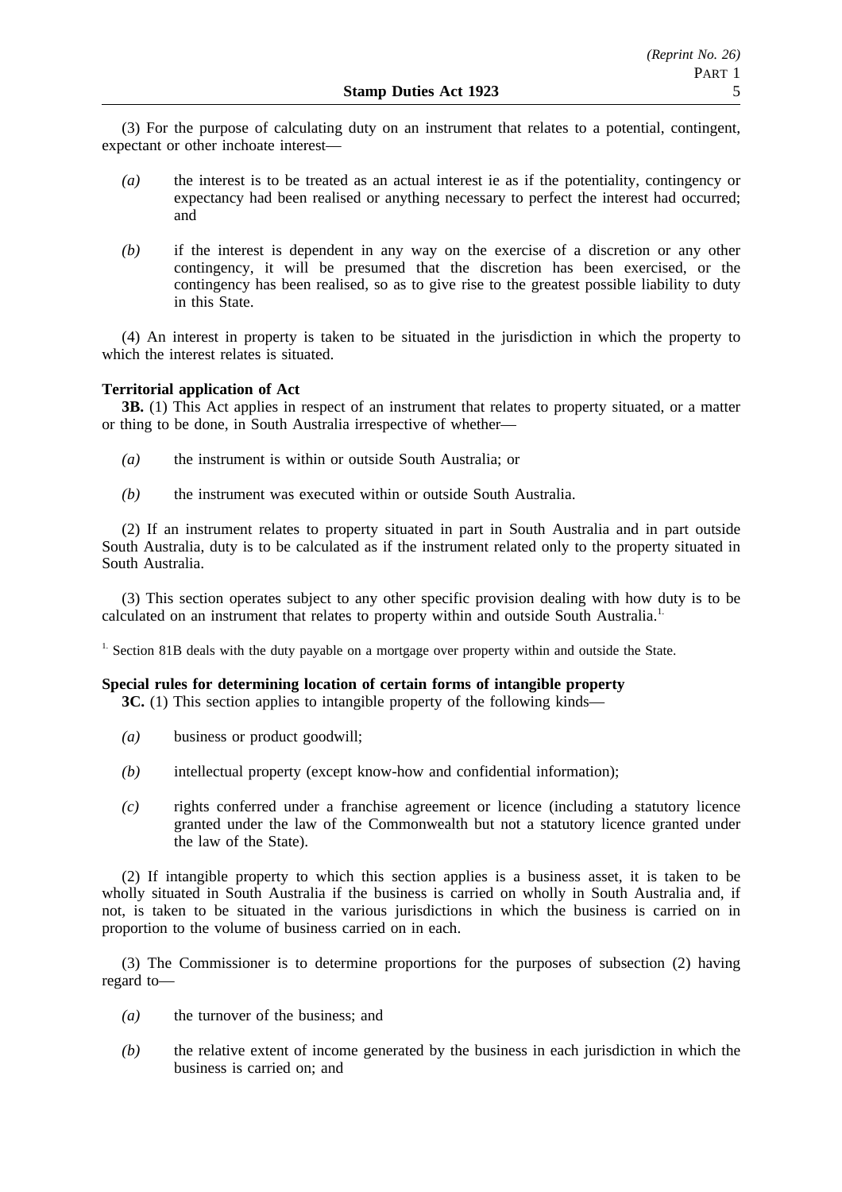(3) For the purpose of calculating duty on an instrument that relates to a potential, contingent, expectant or other inchoate interest—

*(a)* the interest is to be treated as an actual interest ie as if the potentiality, contingency or expectancy had been realised or anything necessary to perfect the interest had occurred; and

*(b)* if the interest is dependent in any way on the exercise of a discretion or any other contingency, it will be presumed that the discretion has been exercised, or the contingency has been realised, so as to give rise to the greatest possible liability to duty in this State.

(4) An interest in property is taken to be situated in the jurisdiction in which the property to which the interest relates is situated.

**Territorial application of Act**

**3B.** (1) This Act applies in respect of an instrument that relates to property situated, or a matter or thing to be done, in South Australia irrespective of whether—

*(a)* the instrument is within or outside South Australia; or

*(b)* the instrument was executed within or outside South Australia.

(2) If an instrument relates to property situated in part in South Australia and in part outside South Australia, duty is to be calculated as if the instrument related only to the property situated in South Australia.

(3) This section operates subject to any other specific provision dealing with how duty is to be calculated on an instrument that relates to property within and outside South Australia.[1.]

[1.] Section 81B deals with the duty payable on a mortgage over property within and outside the State.

**Special rules for determining location of certain forms of intangible property**

**3C.** (1) This section applies to intangible property of the following kinds—

*(a)* business or product goodwill;

*(b)* intellectual property (except know-how and confidential information);

*(c)* rights conferred under a franchise agreement or licence (including a statutory licence granted under the law of the Commonwealth but not a statutory licence granted under the law of the State).

(2) If intangible property to which this section applies is a business asset, it is taken to be wholly situated in South Australia if the business is carried on wholly in South Australia and, if not, is taken to be situated in the various jurisdictions in which the business is carried on in proportion to the volume of business carried on in each.

(3) The Commissioner is to determine proportions for the purposes of subsection (2) having regard to—

*(a)* the turnover of the business; and

*(b)* the relative extent of income generated by the business in each jurisdiction in which the business is carried on; and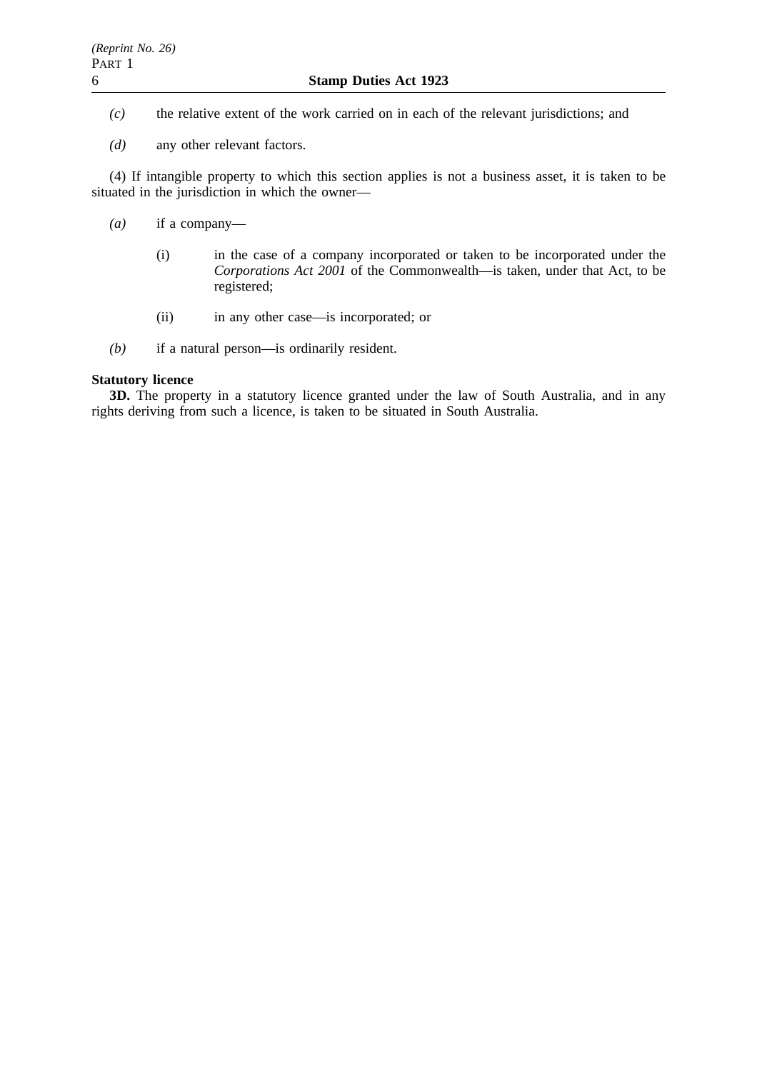*(c)* the relative extent of the work carried on in each of the relevant jurisdictions; and

*(d)* any other relevant factors.

(4) If intangible property to which this section applies is not a business asset, it is taken to be situated in the jurisdiction in which the owner—

*(a)* if a company—

(i) in the case of a company incorporated or taken to be incorporated under the *Corporations Act 2001* of the Commonwealth—is taken, under that Act, to be registered;

(ii) in any other case—is incorporated; or

*(b)* if a natural person—is ordinarily resident.

**Statutory licence**

**3D.** The property in a statutory licence granted under the law of South Australia, and in any rights deriving from such a licence, is taken to be situated in South Australia.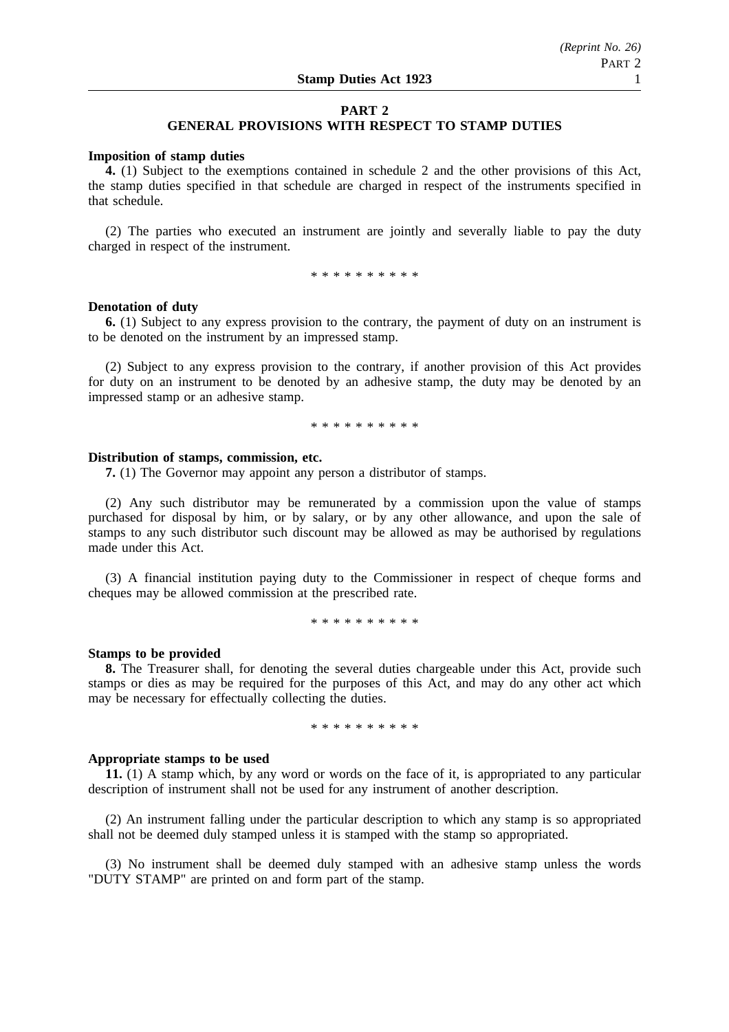## PART 2
## GENERAL PROVISIONS WITH RESPECT TO STAMP DUTIES

**Imposition of stamp duties**

**4.** (1) Subject to the exemptions contained in schedule 2 and the other provisions of this Act, the stamp duties specified in that schedule are charged in respect of the instruments specified in that schedule.

(2) The parties who executed an instrument are jointly and severally liable to pay the duty charged in respect of the instrument.

\* \* \* \* \* \* \* \* \* \*

**Denotation of duty**

**6.** (1) Subject to any express provision to the contrary, the payment of duty on an instrument is to be denoted on the instrument by an impressed stamp.

(2) Subject to any express provision to the contrary, if another provision of this Act provides for duty on an instrument to be denoted by an adhesive stamp, the duty may be denoted by an impressed stamp or an adhesive stamp.

\* \* \* \* \* \* \* \* \* \*

**Distribution of stamps, commission, etc.**

**7.** (1) The Governor may appoint any person a distributor of stamps.

(2) Any such distributor may be remunerated by a commission upon the value of stamps purchased for disposal by him, or by salary, or by any other allowance, and upon the sale of stamps to any such distributor such discount may be allowed as may be authorised by regulations made under this Act.

(3) A financial institution paying duty to the Commissioner in respect of cheque forms and cheques may be allowed commission at the prescribed rate.

\* \* \* \* \* \* \* \* \* \*

**Stamps to be provided**

**8.** The Treasurer shall, for denoting the several duties chargeable under this Act, provide such stamps or dies as may be required for the purposes of this Act, and may do any other act which may be necessary for effectually collecting the duties.

\* \* \* \* \* \* \* \* \* \*

**Appropriate stamps to be used**

**11.** (1) A stamp which, by any word or words on the face of it, is appropriated to any particular description of instrument shall not be used for any instrument of another description.

(2) An instrument falling under the particular description to which any stamp is so appropriated shall not be deemed duly stamped unless it is stamped with the stamp so appropriated.

(3) No instrument shall be deemed duly stamped with an adhesive stamp unless the words "DUTY STAMP" are printed on and form part of the stamp.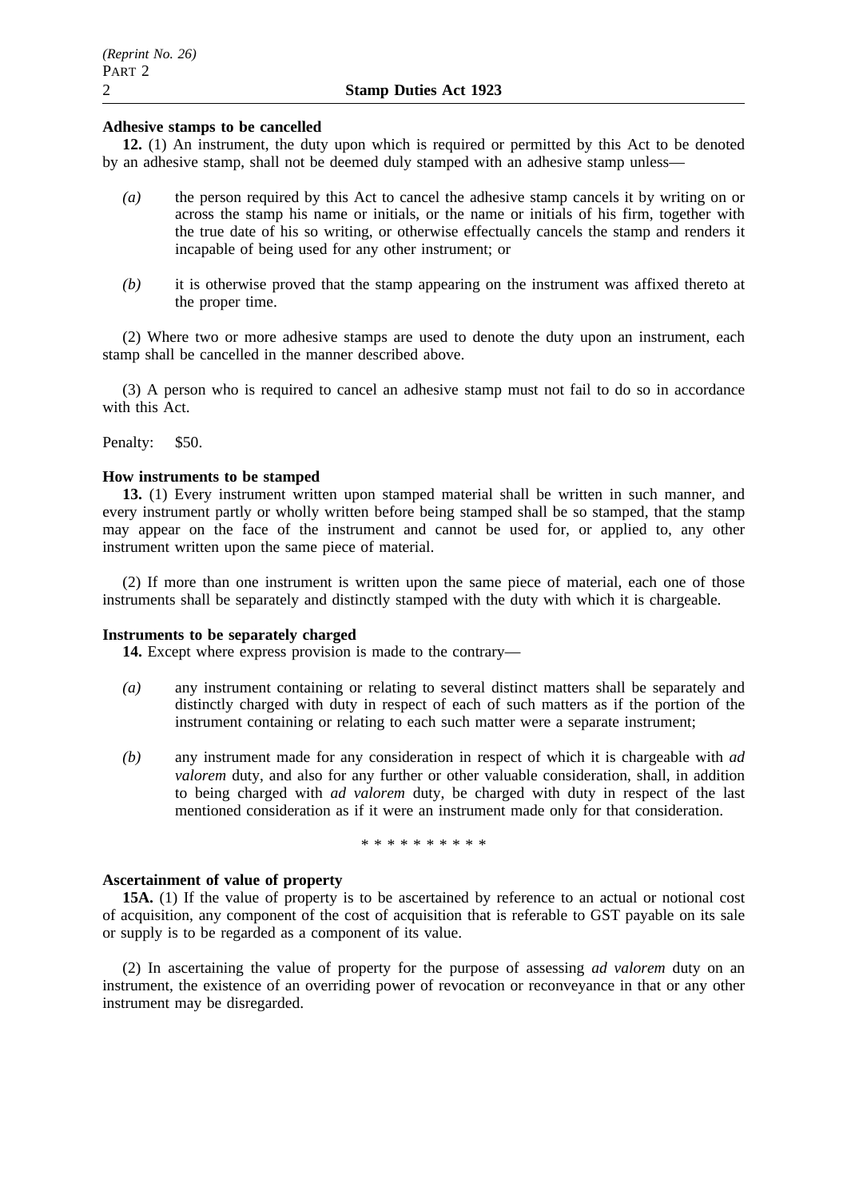**Adhesive stamps to be cancelled**

**12.** (1) An instrument, the duty upon which is required or permitted by this Act to be denoted by an adhesive stamp, shall not be deemed duly stamped with an adhesive stamp unless—

*(a)* the person required by this Act to cancel the adhesive stamp cancels it by writing on or across the stamp his name or initials, or the name or initials of his firm, together with the true date of his so writing, or otherwise effectually cancels the stamp and renders it incapable of being used for any other instrument; or

*(b)* it is otherwise proved that the stamp appearing on the instrument was affixed thereto at the proper time.

(2) Where two or more adhesive stamps are used to denote the duty upon an instrument, each stamp shall be cancelled in the manner described above.

(3) A person who is required to cancel an adhesive stamp must not fail to do so in accordance with this Act.

Penalty: $50.

**How instruments to be stamped**

**13.** (1) Every instrument written upon stamped material shall be written in such manner, and every instrument partly or wholly written before being stamped shall be so stamped, that the stamp may appear on the face of the instrument and cannot be used for, or applied to, any other instrument written upon the same piece of material.

(2) If more than one instrument is written upon the same piece of material, each one of those instruments shall be separately and distinctly stamped with the duty with which it is chargeable.

**Instruments to be separately charged**

**14.** Except where express provision is made to the contrary—

*(a)* any instrument containing or relating to several distinct matters shall be separately and distinctly charged with duty in respect of each of such matters as if the portion of the instrument containing or relating to each such matter were a separate instrument;

*(b)* any instrument made for any consideration in respect of which it is chargeable with *ad valorem* duty, and also for any further or other valuable consideration, shall, in addition to being charged with *ad valorem* duty, be charged with duty in respect of the last mentioned consideration as if it were an instrument made only for that consideration.

\* \* \* \* \* \* \* \* \* \*

**Ascertainment of value of property**

**15A.** (1) If the value of property is to be ascertained by reference to an actual or notional cost of acquisition, any component of the cost of acquisition that is referable to GST payable on its sale or supply is to be regarded as a component of its value.

(2) In ascertaining the value of property for the purpose of assessing *ad valorem* duty on an instrument, the existence of an overriding power of revocation or reconveyance in that or any other instrument may be disregarded.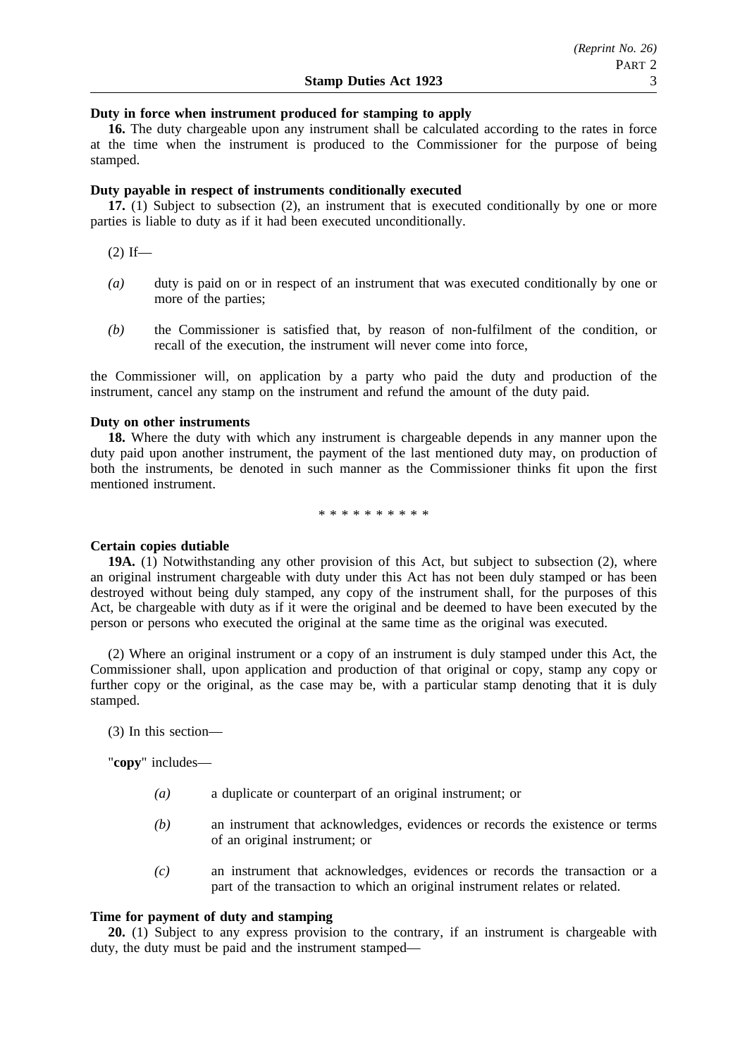**Duty in force when instrument produced for stamping to apply**

**16.** The duty chargeable upon any instrument shall be calculated according to the rates in force at the time when the instrument is produced to the Commissioner for the purpose of being stamped.

**Duty payable in respect of instruments conditionally executed**

**17.** (1) Subject to subsection (2), an instrument that is executed conditionally by one or more parties is liable to duty as if it had been executed unconditionally.

(2) If—

*(a)* duty is paid on or in respect of an instrument that was executed conditionally by one or more of the parties;

*(b)* the Commissioner is satisfied that, by reason of non-fulfilment of the condition, or recall of the execution, the instrument will never come into force,

the Commissioner will, on application by a party who paid the duty and production of the instrument, cancel any stamp on the instrument and refund the amount of the duty paid.

**Duty on other instruments**

**18.** Where the duty with which any instrument is chargeable depends in any manner upon the duty paid upon another instrument, the payment of the last mentioned duty may, on production of both the instruments, be denoted in such manner as the Commissioner thinks fit upon the first mentioned instrument.

* * * * * * * * * *

**Certain copies dutiable**

**19A.** (1) Notwithstanding any other provision of this Act, but subject to subsection (2), where an original instrument chargeable with duty under this Act has not been duly stamped or has been destroyed without being duly stamped, any copy of the instrument shall, for the purposes of this Act, be chargeable with duty as if it were the original and be deemed to have been executed by the person or persons who executed the original at the same time as the original was executed.

(2) Where an original instrument or a copy of an instrument is duly stamped under this Act, the Commissioner shall, upon application and production of that original or copy, stamp any copy or further copy or the original, as the case may be, with a particular stamp denoting that it is duly stamped.

(3) In this section—

"**copy**" includes—

*(a)* a duplicate or counterpart of an original instrument; or

*(b)* an instrument that acknowledges, evidences or records the existence or terms of an original instrument; or

*(c)* an instrument that acknowledges, evidences or records the transaction or a part of the transaction to which an original instrument relates or related.

**Time for payment of duty and stamping**

**20.** (1) Subject to any express provision to the contrary, if an instrument is chargeable with duty, the duty must be paid and the instrument stamped—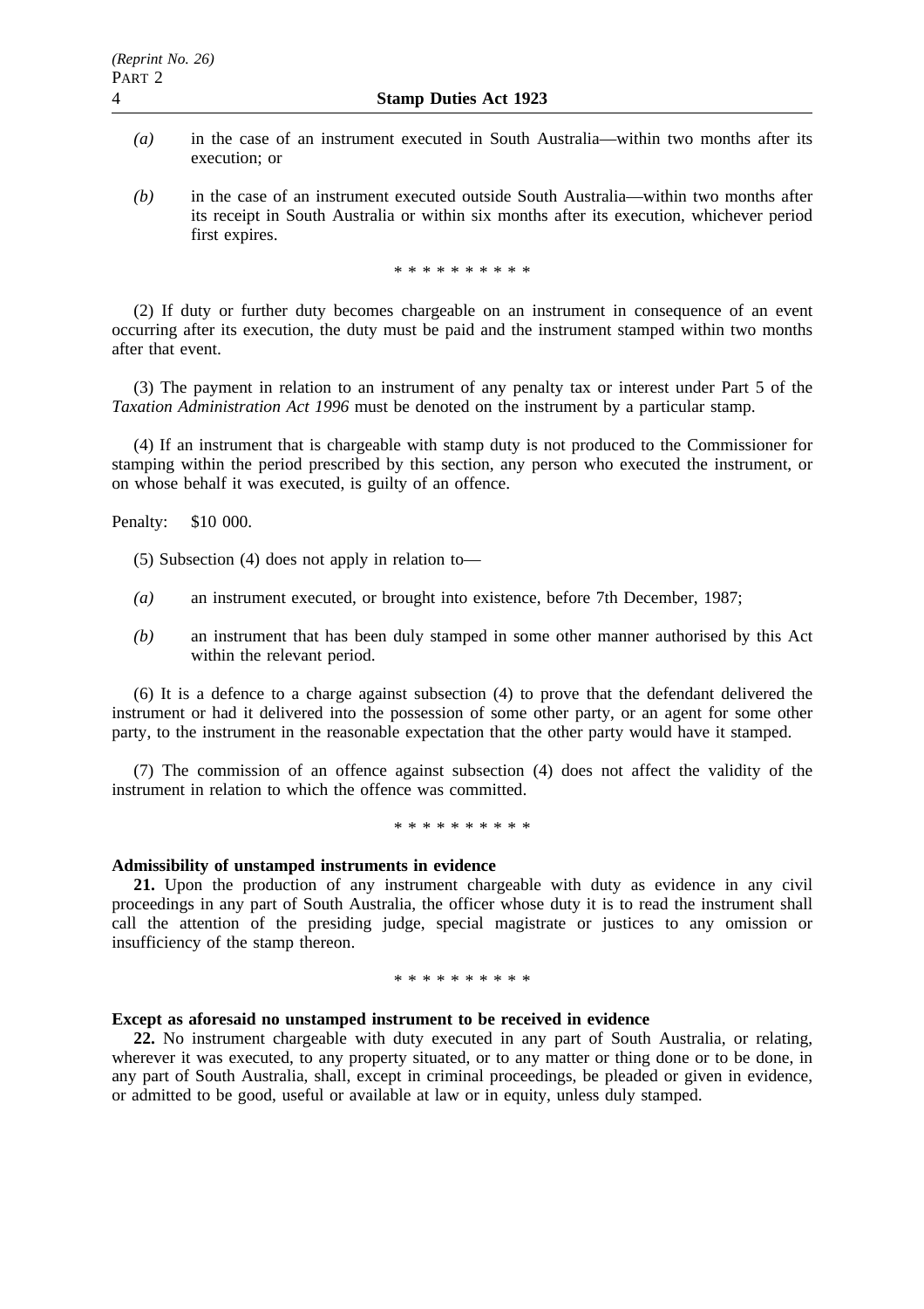*(a)* in the case of an instrument executed in South Australia—within two months after its execution; or

*(b)* in the case of an instrument executed outside South Australia—within two months after its receipt in South Australia or within six months after its execution, whichever period first expires.

\* \* \* \* \* \* \* \* \* \*

(2) If duty or further duty becomes chargeable on an instrument in consequence of an event occurring after its execution, the duty must be paid and the instrument stamped within two months after that event.

(3) The payment in relation to an instrument of any penalty tax or interest under Part 5 of the *Taxation Administration Act 1996* must be denoted on the instrument by a particular stamp.

(4) If an instrument that is chargeable with stamp duty is not produced to the Commissioner for stamping within the period prescribed by this section, any person who executed the instrument, or on whose behalf it was executed, is guilty of an offence.

Penalty: $10 000.

(5) Subsection (4) does not apply in relation to—

*(a)* an instrument executed, or brought into existence, before 7th December, 1987;

*(b)* an instrument that has been duly stamped in some other manner authorised by this Act within the relevant period.

(6) It is a defence to a charge against subsection (4) to prove that the defendant delivered the instrument or had it delivered into the possession of some other party, or an agent for some other party, to the instrument in the reasonable expectation that the other party would have it stamped.

(7) The commission of an offence against subsection (4) does not affect the validity of the instrument in relation to which the offence was committed.

\* \* \* \* \* \* \* \* \* \*

**Admissibility of unstamped instruments in evidence**

**21.** Upon the production of any instrument chargeable with duty as evidence in any civil proceedings in any part of South Australia, the officer whose duty it is to read the instrument shall call the attention of the presiding judge, special magistrate or justices to any omission or insufficiency of the stamp thereon.

\* \* \* \* \* \* \* \* \* \*

**Except as aforesaid no unstamped instrument to be received in evidence**

**22.** No instrument chargeable with duty executed in any part of South Australia, or relating, wherever it was executed, to any property situated, or to any matter or thing done or to be done, in any part of South Australia, shall, except in criminal proceedings, be pleaded or given in evidence, or admitted to be good, useful or available at law or in equity, unless duly stamped.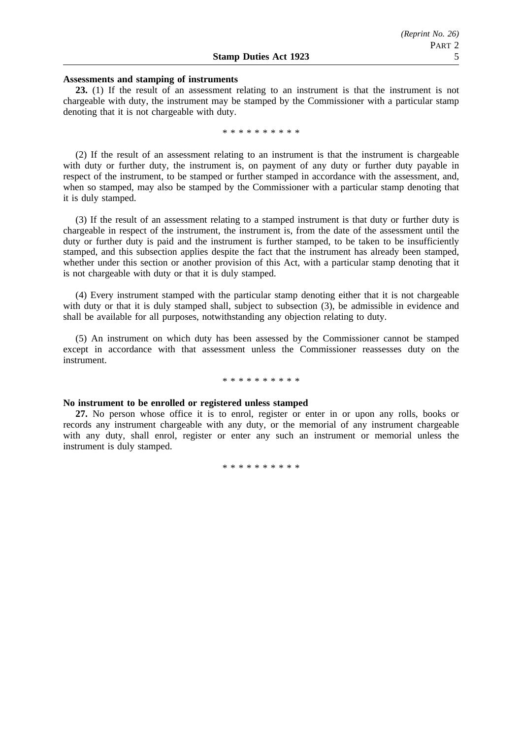**Assessments and stamping of instruments**

**23.** (1) If the result of an assessment relating to an instrument is that the instrument is not chargeable with duty, the instrument may be stamped by the Commissioner with a particular stamp denoting that it is not chargeable with duty.

\* \* \* \* \* \* \* \* \* \*

(2) If the result of an assessment relating to an instrument is that the instrument is chargeable with duty or further duty, the instrument is, on payment of any duty or further duty payable in respect of the instrument, to be stamped or further stamped in accordance with the assessment, and, when so stamped, may also be stamped by the Commissioner with a particular stamp denoting that it is duly stamped.

(3) If the result of an assessment relating to a stamped instrument is that duty or further duty is chargeable in respect of the instrument, the instrument is, from the date of the assessment until the duty or further duty is paid and the instrument is further stamped, to be taken to be insufficiently stamped, and this subsection applies despite the fact that the instrument has already been stamped, whether under this section or another provision of this Act, with a particular stamp denoting that it is not chargeable with duty or that it is duly stamped.

(4) Every instrument stamped with the particular stamp denoting either that it is not chargeable with duty or that it is duly stamped shall, subject to subsection (3), be admissible in evidence and shall be available for all purposes, notwithstanding any objection relating to duty.

(5) An instrument on which duty has been assessed by the Commissioner cannot be stamped except in accordance with that assessment unless the Commissioner reassesses duty on the instrument.

\* \* \* \* \* \* \* \* \* \*

**No instrument to be enrolled or registered unless stamped**

**27.** No person whose office it is to enrol, register or enter in or upon any rolls, books or records any instrument chargeable with any duty, or the memorial of any instrument chargeable with any duty, shall enrol, register or enter any such an instrument or memorial unless the instrument is duly stamped.

\* \* \* \* \* \* \* \* \* \*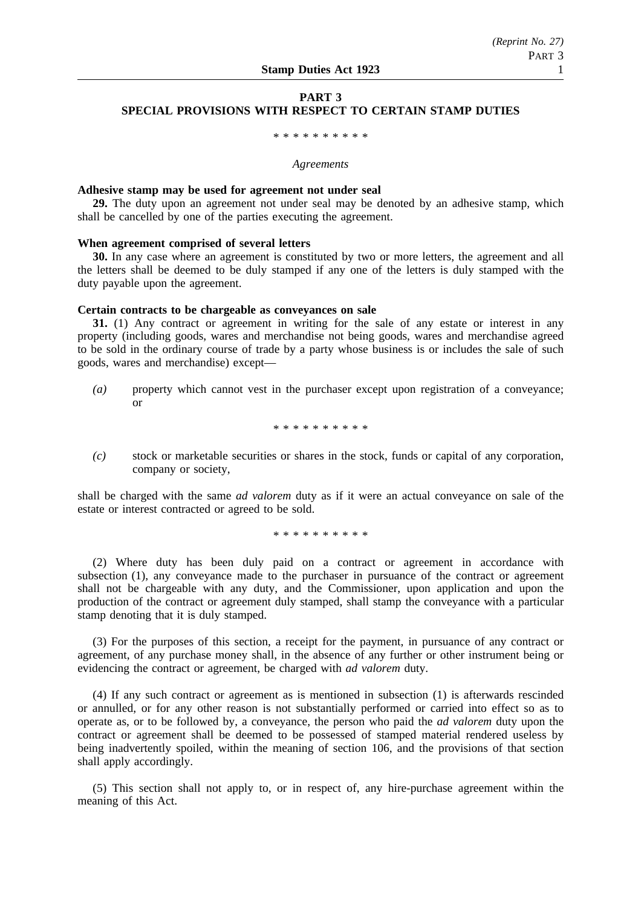## PART 3
## SPECIAL PROVISIONS WITH RESPECT TO CERTAIN STAMP DUTIES

\* \* \* \* \* \* \* \* \* \*

*Agreements*

**Adhesive stamp may be used for agreement not under seal**

**29.** The duty upon an agreement not under seal may be denoted by an adhesive stamp, which shall be cancelled by one of the parties executing the agreement.

**When agreement comprised of several letters**

**30.** In any case where an agreement is constituted by two or more letters, the agreement and all the letters shall be deemed to be duly stamped if any one of the letters is duly stamped with the duty payable upon the agreement.

**Certain contracts to be chargeable as conveyances on sale**

**31.** (1) Any contract or agreement in writing for the sale of any estate or interest in any property (including goods, wares and merchandise not being goods, wares and merchandise agreed to be sold in the ordinary course of trade by a party whose business is or includes the sale of such goods, wares and merchandise) except—

*(a)* property which cannot vest in the purchaser except upon registration of a conveyance; or

\* \* \* \* \* \* \* \* \* \*

*(c)* stock or marketable securities or shares in the stock, funds or capital of any corporation, company or society,

shall be charged with the same *ad valorem* duty as if it were an actual conveyance on sale of the estate or interest contracted or agreed to be sold.

\* \* \* \* \* \* \* \* \* \*

(2) Where duty has been duly paid on a contract or agreement in accordance with subsection (1), any conveyance made to the purchaser in pursuance of the contract or agreement shall not be chargeable with any duty, and the Commissioner, upon application and upon the production of the contract or agreement duly stamped, shall stamp the conveyance with a particular stamp denoting that it is duly stamped.

(3) For the purposes of this section, a receipt for the payment, in pursuance of any contract or agreement, of any purchase money shall, in the absence of any further or other instrument being or evidencing the contract or agreement, be charged with *ad valorem* duty.

(4) If any such contract or agreement as is mentioned in subsection (1) is afterwards rescinded or annulled, or for any other reason is not substantially performed or carried into effect so as to operate as, or to be followed by, a conveyance, the person who paid the *ad valorem* duty upon the contract or agreement shall be deemed to be possessed of stamped material rendered useless by being inadvertently spoiled, within the meaning of section 106, and the provisions of that section shall apply accordingly.

(5) This section shall not apply to, or in respect of, any hire-purchase agreement within the meaning of this Act.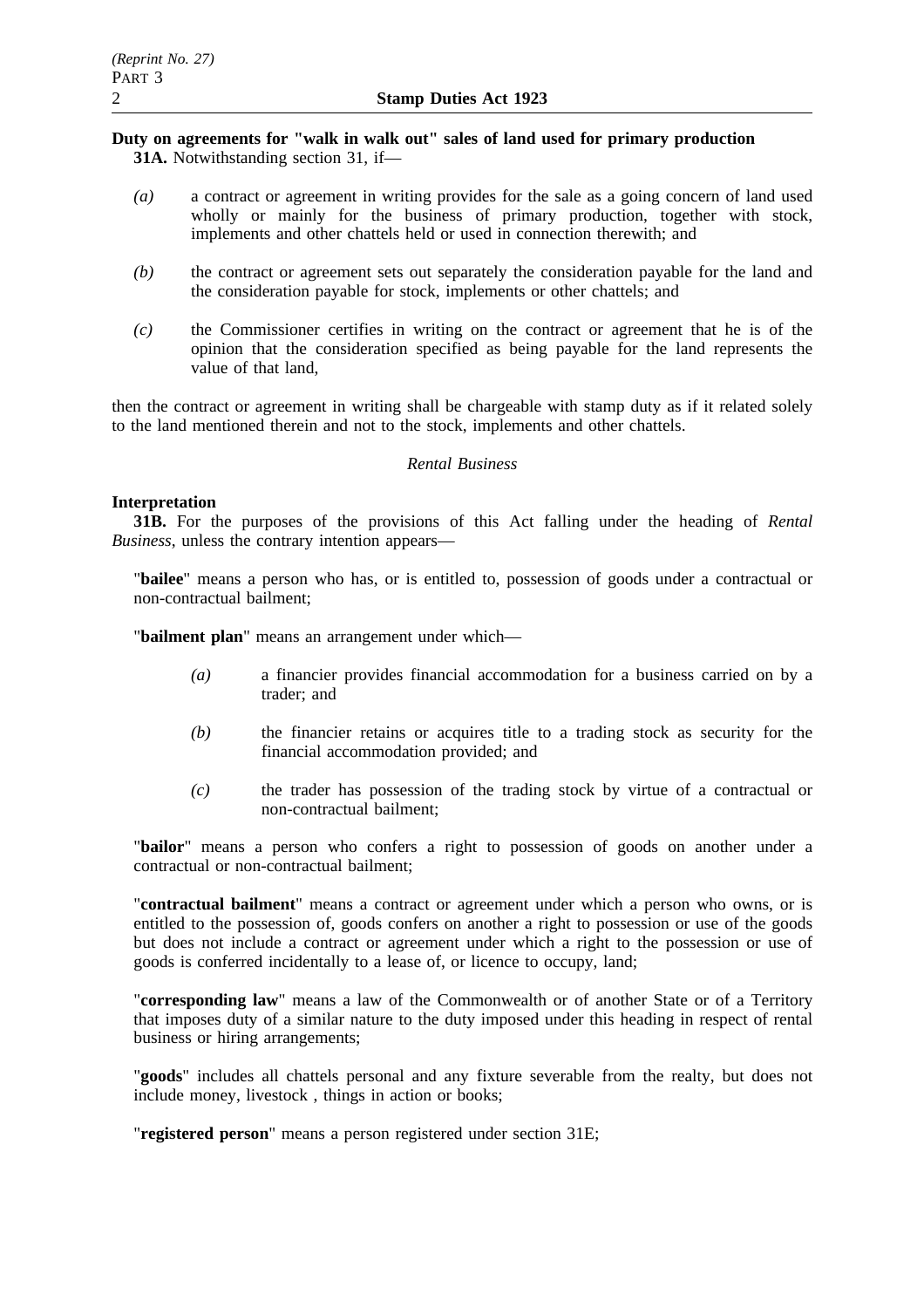**Duty on agreements for "walk in walk out" sales of land used for primary production**

**31A.** Notwithstanding section 31, if—

*(a)* a contract or agreement in writing provides for the sale as a going concern of land used wholly or mainly for the business of primary production, together with stock, implements and other chattels held or used in connection therewith; and

*(b)* the contract or agreement sets out separately the consideration payable for the land and the consideration payable for stock, implements or other chattels; and

*(c)* the Commissioner certifies in writing on the contract or agreement that he is of the opinion that the consideration specified as being payable for the land represents the value of that land,

then the contract or agreement in writing shall be chargeable with stamp duty as if it related solely to the land mentioned therein and not to the stock, implements and other chattels.

*Rental Business*

**Interpretation**

**31B.** For the purposes of the provisions of this Act falling under the heading of *Rental Business*, unless the contrary intention appears—

"**bailee**" means a person who has, or is entitled to, possession of goods under a contractual or non-contractual bailment;

"**bailment plan**" means an arrangement under which—

*(a)* a financier provides financial accommodation for a business carried on by a trader; and

*(b)* the financier retains or acquires title to a trading stock as security for the financial accommodation provided; and

*(c)* the trader has possession of the trading stock by virtue of a contractual or non-contractual bailment;

"**bailor**" means a person who confers a right to possession of goods on another under a contractual or non-contractual bailment;

"**contractual bailment**" means a contract or agreement under which a person who owns, or is entitled to the possession of, goods confers on another a right to possession or use of the goods but does not include a contract or agreement under which a right to the possession or use of goods is conferred incidentally to a lease of, or licence to occupy, land;

"**corresponding law**" means a law of the Commonwealth or of another State or of a Territory that imposes duty of a similar nature to the duty imposed under this heading in respect of rental business or hiring arrangements;

"**goods**" includes all chattels personal and any fixture severable from the realty, but does not include money, livestock , things in action or books;

"**registered person**" means a person registered under section 31E;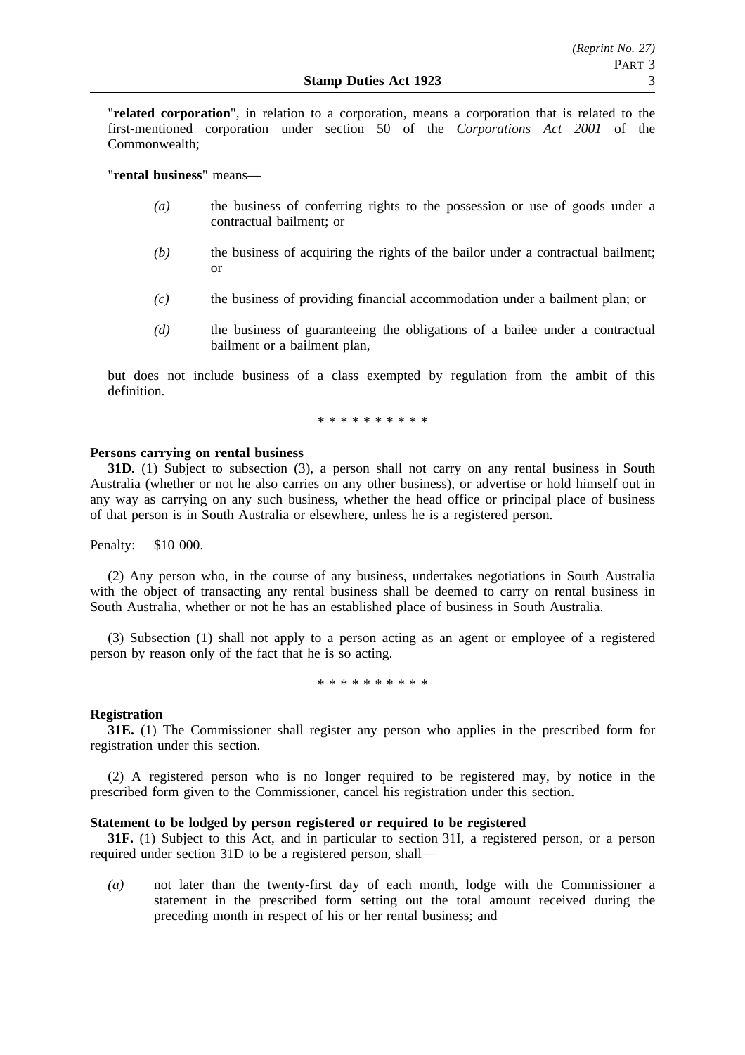"**related corporation**", in relation to a corporation, means a corporation that is related to the first-mentioned corporation under section 50 of the *Corporations Act 2001* of the Commonwealth;

"**rental business**" means—

*(a)* the business of conferring rights to the possession or use of goods under a contractual bailment; or

*(b)* the business of acquiring the rights of the bailor under a contractual bailment; or

*(c)* the business of providing financial accommodation under a bailment plan; or

*(d)* the business of guaranteeing the obligations of a bailee under a contractual bailment or a bailment plan,

but does not include business of a class exempted by regulation from the ambit of this definition.

\* \* \* \* \* \* \* \* \* \*

**Persons carrying on rental business**

**31D.** (1) Subject to subsection (3), a person shall not carry on any rental business in South Australia (whether or not he also carries on any other business), or advertise or hold himself out in any way as carrying on any such business, whether the head office or principal place of business of that person is in South Australia or elsewhere, unless he is a registered person.

Penalty: $10 000.

(2) Any person who, in the course of any business, undertakes negotiations in South Australia with the object of transacting any rental business shall be deemed to carry on rental business in South Australia, whether or not he has an established place of business in South Australia.

(3) Subsection (1) shall not apply to a person acting as an agent or employee of a registered person by reason only of the fact that he is so acting.

\* \* \* \* \* \* \* \* \* \*

**Registration**

**31E.** (1) The Commissioner shall register any person who applies in the prescribed form for registration under this section.

(2) A registered person who is no longer required to be registered may, by notice in the prescribed form given to the Commissioner, cancel his registration under this section.

**Statement to be lodged by person registered or required to be registered**

**31F.** (1) Subject to this Act, and in particular to section 31I, a registered person, or a person required under section 31D to be a registered person, shall—

*(a)* not later than the twenty-first day of each month, lodge with the Commissioner a statement in the prescribed form setting out the total amount received during the preceding month in respect of his or her rental business; and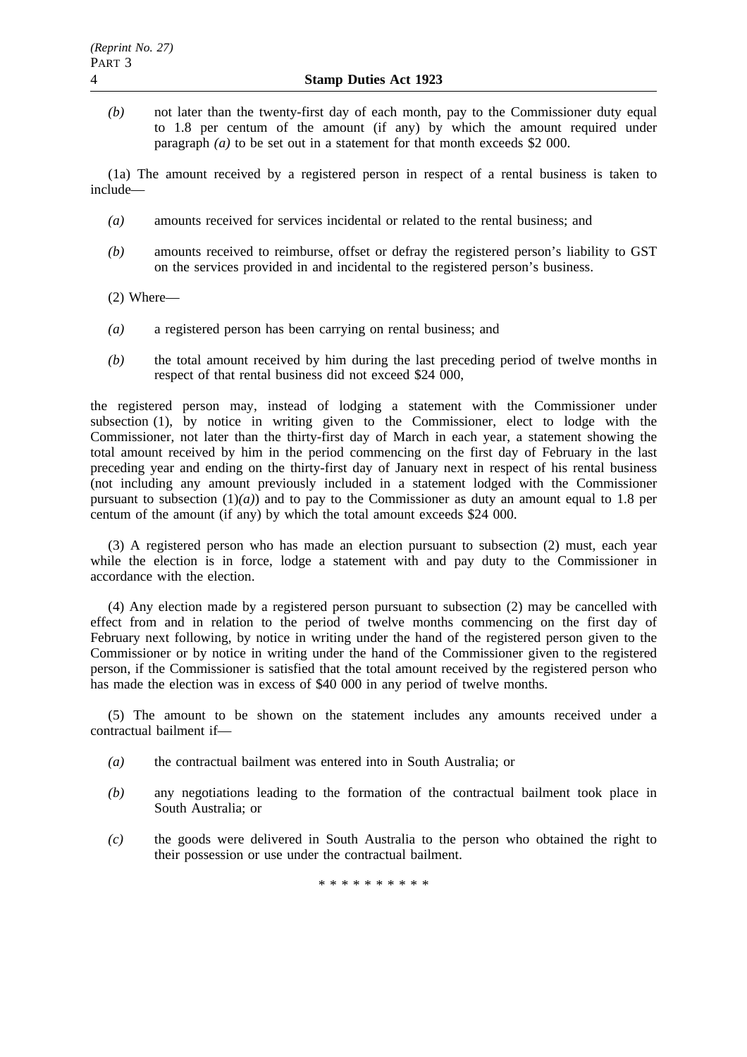*(b)* not later than the twenty-first day of each month, pay to the Commissioner duty equal to 1.8 per centum of the amount (if any) by which the amount required under paragraph *(a)* to be set out in a statement for that month exceeds $2 000.

(1a) The amount received by a registered person in respect of a rental business is taken to include—

*(a)* amounts received for services incidental or related to the rental business; and

*(b)* amounts received to reimburse, offset or defray the registered person's liability to GST on the services provided in and incidental to the registered person's business.

(2) Where—

*(a)* a registered person has been carrying on rental business; and

*(b)* the total amount received by him during the last preceding period of twelve months in respect of that rental business did not exceed $24 000,

the registered person may, instead of lodging a statement with the Commissioner under subsection (1), by notice in writing given to the Commissioner, elect to lodge with the Commissioner, not later than the thirty-first day of March in each year, a statement showing the total amount received by him in the period commencing on the first day of February in the last preceding year and ending on the thirty-first day of January next in respect of his rental business (not including any amount previously included in a statement lodged with the Commissioner pursuant to subsection (1)*(a)*) and to pay to the Commissioner as duty an amount equal to 1.8 per centum of the amount (if any) by which the total amount exceeds $24 000.

(3) A registered person who has made an election pursuant to subsection (2) must, each year while the election is in force, lodge a statement with and pay duty to the Commissioner in accordance with the election.

(4) Any election made by a registered person pursuant to subsection (2) may be cancelled with effect from and in relation to the period of twelve months commencing on the first day of February next following, by notice in writing under the hand of the registered person given to the Commissioner or by notice in writing under the hand of the Commissioner given to the registered person, if the Commissioner is satisfied that the total amount received by the registered person who has made the election was in excess of $40 000 in any period of twelve months.

(5) The amount to be shown on the statement includes any amounts received under a contractual bailment if—

*(a)* the contractual bailment was entered into in South Australia; or

*(b)* any negotiations leading to the formation of the contractual bailment took place in South Australia; or

*(c)* the goods were delivered in South Australia to the person who obtained the right to their possession or use under the contractual bailment.

* * * * * * * * * *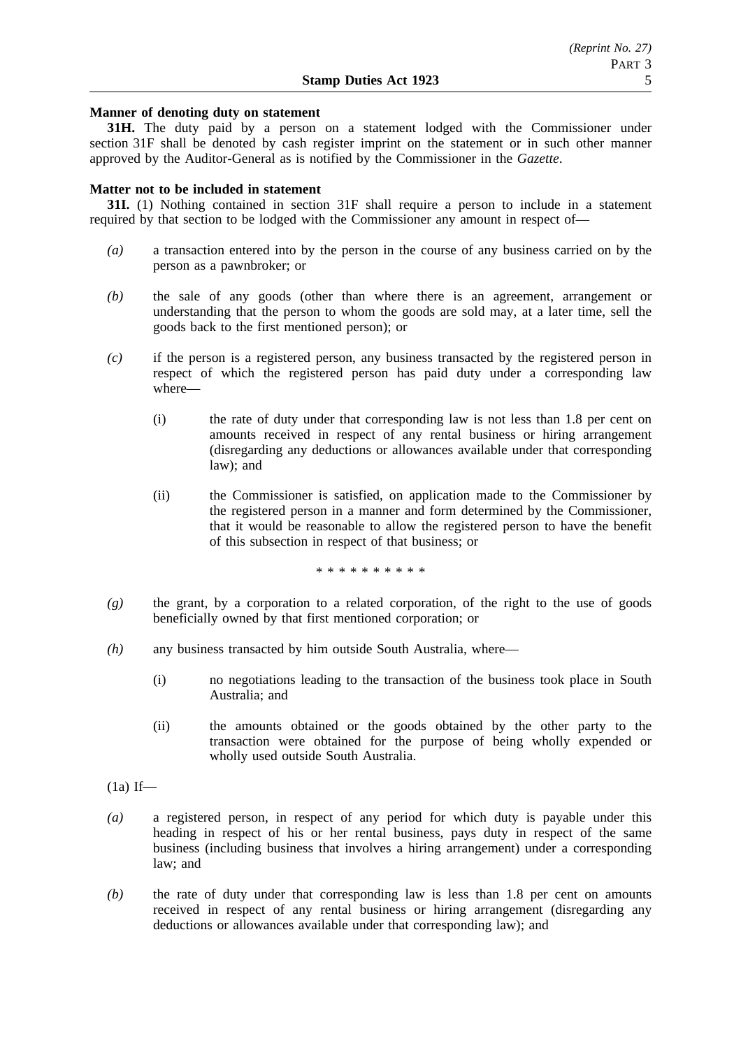**Manner of denoting duty on statement**

**31H.** The duty paid by a person on a statement lodged with the Commissioner under section 31F shall be denoted by cash register imprint on the statement or in such other manner approved by the Auditor-General as is notified by the Commissioner in the *Gazette*.

**Matter not to be included in statement**

**31I.** (1) Nothing contained in section 31F shall require a person to include in a statement required by that section to be lodged with the Commissioner any amount in respect of—

*(a)* a transaction entered into by the person in the course of any business carried on by the person as a pawnbroker; or

*(b)* the sale of any goods (other than where there is an agreement, arrangement or understanding that the person to whom the goods are sold may, at a later time, sell the goods back to the first mentioned person); or

*(c)* if the person is a registered person, any business transacted by the registered person in respect of which the registered person has paid duty under a corresponding law where—

(i) the rate of duty under that corresponding law is not less than 1.8 per cent on amounts received in respect of any rental business or hiring arrangement (disregarding any deductions or allowances available under that corresponding law); and

(ii) the Commissioner is satisfied, on application made to the Commissioner by the registered person in a manner and form determined by the Commissioner, that it would be reasonable to allow the registered person to have the benefit of this subsection in respect of that business; or

\* \* \* \* \* \* \* \* \* \*

*(g)* the grant, by a corporation to a related corporation, of the right to the use of goods beneficially owned by that first mentioned corporation; or

*(h)* any business transacted by him outside South Australia, where—

(i) no negotiations leading to the transaction of the business took place in South Australia; and

(ii) the amounts obtained or the goods obtained by the other party to the transaction were obtained for the purpose of being wholly expended or wholly used outside South Australia.

(1a) If—

*(a)* a registered person, in respect of any period for which duty is payable under this heading in respect of his or her rental business, pays duty in respect of the same business (including business that involves a hiring arrangement) under a corresponding law; and

*(b)* the rate of duty under that corresponding law is less than 1.8 per cent on amounts received in respect of any rental business or hiring arrangement (disregarding any deductions or allowances available under that corresponding law); and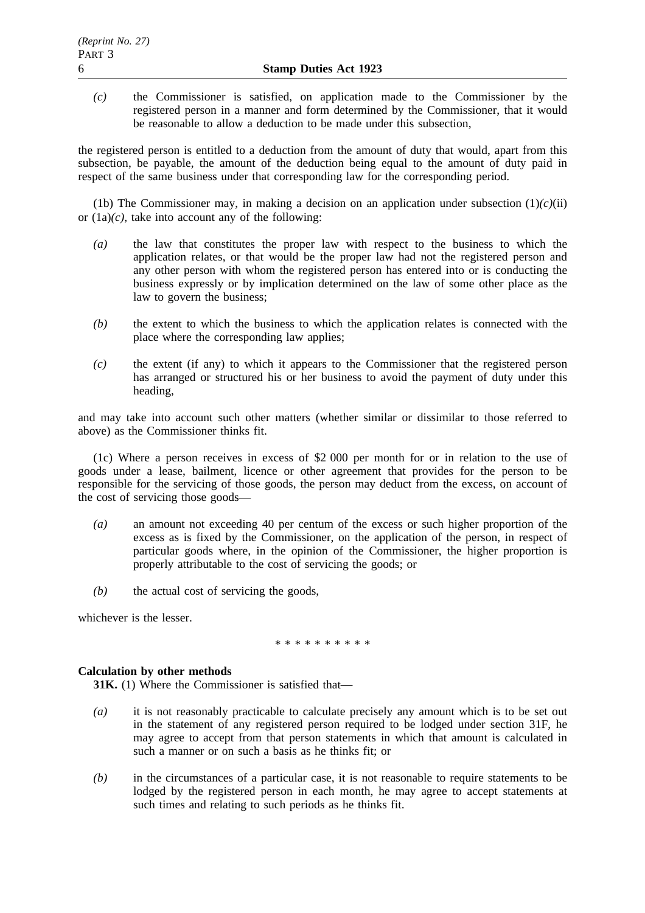*(c)* the Commissioner is satisfied, on application made to the Commissioner by the registered person in a manner and form determined by the Commissioner, that it would be reasonable to allow a deduction to be made under this subsection,

the registered person is entitled to a deduction from the amount of duty that would, apart from this subsection, be payable, the amount of the deduction being equal to the amount of duty paid in respect of the same business under that corresponding law for the corresponding period.

(1b) The Commissioner may, in making a decision on an application under subsection (1)*(c)*(ii) or (1a)*(c)*, take into account any of the following:

*(a)* the law that constitutes the proper law with respect to the business to which the application relates, or that would be the proper law had not the registered person and any other person with whom the registered person has entered into or is conducting the business expressly or by implication determined on the law of some other place as the law to govern the business;

*(b)* the extent to which the business to which the application relates is connected with the place where the corresponding law applies;

*(c)* the extent (if any) to which it appears to the Commissioner that the registered person has arranged or structured his or her business to avoid the payment of duty under this heading,

and may take into account such other matters (whether similar or dissimilar to those referred to above) as the Commissioner thinks fit.

(1c) Where a person receives in excess of $2 000 per month for or in relation to the use of goods under a lease, bailment, licence or other agreement that provides for the person to be responsible for the servicing of those goods, the person may deduct from the excess, on account of the cost of servicing those goods—

*(a)* an amount not exceeding 40 per centum of the excess or such higher proportion of the excess as is fixed by the Commissioner, on the application of the person, in respect of particular goods where, in the opinion of the Commissioner, the higher proportion is properly attributable to the cost of servicing the goods; or

*(b)* the actual cost of servicing the goods,

whichever is the lesser.

\* \* \* \* \* \* \* \* \* \*

**Calculation by other methods**

**31K.** (1) Where the Commissioner is satisfied that—

*(a)* it is not reasonably practicable to calculate precisely any amount which is to be set out in the statement of any registered person required to be lodged under section 31F, he may agree to accept from that person statements in which that amount is calculated in such a manner or on such a basis as he thinks fit; or

*(b)* in the circumstances of a particular case, it is not reasonable to require statements to be lodged by the registered person in each month, he may agree to accept statements at such times and relating to such periods as he thinks fit.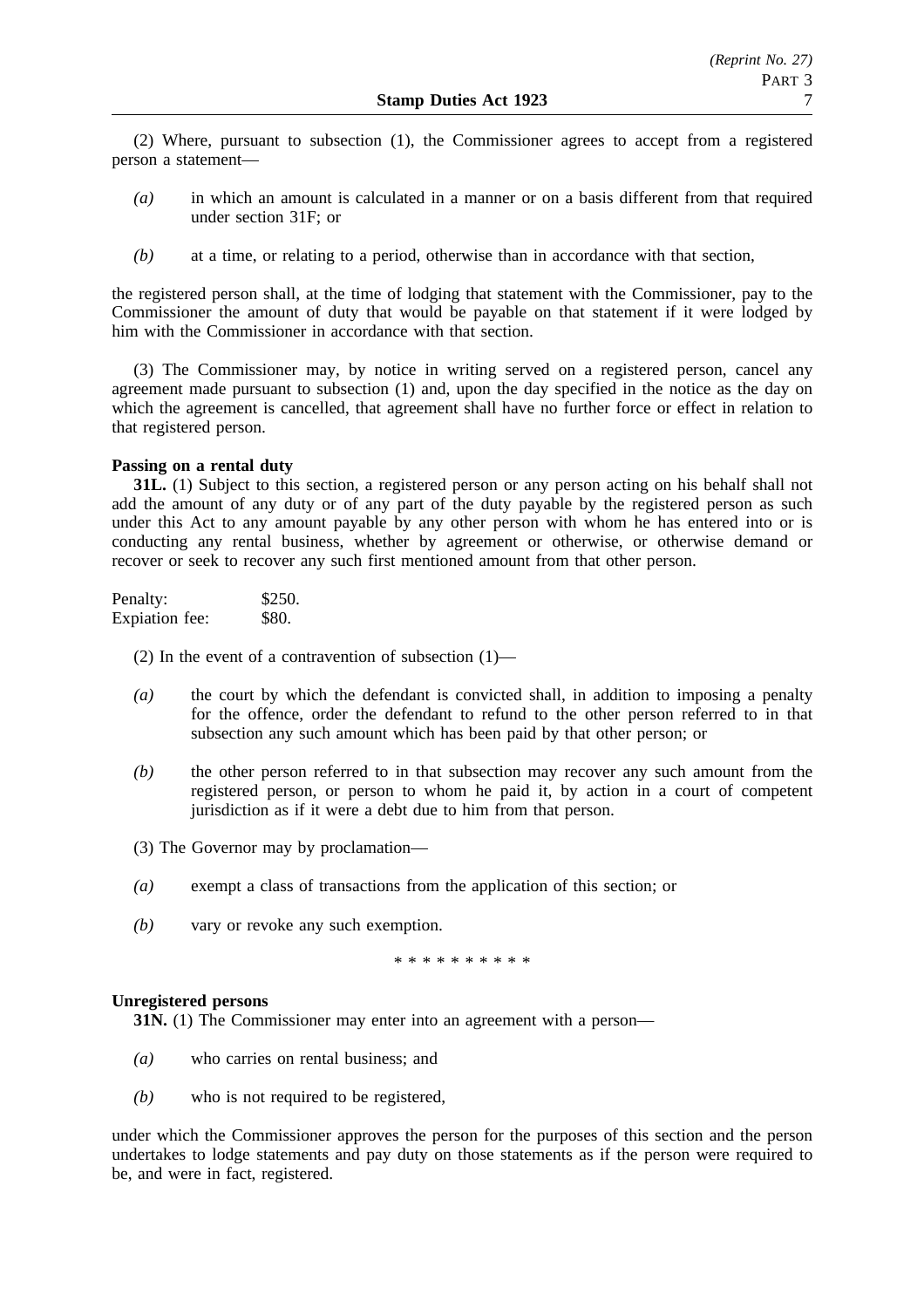(2) Where, pursuant to subsection (1), the Commissioner agrees to accept from a registered person a statement—

*(a)* in which an amount is calculated in a manner or on a basis different from that required under section 31F; or

*(b)* at a time, or relating to a period, otherwise than in accordance with that section,

the registered person shall, at the time of lodging that statement with the Commissioner, pay to the Commissioner the amount of duty that would be payable on that statement if it were lodged by him with the Commissioner in accordance with that section.

(3) The Commissioner may, by notice in writing served on a registered person, cancel any agreement made pursuant to subsection (1) and, upon the day specified in the notice as the day on which the agreement is cancelled, that agreement shall have no further force or effect in relation to that registered person.

**Passing on a rental duty**

**31L.** (1) Subject to this section, a registered person or any person acting on his behalf shall not add the amount of any duty or of any part of the duty payable by the registered person as such under this Act to any amount payable by any other person with whom he has entered into or is conducting any rental business, whether by agreement or otherwise, or otherwise demand or recover or seek to recover any such first mentioned amount from that other person.

Penalty: $250.
Expiation fee: $80.

(2) In the event of a contravention of subsection (1)—

*(a)* the court by which the defendant is convicted shall, in addition to imposing a penalty for the offence, order the defendant to refund to the other person referred to in that subsection any such amount which has been paid by that other person; or

*(b)* the other person referred to in that subsection may recover any such amount from the registered person, or person to whom he paid it, by action in a court of competent jurisdiction as if it were a debt due to him from that person.

(3) The Governor may by proclamation—

*(a)* exempt a class of transactions from the application of this section; or

*(b)* vary or revoke any such exemption.

\* \* \* \* \* \* \* \* \* \*

**Unregistered persons**

**31N.** (1) The Commissioner may enter into an agreement with a person—

*(a)* who carries on rental business; and

*(b)* who is not required to be registered,

under which the Commissioner approves the person for the purposes of this section and the person undertakes to lodge statements and pay duty on those statements as if the person were required to be, and were in fact, registered.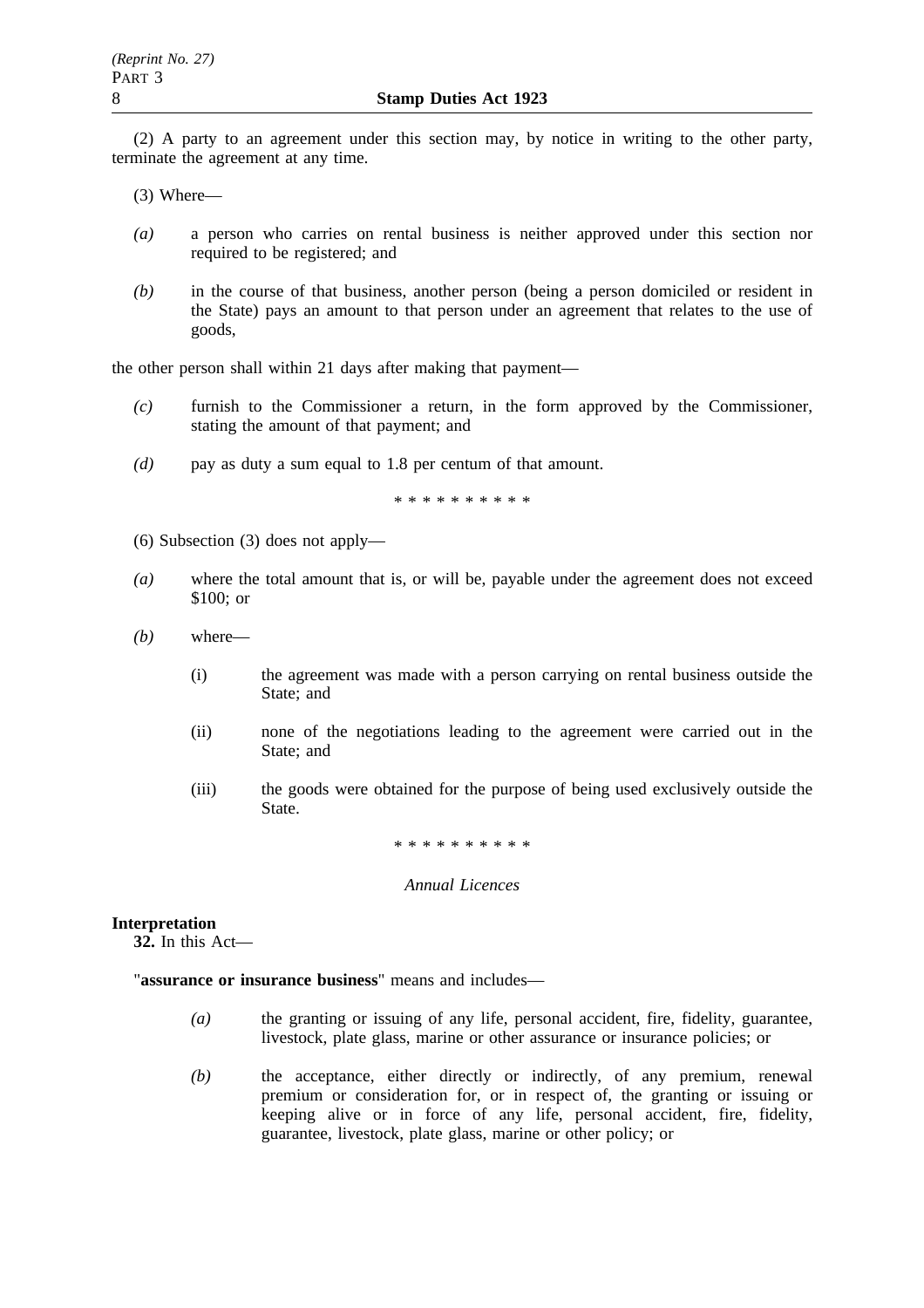(2) A party to an agreement under this section may, by notice in writing to the other party, terminate the agreement at any time.

(3) Where—

- *(a)* a person who carries on rental business is neither approved under this section nor required to be registered; and
- *(b)* in the course of that business, another person (being a person domiciled or resident in the State) pays an amount to that person under an agreement that relates to the use of goods,

the other person shall within 21 days after making that payment—

- *(c)* furnish to the Commissioner a return, in the form approved by the Commissioner, stating the amount of that payment; and
- *(d)* pay as duty a sum equal to 1.8 per centum of that amount.

\* \* \* \* \* \* \* \* \* \*

(6) Subsection (3) does not apply—

- *(a)* where the total amount that is, or will be, payable under the agreement does not exceed $100; or
- *(b)* where—
  - (i) the agreement was made with a person carrying on rental business outside the State; and
  - (ii) none of the negotiations leading to the agreement were carried out in the State; and
  - (iii) the goods were obtained for the purpose of being used exclusively outside the State.

\* \* \* \* \* \* \* \* \* \*

*Annual Licences*

**Interpretation**

**32.** In this Act—

"**assurance or insurance business**" means and includes—

- *(a)* the granting or issuing of any life, personal accident, fire, fidelity, guarantee, livestock, plate glass, marine or other assurance or insurance policies; or
- *(b)* the acceptance, either directly or indirectly, of any premium, renewal premium or consideration for, or in respect of, the granting or issuing or keeping alive or in force of any life, personal accident, fire, fidelity, guarantee, livestock, plate glass, marine or other policy; or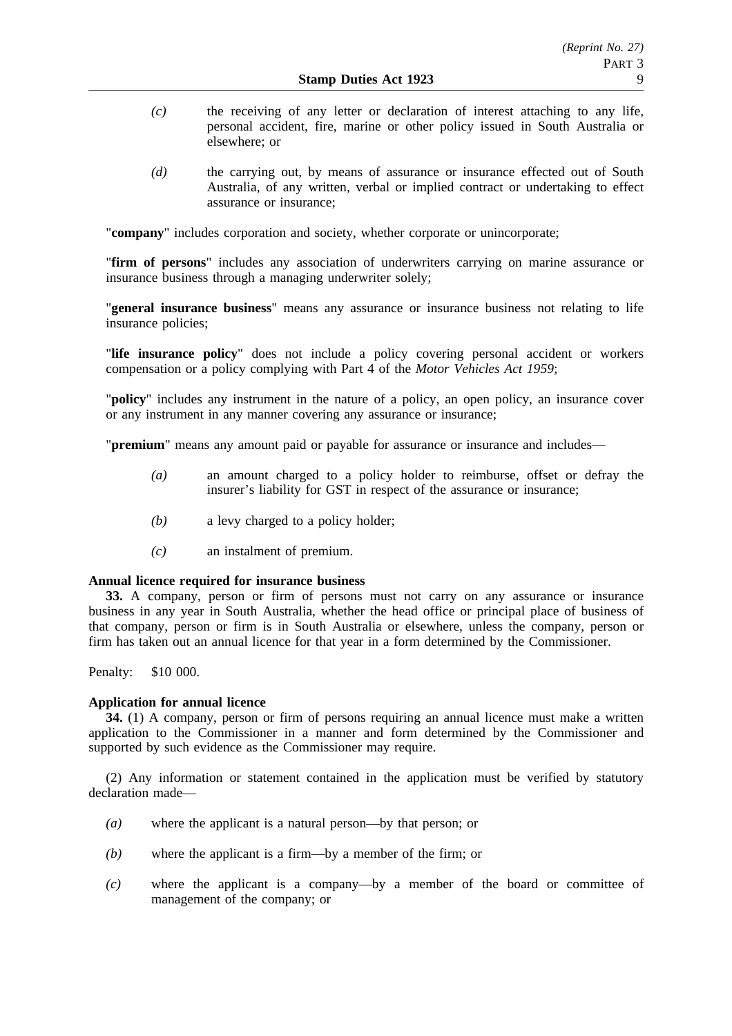*(c)* the receiving of any letter or declaration of interest attaching to any life, personal accident, fire, marine or other policy issued in South Australia or elsewhere; or

*(d)* the carrying out, by means of assurance or insurance effected out of South Australia, of any written, verbal or implied contract or undertaking to effect assurance or insurance;

"**company**" includes corporation and society, whether corporate or unincorporate;

"**firm of persons**" includes any association of underwriters carrying on marine assurance or insurance business through a managing underwriter solely;

"**general insurance business**" means any assurance or insurance business not relating to life insurance policies;

"**life insurance policy**" does not include a policy covering personal accident or workers compensation or a policy complying with Part 4 of the *Motor Vehicles Act 1959*;

"**policy**" includes any instrument in the nature of a policy, an open policy, an insurance cover or any instrument in any manner covering any assurance or insurance;

"**premium**" means any amount paid or payable for assurance or insurance and includes—

*(a)* an amount charged to a policy holder to reimburse, offset or defray the insurer's liability for GST in respect of the assurance or insurance;

*(b)* a levy charged to a policy holder;

*(c)* an instalment of premium.

**Annual licence required for insurance business**

**33.** A company, person or firm of persons must not carry on any assurance or insurance business in any year in South Australia, whether the head office or principal place of business of that company, person or firm is in South Australia or elsewhere, unless the company, person or firm has taken out an annual licence for that year in a form determined by the Commissioner.

Penalty: $10 000.

**Application for annual licence**

**34.** (1) A company, person or firm of persons requiring an annual licence must make a written application to the Commissioner in a manner and form determined by the Commissioner and supported by such evidence as the Commissioner may require.

(2) Any information or statement contained in the application must be verified by statutory declaration made—

*(a)* where the applicant is a natural person—by that person; or

*(b)* where the applicant is a firm—by a member of the firm; or

*(c)* where the applicant is a company—by a member of the board or committee of management of the company; or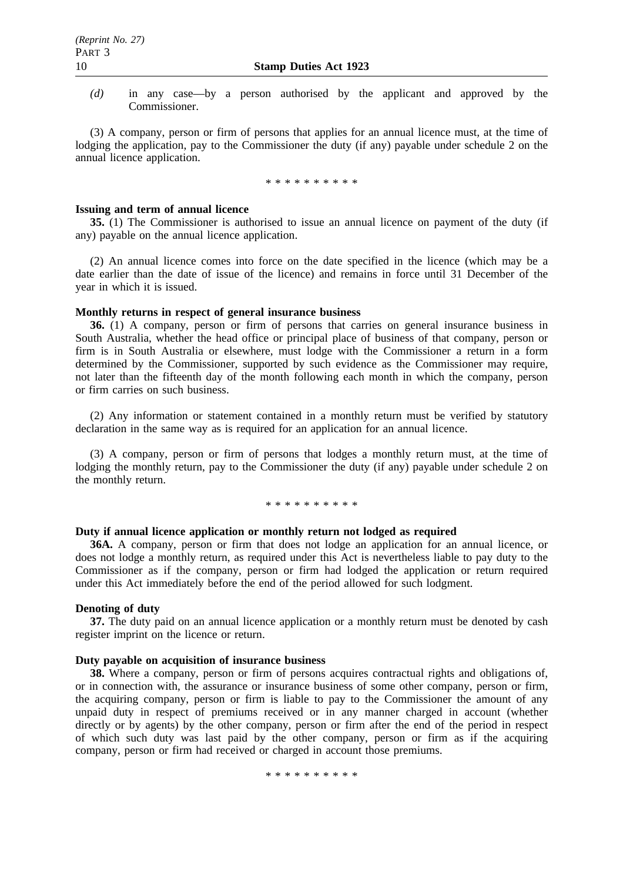*(d)* in any case—by a person authorised by the applicant and approved by the Commissioner.

(3) A company, person or firm of persons that applies for an annual licence must, at the time of lodging the application, pay to the Commissioner the duty (if any) payable under schedule 2 on the annual licence application.

\* \* \* \* \* \* \* \* \* \*

**Issuing and term of annual licence**

**35.** (1) The Commissioner is authorised to issue an annual licence on payment of the duty (if any) payable on the annual licence application.

(2) An annual licence comes into force on the date specified in the licence (which may be a date earlier than the date of issue of the licence) and remains in force until 31 December of the year in which it is issued.

**Monthly returns in respect of general insurance business**

**36.** (1) A company, person or firm of persons that carries on general insurance business in South Australia, whether the head office or principal place of business of that company, person or firm is in South Australia or elsewhere, must lodge with the Commissioner a return in a form determined by the Commissioner, supported by such evidence as the Commissioner may require, not later than the fifteenth day of the month following each month in which the company, person or firm carries on such business.

(2) Any information or statement contained in a monthly return must be verified by statutory declaration in the same way as is required for an application for an annual licence.

(3) A company, person or firm of persons that lodges a monthly return must, at the time of lodging the monthly return, pay to the Commissioner the duty (if any) payable under schedule 2 on the monthly return.

\* \* \* \* \* \* \* \* \* \*

**Duty if annual licence application or monthly return not lodged as required**

**36A.** A company, person or firm that does not lodge an application for an annual licence, or does not lodge a monthly return, as required under this Act is nevertheless liable to pay duty to the Commissioner as if the company, person or firm had lodged the application or return required under this Act immediately before the end of the period allowed for such lodgment.

**Denoting of duty**

**37.** The duty paid on an annual licence application or a monthly return must be denoted by cash register imprint on the licence or return.

**Duty payable on acquisition of insurance business**

**38.** Where a company, person or firm of persons acquires contractual rights and obligations of, or in connection with, the assurance or insurance business of some other company, person or firm, the acquiring company, person or firm is liable to pay to the Commissioner the amount of any unpaid duty in respect of premiums received or in any manner charged in account (whether directly or by agents) by the other company, person or firm after the end of the period in respect of which such duty was last paid by the other company, person or firm as if the acquiring company, person or firm had received or charged in account those premiums.

\* \* \* \* \* \* \* \* \* \*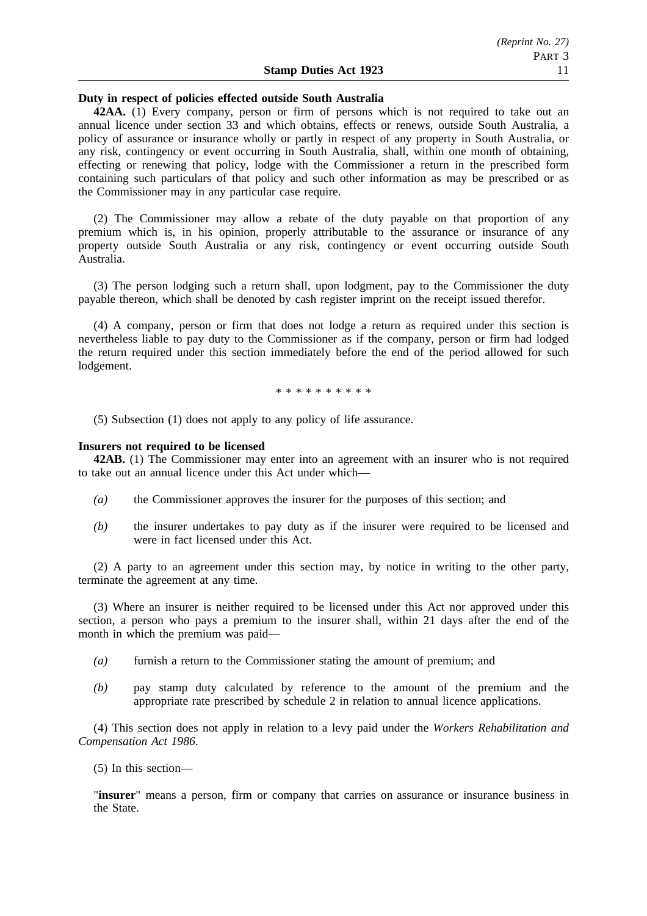**Duty in respect of policies effected outside South Australia**

**42AA.** (1) Every company, person or firm of persons which is not required to take out an annual licence under section 33 and which obtains, effects or renews, outside South Australia, a policy of assurance or insurance wholly or partly in respect of any property in South Australia, or any risk, contingency or event occurring in South Australia, shall, within one month of obtaining, effecting or renewing that policy, lodge with the Commissioner a return in the prescribed form containing such particulars of that policy and such other information as may be prescribed or as the Commissioner may in any particular case require.

(2) The Commissioner may allow a rebate of the duty payable on that proportion of any premium which is, in his opinion, properly attributable to the assurance or insurance of any property outside South Australia or any risk, contingency or event occurring outside South Australia.

(3) The person lodging such a return shall, upon lodgment, pay to the Commissioner the duty payable thereon, which shall be denoted by cash register imprint on the receipt issued therefor.

(4) A company, person or firm that does not lodge a return as required under this section is nevertheless liable to pay duty to the Commissioner as if the company, person or firm had lodged the return required under this section immediately before the end of the period allowed for such lodgement.

\* \* \* \* \* \* \* \* \* \*

(5) Subsection (1) does not apply to any policy of life assurance.

**Insurers not required to be licensed**

**42AB.** (1) The Commissioner may enter into an agreement with an insurer who is not required to take out an annual licence under this Act under which—

*(a)* the Commissioner approves the insurer for the purposes of this section; and

*(b)* the insurer undertakes to pay duty as if the insurer were required to be licensed and were in fact licensed under this Act.

(2) A party to an agreement under this section may, by notice in writing to the other party, terminate the agreement at any time.

(3) Where an insurer is neither required to be licensed under this Act nor approved under this section, a person who pays a premium to the insurer shall, within 21 days after the end of the month in which the premium was paid—

*(a)* furnish a return to the Commissioner stating the amount of premium; and

*(b)* pay stamp duty calculated by reference to the amount of the premium and the appropriate rate prescribed by schedule 2 in relation to annual licence applications.

(4) This section does not apply in relation to a levy paid under the *Workers Rehabilitation and Compensation Act 1986*.

(5) In this section—

"**insurer**" means a person, firm or company that carries on assurance or insurance business in the State.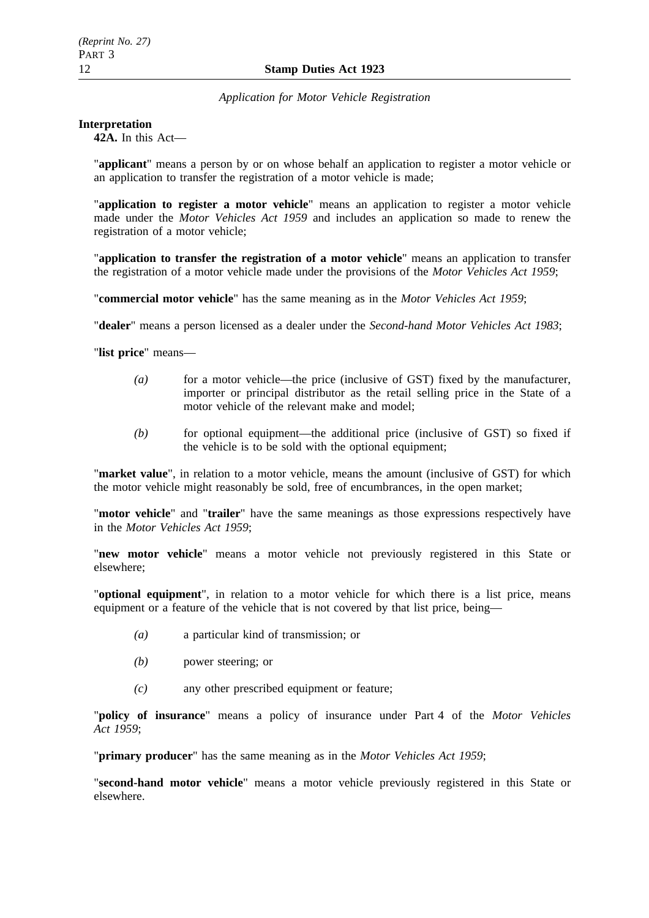*Application for Motor Vehicle Registration*

**Interpretation**

**42A.** In this Act—

"**applicant**" means a person by or on whose behalf an application to register a motor vehicle or an application to transfer the registration of a motor vehicle is made;

"**application to register a motor vehicle**" means an application to register a motor vehicle made under the *Motor Vehicles Act 1959* and includes an application so made to renew the registration of a motor vehicle;

"**application to transfer the registration of a motor vehicle**" means an application to transfer the registration of a motor vehicle made under the provisions of the *Motor Vehicles Act 1959*;

"**commercial motor vehicle**" has the same meaning as in the *Motor Vehicles Act 1959*;

"**dealer**" means a person licensed as a dealer under the *Second-hand Motor Vehicles Act 1983*;

"**list price**" means—

*(a)* for a motor vehicle—the price (inclusive of GST) fixed by the manufacturer, importer or principal distributor as the retail selling price in the State of a motor vehicle of the relevant make and model;

*(b)* for optional equipment—the additional price (inclusive of GST) so fixed if the vehicle is to be sold with the optional equipment;

"**market value**", in relation to a motor vehicle, means the amount (inclusive of GST) for which the motor vehicle might reasonably be sold, free of encumbrances, in the open market;

"**motor vehicle**" and "**trailer**" have the same meanings as those expressions respectively have in the *Motor Vehicles Act 1959*;

"**new motor vehicle**" means a motor vehicle not previously registered in this State or elsewhere;

"**optional equipment**", in relation to a motor vehicle for which there is a list price, means equipment or a feature of the vehicle that is not covered by that list price, being—

*(a)* a particular kind of transmission; or

*(b)* power steering; or

*(c)* any other prescribed equipment or feature;

"**policy of insurance**" means a policy of insurance under Part 4 of the *Motor Vehicles Act 1959*;

"**primary producer**" has the same meaning as in the *Motor Vehicles Act 1959*;

"**second-hand motor vehicle**" means a motor vehicle previously registered in this State or elsewhere.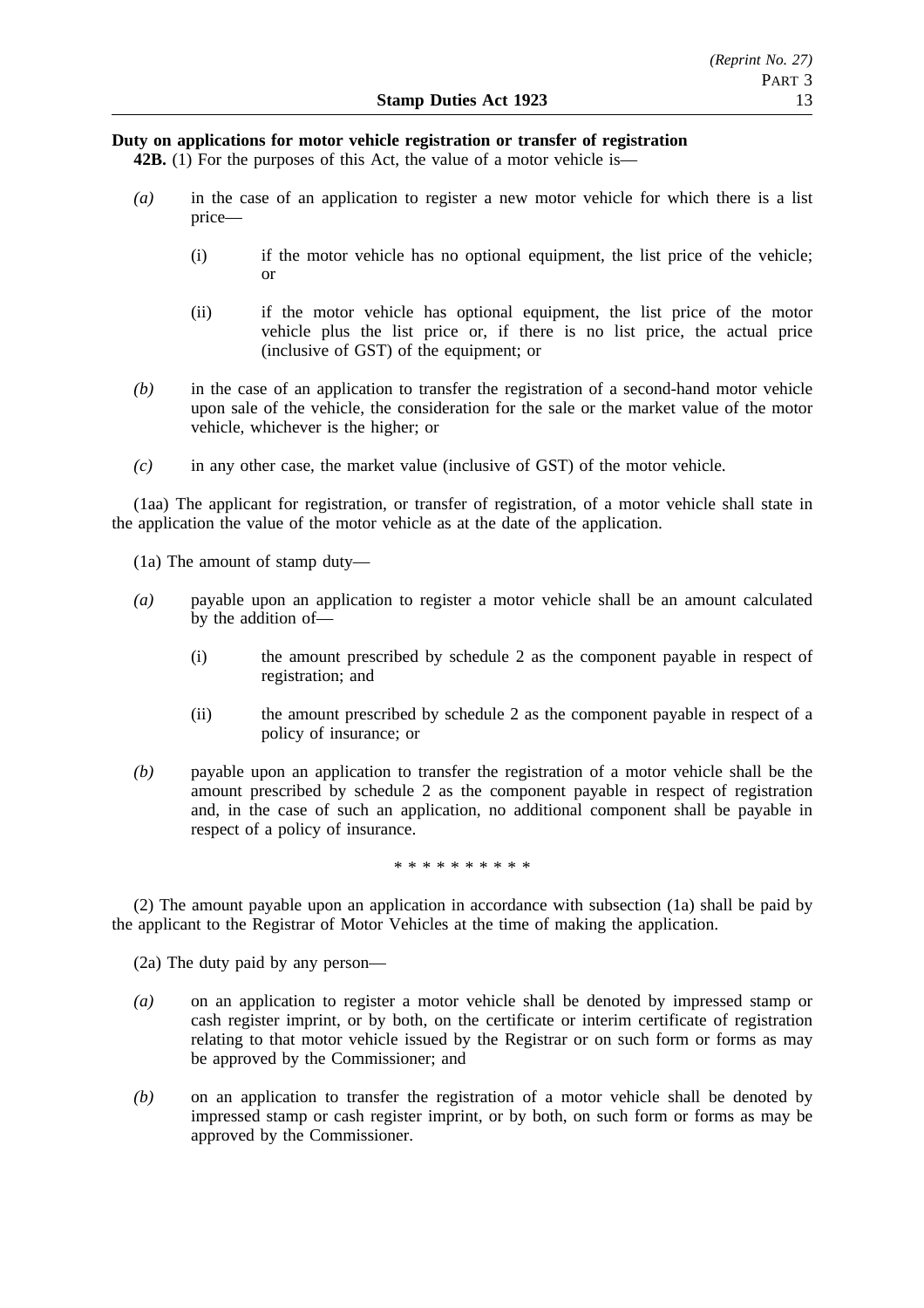**Duty on applications for motor vehicle registration or transfer of registration**

**42B.** (1) For the purposes of this Act, the value of a motor vehicle is—

*(a)* in the case of an application to register a new motor vehicle for which there is a list price—

(i) if the motor vehicle has no optional equipment, the list price of the vehicle; or

(ii) if the motor vehicle has optional equipment, the list price of the motor vehicle plus the list price or, if there is no list price, the actual price (inclusive of GST) of the equipment; or

*(b)* in the case of an application to transfer the registration of a second-hand motor vehicle upon sale of the vehicle, the consideration for the sale or the market value of the motor vehicle, whichever is the higher; or

*(c)* in any other case, the market value (inclusive of GST) of the motor vehicle.

(1aa) The applicant for registration, or transfer of registration, of a motor vehicle shall state in the application the value of the motor vehicle as at the date of the application.

(1a) The amount of stamp duty—

*(a)* payable upon an application to register a motor vehicle shall be an amount calculated by the addition of—

(i) the amount prescribed by schedule 2 as the component payable in respect of registration; and

(ii) the amount prescribed by schedule 2 as the component payable in respect of a policy of insurance; or

*(b)* payable upon an application to transfer the registration of a motor vehicle shall be the amount prescribed by schedule 2 as the component payable in respect of registration and, in the case of such an application, no additional component shall be payable in respect of a policy of insurance.

\* \* \* \* \* \* \* \* \* \*

(2) The amount payable upon an application in accordance with subsection (1a) shall be paid by the applicant to the Registrar of Motor Vehicles at the time of making the application.

(2a) The duty paid by any person—

*(a)* on an application to register a motor vehicle shall be denoted by impressed stamp or cash register imprint, or by both, on the certificate or interim certificate of registration relating to that motor vehicle issued by the Registrar or on such form or forms as may be approved by the Commissioner; and

*(b)* on an application to transfer the registration of a motor vehicle shall be denoted by impressed stamp or cash register imprint, or by both, on such form or forms as may be approved by the Commissioner.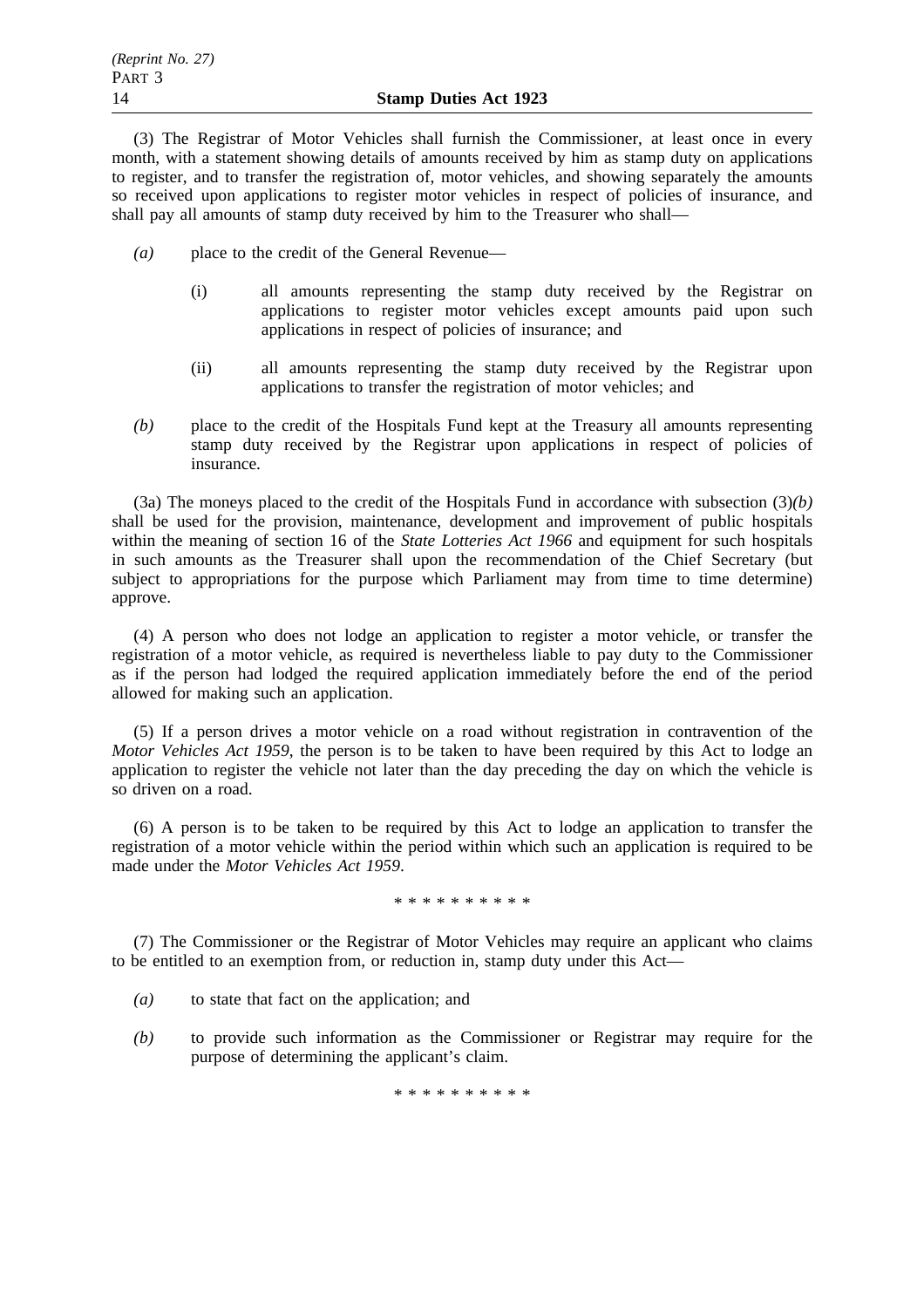(3) The Registrar of Motor Vehicles shall furnish the Commissioner, at least once in every month, with a statement showing details of amounts received by him as stamp duty on applications to register, and to transfer the registration of, motor vehicles, and showing separately the amounts so received upon applications to register motor vehicles in respect of policies of insurance, and shall pay all amounts of stamp duty received by him to the Treasurer who shall—

*(a)* place to the credit of the General Revenue—

(i) all amounts representing the stamp duty received by the Registrar on applications to register motor vehicles except amounts paid upon such applications in respect of policies of insurance; and

(ii) all amounts representing the stamp duty received by the Registrar upon applications to transfer the registration of motor vehicles; and

*(b)* place to the credit of the Hospitals Fund kept at the Treasury all amounts representing stamp duty received by the Registrar upon applications in respect of policies of insurance.

(3a) The moneys placed to the credit of the Hospitals Fund in accordance with subsection (3)*(b)* shall be used for the provision, maintenance, development and improvement of public hospitals within the meaning of section 16 of the *State Lotteries Act 1966* and equipment for such hospitals in such amounts as the Treasurer shall upon the recommendation of the Chief Secretary (but subject to appropriations for the purpose which Parliament may from time to time determine) approve.

(4) A person who does not lodge an application to register a motor vehicle, or transfer the registration of a motor vehicle, as required is nevertheless liable to pay duty to the Commissioner as if the person had lodged the required application immediately before the end of the period allowed for making such an application.

(5) If a person drives a motor vehicle on a road without registration in contravention of the *Motor Vehicles Act 1959*, the person is to be taken to have been required by this Act to lodge an application to register the vehicle not later than the day preceding the day on which the vehicle is so driven on a road.

(6) A person is to be taken to be required by this Act to lodge an application to transfer the registration of a motor vehicle within the period within which such an application is required to be made under the *Motor Vehicles Act 1959*.

\* \* \* \* \* \* \* \* \* \*

(7) The Commissioner or the Registrar of Motor Vehicles may require an applicant who claims to be entitled to an exemption from, or reduction in, stamp duty under this Act—

*(a)* to state that fact on the application; and

*(b)* to provide such information as the Commissioner or Registrar may require for the purpose of determining the applicant's claim.

\* \* \* \* \* \* \* \* \* \*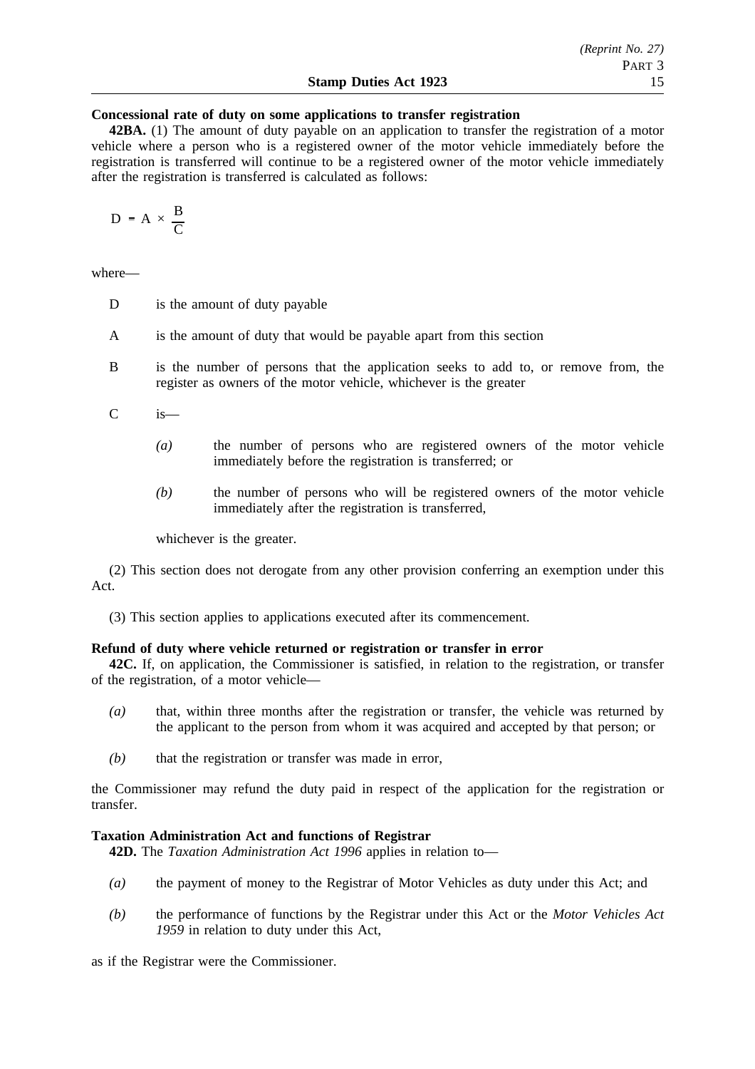**Concessional rate of duty on some applications to transfer registration**

**42BA.** (1) The amount of duty payable on an application to transfer the registration of a motor vehicle where a person who is a registered owner of the motor vehicle immediately before the registration is transferred will continue to be a registered owner of the motor vehicle immediately after the registration is transferred is calculated as follows:

$$D = A \times \frac{B}{C}$$

where—

D is the amount of duty payable

A is the amount of duty that would be payable apart from this section

B is the number of persons that the application seeks to add to, or remove from, the register as owners of the motor vehicle, whichever is the greater

C is—

*(a)* the number of persons who are registered owners of the motor vehicle immediately before the registration is transferred; or

*(b)* the number of persons who will be registered owners of the motor vehicle immediately after the registration is transferred,

whichever is the greater.

(2) This section does not derogate from any other provision conferring an exemption under this Act.

(3) This section applies to applications executed after its commencement.

**Refund of duty where vehicle returned or registration or transfer in error**

**42C.** If, on application, the Commissioner is satisfied, in relation to the registration, or transfer of the registration, of a motor vehicle—

*(a)* that, within three months after the registration or transfer, the vehicle was returned by the applicant to the person from whom it was acquired and accepted by that person; or

*(b)* that the registration or transfer was made in error,

the Commissioner may refund the duty paid in respect of the application for the registration or transfer.

**Taxation Administration Act and functions of Registrar**

**42D.** The *Taxation Administration Act 1996* applies in relation to—

*(a)* the payment of money to the Registrar of Motor Vehicles as duty under this Act; and

*(b)* the performance of functions by the Registrar under this Act or the *Motor Vehicles Act 1959* in relation to duty under this Act,

as if the Registrar were the Commissioner.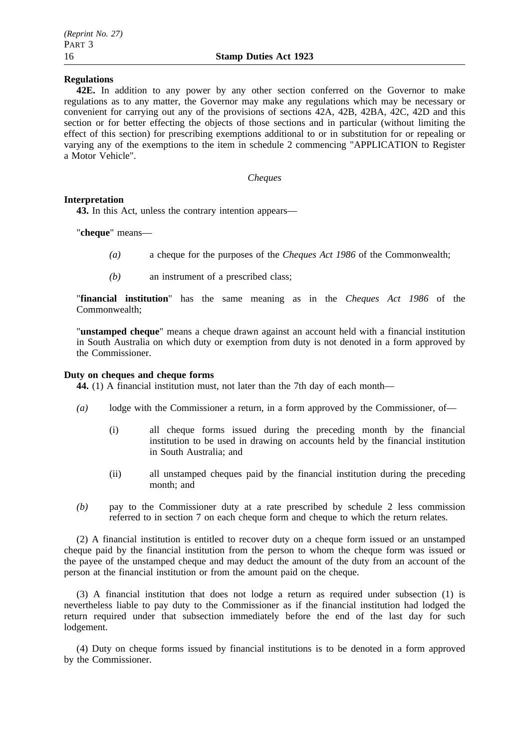**Regulations**

**42E.** In addition to any power by any other section conferred on the Governor to make regulations as to any matter, the Governor may make any regulations which may be necessary or convenient for carrying out any of the provisions of sections 42A, 42B, 42BA, 42C, 42D and this section or for better effecting the objects of those sections and in particular (without limiting the effect of this section) for prescribing exemptions additional to or in substitution for or repealing or varying any of the exemptions to the item in schedule 2 commencing "APPLICATION to Register a Motor Vehicle".

*Cheques*

**Interpretation**

**43.** In this Act, unless the contrary intention appears—

"**cheque**" means—

*(a)* a cheque for the purposes of the *Cheques Act 1986* of the Commonwealth;

*(b)* an instrument of a prescribed class;

"**financial institution**" has the same meaning as in the *Cheques Act 1986* of the Commonwealth;

"**unstamped cheque**" means a cheque drawn against an account held with a financial institution in South Australia on which duty or exemption from duty is not denoted in a form approved by the Commissioner.

**Duty on cheques and cheque forms**

**44.** (1) A financial institution must, not later than the 7th day of each month—

*(a)* lodge with the Commissioner a return, in a form approved by the Commissioner, of—

(i) all cheque forms issued during the preceding month by the financial institution to be used in drawing on accounts held by the financial institution in South Australia; and

(ii) all unstamped cheques paid by the financial institution during the preceding month; and

*(b)* pay to the Commissioner duty at a rate prescribed by schedule 2 less commission referred to in section 7 on each cheque form and cheque to which the return relates.

(2) A financial institution is entitled to recover duty on a cheque form issued or an unstamped cheque paid by the financial institution from the person to whom the cheque form was issued or the payee of the unstamped cheque and may deduct the amount of the duty from an account of the person at the financial institution or from the amount paid on the cheque.

(3) A financial institution that does not lodge a return as required under subsection (1) is nevertheless liable to pay duty to the Commissioner as if the financial institution had lodged the return required under that subsection immediately before the end of the last day for such lodgement.

(4) Duty on cheque forms issued by financial institutions is to be denoted in a form approved by the Commissioner.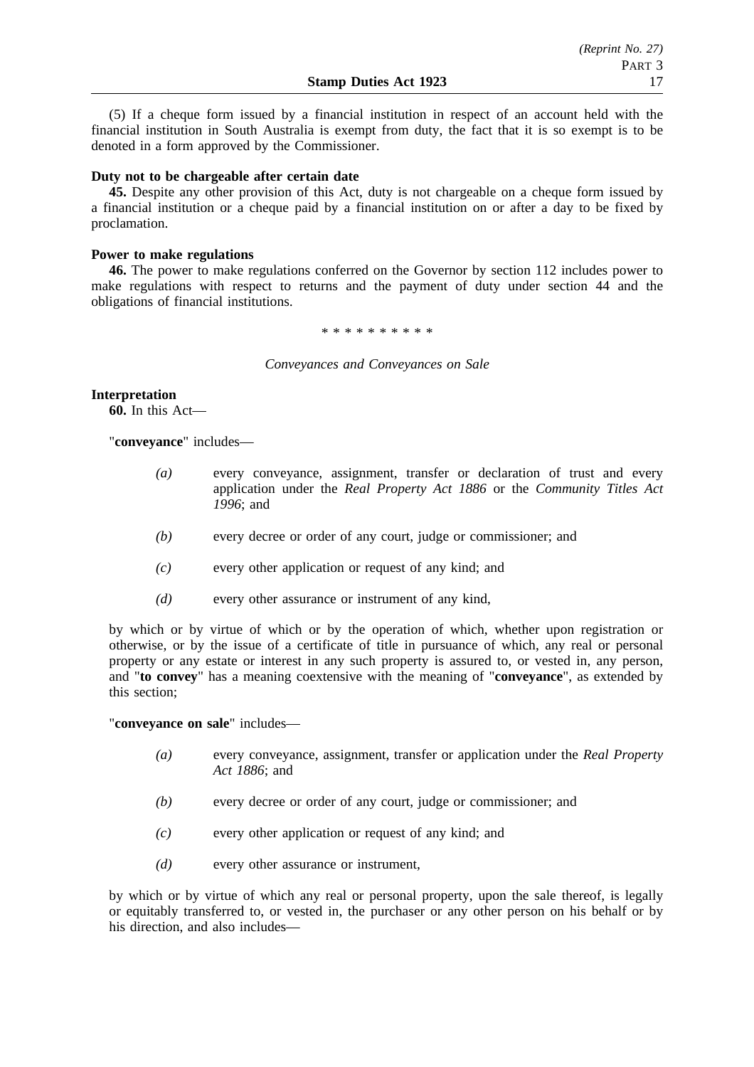(5) If a cheque form issued by a financial institution in respect of an account held with the financial institution in South Australia is exempt from duty, the fact that it is so exempt is to be denoted in a form approved by the Commissioner.

**Duty not to be chargeable after certain date**

**45.** Despite any other provision of this Act, duty is not chargeable on a cheque form issued by a financial institution or a cheque paid by a financial institution on or after a day to be fixed by proclamation.

**Power to make regulations**

**46.** The power to make regulations conferred on the Governor by section 112 includes power to make regulations with respect to returns and the payment of duty under section 44 and the obligations of financial institutions.

\* \* \* \* \* \* \* \* \* \*

*Conveyances and Conveyances on Sale*

**Interpretation**

**60.** In this Act—

"**conveyance**" includes—

*(a)* every conveyance, assignment, transfer or declaration of trust and every application under the *Real Property Act 1886* or the *Community Titles Act 1996*; and

*(b)* every decree or order of any court, judge or commissioner; and

*(c)* every other application or request of any kind; and

*(d)* every other assurance or instrument of any kind,

by which or by virtue of which or by the operation of which, whether upon registration or otherwise, or by the issue of a certificate of title in pursuance of which, any real or personal property or any estate or interest in any such property is assured to, or vested in, any person, and "**to convey**" has a meaning coextensive with the meaning of "**conveyance**", as extended by this section;

"**conveyance on sale**" includes—

*(a)* every conveyance, assignment, transfer or application under the *Real Property Act 1886*; and

*(b)* every decree or order of any court, judge or commissioner; and

*(c)* every other application or request of any kind; and

*(d)* every other assurance or instrument,

by which or by virtue of which any real or personal property, upon the sale thereof, is legally or equitably transferred to, or vested in, the purchaser or any other person on his behalf or by his direction, and also includes—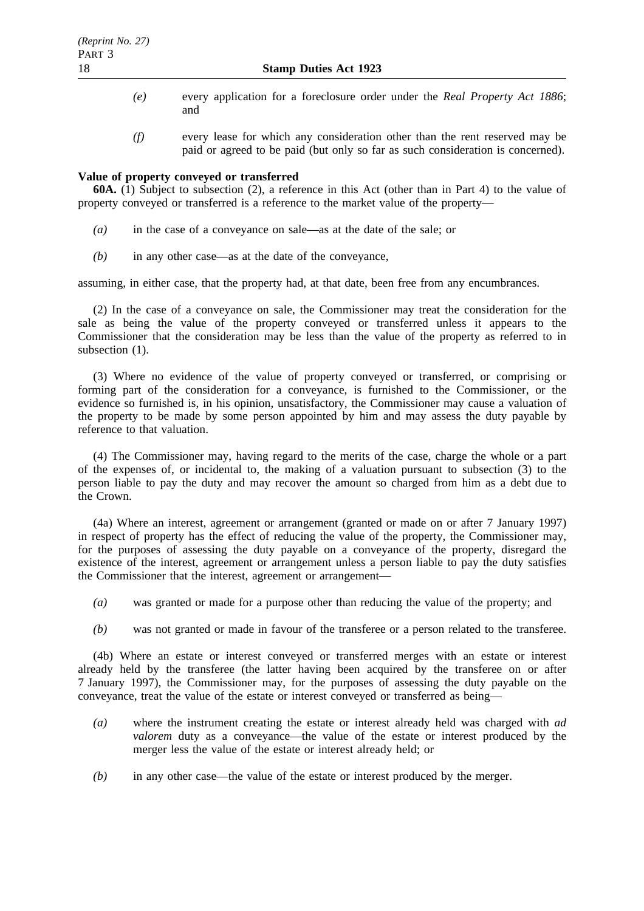*(e)* every application for a foreclosure order under the *Real Property Act 1886*; and

*(f)* every lease for which any consideration other than the rent reserved may be paid or agreed to be paid (but only so far as such consideration is concerned).

**Value of property conveyed or transferred**

**60A.** (1) Subject to subsection (2), a reference in this Act (other than in Part 4) to the value of property conveyed or transferred is a reference to the market value of the property—

*(a)* in the case of a conveyance on sale—as at the date of the sale; or

*(b)* in any other case—as at the date of the conveyance,

assuming, in either case, that the property had, at that date, been free from any encumbrances.

(2) In the case of a conveyance on sale, the Commissioner may treat the consideration for the sale as being the value of the property conveyed or transferred unless it appears to the Commissioner that the consideration may be less than the value of the property as referred to in subsection (1).

(3) Where no evidence of the value of property conveyed or transferred, or comprising or forming part of the consideration for a conveyance, is furnished to the Commissioner, or the evidence so furnished is, in his opinion, unsatisfactory, the Commissioner may cause a valuation of the property to be made by some person appointed by him and may assess the duty payable by reference to that valuation.

(4) The Commissioner may, having regard to the merits of the case, charge the whole or a part of the expenses of, or incidental to, the making of a valuation pursuant to subsection (3) to the person liable to pay the duty and may recover the amount so charged from him as a debt due to the Crown.

(4a) Where an interest, agreement or arrangement (granted or made on or after 7 January 1997) in respect of property has the effect of reducing the value of the property, the Commissioner may, for the purposes of assessing the duty payable on a conveyance of the property, disregard the existence of the interest, agreement or arrangement unless a person liable to pay the duty satisfies the Commissioner that the interest, agreement or arrangement—

*(a)* was granted or made for a purpose other than reducing the value of the property; and

*(b)* was not granted or made in favour of the transferee or a person related to the transferee.

(4b) Where an estate or interest conveyed or transferred merges with an estate or interest already held by the transferee (the latter having been acquired by the transferee on or after 7 January 1997), the Commissioner may, for the purposes of assessing the duty payable on the conveyance, treat the value of the estate or interest conveyed or transferred as being—

*(a)* where the instrument creating the estate or interest already held was charged with *ad valorem* duty as a conveyance—the value of the estate or interest produced by the merger less the value of the estate or interest already held; or

*(b)* in any other case—the value of the estate or interest produced by the merger.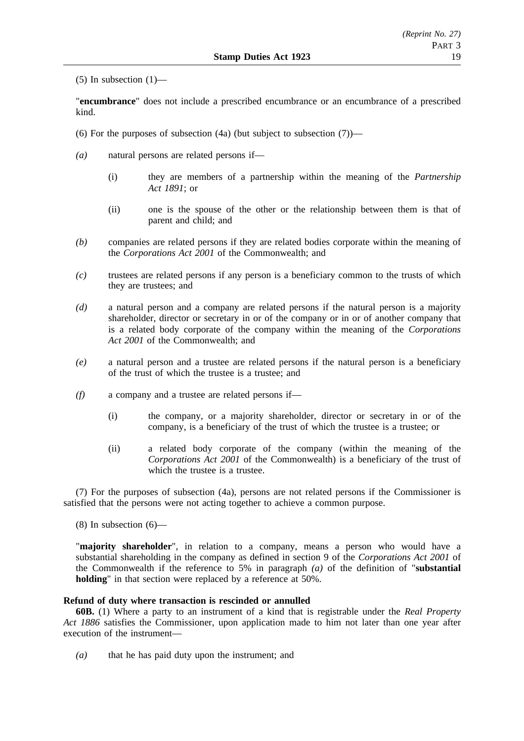(5) In subsection (1)—

"**encumbrance**" does not include a prescribed encumbrance or an encumbrance of a prescribed kind.

(6) For the purposes of subsection (4a) (but subject to subsection (7))—

*(a)* natural persons are related persons if—

(i) they are members of a partnership within the meaning of the *Partnership Act 1891*; or

(ii) one is the spouse of the other or the relationship between them is that of parent and child; and

*(b)* companies are related persons if they are related bodies corporate within the meaning of the *Corporations Act 2001* of the Commonwealth; and

*(c)* trustees are related persons if any person is a beneficiary common to the trusts of which they are trustees; and

*(d)* a natural person and a company are related persons if the natural person is a majority shareholder, director or secretary in or of the company or in or of another company that is a related body corporate of the company within the meaning of the *Corporations Act 2001* of the Commonwealth; and

*(e)* a natural person and a trustee are related persons if the natural person is a beneficiary of the trust of which the trustee is a trustee; and

*(f)* a company and a trustee are related persons if—

(i) the company, or a majority shareholder, director or secretary in or of the company, is a beneficiary of the trust of which the trustee is a trustee; or

(ii) a related body corporate of the company (within the meaning of the *Corporations Act 2001* of the Commonwealth) is a beneficiary of the trust of which the trustee is a trustee.

(7) For the purposes of subsection (4a), persons are not related persons if the Commissioner is satisfied that the persons were not acting together to achieve a common purpose.

(8) In subsection (6)—

"**majority shareholder**", in relation to a company, means a person who would have a substantial shareholding in the company as defined in section 9 of the *Corporations Act 2001* of the Commonwealth if the reference to 5% in paragraph *(a)* of the definition of "**substantial holding**" in that section were replaced by a reference at 50%.

**Refund of duty where transaction is rescinded or annulled**

**60B.** (1) Where a party to an instrument of a kind that is registrable under the *Real Property Act 1886* satisfies the Commissioner, upon application made to him not later than one year after execution of the instrument—

*(a)* that he has paid duty upon the instrument; and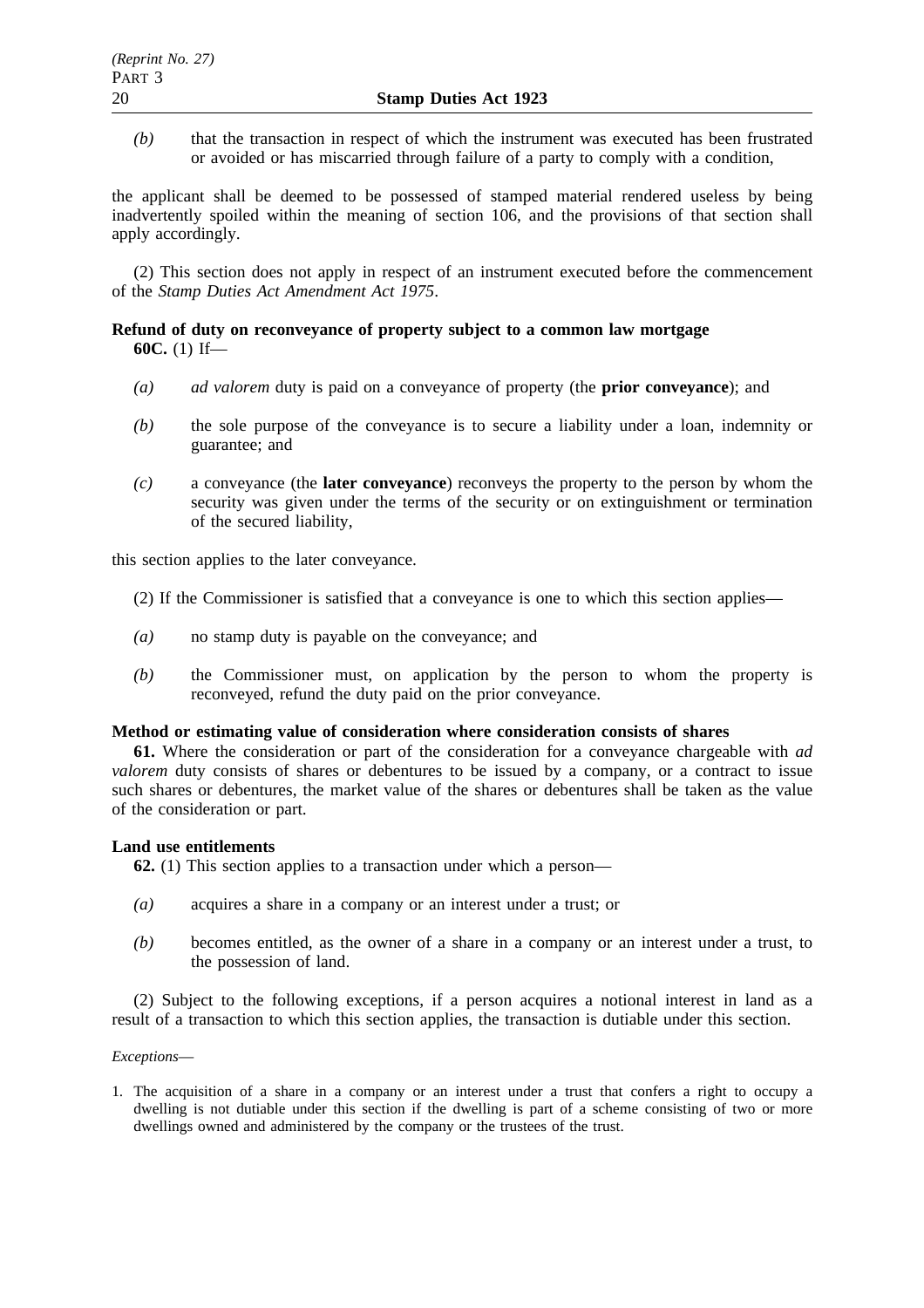*(b)* that the transaction in respect of which the instrument was executed has been frustrated or avoided or has miscarried through failure of a party to comply with a condition,

the applicant shall be deemed to be possessed of stamped material rendered useless by being inadvertently spoiled within the meaning of section 106, and the provisions of that section shall apply accordingly.

(2) This section does not apply in respect of an instrument executed before the commencement of the *Stamp Duties Act Amendment Act 1975*.

**Refund of duty on reconveyance of property subject to a common law mortgage**

**60C.** (1) If—

*(a)* *ad valorem* duty is paid on a conveyance of property (the **prior conveyance**); and

*(b)* the sole purpose of the conveyance is to secure a liability under a loan, indemnity or guarantee; and

*(c)* a conveyance (the **later conveyance**) reconveys the property to the person by whom the security was given under the terms of the security or on extinguishment or termination of the secured liability,

this section applies to the later conveyance.

(2) If the Commissioner is satisfied that a conveyance is one to which this section applies—

*(a)* no stamp duty is payable on the conveyance; and

*(b)* the Commissioner must, on application by the person to whom the property is reconveyed, refund the duty paid on the prior conveyance.

**Method or estimating value of consideration where consideration consists of shares**

**61.** Where the consideration or part of the consideration for a conveyance chargeable with *ad valorem* duty consists of shares or debentures to be issued by a company, or a contract to issue such shares or debentures, the market value of the shares or debentures shall be taken as the value of the consideration or part.

**Land use entitlements**

**62.** (1) This section applies to a transaction under which a person—

*(a)* acquires a share in a company or an interest under a trust; or

*(b)* becomes entitled, as the owner of a share in a company or an interest under a trust, to the possession of land.

(2) Subject to the following exceptions, if a person acquires a notional interest in land as a result of a transaction to which this section applies, the transaction is dutiable under this section.

*Exceptions*—

1. The acquisition of a share in a company or an interest under a trust that confers a right to occupy a dwelling is not dutiable under this section if the dwelling is part of a scheme consisting of two or more dwellings owned and administered by the company or the trustees of the trust.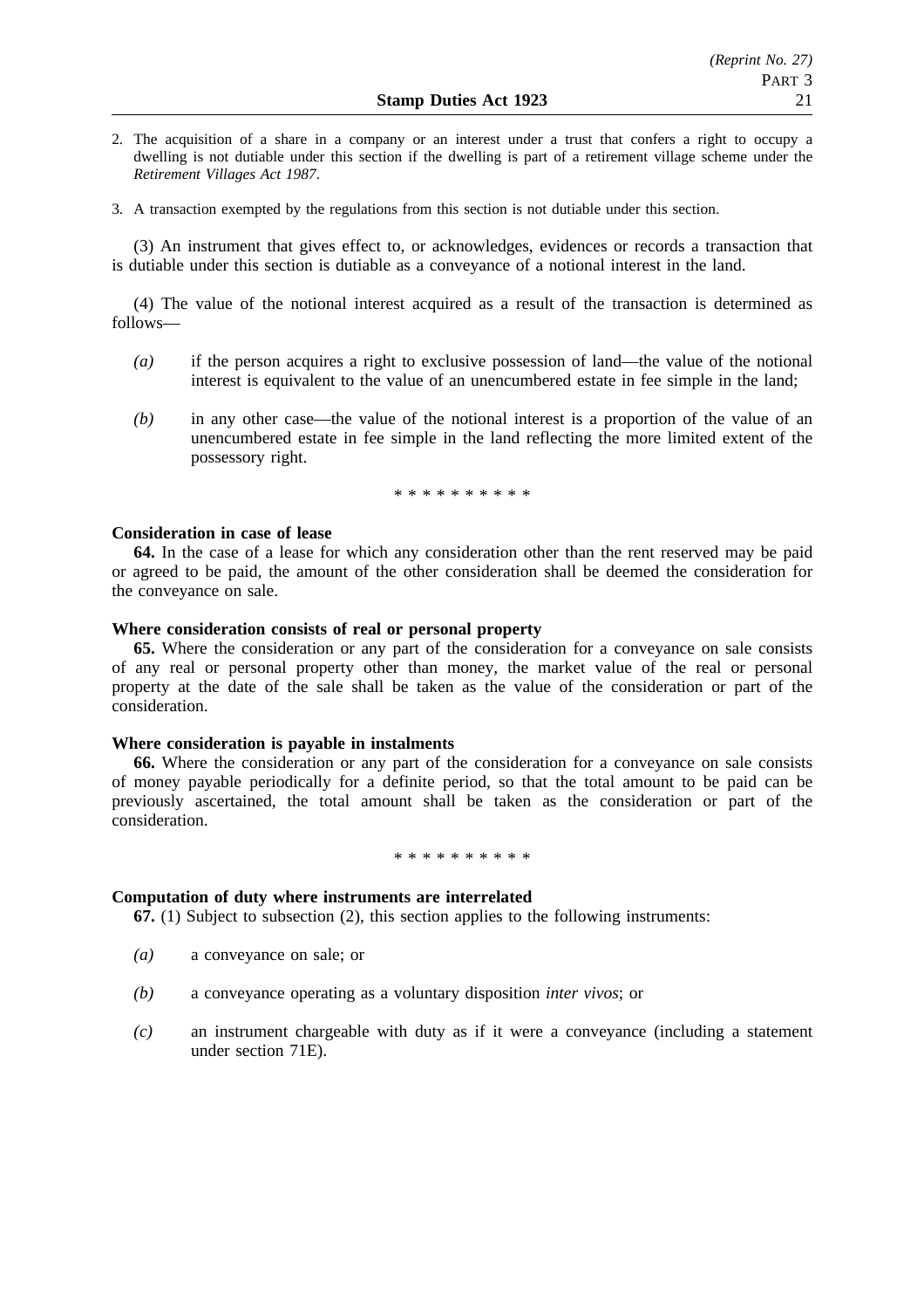2. The acquisition of a share in a company or an interest under a trust that confers a right to occupy a dwelling is not dutiable under this section if the dwelling is part of a retirement village scheme under the *Retirement Villages Act 1987*.

3. A transaction exempted by the regulations from this section is not dutiable under this section.

(3) An instrument that gives effect to, or acknowledges, evidences or records a transaction that is dutiable under this section is dutiable as a conveyance of a notional interest in the land.

(4) The value of the notional interest acquired as a result of the transaction is determined as follows—

*(a)* if the person acquires a right to exclusive possession of land—the value of the notional interest is equivalent to the value of an unencumbered estate in fee simple in the land;

*(b)* in any other case—the value of the notional interest is a proportion of the value of an unencumbered estate in fee simple in the land reflecting the more limited extent of the possessory right.

\* \* \* \* \* \* \* \* \* \*

**Consideration in case of lease**

**64.** In the case of a lease for which any consideration other than the rent reserved may be paid or agreed to be paid, the amount of the other consideration shall be deemed the consideration for the conveyance on sale.

**Where consideration consists of real or personal property**

**65.** Where the consideration or any part of the consideration for a conveyance on sale consists of any real or personal property other than money, the market value of the real or personal property at the date of the sale shall be taken as the value of the consideration or part of the consideration.

**Where consideration is payable in instalments**

**66.** Where the consideration or any part of the consideration for a conveyance on sale consists of money payable periodically for a definite period, so that the total amount to be paid can be previously ascertained, the total amount shall be taken as the consideration or part of the consideration.

\* \* \* \* \* \* \* \* \* \*

**Computation of duty where instruments are interrelated**

**67.** (1) Subject to subsection (2), this section applies to the following instruments:

*(a)* a conveyance on sale; or

*(b)* a conveyance operating as a voluntary disposition *inter vivos*; or

*(c)* an instrument chargeable with duty as if it were a conveyance (including a statement under section 71E).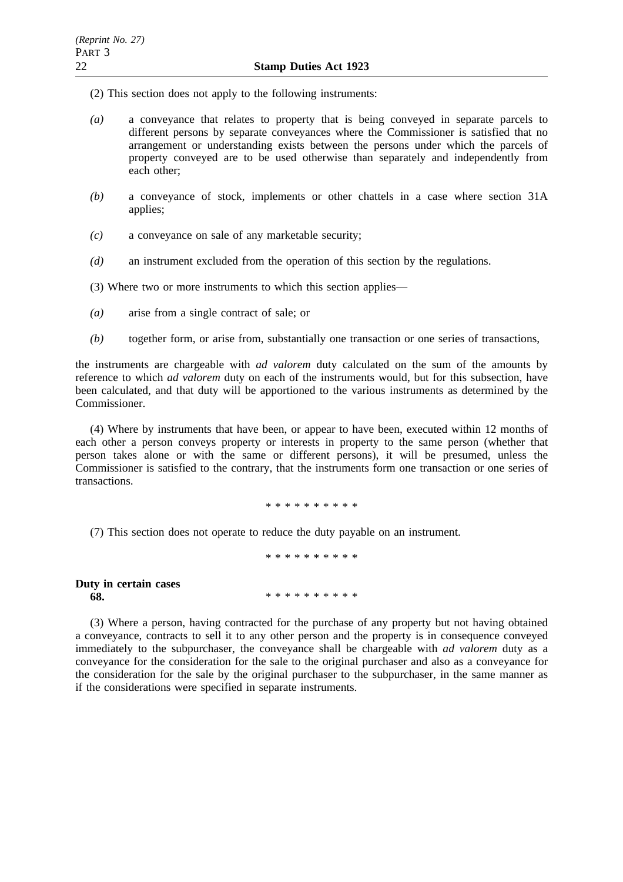(2) This section does not apply to the following instruments:

*(a)* a conveyance that relates to property that is being conveyed in separate parcels to different persons by separate conveyances where the Commissioner is satisfied that no arrangement or understanding exists between the persons under which the parcels of property conveyed are to be used otherwise than separately and independently from each other;

*(b)* a conveyance of stock, implements or other chattels in a case where section 31A applies;

*(c)* a conveyance on sale of any marketable security;

*(d)* an instrument excluded from the operation of this section by the regulations.

(3) Where two or more instruments to which this section applies—

*(a)* arise from a single contract of sale; or

*(b)* together form, or arise from, substantially one transaction or one series of transactions,

the instruments are chargeable with *ad valorem* duty calculated on the sum of the amounts by reference to which *ad valorem* duty on each of the instruments would, but for this subsection, have been calculated, and that duty will be apportioned to the various instruments as determined by the Commissioner.

(4) Where by instruments that have been, or appear to have been, executed within 12 months of each other a person conveys property or interests in property to the same person (whether that person takes alone or with the same or different persons), it will be presumed, unless the Commissioner is satisfied to the contrary, that the instruments form one transaction or one series of transactions.

* * * * * * * * * *

(7) This section does not operate to reduce the duty payable on an instrument.

* * * * * * * * * *

**Duty in certain cases**

**68.** * * * * * * * * * *

(3) Where a person, having contracted for the purchase of any property but not having obtained a conveyance, contracts to sell it to any other person and the property is in consequence conveyed immediately to the subpurchaser, the conveyance shall be chargeable with *ad valorem* duty as a conveyance for the consideration for the sale to the original purchaser and also as a conveyance for the consideration for the sale by the original purchaser to the subpurchaser, in the same manner as if the considerations were specified in separate instruments.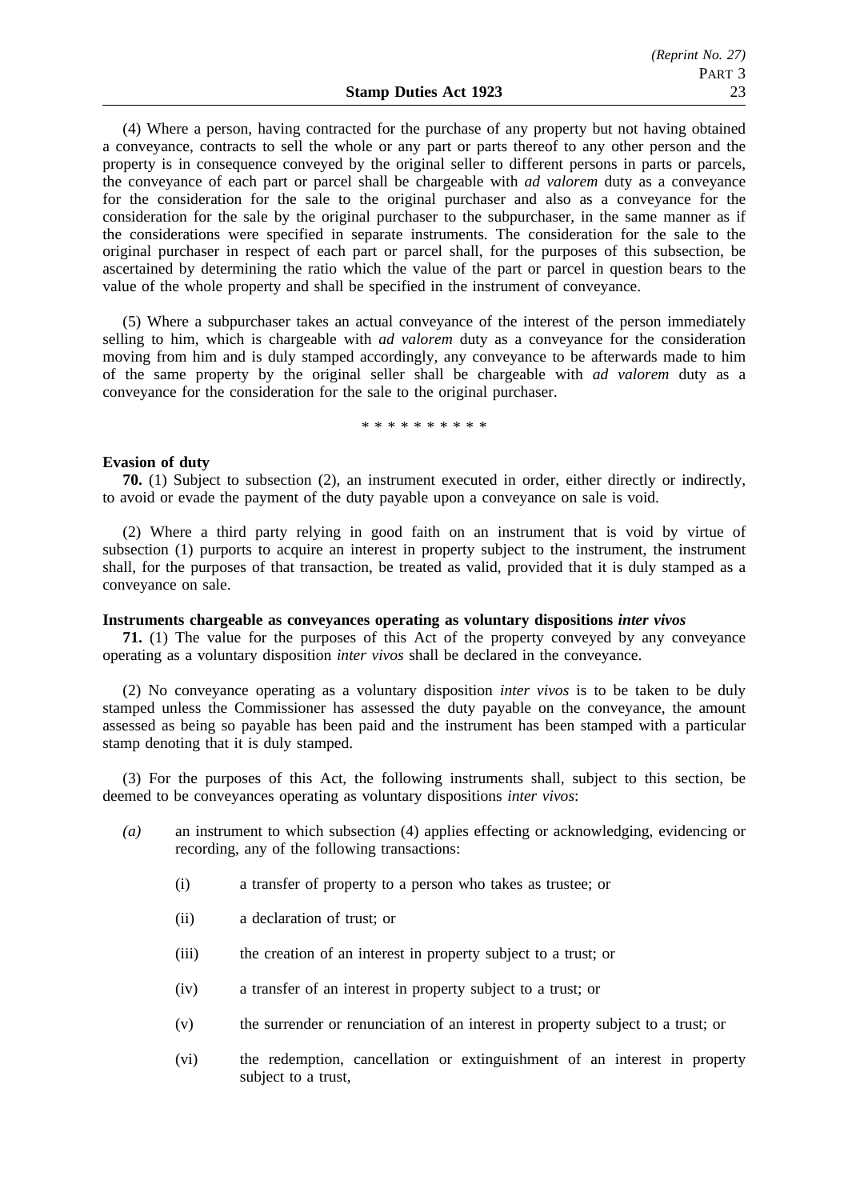(4) Where a person, having contracted for the purchase of any property but not having obtained a conveyance, contracts to sell the whole or any part or parts thereof to any other person and the property is in consequence conveyed by the original seller to different persons in parts or parcels, the conveyance of each part or parcel shall be chargeable with *ad valorem* duty as a conveyance for the consideration for the sale to the original purchaser and also as a conveyance for the consideration for the sale by the original purchaser to the subpurchaser, in the same manner as if the considerations were specified in separate instruments. The consideration for the sale to the original purchaser in respect of each part or parcel shall, for the purposes of this subsection, be ascertained by determining the ratio which the value of the part or parcel in question bears to the value of the whole property and shall be specified in the instrument of conveyance.

(5) Where a subpurchaser takes an actual conveyance of the interest of the person immediately selling to him, which is chargeable with *ad valorem* duty as a conveyance for the consideration moving from him and is duly stamped accordingly, any conveyance to be afterwards made to him of the same property by the original seller shall be chargeable with *ad valorem* duty as a conveyance for the consideration for the sale to the original purchaser.

\* \* \* \* \* \* \* \* \* \*

**Evasion of duty**

**70.** (1) Subject to subsection (2), an instrument executed in order, either directly or indirectly, to avoid or evade the payment of the duty payable upon a conveyance on sale is void.

(2) Where a third party relying in good faith on an instrument that is void by virtue of subsection (1) purports to acquire an interest in property subject to the instrument, the instrument shall, for the purposes of that transaction, be treated as valid, provided that it is duly stamped as a conveyance on sale.

**Instruments chargeable as conveyances operating as voluntary dispositions *inter vivos***

**71.** (1) The value for the purposes of this Act of the property conveyed by any conveyance operating as a voluntary disposition *inter vivos* shall be declared in the conveyance.

(2) No conveyance operating as a voluntary disposition *inter vivos* is to be taken to be duly stamped unless the Commissioner has assessed the duty payable on the conveyance, the amount assessed as being so payable has been paid and the instrument has been stamped with a particular stamp denoting that it is duly stamped.

(3) For the purposes of this Act, the following instruments shall, subject to this section, be deemed to be conveyances operating as voluntary dispositions *inter vivos*:

*(a)* an instrument to which subsection (4) applies effecting or acknowledging, evidencing or recording, any of the following transactions:

(i) a transfer of property to a person who takes as trustee; or

(ii) a declaration of trust; or

(iii) the creation of an interest in property subject to a trust; or

(iv) a transfer of an interest in property subject to a trust; or

(v) the surrender or renunciation of an interest in property subject to a trust; or

(vi) the redemption, cancellation or extinguishment of an interest in property subject to a trust,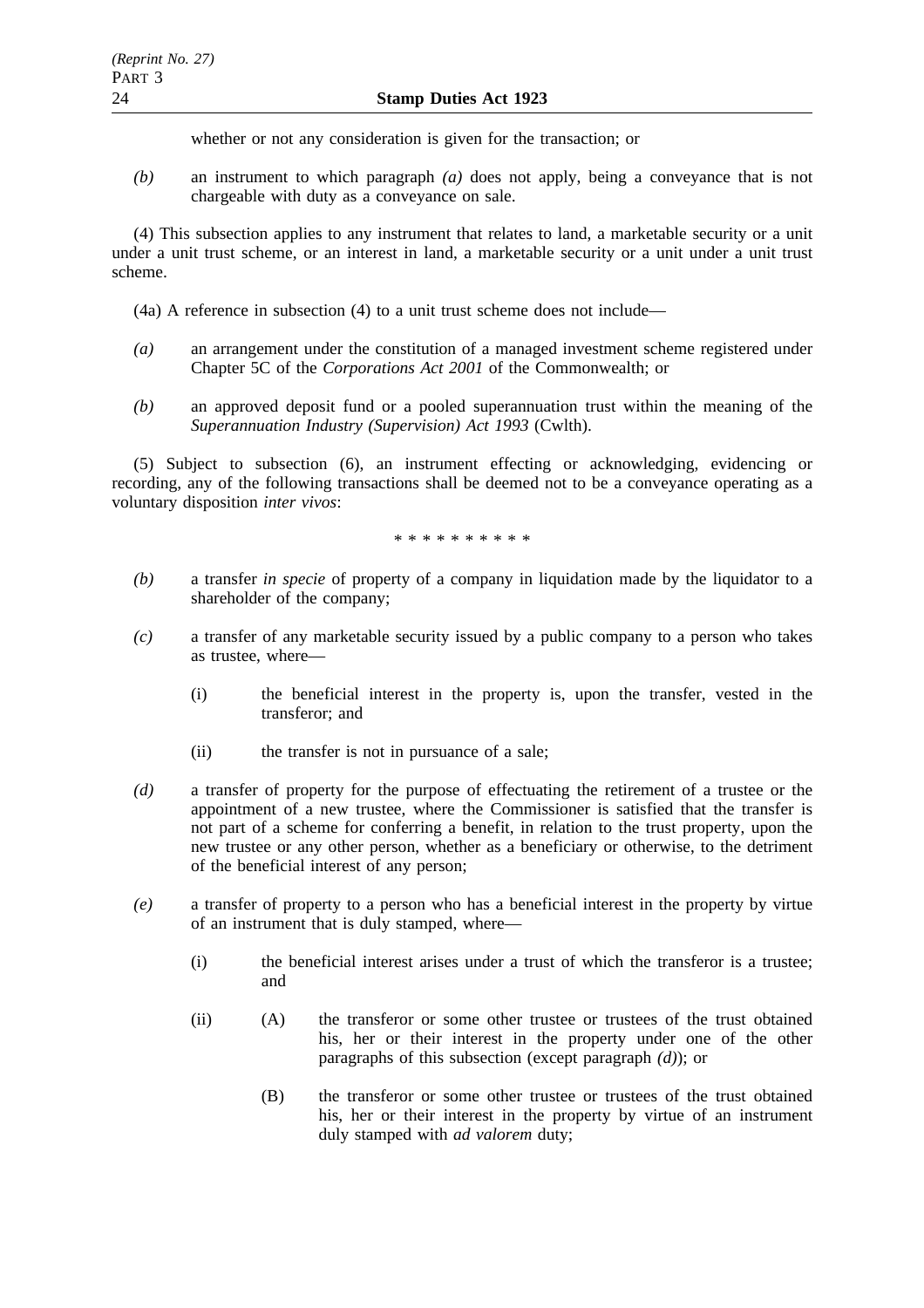whether or not any consideration is given for the transaction; or

*(b)* an instrument to which paragraph *(a)* does not apply, being a conveyance that is not chargeable with duty as a conveyance on sale.

(4) This subsection applies to any instrument that relates to land, a marketable security or a unit under a unit trust scheme, or an interest in land, a marketable security or a unit under a unit trust scheme.

(4a) A reference in subsection (4) to a unit trust scheme does not include—

*(a)* an arrangement under the constitution of a managed investment scheme registered under Chapter 5C of the *Corporations Act 2001* of the Commonwealth; or

*(b)* an approved deposit fund or a pooled superannuation trust within the meaning of the *Superannuation Industry (Supervision) Act 1993* (Cwlth).

(5) Subject to subsection (6), an instrument effecting or acknowledging, evidencing or recording, any of the following transactions shall be deemed not to be a conveyance operating as a voluntary disposition *inter vivos*:

\* \* \* \* \* \* \* \* \* \*

*(b)* a transfer *in specie* of property of a company in liquidation made by the liquidator to a shareholder of the company;

*(c)* a transfer of any marketable security issued by a public company to a person who takes as trustee, where—

  (i) the beneficial interest in the property is, upon the transfer, vested in the transferor; and

  (ii) the transfer is not in pursuance of a sale;

*(d)* a transfer of property for the purpose of effectuating the retirement of a trustee or the appointment of a new trustee, where the Commissioner is satisfied that the transfer is not part of a scheme for conferring a benefit, in relation to the trust property, upon the new trustee or any other person, whether as a beneficiary or otherwise, to the detriment of the beneficial interest of any person;

*(e)* a transfer of property to a person who has a beneficial interest in the property by virtue of an instrument that is duly stamped, where—

  (i) the beneficial interest arises under a trust of which the transferor is a trustee; and

  (ii) (A) the transferor or some other trustee or trustees of the trust obtained his, her or their interest in the property under one of the other paragraphs of this subsection (except paragraph *(d)*); or

    (B) the transferor or some other trustee or trustees of the trust obtained his, her or their interest in the property by virtue of an instrument duly stamped with *ad valorem* duty;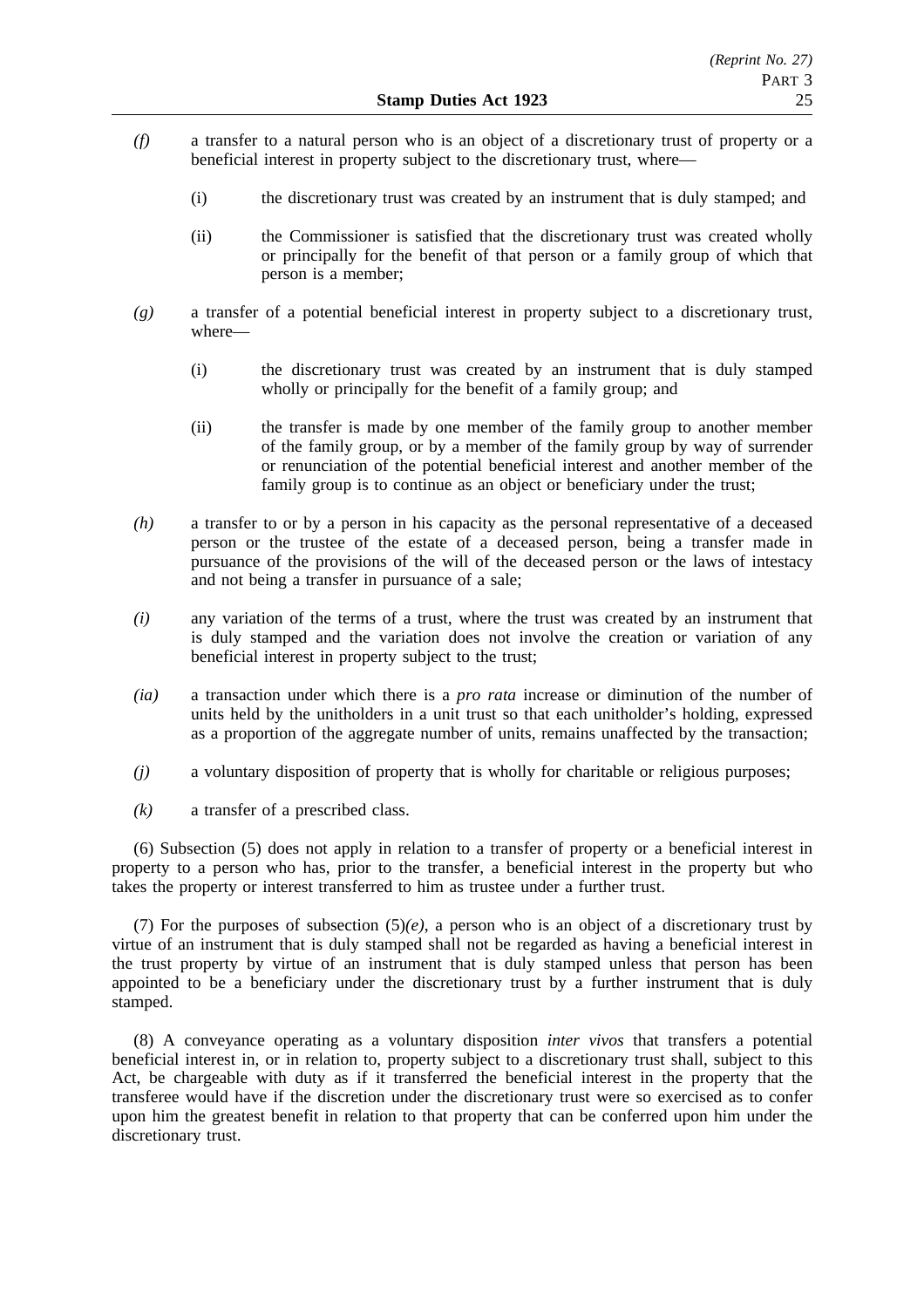*(f)* a transfer to a natural person who is an object of a discretionary trust of property or a beneficial interest in property subject to the discretionary trust, where—

(i) the discretionary trust was created by an instrument that is duly stamped; and

(ii) the Commissioner is satisfied that the discretionary trust was created wholly or principally for the benefit of that person or a family group of which that person is a member;

*(g)* a transfer of a potential beneficial interest in property subject to a discretionary trust, where—

(i) the discretionary trust was created by an instrument that is duly stamped wholly or principally for the benefit of a family group; and

(ii) the transfer is made by one member of the family group to another member of the family group, or by a member of the family group by way of surrender or renunciation of the potential beneficial interest and another member of the family group is to continue as an object or beneficiary under the trust;

*(h)* a transfer to or by a person in his capacity as the personal representative of a deceased person or the trustee of the estate of a deceased person, being a transfer made in pursuance of the provisions of the will of the deceased person or the laws of intestacy and not being a transfer in pursuance of a sale;

*(i)* any variation of the terms of a trust, where the trust was created by an instrument that is duly stamped and the variation does not involve the creation or variation of any beneficial interest in property subject to the trust;

*(ia)* a transaction under which there is a *pro rata* increase or diminution of the number of units held by the unitholders in a unit trust so that each unitholder's holding, expressed as a proportion of the aggregate number of units, remains unaffected by the transaction;

*(j)* a voluntary disposition of property that is wholly for charitable or religious purposes;

*(k)* a transfer of a prescribed class.

(6) Subsection (5) does not apply in relation to a transfer of property or a beneficial interest in property to a person who has, prior to the transfer, a beneficial interest in the property but who takes the property or interest transferred to him as trustee under a further trust.

(7) For the purposes of subsection (5)*(e)*, a person who is an object of a discretionary trust by virtue of an instrument that is duly stamped shall not be regarded as having a beneficial interest in the trust property by virtue of an instrument that is duly stamped unless that person has been appointed to be a beneficiary under the discretionary trust by a further instrument that is duly stamped.

(8) A conveyance operating as a voluntary disposition *inter vivos* that transfers a potential beneficial interest in, or in relation to, property subject to a discretionary trust shall, subject to this Act, be chargeable with duty as if it transferred the beneficial interest in the property that the transferee would have if the discretion under the discretionary trust were so exercised as to confer upon him the greatest benefit in relation to that property that can be conferred upon him under the discretionary trust.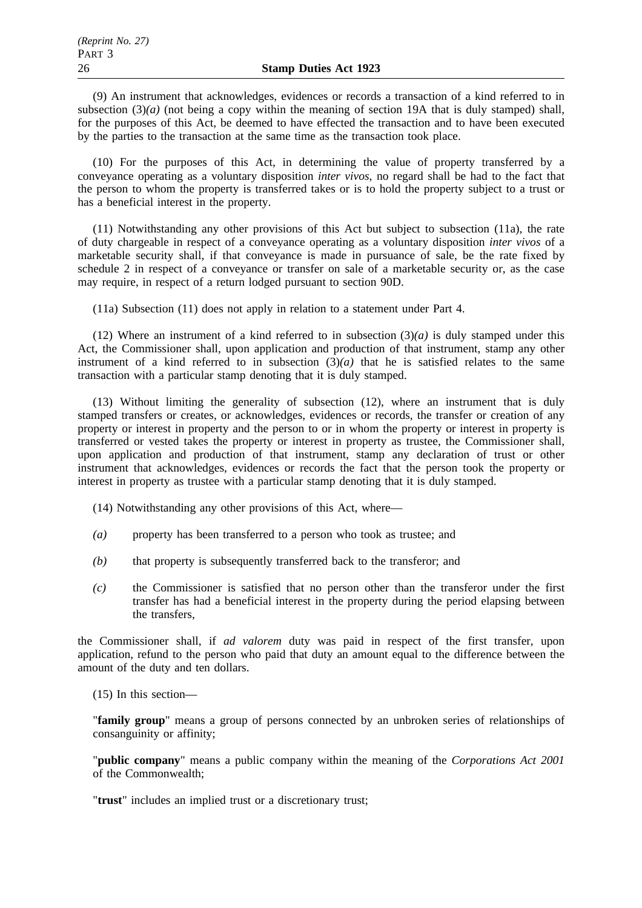(9) An instrument that acknowledges, evidences or records a transaction of a kind referred to in subsection (3)*(a)* (not being a copy within the meaning of section 19A that is duly stamped) shall, for the purposes of this Act, be deemed to have effected the transaction and to have been executed by the parties to the transaction at the same time as the transaction took place.

(10) For the purposes of this Act, in determining the value of property transferred by a conveyance operating as a voluntary disposition *inter vivos*, no regard shall be had to the fact that the person to whom the property is transferred takes or is to hold the property subject to a trust or has a beneficial interest in the property.

(11) Notwithstanding any other provisions of this Act but subject to subsection (11a), the rate of duty chargeable in respect of a conveyance operating as a voluntary disposition *inter vivos* of a marketable security shall, if that conveyance is made in pursuance of sale, be the rate fixed by schedule 2 in respect of a conveyance or transfer on sale of a marketable security or, as the case may require, in respect of a return lodged pursuant to section 90D.

(11a) Subsection (11) does not apply in relation to a statement under Part 4.

(12) Where an instrument of a kind referred to in subsection (3)*(a)* is duly stamped under this Act, the Commissioner shall, upon application and production of that instrument, stamp any other instrument of a kind referred to in subsection (3)*(a)* that he is satisfied relates to the same transaction with a particular stamp denoting that it is duly stamped.

(13) Without limiting the generality of subsection (12), where an instrument that is duly stamped transfers or creates, or acknowledges, evidences or records, the transfer or creation of any property or interest in property and the person to or in whom the property or interest in property is transferred or vested takes the property or interest in property as trustee, the Commissioner shall, upon application and production of that instrument, stamp any declaration of trust or other instrument that acknowledges, evidences or records the fact that the person took the property or interest in property as trustee with a particular stamp denoting that it is duly stamped.

(14) Notwithstanding any other provisions of this Act, where—

*(a)* property has been transferred to a person who took as trustee; and

*(b)* that property is subsequently transferred back to the transferor; and

*(c)* the Commissioner is satisfied that no person other than the transferor under the first transfer has had a beneficial interest in the property during the period elapsing between the transfers,

the Commissioner shall, if *ad valorem* duty was paid in respect of the first transfer, upon application, refund to the person who paid that duty an amount equal to the difference between the amount of the duty and ten dollars.

(15) In this section—

"**family group**" means a group of persons connected by an unbroken series of relationships of consanguinity or affinity;

"**public company**" means a public company within the meaning of the *Corporations Act 2001* of the Commonwealth;

"**trust**" includes an implied trust or a discretionary trust;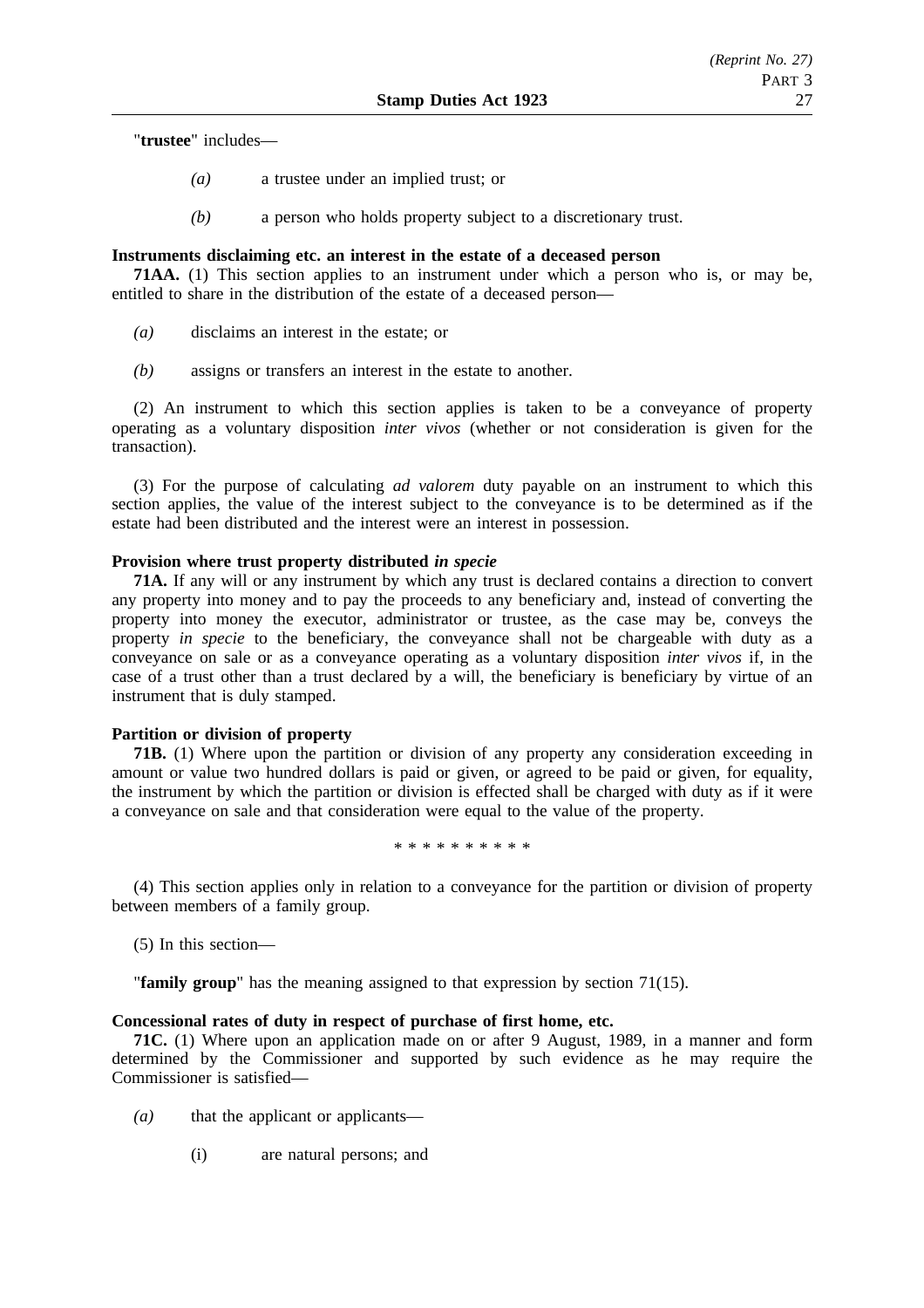"**trustee**" includes—

*(a)* a trustee under an implied trust; or

*(b)* a person who holds property subject to a discretionary trust.

**Instruments disclaiming etc. an interest in the estate of a deceased person**

**71AA.** (1) This section applies to an instrument under which a person who is, or may be, entitled to share in the distribution of the estate of a deceased person—

*(a)* disclaims an interest in the estate; or

*(b)* assigns or transfers an interest in the estate to another.

(2) An instrument to which this section applies is taken to be a conveyance of property operating as a voluntary disposition *inter vivos* (whether or not consideration is given for the transaction).

(3) For the purpose of calculating *ad valorem* duty payable on an instrument to which this section applies, the value of the interest subject to the conveyance is to be determined as if the estate had been distributed and the interest were an interest in possession.

**Provision where trust property distributed *in specie***

**71A.** If any will or any instrument by which any trust is declared contains a direction to convert any property into money and to pay the proceeds to any beneficiary and, instead of converting the property into money the executor, administrator or trustee, as the case may be, conveys the property *in specie* to the beneficiary, the conveyance shall not be chargeable with duty as a conveyance on sale or as a conveyance operating as a voluntary disposition *inter vivos* if, in the case of a trust other than a trust declared by a will, the beneficiary is beneficiary by virtue of an instrument that is duly stamped.

**Partition or division of property**

**71B.** (1) Where upon the partition or division of any property any consideration exceeding in amount or value two hundred dollars is paid or given, or agreed to be paid or given, for equality, the instrument by which the partition or division is effected shall be charged with duty as if it were a conveyance on sale and that consideration were equal to the value of the property.

* * * * * * * * * *

(4) This section applies only in relation to a conveyance for the partition or division of property between members of a family group.

(5) In this section—

"**family group**" has the meaning assigned to that expression by section 71(15).

**Concessional rates of duty in respect of purchase of first home, etc.**

**71C.** (1) Where upon an application made on or after 9 August, 1989, in a manner and form determined by the Commissioner and supported by such evidence as he may require the Commissioner is satisfied—

*(a)* that the applicant or applicants—

(i) are natural persons; and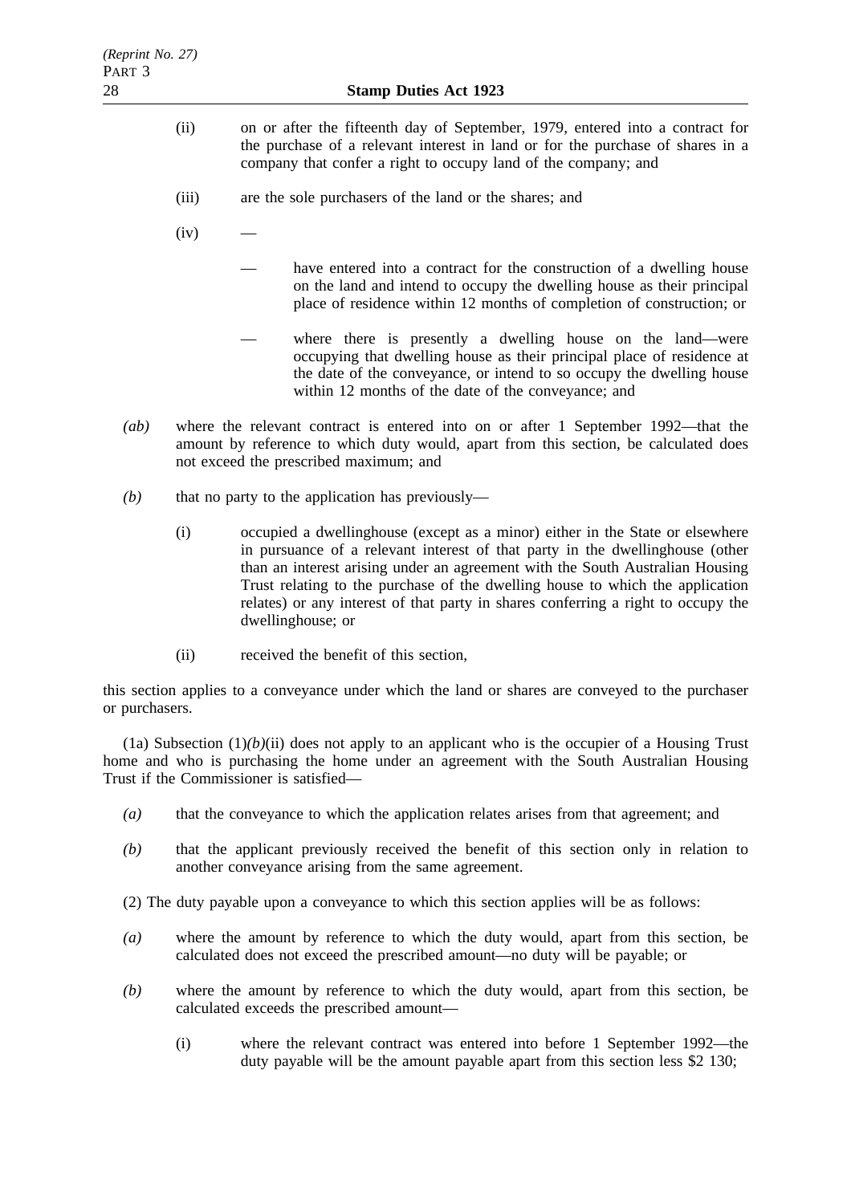(ii) on or after the fifteenth day of September, 1979, entered into a contract for the purchase of a relevant interest in land or for the purchase of shares in a company that confer a right to occupy land of the company; and

(iii) are the sole purchasers of the land or the shares; and

(iv) —

— have entered into a contract for the construction of a dwelling house on the land and intend to occupy the dwelling house as their principal place of residence within 12 months of completion of construction; or

— where there is presently a dwelling house on the land—were occupying that dwelling house as their principal place of residence at the date of the conveyance, or intend to so occupy the dwelling house within 12 months of the date of the conveyance; and

*(ab)* where the relevant contract is entered into on or after 1 September 1992—that the amount by reference to which duty would, apart from this section, be calculated does not exceed the prescribed maximum; and

*(b)* that no party to the application has previously—

(i) occupied a dwellinghouse (except as a minor) either in the State or elsewhere in pursuance of a relevant interest of that party in the dwellinghouse (other than an interest arising under an agreement with the South Australian Housing Trust relating to the purchase of the dwelling house to which the application relates) or any interest of that party in shares conferring a right to occupy the dwellinghouse; or

(ii) received the benefit of this section,

this section applies to a conveyance under which the land or shares are conveyed to the purchaser or purchasers.

(1a) Subsection (1)*(b)*(ii) does not apply to an applicant who is the occupier of a Housing Trust home and who is purchasing the home under an agreement with the South Australian Housing Trust if the Commissioner is satisfied—

*(a)* that the conveyance to which the application relates arises from that agreement; and

*(b)* that the applicant previously received the benefit of this section only in relation to another conveyance arising from the same agreement.

(2) The duty payable upon a conveyance to which this section applies will be as follows:

*(a)* where the amount by reference to which the duty would, apart from this section, be calculated does not exceed the prescribed amount—no duty will be payable; or

*(b)* where the amount by reference to which the duty would, apart from this section, be calculated exceeds the prescribed amount—

(i) where the relevant contract was entered into before 1 September 1992—the duty payable will be the amount payable apart from this section less $2 130;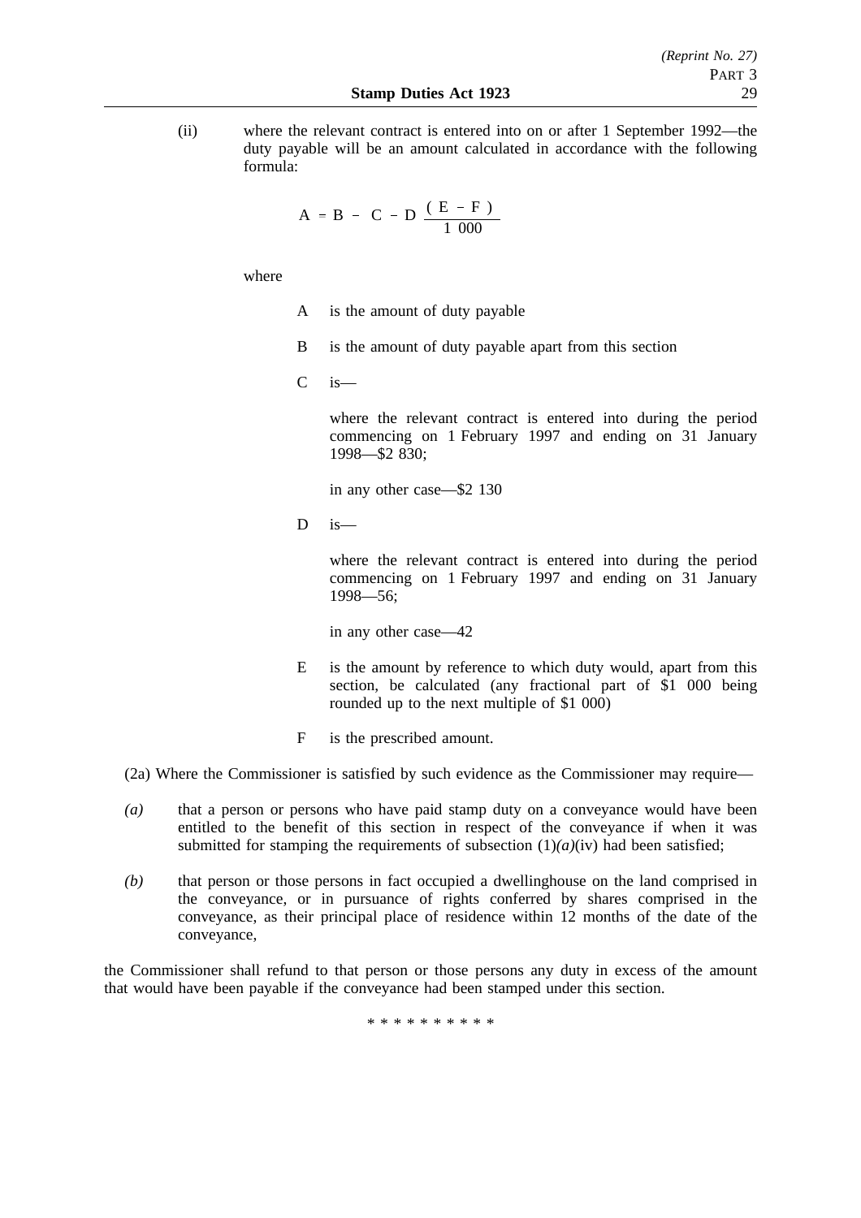(ii) where the relevant contract is entered into on or after 1 September 1992—the duty payable will be an amount calculated in accordance with the following formula:

$$A = B - C - D \frac{(E - F)}{1\ 000}$$

where

A is the amount of duty payable

B is the amount of duty payable apart from this section

C is—

where the relevant contract is entered into during the period commencing on 1 February 1997 and ending on 31 January 1998—$2 830;

in any other case—$2 130

D is—

where the relevant contract is entered into during the period commencing on 1 February 1997 and ending on 31 January 1998—56;

in any other case—42

E is the amount by reference to which duty would, apart from this section, be calculated (any fractional part of $1 000 being rounded up to the next multiple of $1 000)

F is the prescribed amount.

(2a) Where the Commissioner is satisfied by such evidence as the Commissioner may require—

*(a)* that a person or persons who have paid stamp duty on a conveyance would have been entitled to the benefit of this section in respect of the conveyance if when it was submitted for stamping the requirements of subsection (1)*(a)*(iv) had been satisfied;

*(b)* that person or those persons in fact occupied a dwellinghouse on the land comprised in the conveyance, or in pursuance of rights conferred by shares comprised in the conveyance, as their principal place of residence within 12 months of the date of the conveyance,

the Commissioner shall refund to that person or those persons any duty in excess of the amount that would have been payable if the conveyance had been stamped under this section.

* * * * * * * * * *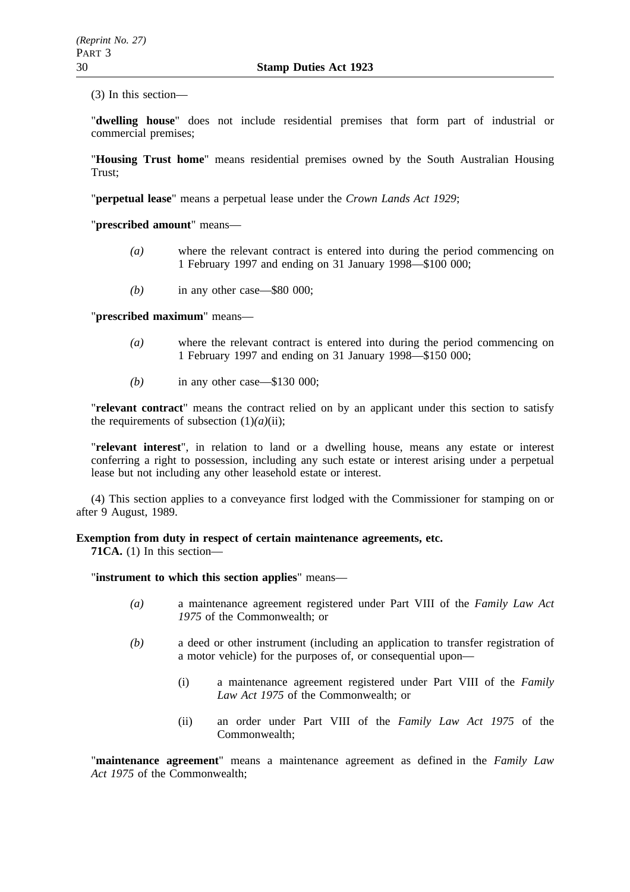(3) In this section—

"**dwelling house**" does not include residential premises that form part of industrial or commercial premises;

"**Housing Trust home**" means residential premises owned by the South Australian Housing Trust;

"**perpetual lease**" means a perpetual lease under the *Crown Lands Act 1929*;

"**prescribed amount**" means—

*(a)* where the relevant contract is entered into during the period commencing on 1 February 1997 and ending on 31 January 1998—$100 000;

*(b)* in any other case—$80 000;

"**prescribed maximum**" means—

*(a)* where the relevant contract is entered into during the period commencing on 1 February 1997 and ending on 31 January 1998—$150 000;

*(b)* in any other case—$130 000;

"**relevant contract**" means the contract relied on by an applicant under this section to satisfy the requirements of subsection (1)*(a)*(ii);

"**relevant interest**", in relation to land or a dwelling house, means any estate or interest conferring a right to possession, including any such estate or interest arising under a perpetual lease but not including any other leasehold estate or interest.

(4) This section applies to a conveyance first lodged with the Commissioner for stamping on or after 9 August, 1989.

**Exemption from duty in respect of certain maintenance agreements, etc.**

**71CA.** (1) In this section—

"**instrument to which this section applies**" means—

*(a)* a maintenance agreement registered under Part VIII of the *Family Law Act 1975* of the Commonwealth; or

*(b)* a deed or other instrument (including an application to transfer registration of a motor vehicle) for the purposes of, or consequential upon—

(i) a maintenance agreement registered under Part VIII of the *Family Law Act 1975* of the Commonwealth; or

(ii) an order under Part VIII of the *Family Law Act 1975* of the Commonwealth;

"**maintenance agreement**" means a maintenance agreement as defined in the *Family Law Act 1975* of the Commonwealth;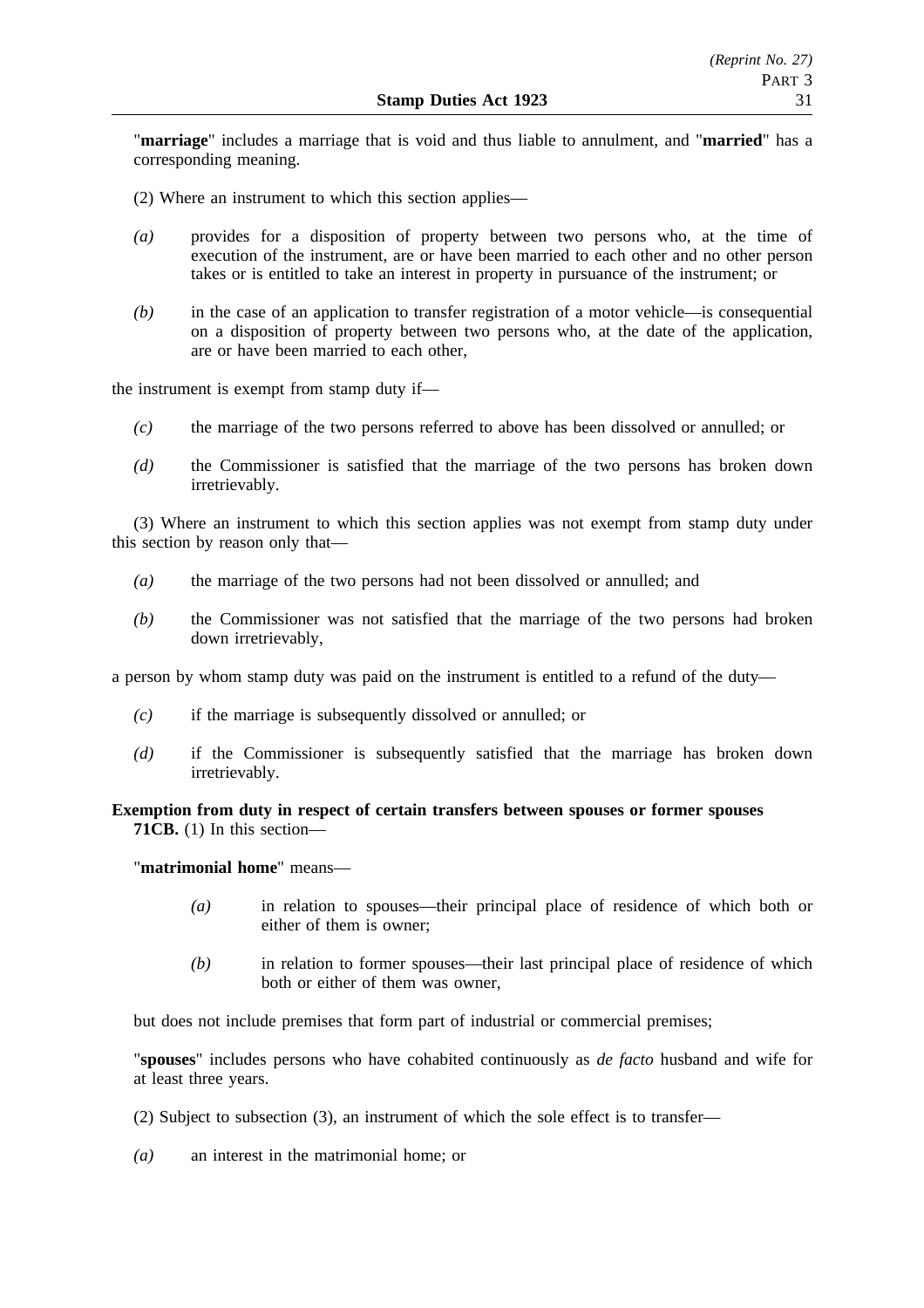"**marriage**" includes a marriage that is void and thus liable to annulment, and "**married**" has a corresponding meaning.

(2) Where an instrument to which this section applies—

*(a)* provides for a disposition of property between two persons who, at the time of execution of the instrument, are or have been married to each other and no other person takes or is entitled to take an interest in property in pursuance of the instrument; or

*(b)* in the case of an application to transfer registration of a motor vehicle—is consequential on a disposition of property between two persons who, at the date of the application, are or have been married to each other,

the instrument is exempt from stamp duty if—

*(c)* the marriage of the two persons referred to above has been dissolved or annulled; or

*(d)* the Commissioner is satisfied that the marriage of the two persons has broken down irretrievably.

(3) Where an instrument to which this section applies was not exempt from stamp duty under this section by reason only that—

*(a)* the marriage of the two persons had not been dissolved or annulled; and

*(b)* the Commissioner was not satisfied that the marriage of the two persons had broken down irretrievably,

a person by whom stamp duty was paid on the instrument is entitled to a refund of the duty—

*(c)* if the marriage is subsequently dissolved or annulled; or

*(d)* if the Commissioner is subsequently satisfied that the marriage has broken down irretrievably.

**Exemption from duty in respect of certain transfers between spouses or former spouses**

**71CB.** (1) In this section—

"**matrimonial home**" means—

*(a)* in relation to spouses—their principal place of residence of which both or either of them is owner;

*(b)* in relation to former spouses—their last principal place of residence of which both or either of them was owner,

but does not include premises that form part of industrial or commercial premises;

"**spouses**" includes persons who have cohabited continuously as *de facto* husband and wife for at least three years.

(2) Subject to subsection (3), an instrument of which the sole effect is to transfer—

*(a)* an interest in the matrimonial home; or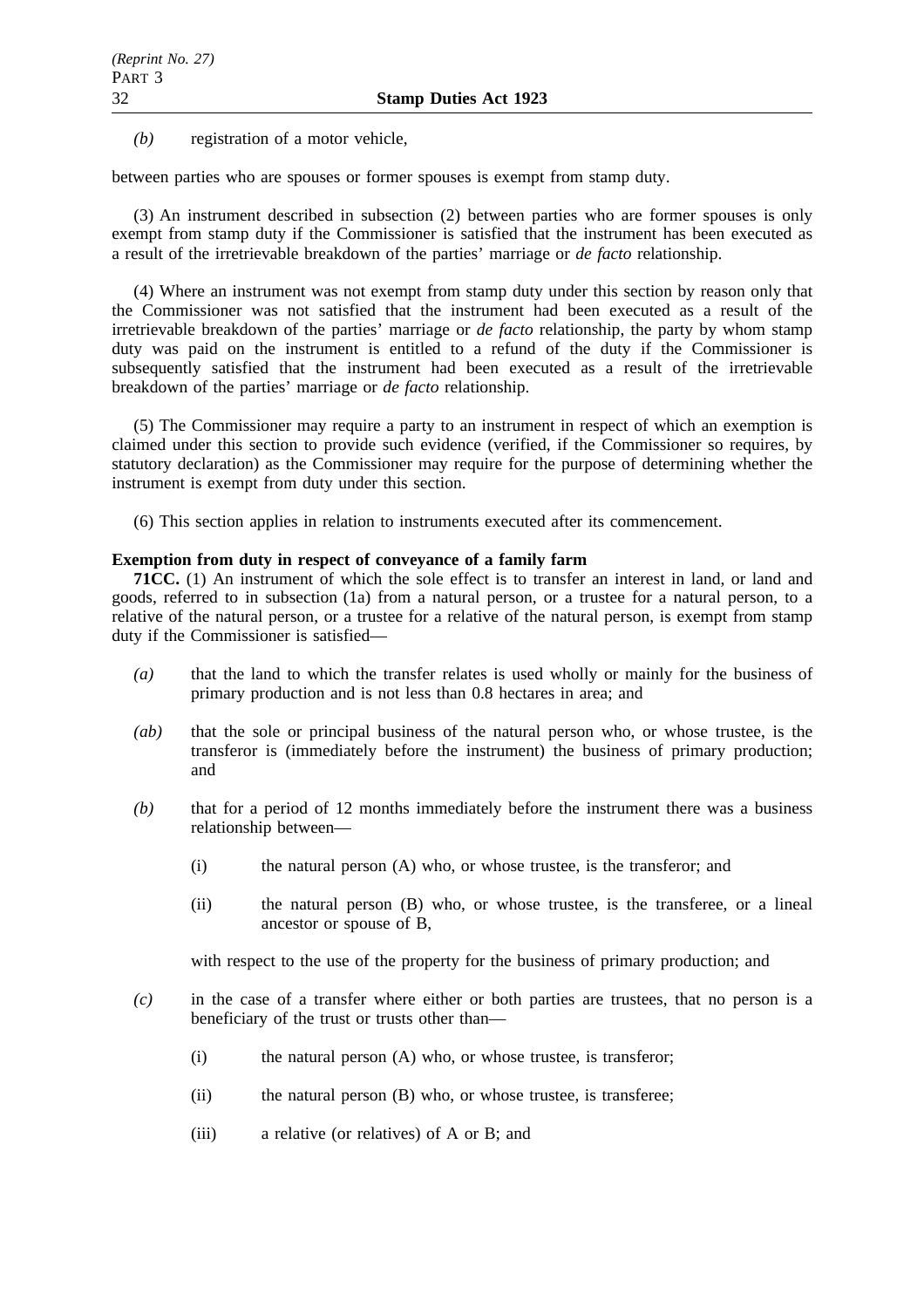*(b)* registration of a motor vehicle,

between parties who are spouses or former spouses is exempt from stamp duty.

(3) An instrument described in subsection (2) between parties who are former spouses is only exempt from stamp duty if the Commissioner is satisfied that the instrument has been executed as a result of the irretrievable breakdown of the parties' marriage or *de facto* relationship.

(4) Where an instrument was not exempt from stamp duty under this section by reason only that the Commissioner was not satisfied that the instrument had been executed as a result of the irretrievable breakdown of the parties' marriage or *de facto* relationship, the party by whom stamp duty was paid on the instrument is entitled to a refund of the duty if the Commissioner is subsequently satisfied that the instrument had been executed as a result of the irretrievable breakdown of the parties' marriage or *de facto* relationship.

(5) The Commissioner may require a party to an instrument in respect of which an exemption is claimed under this section to provide such evidence (verified, if the Commissioner so requires, by statutory declaration) as the Commissioner may require for the purpose of determining whether the instrument is exempt from duty under this section.

(6) This section applies in relation to instruments executed after its commencement.

**Exemption from duty in respect of conveyance of a family farm**

**71CC.** (1) An instrument of which the sole effect is to transfer an interest in land, or land and goods, referred to in subsection (1a) from a natural person, or a trustee for a natural person, to a relative of the natural person, or a trustee for a relative of the natural person, is exempt from stamp duty if the Commissioner is satisfied—

*(a)* that the land to which the transfer relates is used wholly or mainly for the business of primary production and is not less than 0.8 hectares in area; and

*(ab)* that the sole or principal business of the natural person who, or whose trustee, is the transferor is (immediately before the instrument) the business of primary production; and

*(b)* that for a period of 12 months immediately before the instrument there was a business relationship between—

(i) the natural person (A) who, or whose trustee, is the transferor; and

(ii) the natural person (B) who, or whose trustee, is the transferee, or a lineal ancestor or spouse of B,

with respect to the use of the property for the business of primary production; and

*(c)* in the case of a transfer where either or both parties are trustees, that no person is a beneficiary of the trust or trusts other than—

(i) the natural person (A) who, or whose trustee, is transferor;

(ii) the natural person (B) who, or whose trustee, is transferee;

(iii) a relative (or relatives) of A or B; and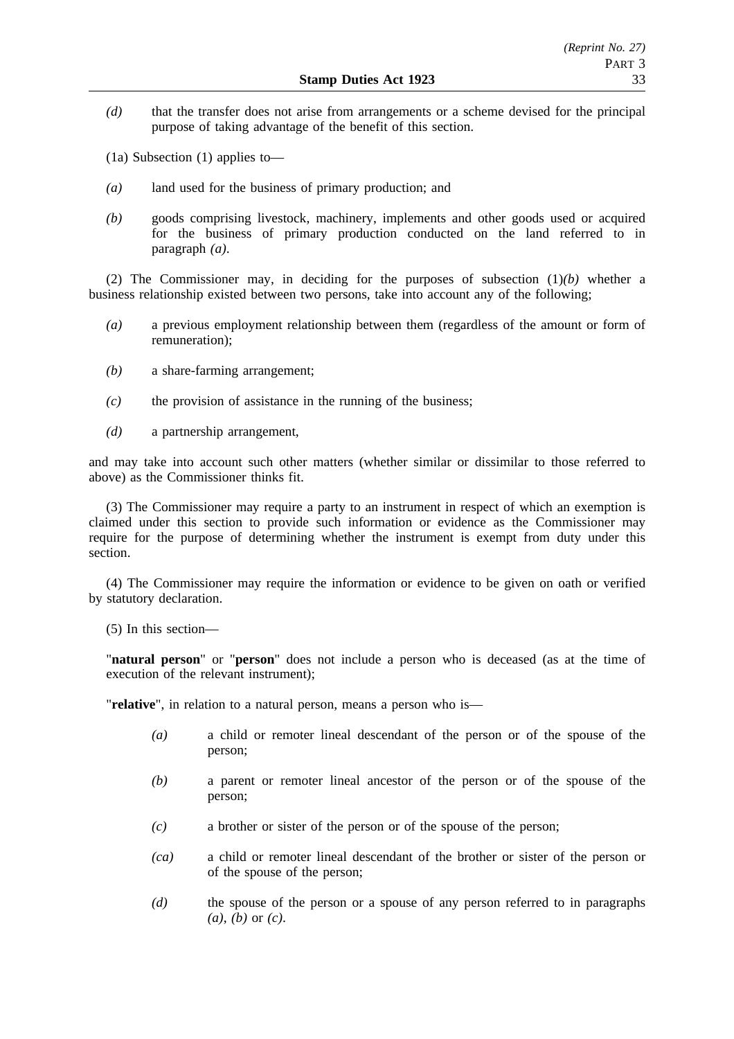*(d)* that the transfer does not arise from arrangements or a scheme devised for the principal purpose of taking advantage of the benefit of this section.

(1a) Subsection (1) applies to—

*(a)* land used for the business of primary production; and

*(b)* goods comprising livestock, machinery, implements and other goods used or acquired for the business of primary production conducted on the land referred to in paragraph *(a)*.

(2) The Commissioner may, in deciding for the purposes of subsection (1)*(b)* whether a business relationship existed between two persons, take into account any of the following;

*(a)* a previous employment relationship between them (regardless of the amount or form of remuneration);

*(b)* a share-farming arrangement;

*(c)* the provision of assistance in the running of the business;

*(d)* a partnership arrangement,

and may take into account such other matters (whether similar or dissimilar to those referred to above) as the Commissioner thinks fit.

(3) The Commissioner may require a party to an instrument in respect of which an exemption is claimed under this section to provide such information or evidence as the Commissioner may require for the purpose of determining whether the instrument is exempt from duty under this section.

(4) The Commissioner may require the information or evidence to be given on oath or verified by statutory declaration.

(5) In this section—

"**natural person**" or "**person**" does not include a person who is deceased (as at the time of execution of the relevant instrument);

"**relative**", in relation to a natural person, means a person who is—

*(a)* a child or remoter lineal descendant of the person or of the spouse of the person;

*(b)* a parent or remoter lineal ancestor of the person or of the spouse of the person;

*(c)* a brother or sister of the person or of the spouse of the person;

*(ca)* a child or remoter lineal descendant of the brother or sister of the person or of the spouse of the person;

*(d)* the spouse of the person or a spouse of any person referred to in paragraphs *(a)*, *(b)* or *(c)*.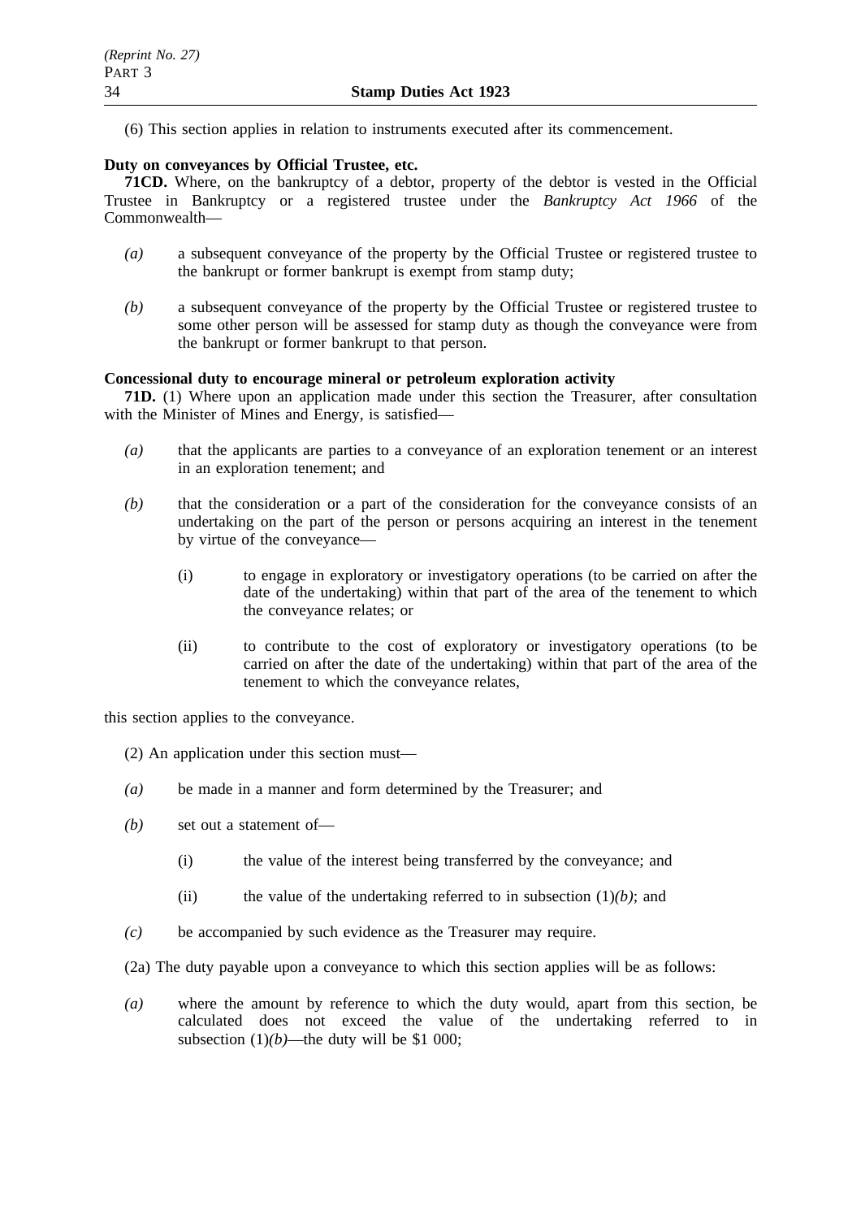(6) This section applies in relation to instruments executed after its commencement.

**Duty on conveyances by Official Trustee, etc.**

**71CD.** Where, on the bankruptcy of a debtor, property of the debtor is vested in the Official Trustee in Bankruptcy or a registered trustee under the *Bankruptcy Act 1966* of the Commonwealth—

*(a)* a subsequent conveyance of the property by the Official Trustee or registered trustee to the bankrupt or former bankrupt is exempt from stamp duty;

*(b)* a subsequent conveyance of the property by the Official Trustee or registered trustee to some other person will be assessed for stamp duty as though the conveyance were from the bankrupt or former bankrupt to that person.

**Concessional duty to encourage mineral or petroleum exploration activity**

**71D.** (1) Where upon an application made under this section the Treasurer, after consultation with the Minister of Mines and Energy, is satisfied—

*(a)* that the applicants are parties to a conveyance of an exploration tenement or an interest in an exploration tenement; and

*(b)* that the consideration or a part of the consideration for the conveyance consists of an undertaking on the part of the person or persons acquiring an interest in the tenement by virtue of the conveyance—

(i) to engage in exploratory or investigatory operations (to be carried on after the date of the undertaking) within that part of the area of the tenement to which the conveyance relates; or

(ii) to contribute to the cost of exploratory or investigatory operations (to be carried on after the date of the undertaking) within that part of the area of the tenement to which the conveyance relates,

this section applies to the conveyance.

(2) An application under this section must—

*(a)* be made in a manner and form determined by the Treasurer; and

*(b)* set out a statement of—

(i) the value of the interest being transferred by the conveyance; and

(ii) the value of the undertaking referred to in subsection (1)*(b)*; and

*(c)* be accompanied by such evidence as the Treasurer may require.

(2a) The duty payable upon a conveyance to which this section applies will be as follows:

*(a)* where the amount by reference to which the duty would, apart from this section, be calculated does not exceed the value of the undertaking referred to in subsection (1)*(b)*—the duty will be $1 000;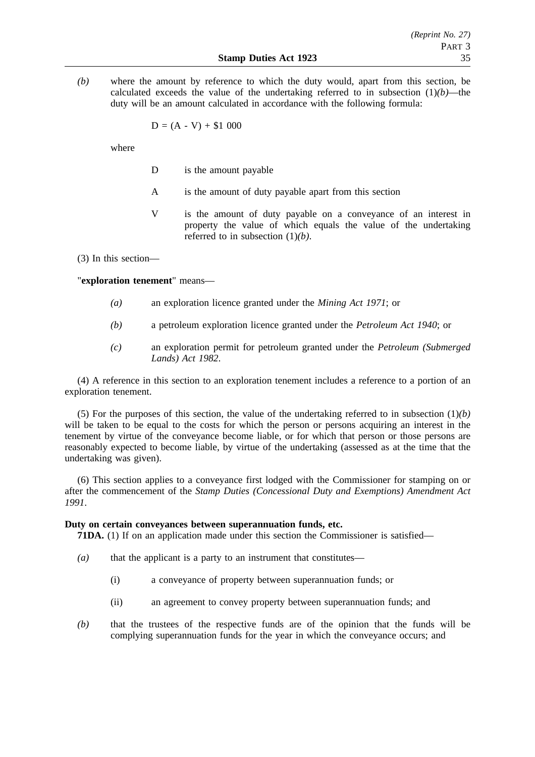*(b)* where the amount by reference to which the duty would, apart from this section, be calculated exceeds the value of the undertaking referred to in subsection (1)*(b)*—the duty will be an amount calculated in accordance with the following formula:

$$D = (A - V) + \$1\ 000$$

where

D is the amount payable

A is the amount of duty payable apart from this section

V is the amount of duty payable on a conveyance of an interest in property the value of which equals the value of the undertaking referred to in subsection (1)*(b)*.

(3) In this section—

"**exploration tenement**" means—

*(a)* an exploration licence granted under the *Mining Act 1971*; or

*(b)* a petroleum exploration licence granted under the *Petroleum Act 1940*; or

*(c)* an exploration permit for petroleum granted under the *Petroleum (Submerged Lands) Act 1982*.

(4) A reference in this section to an exploration tenement includes a reference to a portion of an exploration tenement.

(5) For the purposes of this section, the value of the undertaking referred to in subsection (1)*(b)* will be taken to be equal to the costs for which the person or persons acquiring an interest in the tenement by virtue of the conveyance become liable, or for which that person or those persons are reasonably expected to become liable, by virtue of the undertaking (assessed as at the time that the undertaking was given).

(6) This section applies to a conveyance first lodged with the Commissioner for stamping on or after the commencement of the *Stamp Duties (Concessional Duty and Exemptions) Amendment Act 1991*.

**Duty on certain conveyances between superannuation funds, etc.**

**71DA.** (1) If on an application made under this section the Commissioner is satisfied—

*(a)* that the applicant is a party to an instrument that constitutes—

(i) a conveyance of property between superannuation funds; or

(ii) an agreement to convey property between superannuation funds; and

*(b)* that the trustees of the respective funds are of the opinion that the funds will be complying superannuation funds for the year in which the conveyance occurs; and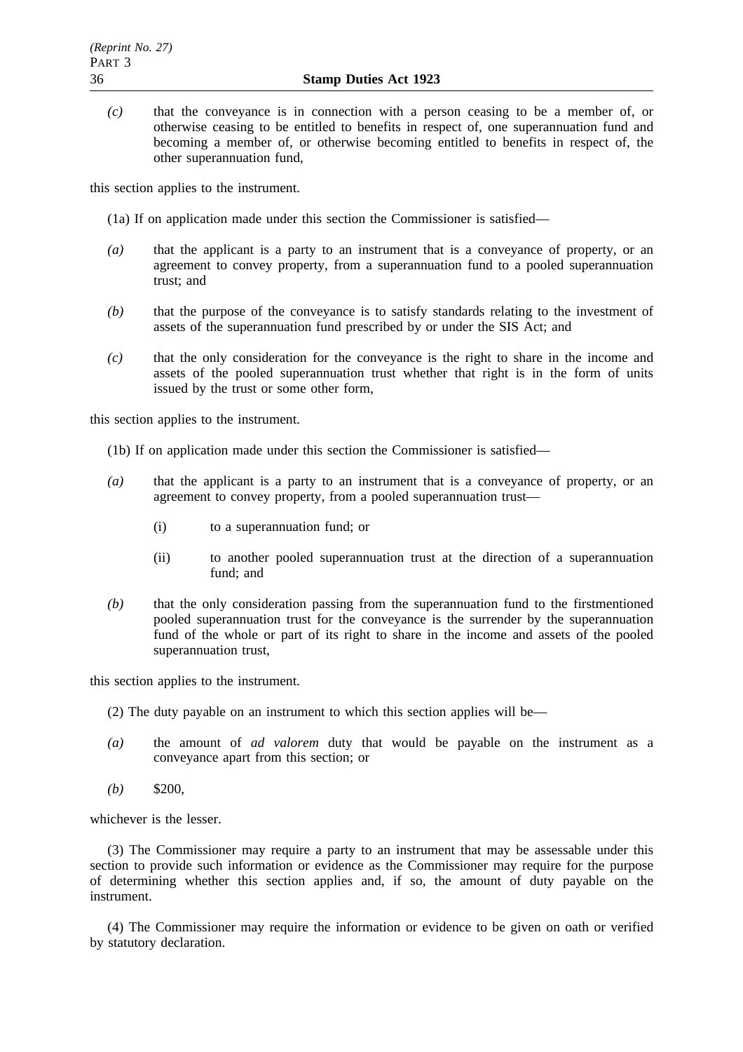*(c)* that the conveyance is in connection with a person ceasing to be a member of, or otherwise ceasing to be entitled to benefits in respect of, one superannuation fund and becoming a member of, or otherwise becoming entitled to benefits in respect of, the other superannuation fund,

this section applies to the instrument.

(1a) If on application made under this section the Commissioner is satisfied—

*(a)* that the applicant is a party to an instrument that is a conveyance of property, or an agreement to convey property, from a superannuation fund to a pooled superannuation trust; and

*(b)* that the purpose of the conveyance is to satisfy standards relating to the investment of assets of the superannuation fund prescribed by or under the SIS Act; and

*(c)* that the only consideration for the conveyance is the right to share in the income and assets of the pooled superannuation trust whether that right is in the form of units issued by the trust or some other form,

this section applies to the instrument.

(1b) If on application made under this section the Commissioner is satisfied—

*(a)* that the applicant is a party to an instrument that is a conveyance of property, or an agreement to convey property, from a pooled superannuation trust—

(i) to a superannuation fund; or

(ii) to another pooled superannuation trust at the direction of a superannuation fund; and

*(b)* that the only consideration passing from the superannuation fund to the firstmentioned pooled superannuation trust for the conveyance is the surrender by the superannuation fund of the whole or part of its right to share in the income and assets of the pooled superannuation trust,

this section applies to the instrument.

(2) The duty payable on an instrument to which this section applies will be—

*(a)* the amount of *ad valorem* duty that would be payable on the instrument as a conveyance apart from this section; or

*(b)* $200,

whichever is the lesser.

(3) The Commissioner may require a party to an instrument that may be assessable under this section to provide such information or evidence as the Commissioner may require for the purpose of determining whether this section applies and, if so, the amount of duty payable on the instrument.

(4) The Commissioner may require the information or evidence to be given on oath or verified by statutory declaration.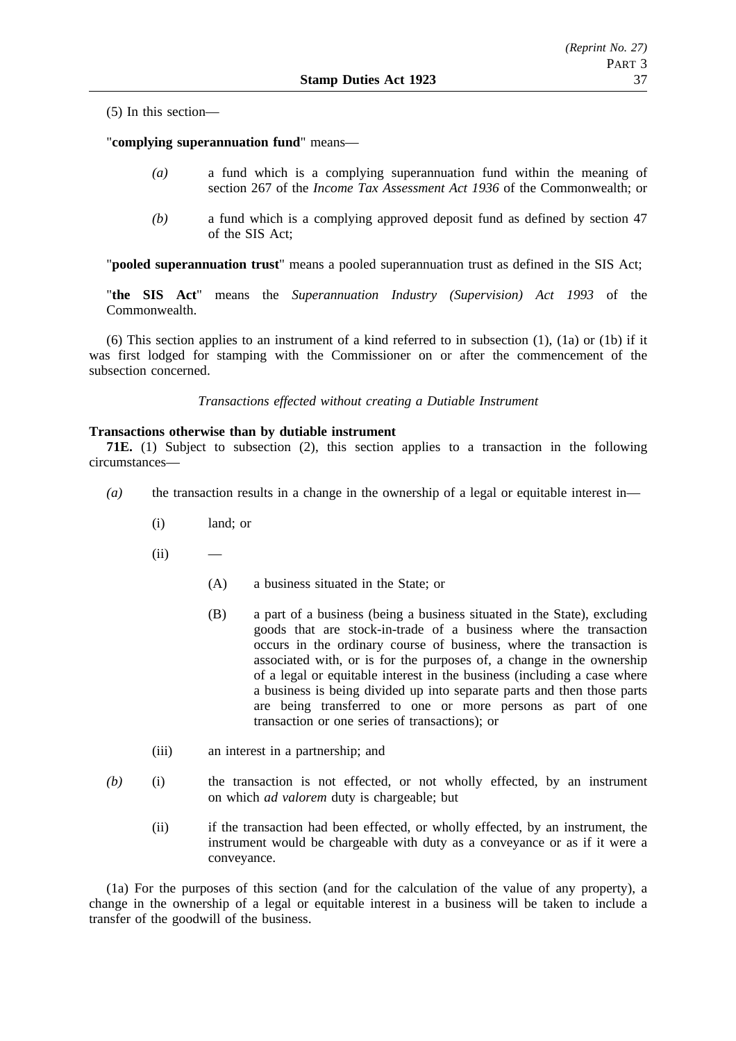(5) In this section—

"**complying superannuation fund**" means—

- *(a)* a fund which is a complying superannuation fund within the meaning of section 267 of the *Income Tax Assessment Act 1936* of the Commonwealth; or
- *(b)* a fund which is a complying approved deposit fund as defined by section 47 of the SIS Act;

"**pooled superannuation trust**" means a pooled superannuation trust as defined in the SIS Act;

"**the SIS Act**" means the *Superannuation Industry (Supervision) Act 1993* of the Commonwealth.

(6) This section applies to an instrument of a kind referred to in subsection (1), (1a) or (1b) if it was first lodged for stamping with the Commissioner on or after the commencement of the subsection concerned.

*Transactions effected without creating a Dutiable Instrument*

**Transactions otherwise than by dutiable instrument**

**71E.** (1) Subject to subsection (2), this section applies to a transaction in the following circumstances—

- *(a)* the transaction results in a change in the ownership of a legal or equitable interest in—
  - (i) land; or
  - (ii) —
    - (A) a business situated in the State; or
    - (B) a part of a business (being a business situated in the State), excluding goods that are stock-in-trade of a business where the transaction occurs in the ordinary course of business, where the transaction is associated with, or is for the purposes of, a change in the ownership of a legal or equitable interest in the business (including a case where a business is being divided up into separate parts and then those parts are being transferred to one or more persons as part of one transaction or one series of transactions); or
  - (iii) an interest in a partnership; and
- *(b)* (i) the transaction is not effected, or not wholly effected, by an instrument on which *ad valorem* duty is chargeable; but
  - (ii) if the transaction had been effected, or wholly effected, by an instrument, the instrument would be chargeable with duty as a conveyance or as if it were a conveyance.

(1a) For the purposes of this section (and for the calculation of the value of any property), a change in the ownership of a legal or equitable interest in a business will be taken to include a transfer of the goodwill of the business.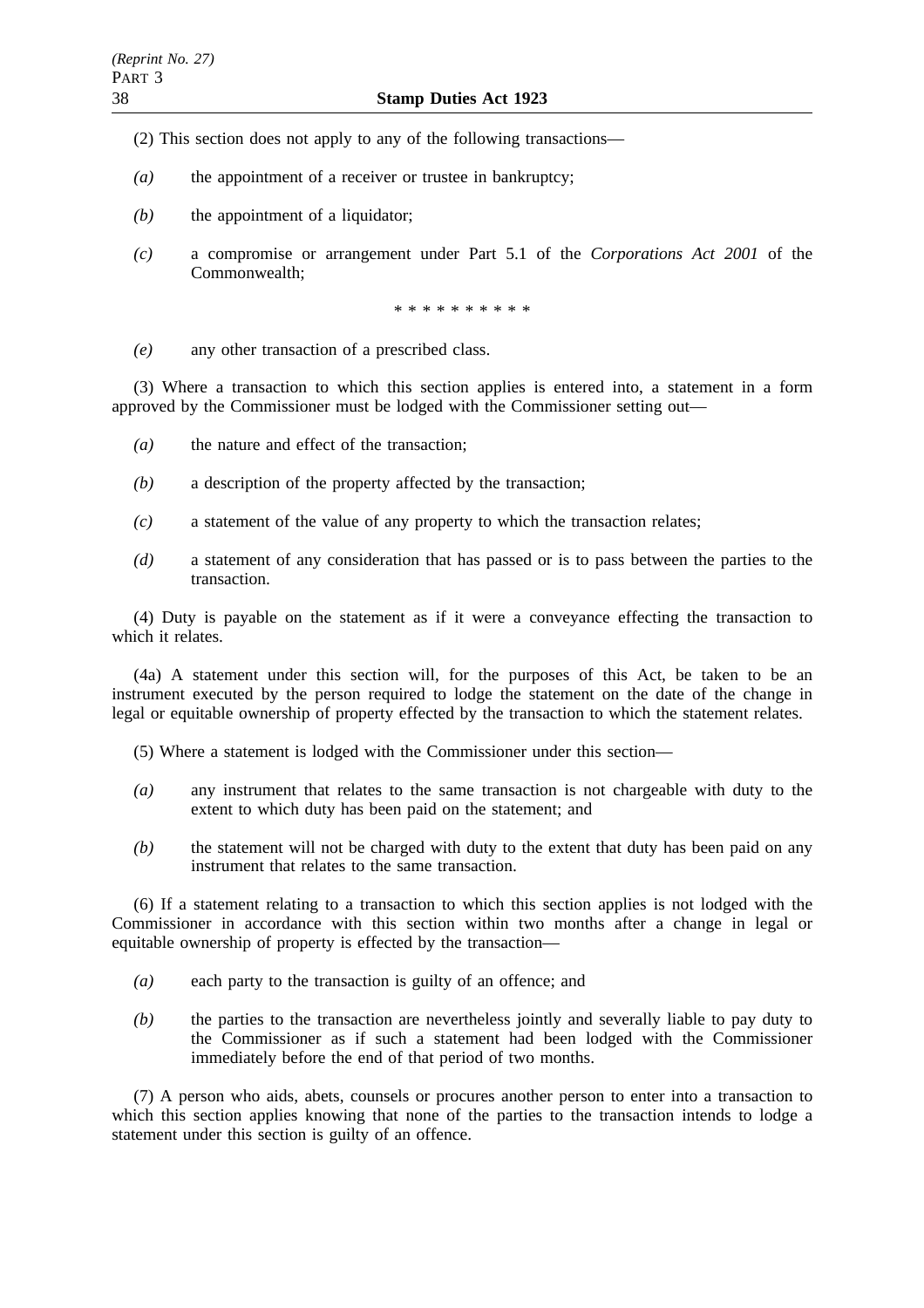(2) This section does not apply to any of the following transactions—

*(a)* the appointment of a receiver or trustee in bankruptcy;

*(b)* the appointment of a liquidator;

*(c)* a compromise or arrangement under Part 5.1 of the *Corporations Act 2001* of the Commonwealth;

\* \* \* \* \* \* \* \* \* \*

*(e)* any other transaction of a prescribed class.

(3) Where a transaction to which this section applies is entered into, a statement in a form approved by the Commissioner must be lodged with the Commissioner setting out—

*(a)* the nature and effect of the transaction;

*(b)* a description of the property affected by the transaction;

*(c)* a statement of the value of any property to which the transaction relates;

*(d)* a statement of any consideration that has passed or is to pass between the parties to the transaction.

(4) Duty is payable on the statement as if it were a conveyance effecting the transaction to which it relates.

(4a) A statement under this section will, for the purposes of this Act, be taken to be an instrument executed by the person required to lodge the statement on the date of the change in legal or equitable ownership of property effected by the transaction to which the statement relates.

(5) Where a statement is lodged with the Commissioner under this section—

*(a)* any instrument that relates to the same transaction is not chargeable with duty to the extent to which duty has been paid on the statement; and

*(b)* the statement will not be charged with duty to the extent that duty has been paid on any instrument that relates to the same transaction.

(6) If a statement relating to a transaction to which this section applies is not lodged with the Commissioner in accordance with this section within two months after a change in legal or equitable ownership of property is effected by the transaction—

*(a)* each party to the transaction is guilty of an offence; and

*(b)* the parties to the transaction are nevertheless jointly and severally liable to pay duty to the Commissioner as if such a statement had been lodged with the Commissioner immediately before the end of that period of two months.

(7) A person who aids, abets, counsels or procures another person to enter into a transaction to which this section applies knowing that none of the parties to the transaction intends to lodge a statement under this section is guilty of an offence.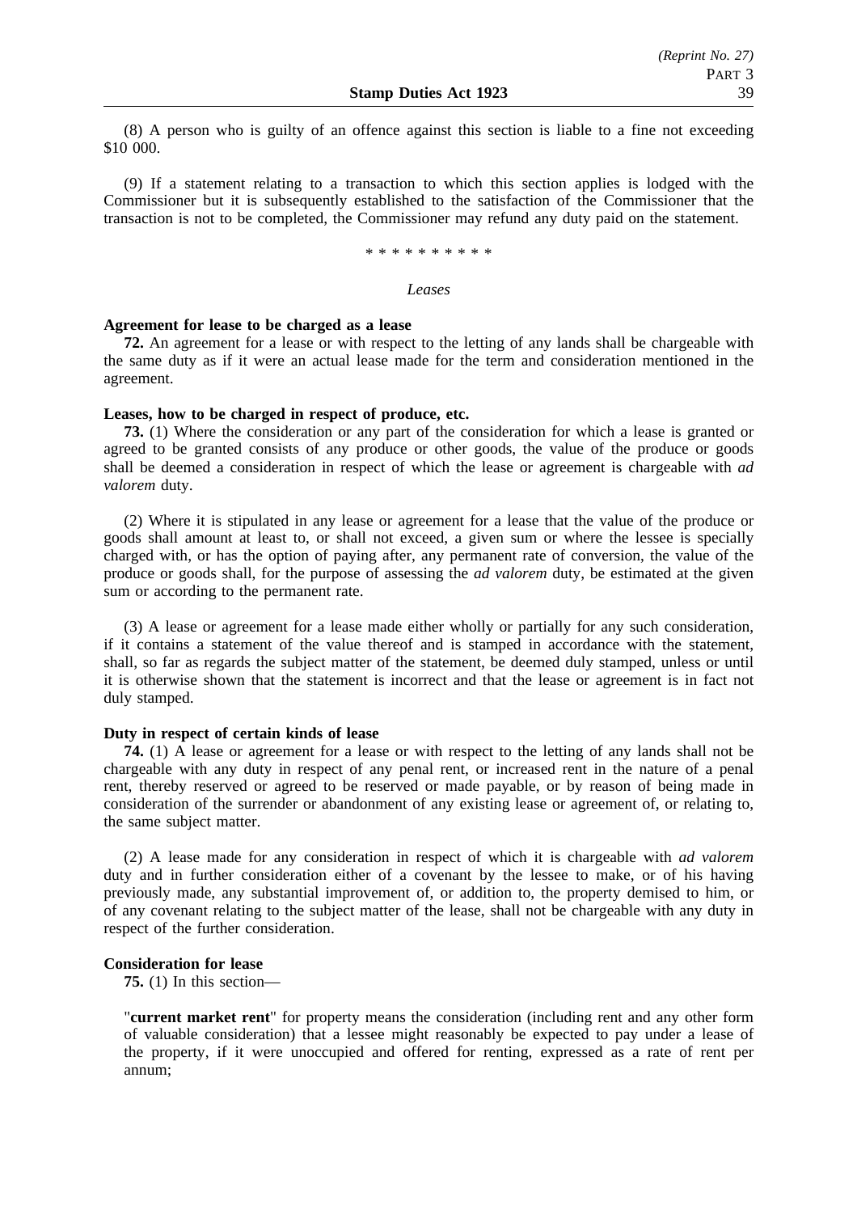(8) A person who is guilty of an offence against this section is liable to a fine not exceeding $10 000.

(9) If a statement relating to a transaction to which this section applies is lodged with the Commissioner but it is subsequently established to the satisfaction of the Commissioner that the transaction is not to be completed, the Commissioner may refund any duty paid on the statement.

\* \* \* \* \* \* \* \* \* \*

*Leases*

**Agreement for lease to be charged as a lease**

**72.** An agreement for a lease or with respect to the letting of any lands shall be chargeable with the same duty as if it were an actual lease made for the term and consideration mentioned in the agreement.

**Leases, how to be charged in respect of produce, etc.**

**73.** (1) Where the consideration or any part of the consideration for which a lease is granted or agreed to be granted consists of any produce or other goods, the value of the produce or goods shall be deemed a consideration in respect of which the lease or agreement is chargeable with *ad valorem* duty.

(2) Where it is stipulated in any lease or agreement for a lease that the value of the produce or goods shall amount at least to, or shall not exceed, a given sum or where the lessee is specially charged with, or has the option of paying after, any permanent rate of conversion, the value of the produce or goods shall, for the purpose of assessing the *ad valorem* duty, be estimated at the given sum or according to the permanent rate.

(3) A lease or agreement for a lease made either wholly or partially for any such consideration, if it contains a statement of the value thereof and is stamped in accordance with the statement, shall, so far as regards the subject matter of the statement, be deemed duly stamped, unless or until it is otherwise shown that the statement is incorrect and that the lease or agreement is in fact not duly stamped.

**Duty in respect of certain kinds of lease**

**74.** (1) A lease or agreement for a lease or with respect to the letting of any lands shall not be chargeable with any duty in respect of any penal rent, or increased rent in the nature of a penal rent, thereby reserved or agreed to be reserved or made payable, or by reason of being made in consideration of the surrender or abandonment of any existing lease or agreement of, or relating to, the same subject matter.

(2) A lease made for any consideration in respect of which it is chargeable with *ad valorem* duty and in further consideration either of a covenant by the lessee to make, or of his having previously made, any substantial improvement of, or addition to, the property demised to him, or of any covenant relating to the subject matter of the lease, shall not be chargeable with any duty in respect of the further consideration.

**Consideration for lease**

**75.** (1) In this section—

"**current market rent**" for property means the consideration (including rent and any other form of valuable consideration) that a lessee might reasonably be expected to pay under a lease of the property, if it were unoccupied and offered for renting, expressed as a rate of rent per annum;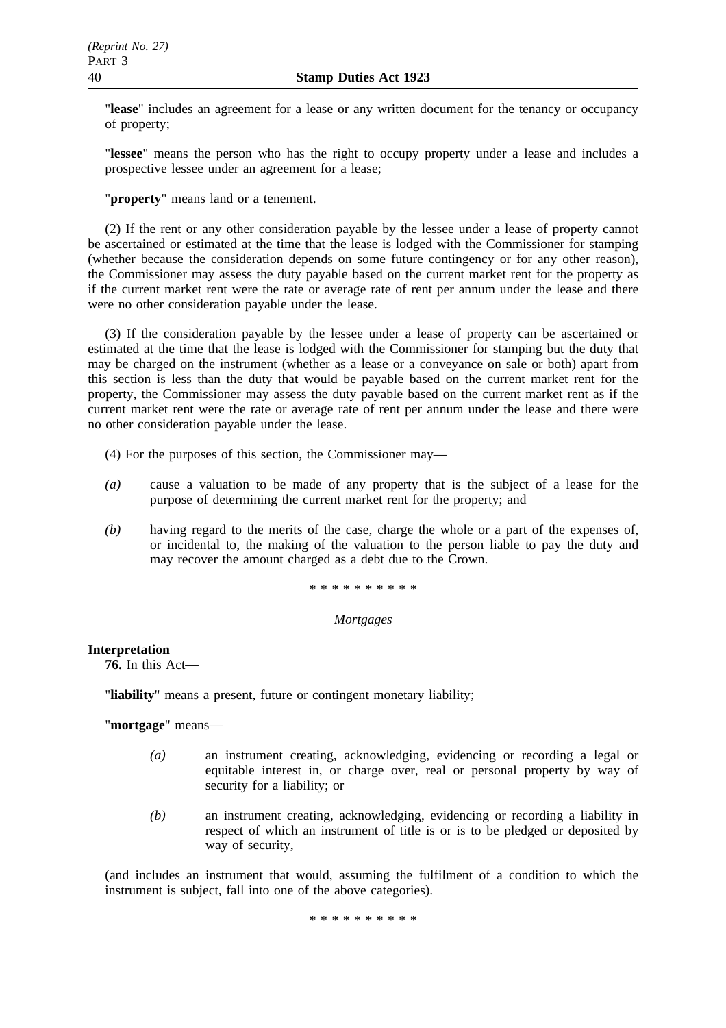"**lease**" includes an agreement for a lease or any written document for the tenancy or occupancy of property;

"**lessee**" means the person who has the right to occupy property under a lease and includes a prospective lessee under an agreement for a lease;

"**property**" means land or a tenement.

(2) If the rent or any other consideration payable by the lessee under a lease of property cannot be ascertained or estimated at the time that the lease is lodged with the Commissioner for stamping (whether because the consideration depends on some future contingency or for any other reason), the Commissioner may assess the duty payable based on the current market rent for the property as if the current market rent were the rate or average rate of rent per annum under the lease and there were no other consideration payable under the lease.

(3) If the consideration payable by the lessee under a lease of property can be ascertained or estimated at the time that the lease is lodged with the Commissioner for stamping but the duty that may be charged on the instrument (whether as a lease or a conveyance on sale or both) apart from this section is less than the duty that would be payable based on the current market rent for the property, the Commissioner may assess the duty payable based on the current market rent as if the current market rent were the rate or average rate of rent per annum under the lease and there were no other consideration payable under the lease.

(4) For the purposes of this section, the Commissioner may—

*(a)* cause a valuation to be made of any property that is the subject of a lease for the purpose of determining the current market rent for the property; and

*(b)* having regard to the merits of the case, charge the whole or a part of the expenses of, or incidental to, the making of the valuation to the person liable to pay the duty and may recover the amount charged as a debt due to the Crown.

* * * * * * * * * *

*Mortgages*

**Interpretation**

**76.** In this Act—

"**liability**" means a present, future or contingent monetary liability;

"**mortgage**" means—

*(a)* an instrument creating, acknowledging, evidencing or recording a legal or equitable interest in, or charge over, real or personal property by way of security for a liability; or

*(b)* an instrument creating, acknowledging, evidencing or recording a liability in respect of which an instrument of title is or is to be pledged or deposited by way of security,

(and includes an instrument that would, assuming the fulfilment of a condition to which the instrument is subject, fall into one of the above categories).

* * * * * * * * * *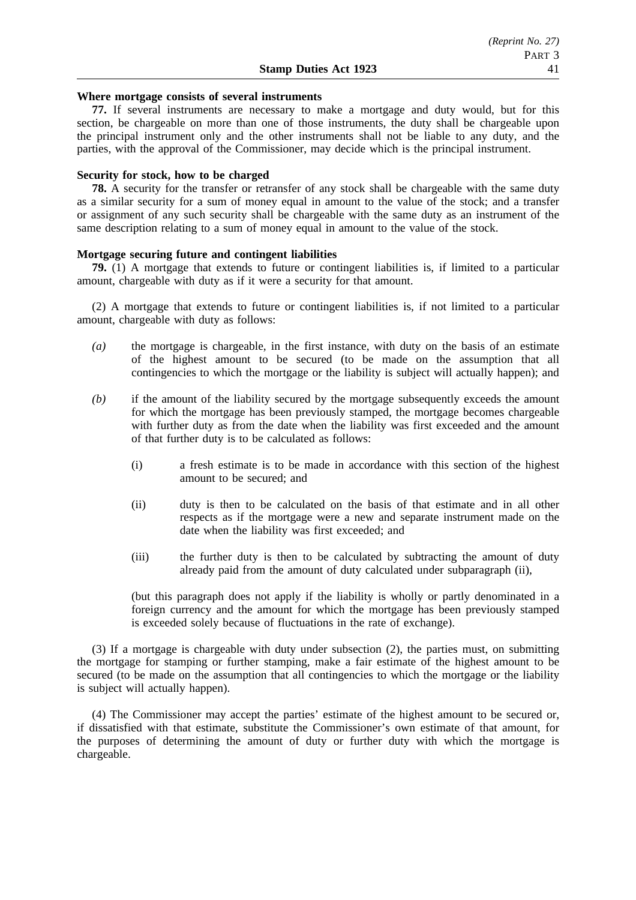**Where mortgage consists of several instruments**

**77.** If several instruments are necessary to make a mortgage and duty would, but for this section, be chargeable on more than one of those instruments, the duty shall be chargeable upon the principal instrument only and the other instruments shall not be liable to any duty, and the parties, with the approval of the Commissioner, may decide which is the principal instrument.

**Security for stock, how to be charged**

**78.** A security for the transfer or retransfer of any stock shall be chargeable with the same duty as a similar security for a sum of money equal in amount to the value of the stock; and a transfer or assignment of any such security shall be chargeable with the same duty as an instrument of the same description relating to a sum of money equal in amount to the value of the stock.

**Mortgage securing future and contingent liabilities**

**79.** (1) A mortgage that extends to future or contingent liabilities is, if limited to a particular amount, chargeable with duty as if it were a security for that amount.

(2) A mortgage that extends to future or contingent liabilities is, if not limited to a particular amount, chargeable with duty as follows:

*(a)* the mortgage is chargeable, in the first instance, with duty on the basis of an estimate of the highest amount to be secured (to be made on the assumption that all contingencies to which the mortgage or the liability is subject will actually happen); and

*(b)* if the amount of the liability secured by the mortgage subsequently exceeds the amount for which the mortgage has been previously stamped, the mortgage becomes chargeable with further duty as from the date when the liability was first exceeded and the amount of that further duty is to be calculated as follows:

(i) a fresh estimate is to be made in accordance with this section of the highest amount to be secured; and

(ii) duty is then to be calculated on the basis of that estimate and in all other respects as if the mortgage were a new and separate instrument made on the date when the liability was first exceeded; and

(iii) the further duty is then to be calculated by subtracting the amount of duty already paid from the amount of duty calculated under subparagraph (ii),

(but this paragraph does not apply if the liability is wholly or partly denominated in a foreign currency and the amount for which the mortgage has been previously stamped is exceeded solely because of fluctuations in the rate of exchange).

(3) If a mortgage is chargeable with duty under subsection (2), the parties must, on submitting the mortgage for stamping or further stamping, make a fair estimate of the highest amount to be secured (to be made on the assumption that all contingencies to which the mortgage or the liability is subject will actually happen).

(4) The Commissioner may accept the parties' estimate of the highest amount to be secured or, if dissatisfied with that estimate, substitute the Commissioner's own estimate of that amount, for the purposes of determining the amount of duty or further duty with which the mortgage is chargeable.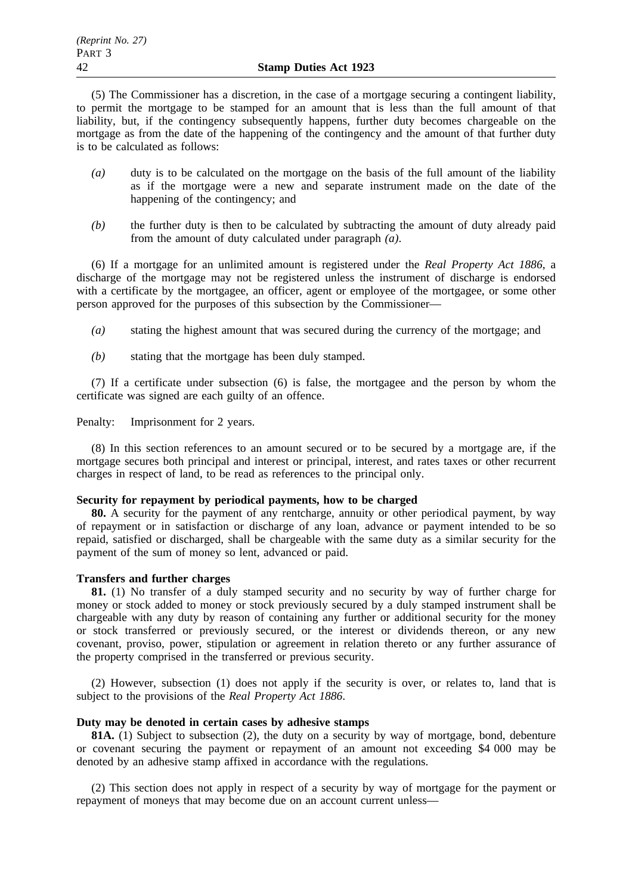(5) The Commissioner has a discretion, in the case of a mortgage securing a contingent liability, to permit the mortgage to be stamped for an amount that is less than the full amount of that liability, but, if the contingency subsequently happens, further duty becomes chargeable on the mortgage as from the date of the happening of the contingency and the amount of that further duty is to be calculated as follows:

*(a)* duty is to be calculated on the mortgage on the basis of the full amount of the liability as if the mortgage were a new and separate instrument made on the date of the happening of the contingency; and

*(b)* the further duty is then to be calculated by subtracting the amount of duty already paid from the amount of duty calculated under paragraph *(a)*.

(6) If a mortgage for an unlimited amount is registered under the *Real Property Act 1886*, a discharge of the mortgage may not be registered unless the instrument of discharge is endorsed with a certificate by the mortgagee, an officer, agent or employee of the mortgagee, or some other person approved for the purposes of this subsection by the Commissioner—

*(a)* stating the highest amount that was secured during the currency of the mortgage; and

*(b)* stating that the mortgage has been duly stamped.

(7) If a certificate under subsection (6) is false, the mortgagee and the person by whom the certificate was signed are each guilty of an offence.

Penalty: Imprisonment for 2 years.

(8) In this section references to an amount secured or to be secured by a mortgage are, if the mortgage secures both principal and interest or principal, interest, and rates taxes or other recurrent charges in respect of land, to be read as references to the principal only.

**Security for repayment by periodical payments, how to be charged**

**80.** A security for the payment of any rentcharge, annuity or other periodical payment, by way of repayment or in satisfaction or discharge of any loan, advance or payment intended to be so repaid, satisfied or discharged, shall be chargeable with the same duty as a similar security for the payment of the sum of money so lent, advanced or paid.

**Transfers and further charges**

**81.** (1) No transfer of a duly stamped security and no security by way of further charge for money or stock added to money or stock previously secured by a duly stamped instrument shall be chargeable with any duty by reason of containing any further or additional security for the money or stock transferred or previously secured, or the interest or dividends thereon, or any new covenant, proviso, power, stipulation or agreement in relation thereto or any further assurance of the property comprised in the transferred or previous security.

(2) However, subsection (1) does not apply if the security is over, or relates to, land that is subject to the provisions of the *Real Property Act 1886*.

**Duty may be denoted in certain cases by adhesive stamps**

**81A.** (1) Subject to subsection (2), the duty on a security by way of mortgage, bond, debenture or covenant securing the payment or repayment of an amount not exceeding $4 000 may be denoted by an adhesive stamp affixed in accordance with the regulations.

(2) This section does not apply in respect of a security by way of mortgage for the payment or repayment of moneys that may become due on an account current unless—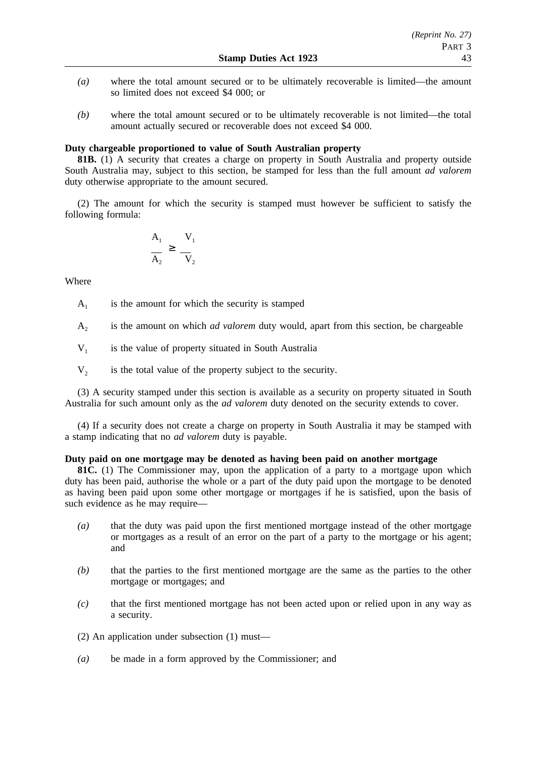*(a)* where the total amount secured or to be ultimately recoverable is limited—the amount so limited does not exceed \$4 000; or

*(b)* where the total amount secured or to be ultimately recoverable is not limited—the total amount actually secured or recoverable does not exceed \$4 000.

**Duty chargeable proportioned to value of South Australian property**

**81B.** (1) A security that creates a charge on property in South Australia and property outside South Australia may, subject to this section, be stamped for less than the full amount *ad valorem* duty otherwise appropriate to the amount secured.

(2) The amount for which the security is stamped must however be sufficient to satisfy the following formula:

$$\frac{A_1}{A_2} \geq \frac{V_1}{V_2}$$

Where

$A_1$ is the amount for which the security is stamped

$A_2$ is the amount on which *ad valorem* duty would, apart from this section, be chargeable

$V_1$ is the value of property situated in South Australia

$V_2$ is the total value of the property subject to the security.

(3) A security stamped under this section is available as a security on property situated in South Australia for such amount only as the *ad valorem* duty denoted on the security extends to cover.

(4) If a security does not create a charge on property in South Australia it may be stamped with a stamp indicating that no *ad valorem* duty is payable.

**Duty paid on one mortgage may be denoted as having been paid on another mortgage**

**81C.** (1) The Commissioner may, upon the application of a party to a mortgage upon which duty has been paid, authorise the whole or a part of the duty paid upon the mortgage to be denoted as having been paid upon some other mortgage or mortgages if he is satisfied, upon the basis of such evidence as he may require—

*(a)* that the duty was paid upon the first mentioned mortgage instead of the other mortgage or mortgages as a result of an error on the part of a party to the mortgage or his agent; and

*(b)* that the parties to the first mentioned mortgage are the same as the parties to the other mortgage or mortgages; and

*(c)* that the first mentioned mortgage has not been acted upon or relied upon in any way as a security.

(2) An application under subsection (1) must—

*(a)* be made in a form approved by the Commissioner; and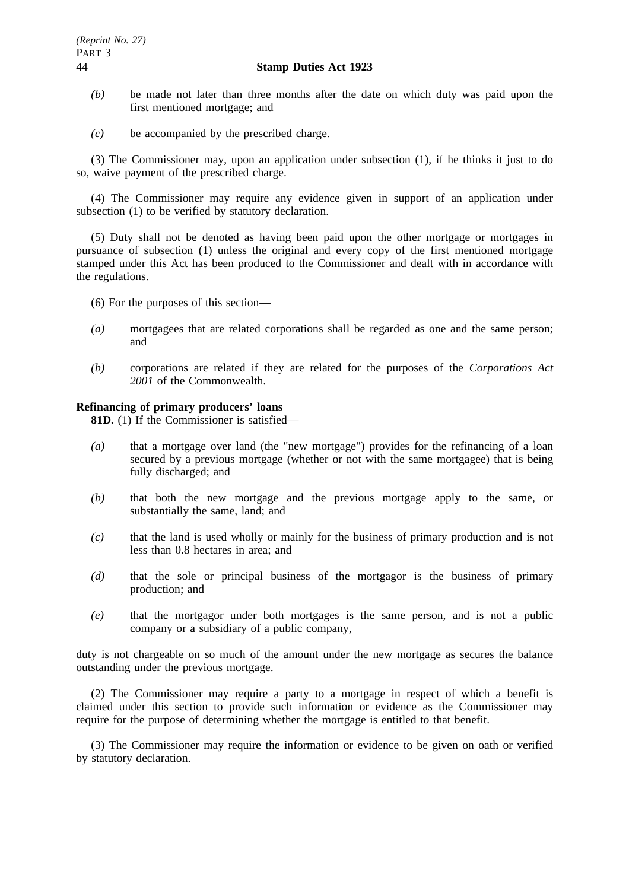*(b)* be made not later than three months after the date on which duty was paid upon the first mentioned mortgage; and

*(c)* be accompanied by the prescribed charge.

(3) The Commissioner may, upon an application under subsection (1), if he thinks it just to do so, waive payment of the prescribed charge.

(4) The Commissioner may require any evidence given in support of an application under subsection (1) to be verified by statutory declaration.

(5) Duty shall not be denoted as having been paid upon the other mortgage or mortgages in pursuance of subsection (1) unless the original and every copy of the first mentioned mortgage stamped under this Act has been produced to the Commissioner and dealt with in accordance with the regulations.

(6) For the purposes of this section—

*(a)* mortgagees that are related corporations shall be regarded as one and the same person; and

*(b)* corporations are related if they are related for the purposes of the *Corporations Act 2001* of the Commonwealth.

**Refinancing of primary producers' loans**

**81D.** (1) If the Commissioner is satisfied—

*(a)* that a mortgage over land (the "new mortgage") provides for the refinancing of a loan secured by a previous mortgage (whether or not with the same mortgagee) that is being fully discharged; and

*(b)* that both the new mortgage and the previous mortgage apply to the same, or substantially the same, land; and

*(c)* that the land is used wholly or mainly for the business of primary production and is not less than 0.8 hectares in area; and

*(d)* that the sole or principal business of the mortgagor is the business of primary production; and

*(e)* that the mortgagor under both mortgages is the same person, and is not a public company or a subsidiary of a public company,

duty is not chargeable on so much of the amount under the new mortgage as secures the balance outstanding under the previous mortgage.

(2) The Commissioner may require a party to a mortgage in respect of which a benefit is claimed under this section to provide such information or evidence as the Commissioner may require for the purpose of determining whether the mortgage is entitled to that benefit.

(3) The Commissioner may require the information or evidence to be given on oath or verified by statutory declaration.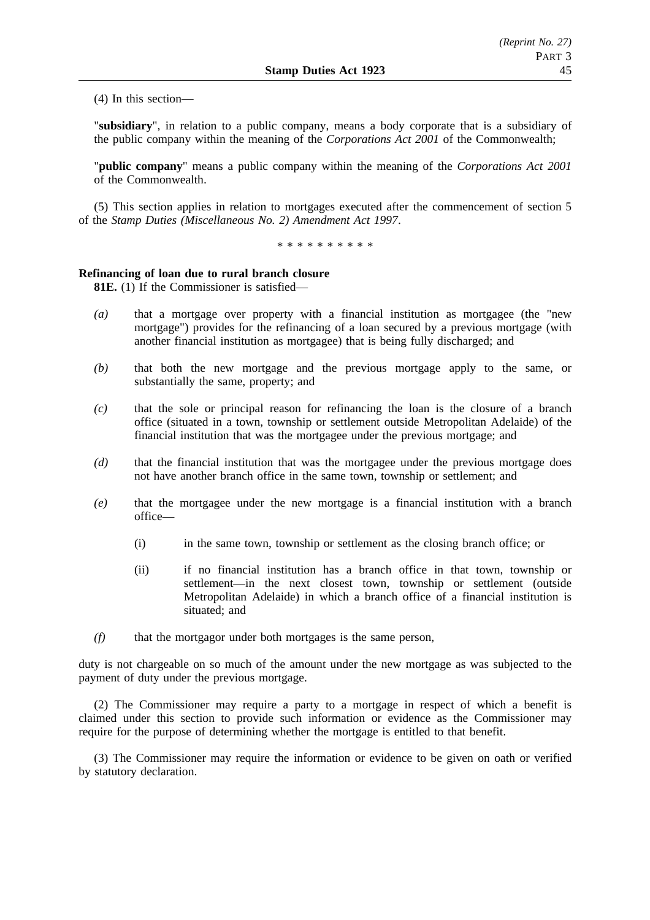(4) In this section—

"**subsidiary**", in relation to a public company, means a body corporate that is a subsidiary of the public company within the meaning of the *Corporations Act 2001* of the Commonwealth;

"**public company**" means a public company within the meaning of the *Corporations Act 2001* of the Commonwealth.

(5) This section applies in relation to mortgages executed after the commencement of section 5 of the *Stamp Duties (Miscellaneous No. 2) Amendment Act 1997*.

\* \* \* \* \* \* \* \* \* \*

**Refinancing of loan due to rural branch closure**

**81E.** (1) If the Commissioner is satisfied—

*(a)* that a mortgage over property with a financial institution as mortgagee (the "new mortgage") provides for the refinancing of a loan secured by a previous mortgage (with another financial institution as mortgagee) that is being fully discharged; and

*(b)* that both the new mortgage and the previous mortgage apply to the same, or substantially the same, property; and

*(c)* that the sole or principal reason for refinancing the loan is the closure of a branch office (situated in a town, township or settlement outside Metropolitan Adelaide) of the financial institution that was the mortgagee under the previous mortgage; and

*(d)* that the financial institution that was the mortgagee under the previous mortgage does not have another branch office in the same town, township or settlement; and

*(e)* that the mortgagee under the new mortgage is a financial institution with a branch office—

(i) in the same town, township or settlement as the closing branch office; or

(ii) if no financial institution has a branch office in that town, township or settlement—in the next closest town, township or settlement (outside Metropolitan Adelaide) in which a branch office of a financial institution is situated; and

*(f)* that the mortgagor under both mortgages is the same person,

duty is not chargeable on so much of the amount under the new mortgage as was subjected to the payment of duty under the previous mortgage.

(2) The Commissioner may require a party to a mortgage in respect of which a benefit is claimed under this section to provide such information or evidence as the Commissioner may require for the purpose of determining whether the mortgage is entitled to that benefit.

(3) The Commissioner may require the information or evidence to be given on oath or verified by statutory declaration.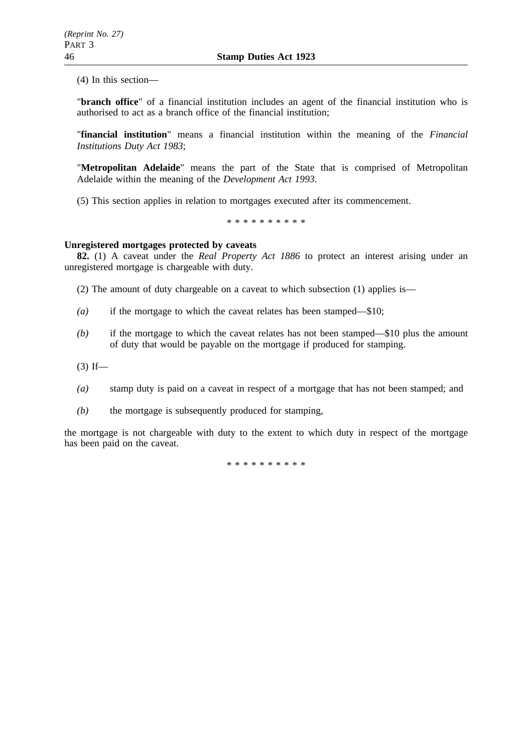(4) In this section—

"**branch office**" of a financial institution includes an agent of the financial institution who is authorised to act as a branch office of the financial institution;

"**financial institution**" means a financial institution within the meaning of the *Financial Institutions Duty Act 1983*;

"**Metropolitan Adelaide**" means the part of the State that is comprised of Metropolitan Adelaide within the meaning of the *Development Act 1993*.

(5) This section applies in relation to mortgages executed after its commencement.

\* \* \* \* \* \* \* \* \* \*

**Unregistered mortgages protected by caveats**

**82.** (1) A caveat under the *Real Property Act 1886* to protect an interest arising under an unregistered mortgage is chargeable with duty.

(2) The amount of duty chargeable on a caveat to which subsection (1) applies is—

*(a)* if the mortgage to which the caveat relates has been stamped—$10;

*(b)* if the mortgage to which the caveat relates has not been stamped—$10 plus the amount of duty that would be payable on the mortgage if produced for stamping.

(3) If—

*(a)* stamp duty is paid on a caveat in respect of a mortgage that has not been stamped; and

*(b)* the mortgage is subsequently produced for stamping,

the mortgage is not chargeable with duty to the extent to which duty in respect of the mortgage has been paid on the caveat.

\* \* \* \* \* \* \* \* \* \*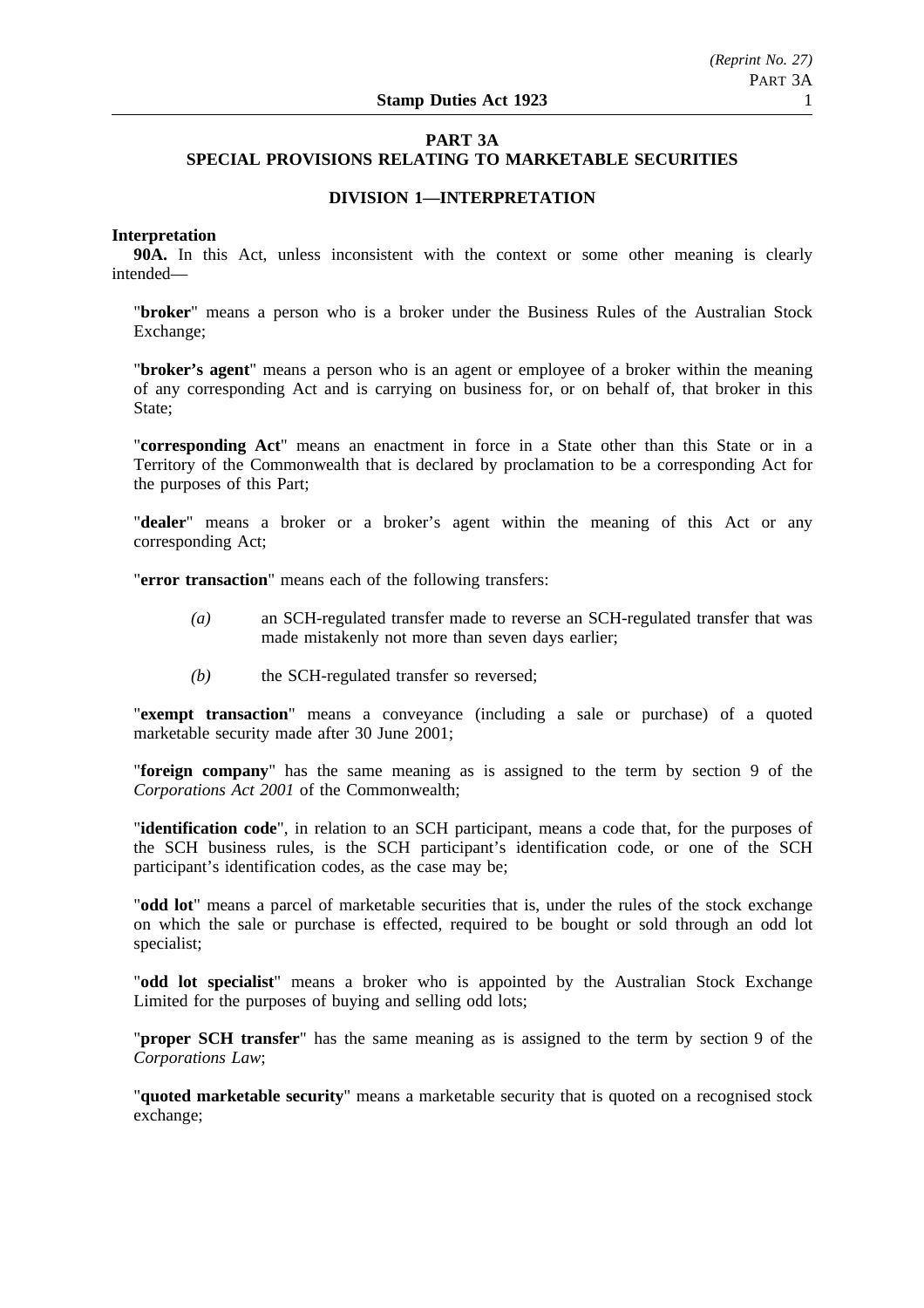## PART 3A
## SPECIAL PROVISIONS RELATING TO MARKETABLE SECURITIES

### DIVISION 1—INTERPRETATION

**Interpretation**

**90A.** In this Act, unless inconsistent with the context or some other meaning is clearly intended—

"**broker**" means a person who is a broker under the Business Rules of the Australian Stock Exchange;

"**broker's agent**" means a person who is an agent or employee of a broker within the meaning of any corresponding Act and is carrying on business for, or on behalf of, that broker in this State;

"**corresponding Act**" means an enactment in force in a State other than this State or in a Territory of the Commonwealth that is declared by proclamation to be a corresponding Act for the purposes of this Part;

"**dealer**" means a broker or a broker's agent within the meaning of this Act or any corresponding Act;

"**error transaction**" means each of the following transfers:

*(a)* an SCH-regulated transfer made to reverse an SCH-regulated transfer that was made mistakenly not more than seven days earlier;

*(b)* the SCH-regulated transfer so reversed;

"**exempt transaction**" means a conveyance (including a sale or purchase) of a quoted marketable security made after 30 June 2001;

"**foreign company**" has the same meaning as is assigned to the term by section 9 of the *Corporations Act 2001* of the Commonwealth;

"**identification code**", in relation to an SCH participant, means a code that, for the purposes of the SCH business rules, is the SCH participant's identification code, or one of the SCH participant's identification codes, as the case may be;

"**odd lot**" means a parcel of marketable securities that is, under the rules of the stock exchange on which the sale or purchase is effected, required to be bought or sold through an odd lot specialist;

"**odd lot specialist**" means a broker who is appointed by the Australian Stock Exchange Limited for the purposes of buying and selling odd lots;

"**proper SCH transfer**" has the same meaning as is assigned to the term by section 9 of the *Corporations Law*;

"**quoted marketable security**" means a marketable security that is quoted on a recognised stock exchange;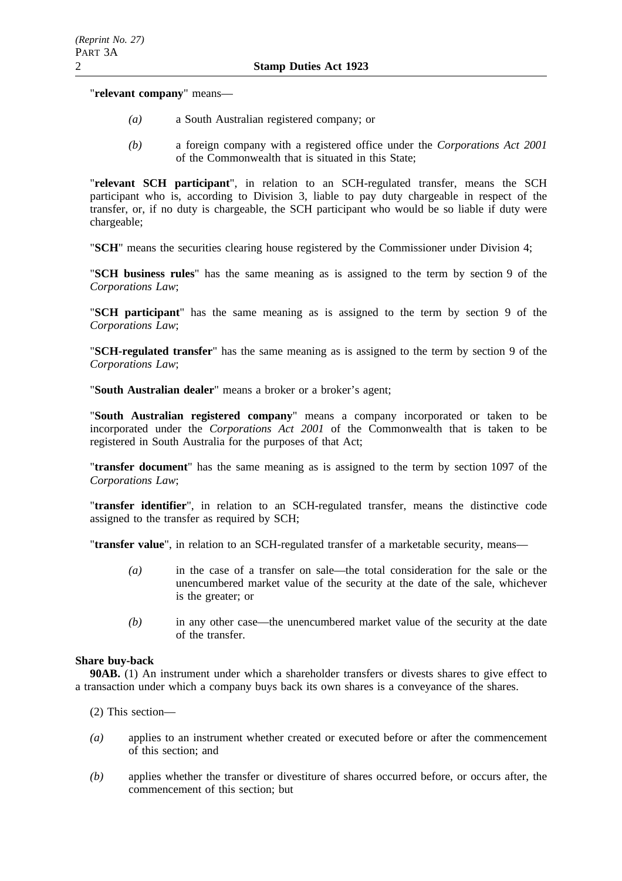"**relevant company**" means—

*(a)* a South Australian registered company; or

*(b)* a foreign company with a registered office under the *Corporations Act 2001* of the Commonwealth that is situated in this State;

"**relevant SCH participant**", in relation to an SCH-regulated transfer, means the SCH participant who is, according to Division 3, liable to pay duty chargeable in respect of the transfer, or, if no duty is chargeable, the SCH participant who would be so liable if duty were chargeable;

"**SCH**" means the securities clearing house registered by the Commissioner under Division 4;

"**SCH business rules**" has the same meaning as is assigned to the term by section 9 of the *Corporations Law*;

"**SCH participant**" has the same meaning as is assigned to the term by section 9 of the *Corporations Law*;

"**SCH-regulated transfer**" has the same meaning as is assigned to the term by section 9 of the *Corporations Law*;

"**South Australian dealer**" means a broker or a broker's agent;

"**South Australian registered company**" means a company incorporated or taken to be incorporated under the *Corporations Act 2001* of the Commonwealth that is taken to be registered in South Australia for the purposes of that Act;

"**transfer document**" has the same meaning as is assigned to the term by section 1097 of the *Corporations Law*;

"**transfer identifier**", in relation to an SCH-regulated transfer, means the distinctive code assigned to the transfer as required by SCH;

"**transfer value**", in relation to an SCH-regulated transfer of a marketable security, means—

*(a)* in the case of a transfer on sale—the total consideration for the sale or the unencumbered market value of the security at the date of the sale, whichever is the greater; or

*(b)* in any other case—the unencumbered market value of the security at the date of the transfer.

**Share buy-back**

**90AB.** (1) An instrument under which a shareholder transfers or divests shares to give effect to a transaction under which a company buys back its own shares is a conveyance of the shares.

(2) This section—

*(a)* applies to an instrument whether created or executed before or after the commencement of this section; and

*(b)* applies whether the transfer or divestiture of shares occurred before, or occurs after, the commencement of this section; but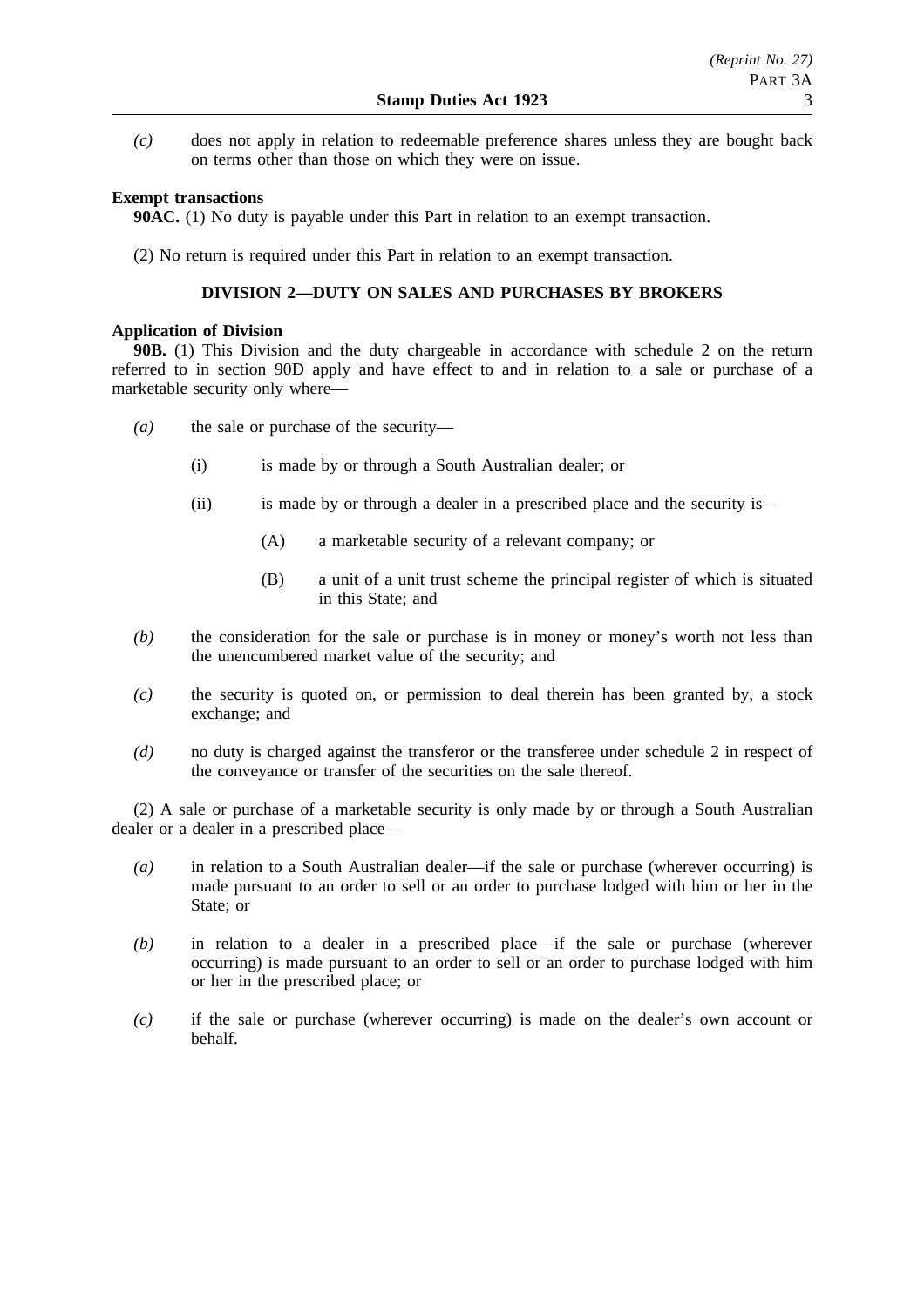*(c)* does not apply in relation to redeemable preference shares unless they are bought back on terms other than those on which they were on issue.

**Exempt transactions**

**90AC.** (1) No duty is payable under this Part in relation to an exempt transaction.

(2) No return is required under this Part in relation to an exempt transaction.

## DIVISION 2—DUTY ON SALES AND PURCHASES BY BROKERS

**Application of Division**

**90B.** (1) This Division and the duty chargeable in accordance with schedule 2 on the return referred to in section 90D apply and have effect to and in relation to a sale or purchase of a marketable security only where—

- *(a)* the sale or purchase of the security—
  - (i) is made by or through a South Australian dealer; or
  - (ii) is made by or through a dealer in a prescribed place and the security is—
    - (A) a marketable security of a relevant company; or
    - (B) a unit of a unit trust scheme the principal register of which is situated in this State; and
- *(b)* the consideration for the sale or purchase is in money or money's worth not less than the unencumbered market value of the security; and
- *(c)* the security is quoted on, or permission to deal therein has been granted by, a stock exchange; and
- *(d)* no duty is charged against the transferor or the transferee under schedule 2 in respect of the conveyance or transfer of the securities on the sale thereof.

(2) A sale or purchase of a marketable security is only made by or through a South Australian dealer or a dealer in a prescribed place—

- *(a)* in relation to a South Australian dealer—if the sale or purchase (wherever occurring) is made pursuant to an order to sell or an order to purchase lodged with him or her in the State; or
- *(b)* in relation to a dealer in a prescribed place—if the sale or purchase (wherever occurring) is made pursuant to an order to sell or an order to purchase lodged with him or her in the prescribed place; or
- *(c)* if the sale or purchase (wherever occurring) is made on the dealer's own account or behalf.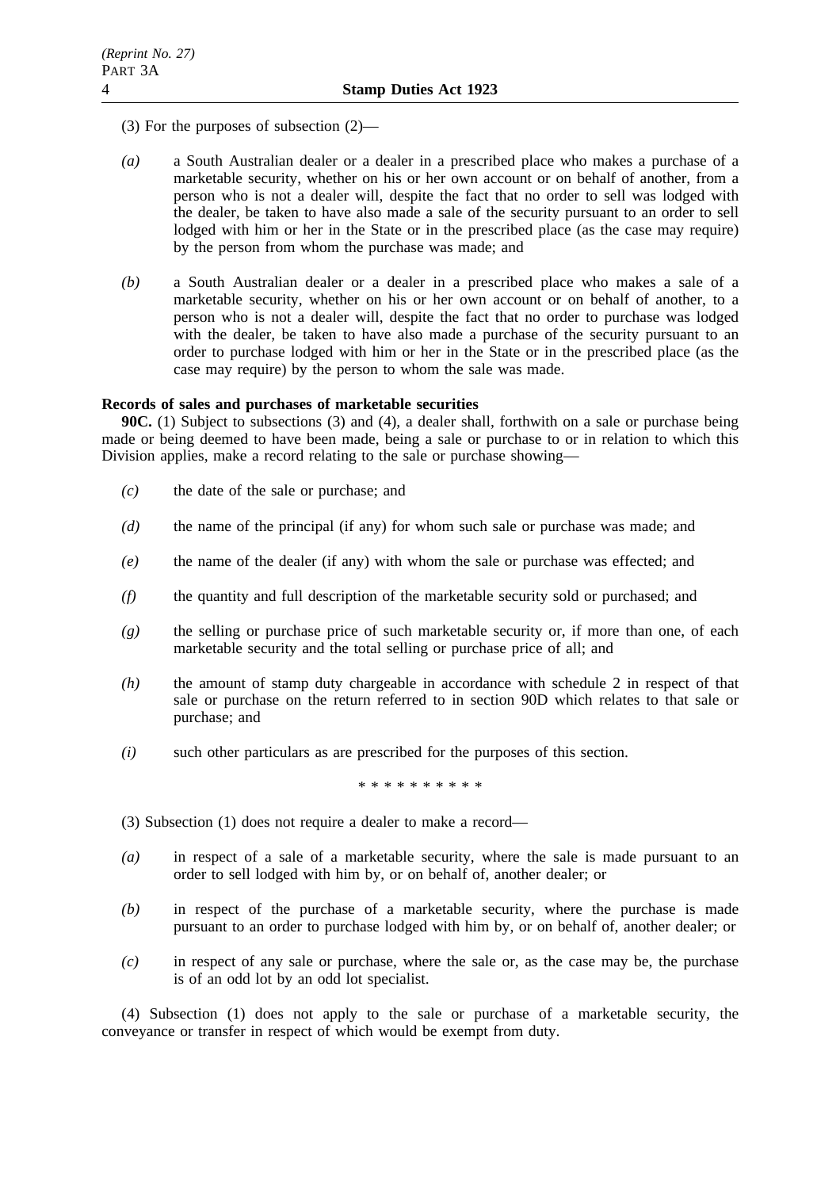(3) For the purposes of subsection (2)—

*(a)* a South Australian dealer or a dealer in a prescribed place who makes a purchase of a marketable security, whether on his or her own account or on behalf of another, from a person who is not a dealer will, despite the fact that no order to sell was lodged with the dealer, be taken to have also made a sale of the security pursuant to an order to sell lodged with him or her in the State or in the prescribed place (as the case may require) by the person from whom the purchase was made; and

*(b)* a South Australian dealer or a dealer in a prescribed place who makes a sale of a marketable security, whether on his or her own account or on behalf of another, to a person who is not a dealer will, despite the fact that no order to purchase was lodged with the dealer, be taken to have also made a purchase of the security pursuant to an order to purchase lodged with him or her in the State or in the prescribed place (as the case may require) by the person to whom the sale was made.

**Records of sales and purchases of marketable securities**

**90C.** (1) Subject to subsections (3) and (4), a dealer shall, forthwith on a sale or purchase being made or being deemed to have been made, being a sale or purchase to or in relation to which this Division applies, make a record relating to the sale or purchase showing—

*(c)* the date of the sale or purchase; and

*(d)* the name of the principal (if any) for whom such sale or purchase was made; and

*(e)* the name of the dealer (if any) with whom the sale or purchase was effected; and

*(f)* the quantity and full description of the marketable security sold or purchased; and

*(g)* the selling or purchase price of such marketable security or, if more than one, of each marketable security and the total selling or purchase price of all; and

*(h)* the amount of stamp duty chargeable in accordance with schedule 2 in respect of that sale or purchase on the return referred to in section 90D which relates to that sale or purchase; and

*(i)* such other particulars as are prescribed for the purposes of this section.

\* \* \* \* \* \* \* \* \* \*

(3) Subsection (1) does not require a dealer to make a record—

*(a)* in respect of a sale of a marketable security, where the sale is made pursuant to an order to sell lodged with him by, or on behalf of, another dealer; or

*(b)* in respect of the purchase of a marketable security, where the purchase is made pursuant to an order to purchase lodged with him by, or on behalf of, another dealer; or

*(c)* in respect of any sale or purchase, where the sale or, as the case may be, the purchase is of an odd lot by an odd lot specialist.

(4) Subsection (1) does not apply to the sale or purchase of a marketable security, the conveyance or transfer in respect of which would be exempt from duty.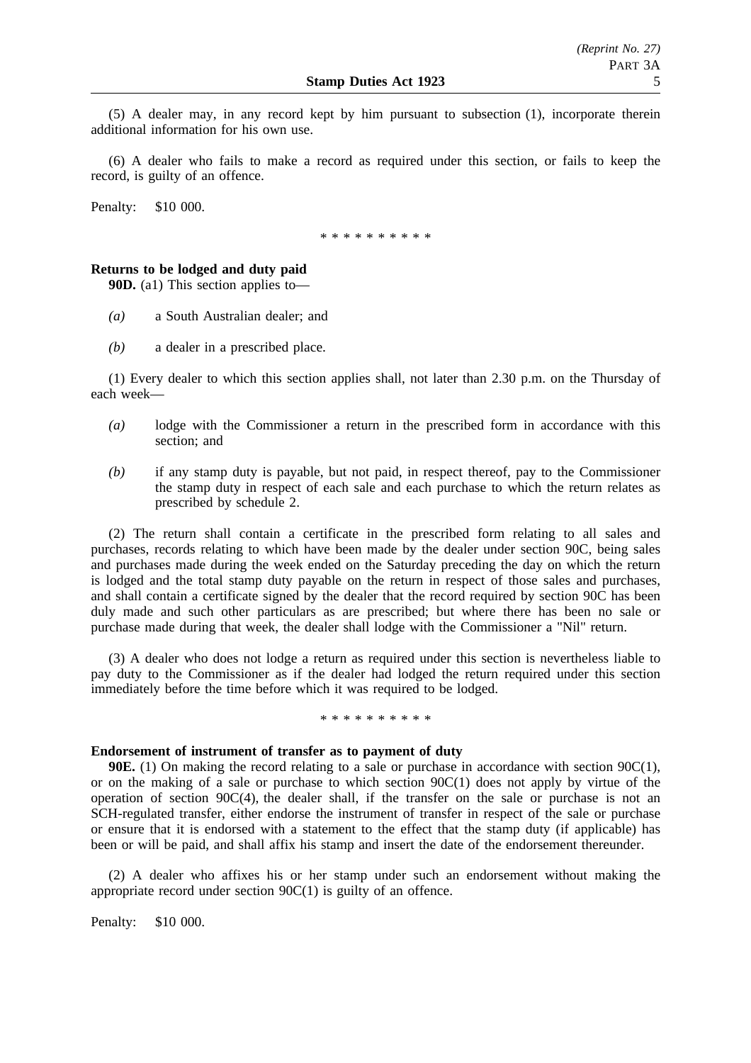(5) A dealer may, in any record kept by him pursuant to subsection (1), incorporate therein additional information for his own use.

(6) A dealer who fails to make a record as required under this section, or fails to keep the record, is guilty of an offence.

Penalty: $10 000.

\* \* \* \* \* \* \* \* \* \*

**Returns to be lodged and duty paid**

**90D.** (a1) This section applies to—

*(a)* a South Australian dealer; and

*(b)* a dealer in a prescribed place.

(1) Every dealer to which this section applies shall, not later than 2.30 p.m. on the Thursday of each week—

*(a)* lodge with the Commissioner a return in the prescribed form in accordance with this section; and

*(b)* if any stamp duty is payable, but not paid, in respect thereof, pay to the Commissioner the stamp duty in respect of each sale and each purchase to which the return relates as prescribed by schedule 2.

(2) The return shall contain a certificate in the prescribed form relating to all sales and purchases, records relating to which have been made by the dealer under section 90C, being sales and purchases made during the week ended on the Saturday preceding the day on which the return is lodged and the total stamp duty payable on the return in respect of those sales and purchases, and shall contain a certificate signed by the dealer that the record required by section 90C has been duly made and such other particulars as are prescribed; but where there has been no sale or purchase made during that week, the dealer shall lodge with the Commissioner a "Nil" return.

(3) A dealer who does not lodge a return as required under this section is nevertheless liable to pay duty to the Commissioner as if the dealer had lodged the return required under this section immediately before the time before which it was required to be lodged.

\* \* \* \* \* \* \* \* \* \*

**Endorsement of instrument of transfer as to payment of duty**

**90E.** (1) On making the record relating to a sale or purchase in accordance with section 90C(1), or on the making of a sale or purchase to which section 90C(1) does not apply by virtue of the operation of section 90C(4), the dealer shall, if the transfer on the sale or purchase is not an SCH-regulated transfer, either endorse the instrument of transfer in respect of the sale or purchase or ensure that it is endorsed with a statement to the effect that the stamp duty (if applicable) has been or will be paid, and shall affix his stamp and insert the date of the endorsement thereunder.

(2) A dealer who affixes his or her stamp under such an endorsement without making the appropriate record under section 90C(1) is guilty of an offence.

Penalty: $10 000.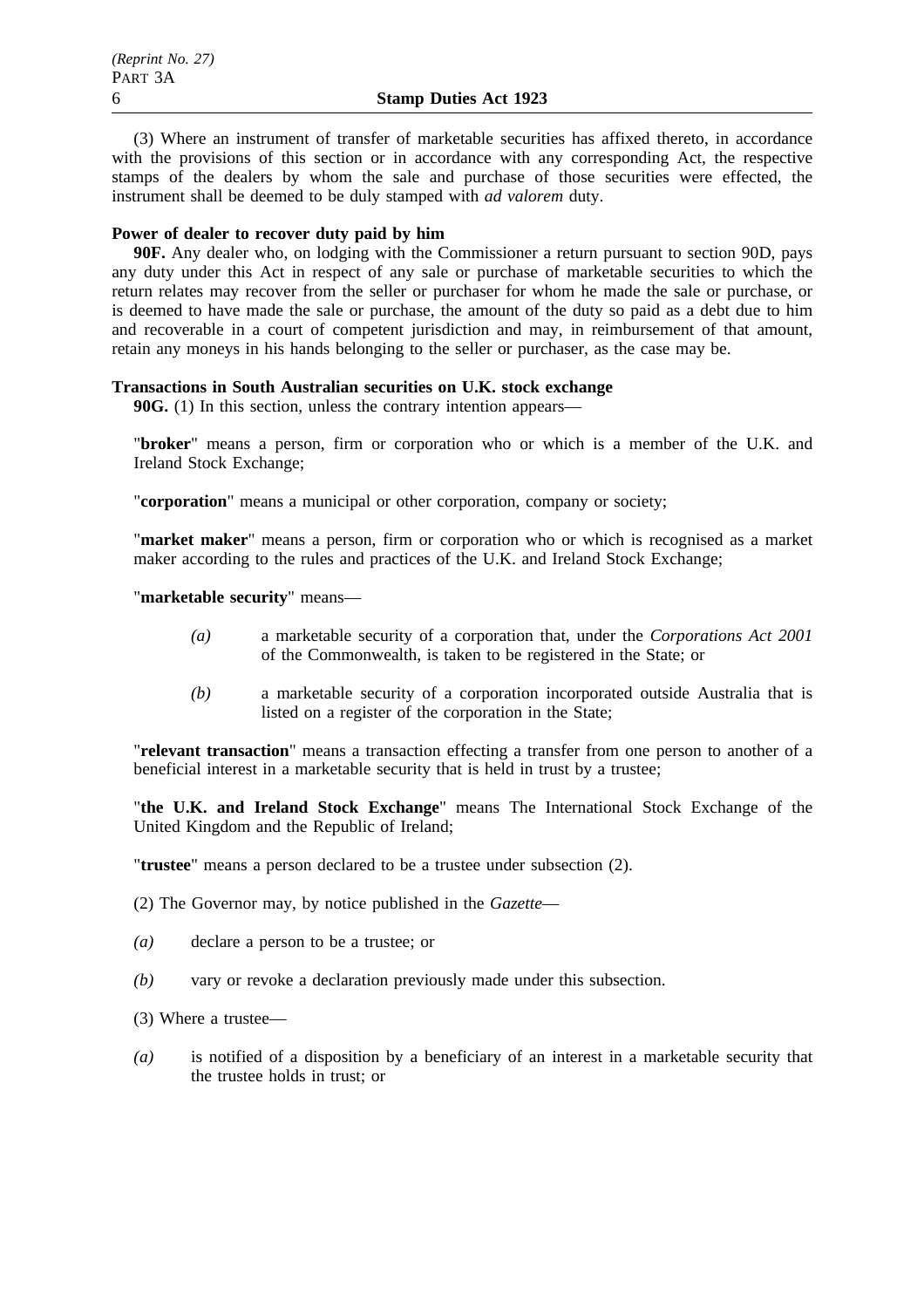(3) Where an instrument of transfer of marketable securities has affixed thereto, in accordance with the provisions of this section or in accordance with any corresponding Act, the respective stamps of the dealers by whom the sale and purchase of those securities were effected, the instrument shall be deemed to be duly stamped with *ad valorem* duty.

**Power of dealer to recover duty paid by him**

**90F.** Any dealer who, on lodging with the Commissioner a return pursuant to section 90D, pays any duty under this Act in respect of any sale or purchase of marketable securities to which the return relates may recover from the seller or purchaser for whom he made the sale or purchase, or is deemed to have made the sale or purchase, the amount of the duty so paid as a debt due to him and recoverable in a court of competent jurisdiction and may, in reimbursement of that amount, retain any moneys in his hands belonging to the seller or purchaser, as the case may be.

**Transactions in South Australian securities on U.K. stock exchange**

**90G.** (1) In this section, unless the contrary intention appears—

"**broker**" means a person, firm or corporation who or which is a member of the U.K. and Ireland Stock Exchange;

"**corporation**" means a municipal or other corporation, company or society;

"**market maker**" means a person, firm or corporation who or which is recognised as a market maker according to the rules and practices of the U.K. and Ireland Stock Exchange;

"**marketable security**" means—

*(a)* a marketable security of a corporation that, under the *Corporations Act 2001* of the Commonwealth, is taken to be registered in the State; or

*(b)* a marketable security of a corporation incorporated outside Australia that is listed on a register of the corporation in the State;

"**relevant transaction**" means a transaction effecting a transfer from one person to another of a beneficial interest in a marketable security that is held in trust by a trustee;

"**the U.K. and Ireland Stock Exchange**" means The International Stock Exchange of the United Kingdom and the Republic of Ireland;

"**trustee**" means a person declared to be a trustee under subsection (2).

(2) The Governor may, by notice published in the *Gazette*—

*(a)* declare a person to be a trustee; or

*(b)* vary or revoke a declaration previously made under this subsection.

(3) Where a trustee—

*(a)* is notified of a disposition by a beneficiary of an interest in a marketable security that the trustee holds in trust; or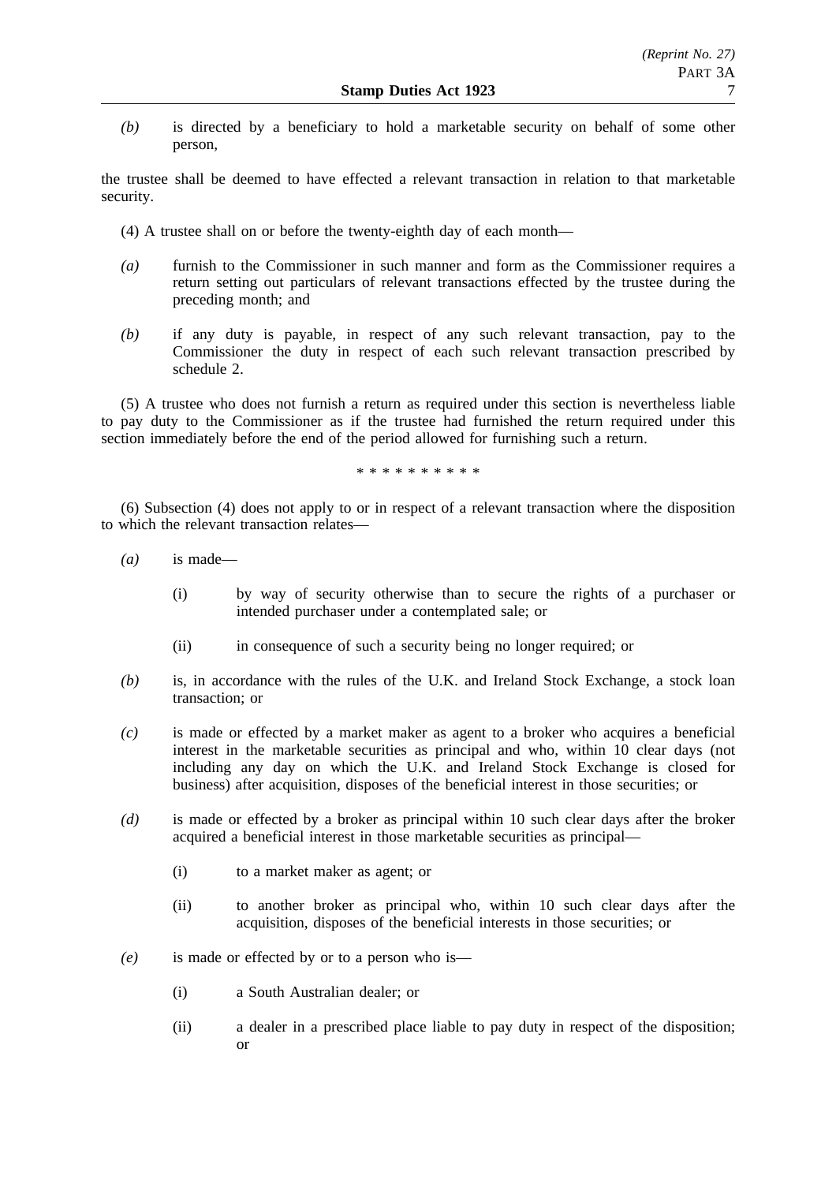*(b)* is directed by a beneficiary to hold a marketable security on behalf of some other person,

the trustee shall be deemed to have effected a relevant transaction in relation to that marketable security.

(4) A trustee shall on or before the twenty-eighth day of each month—

*(a)* furnish to the Commissioner in such manner and form as the Commissioner requires a return setting out particulars of relevant transactions effected by the trustee during the preceding month; and

*(b)* if any duty is payable, in respect of any such relevant transaction, pay to the Commissioner the duty in respect of each such relevant transaction prescribed by schedule 2.

(5) A trustee who does not furnish a return as required under this section is nevertheless liable to pay duty to the Commissioner as if the trustee had furnished the return required under this section immediately before the end of the period allowed for furnishing such a return.

\* \* \* \* \* \* \* \* \* \*

(6) Subsection (4) does not apply to or in respect of a relevant transaction where the disposition to which the relevant transaction relates—

*(a)* is made—

(i) by way of security otherwise than to secure the rights of a purchaser or intended purchaser under a contemplated sale; or

(ii) in consequence of such a security being no longer required; or

*(b)* is, in accordance with the rules of the U.K. and Ireland Stock Exchange, a stock loan transaction; or

*(c)* is made or effected by a market maker as agent to a broker who acquires a beneficial interest in the marketable securities as principal and who, within 10 clear days (not including any day on which the U.K. and Ireland Stock Exchange is closed for business) after acquisition, disposes of the beneficial interest in those securities; or

*(d)* is made or effected by a broker as principal within 10 such clear days after the broker acquired a beneficial interest in those marketable securities as principal—

(i) to a market maker as agent; or

(ii) to another broker as principal who, within 10 such clear days after the acquisition, disposes of the beneficial interests in those securities; or

*(e)* is made or effected by or to a person who is—

(i) a South Australian dealer; or

(ii) a dealer in a prescribed place liable to pay duty in respect of the disposition; or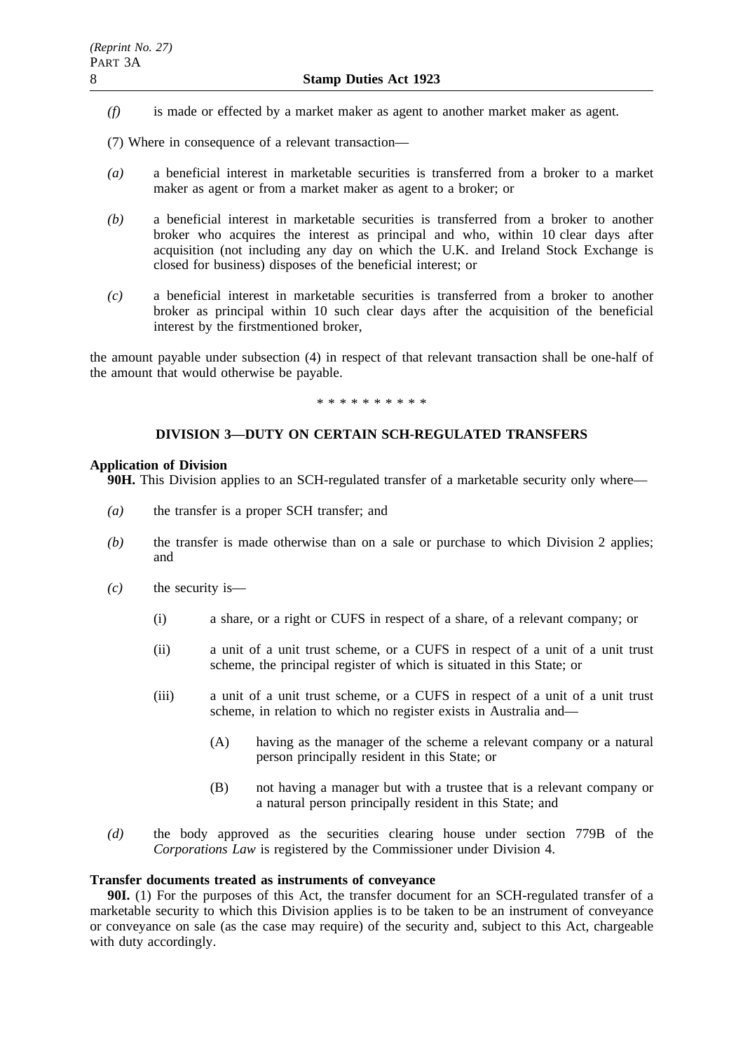*(f)* is made or effected by a market maker as agent to another market maker as agent.

(7) Where in consequence of a relevant transaction—

*(a)* a beneficial interest in marketable securities is transferred from a broker to a market maker as agent or from a market maker as agent to a broker; or

*(b)* a beneficial interest in marketable securities is transferred from a broker to another broker who acquires the interest as principal and who, within 10 clear days after acquisition (not including any day on which the U.K. and Ireland Stock Exchange is closed for business) disposes of the beneficial interest; or

*(c)* a beneficial interest in marketable securities is transferred from a broker to another broker as principal within 10 such clear days after the acquisition of the beneficial interest by the firstmentioned broker,

the amount payable under subsection (4) in respect of that relevant transaction shall be one-half of the amount that would otherwise be payable.

\* \* \* \* \* \* \* \* \* \*

## DIVISION 3—DUTY ON CERTAIN SCH-REGULATED TRANSFERS

**Application of Division**

**90H.** This Division applies to an SCH-regulated transfer of a marketable security only where—

*(a)* the transfer is a proper SCH transfer; and

*(b)* the transfer is made otherwise than on a sale or purchase to which Division 2 applies; and

*(c)* the security is—

  (i) a share, or a right or CUFS in respect of a share, of a relevant company; or

  (ii) a unit of a unit trust scheme, or a CUFS in respect of a unit of a unit trust scheme, the principal register of which is situated in this State; or

  (iii) a unit of a unit trust scheme, or a CUFS in respect of a unit of a unit trust scheme, in relation to which no register exists in Australia and—

    (A) having as the manager of the scheme a relevant company or a natural person principally resident in this State; or

    (B) not having a manager but with a trustee that is a relevant company or a natural person principally resident in this State; and

*(d)* the body approved as the securities clearing house under section 779B of the *Corporations Law* is registered by the Commissioner under Division 4.

**Transfer documents treated as instruments of conveyance**

**90I.** (1) For the purposes of this Act, the transfer document for an SCH-regulated transfer of a marketable security to which this Division applies is to be taken to be an instrument of conveyance or conveyance on sale (as the case may require) of the security and, subject to this Act, chargeable with duty accordingly.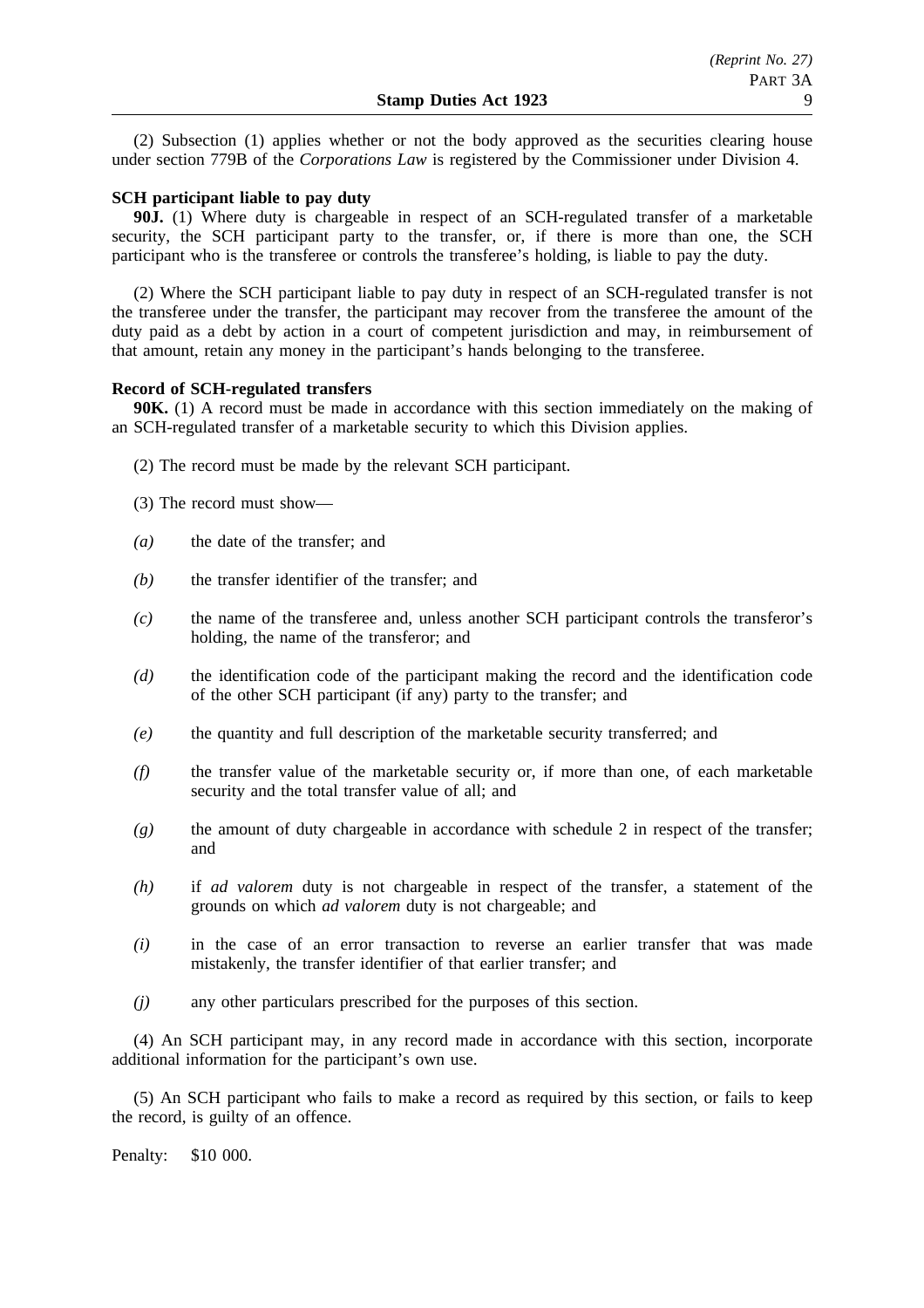(2) Subsection (1) applies whether or not the body approved as the securities clearing house under section 779B of the *Corporations Law* is registered by the Commissioner under Division 4.

**SCH participant liable to pay duty**

**90J.** (1) Where duty is chargeable in respect of an SCH-regulated transfer of a marketable security, the SCH participant party to the transfer, or, if there is more than one, the SCH participant who is the transferee or controls the transferee's holding, is liable to pay the duty.

(2) Where the SCH participant liable to pay duty in respect of an SCH-regulated transfer is not the transferee under the transfer, the participant may recover from the transferee the amount of the duty paid as a debt by action in a court of competent jurisdiction and may, in reimbursement of that amount, retain any money in the participant's hands belonging to the transferee.

**Record of SCH-regulated transfers**

**90K.** (1) A record must be made in accordance with this section immediately on the making of an SCH-regulated transfer of a marketable security to which this Division applies.

(2) The record must be made by the relevant SCH participant.

(3) The record must show—

*(a)* the date of the transfer; and

*(b)* the transfer identifier of the transfer; and

*(c)* the name of the transferee and, unless another SCH participant controls the transferor's holding, the name of the transferor; and

*(d)* the identification code of the participant making the record and the identification code of the other SCH participant (if any) party to the transfer; and

*(e)* the quantity and full description of the marketable security transferred; and

*(f)* the transfer value of the marketable security or, if more than one, of each marketable security and the total transfer value of all; and

*(g)* the amount of duty chargeable in accordance with schedule 2 in respect of the transfer; and

*(h)* if *ad valorem* duty is not chargeable in respect of the transfer, a statement of the grounds on which *ad valorem* duty is not chargeable; and

*(i)* in the case of an error transaction to reverse an earlier transfer that was made mistakenly, the transfer identifier of that earlier transfer; and

*(j)* any other particulars prescribed for the purposes of this section.

(4) An SCH participant may, in any record made in accordance with this section, incorporate additional information for the participant's own use.

(5) An SCH participant who fails to make a record as required by this section, or fails to keep the record, is guilty of an offence.

Penalty: $10 000.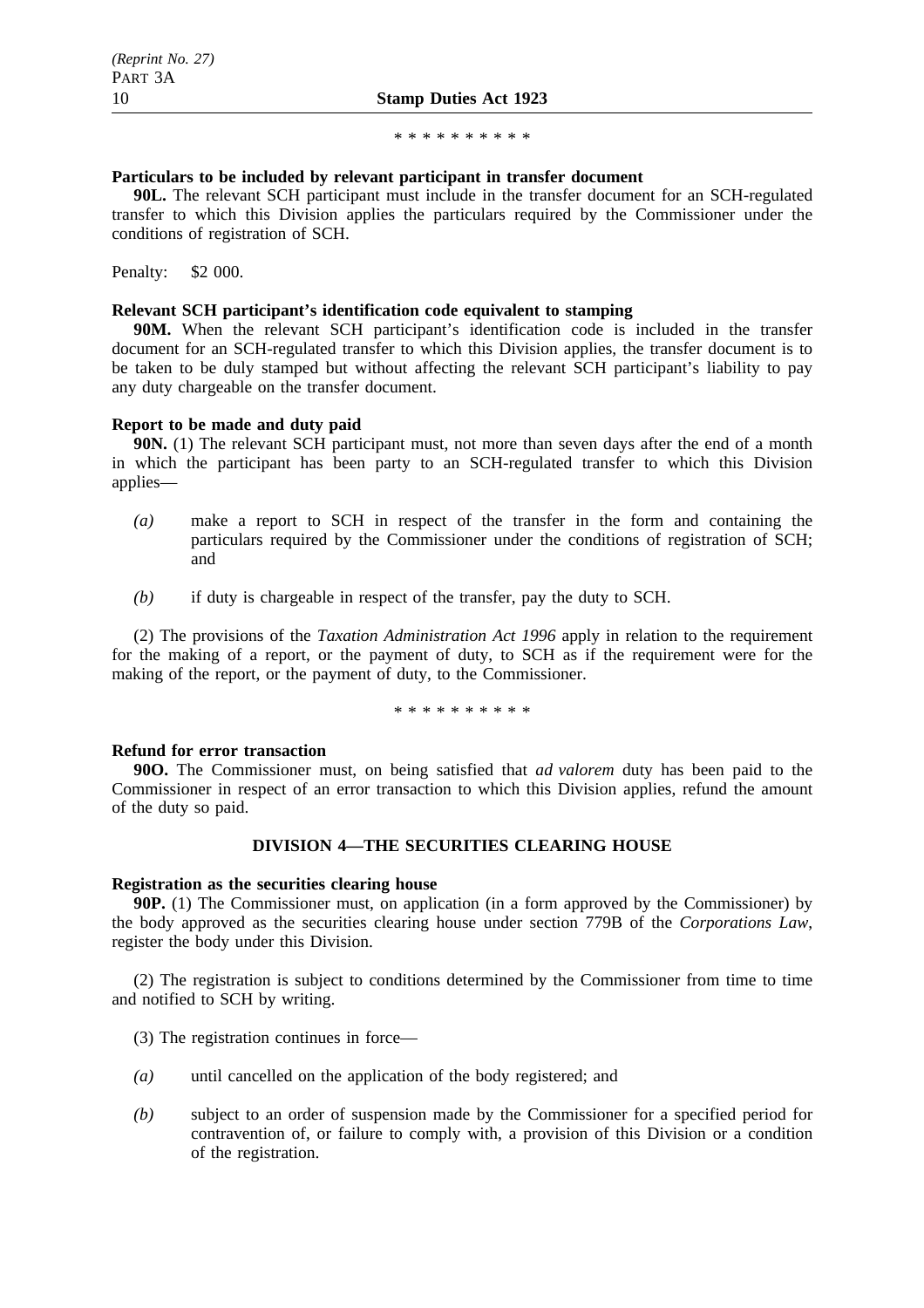\* \* \* \* \* \* \* \* \* \*

**Particulars to be included by relevant participant in transfer document**

**90L.** The relevant SCH participant must include in the transfer document for an SCH-regulated transfer to which this Division applies the particulars required by the Commissioner under the conditions of registration of SCH.

Penalty: $2 000.

**Relevant SCH participant's identification code equivalent to stamping**

**90M.** When the relevant SCH participant's identification code is included in the transfer document for an SCH-regulated transfer to which this Division applies, the transfer document is to be taken to be duly stamped but without affecting the relevant SCH participant's liability to pay any duty chargeable on the transfer document.

**Report to be made and duty paid**

**90N.** (1) The relevant SCH participant must, not more than seven days after the end of a month in which the participant has been party to an SCH-regulated transfer to which this Division applies—

*(a)* make a report to SCH in respect of the transfer in the form and containing the particulars required by the Commissioner under the conditions of registration of SCH; and

*(b)* if duty is chargeable in respect of the transfer, pay the duty to SCH.

(2) The provisions of the *Taxation Administration Act 1996* apply in relation to the requirement for the making of a report, or the payment of duty, to SCH as if the requirement were for the making of the report, or the payment of duty, to the Commissioner.

\* \* \* \* \* \* \* \* \* \*

**Refund for error transaction**

**90O.** The Commissioner must, on being satisfied that *ad valorem* duty has been paid to the Commissioner in respect of an error transaction to which this Division applies, refund the amount of the duty so paid.

## DIVISION 4—THE SECURITIES CLEARING HOUSE

**Registration as the securities clearing house**

**90P.** (1) The Commissioner must, on application (in a form approved by the Commissioner) by the body approved as the securities clearing house under section 779B of the *Corporations Law*, register the body under this Division.

(2) The registration is subject to conditions determined by the Commissioner from time to time and notified to SCH by writing.

(3) The registration continues in force—

*(a)* until cancelled on the application of the body registered; and

*(b)* subject to an order of suspension made by the Commissioner for a specified period for contravention of, or failure to comply with, a provision of this Division or a condition of the registration.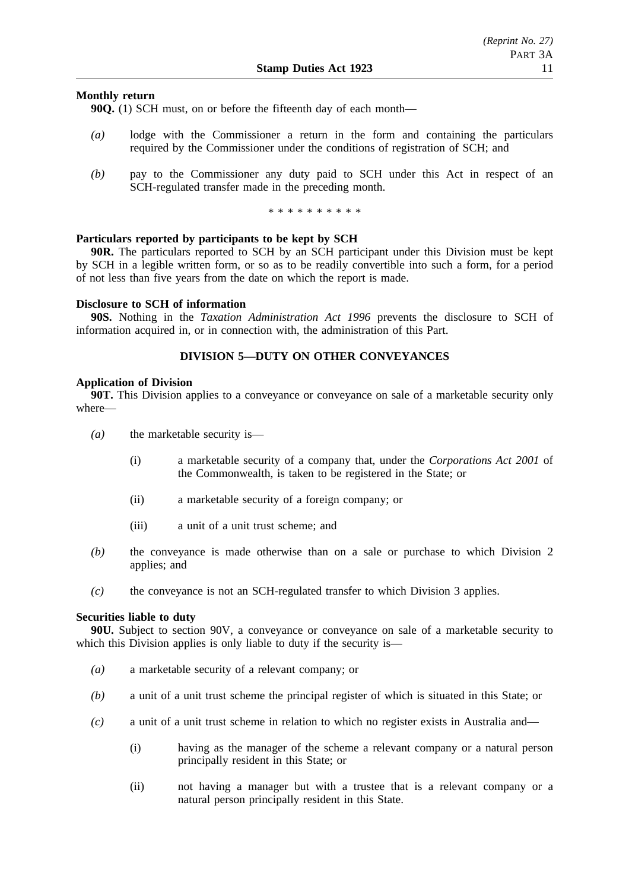**Monthly return**

**90Q.** (1) SCH must, on or before the fifteenth day of each month—

*(a)* lodge with the Commissioner a return in the form and containing the particulars required by the Commissioner under the conditions of registration of SCH; and

*(b)* pay to the Commissioner any duty paid to SCH under this Act in respect of an SCH-regulated transfer made in the preceding month.

\* \* \* \* \* \* \* \* \* \*

**Particulars reported by participants to be kept by SCH**

**90R.** The particulars reported to SCH by an SCH participant under this Division must be kept by SCH in a legible written form, or so as to be readily convertible into such a form, for a period of not less than five years from the date on which the report is made.

**Disclosure to SCH of information**

**90S.** Nothing in the *Taxation Administration Act 1996* prevents the disclosure to SCH of information acquired in, or in connection with, the administration of this Part.

## DIVISION 5—DUTY ON OTHER CONVEYANCES

**Application of Division**

**90T.** This Division applies to a conveyance or conveyance on sale of a marketable security only where—

*(a)* the marketable security is—

(i) a marketable security of a company that, under the *Corporations Act 2001* of the Commonwealth, is taken to be registered in the State; or

(ii) a marketable security of a foreign company; or

(iii) a unit of a unit trust scheme; and

*(b)* the conveyance is made otherwise than on a sale or purchase to which Division 2 applies; and

*(c)* the conveyance is not an SCH-regulated transfer to which Division 3 applies.

**Securities liable to duty**

**90U.** Subject to section 90V, a conveyance or conveyance on sale of a marketable security to which this Division applies is only liable to duty if the security is—

*(a)* a marketable security of a relevant company; or

*(b)* a unit of a unit trust scheme the principal register of which is situated in this State; or

*(c)* a unit of a unit trust scheme in relation to which no register exists in Australia and—

(i) having as the manager of the scheme a relevant company or a natural person principally resident in this State; or

(ii) not having a manager but with a trustee that is a relevant company or a natural person principally resident in this State.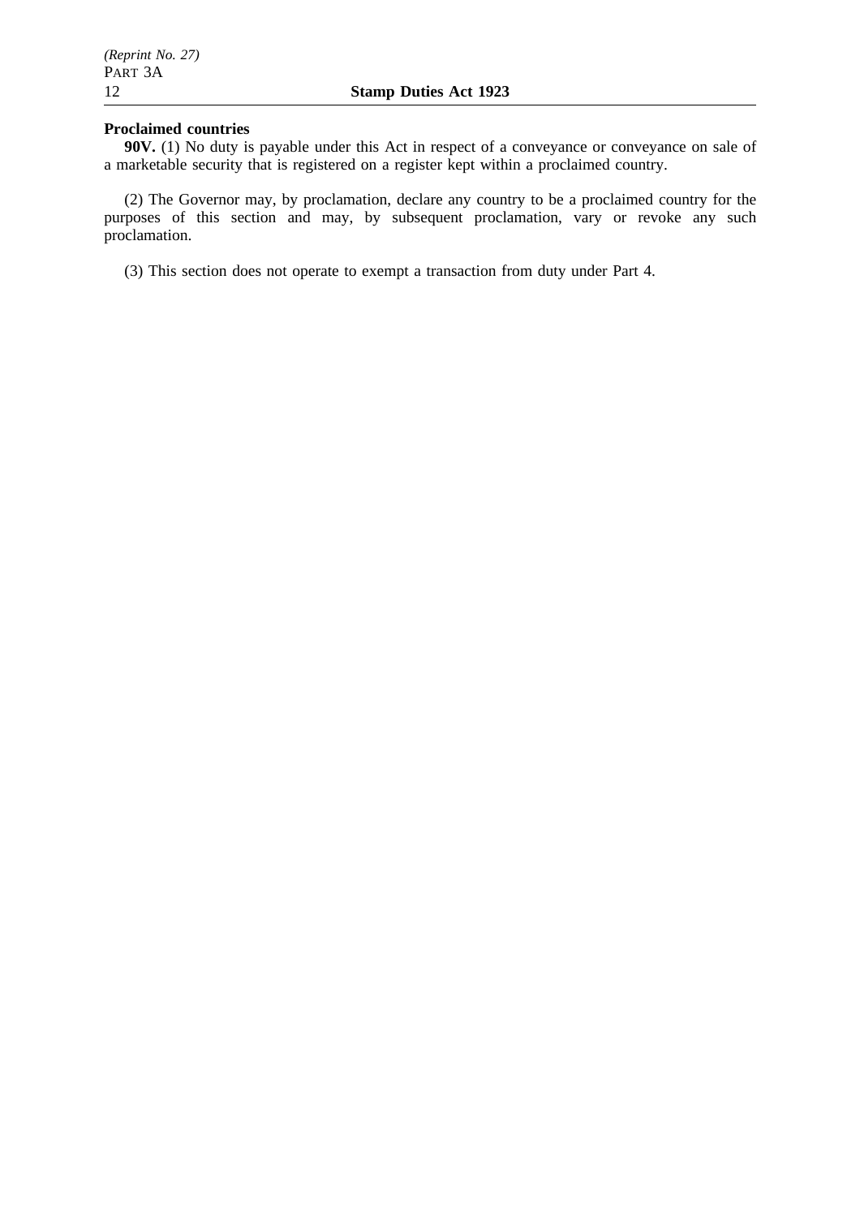**Proclaimed countries**

**90V.** (1) No duty is payable under this Act in respect of a conveyance or conveyance on sale of a marketable security that is registered on a register kept within a proclaimed country.

(2) The Governor may, by proclamation, declare any country to be a proclaimed country for the purposes of this section and may, by subsequent proclamation, vary or revoke any such proclamation.

(3) This section does not operate to exempt a transaction from duty under Part 4.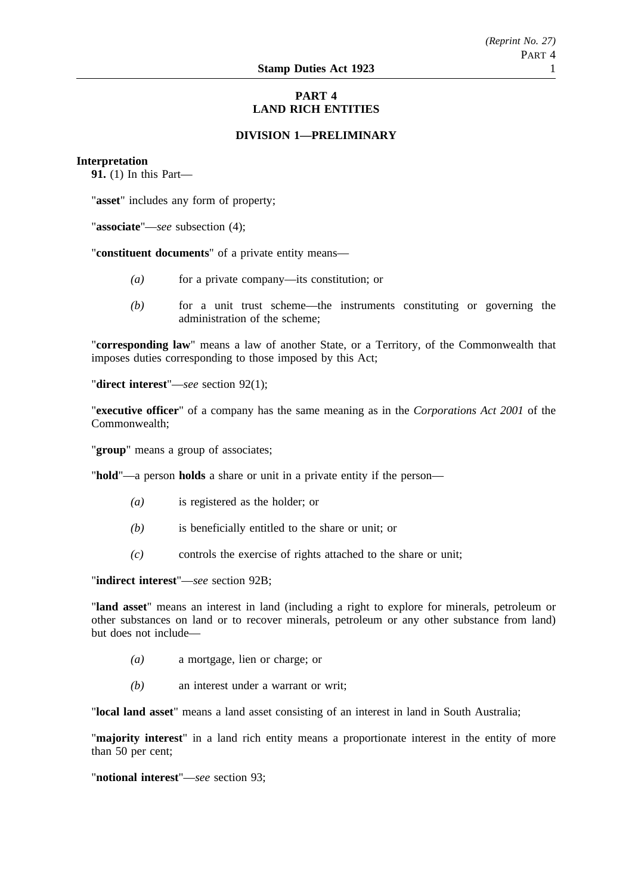# PART 4
# LAND RICH ENTITIES

## DIVISION 1—PRELIMINARY

**Interpretation**

**91.** (1) In this Part—

"**asset**" includes any form of property;

"**associate**"—*see* subsection (4);

"**constituent documents**" of a private entity means—

- *(a)* for a private company—its constitution; or
- *(b)* for a unit trust scheme—the instruments constituting or governing the administration of the scheme;

"**corresponding law**" means a law of another State, or a Territory, of the Commonwealth that imposes duties corresponding to those imposed by this Act;

"**direct interest**"—*see* section 92(1);

"**executive officer**" of a company has the same meaning as in the *Corporations Act 2001* of the Commonwealth;

"**group**" means a group of associates;

"**hold**"—a person **holds** a share or unit in a private entity if the person—

- *(a)* is registered as the holder; or
- *(b)* is beneficially entitled to the share or unit; or
- *(c)* controls the exercise of rights attached to the share or unit;

"**indirect interest**"—*see* section 92B;

"**land asset**" means an interest in land (including a right to explore for minerals, petroleum or other substances on land or to recover minerals, petroleum or any other substance from land) but does not include—

- *(a)* a mortgage, lien or charge; or
- *(b)* an interest under a warrant or writ;

"**local land asset**" means a land asset consisting of an interest in land in South Australia;

"**majority interest**" in a land rich entity means a proportionate interest in the entity of more than 50 per cent;

"**notional interest**"—*see* section 93;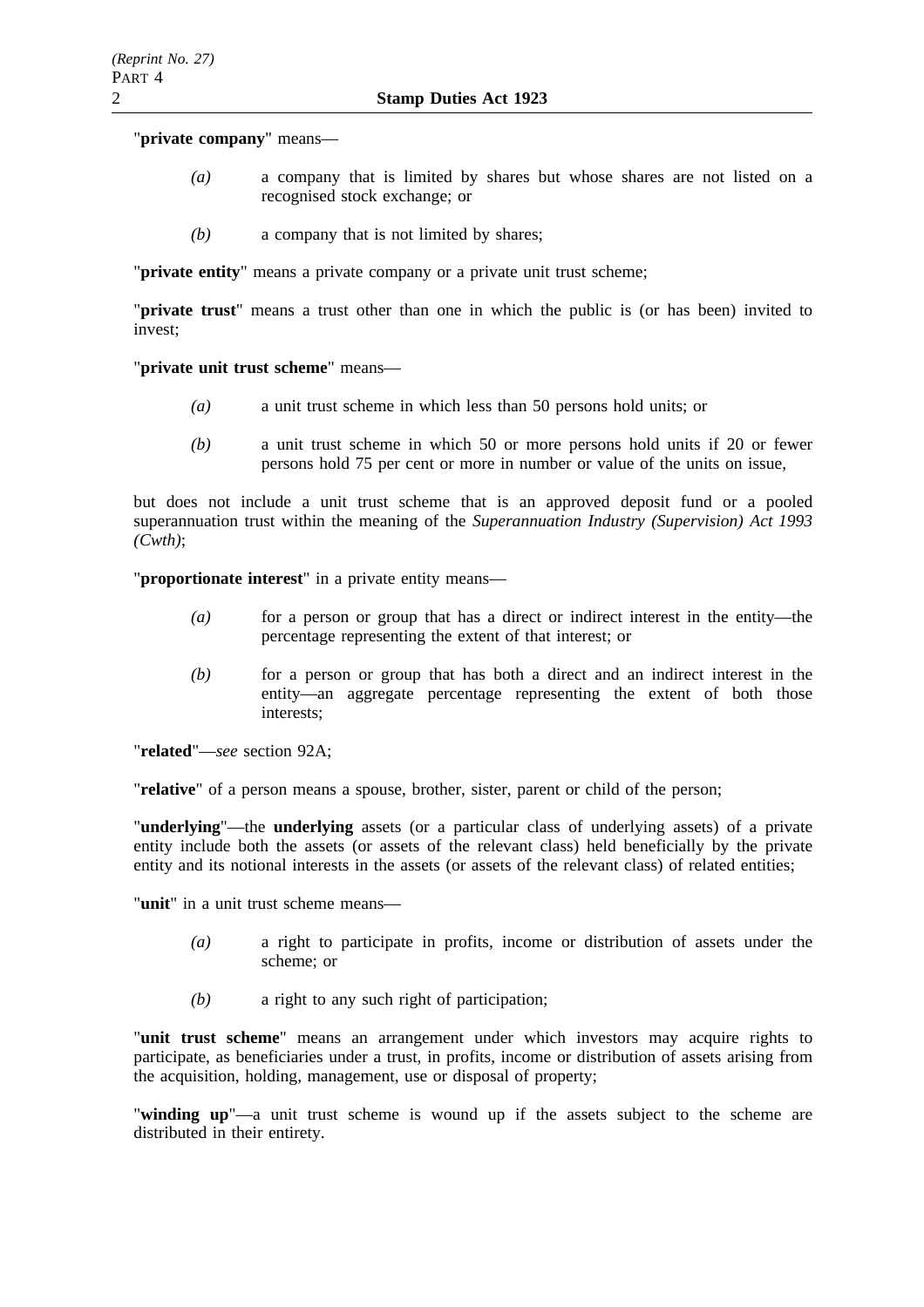"**private company**" means—

*(a)* a company that is limited by shares but whose shares are not listed on a recognised stock exchange; or

*(b)* a company that is not limited by shares;

"**private entity**" means a private company or a private unit trust scheme;

"**private trust**" means a trust other than one in which the public is (or has been) invited to invest;

"**private unit trust scheme**" means—

*(a)* a unit trust scheme in which less than 50 persons hold units; or

*(b)* a unit trust scheme in which 50 or more persons hold units if 20 or fewer persons hold 75 per cent or more in number or value of the units on issue,

but does not include a unit trust scheme that is an approved deposit fund or a pooled superannuation trust within the meaning of the *Superannuation Industry (Supervision) Act 1993 (Cwth)*;

"**proportionate interest**" in a private entity means—

*(a)* for a person or group that has a direct or indirect interest in the entity—the percentage representing the extent of that interest; or

*(b)* for a person or group that has both a direct and an indirect interest in the entity—an aggregate percentage representing the extent of both those interests;

"**related**"—*see* section 92A;

"**relative**" of a person means a spouse, brother, sister, parent or child of the person;

"**underlying**"—the **underlying** assets (or a particular class of underlying assets) of a private entity include both the assets (or assets of the relevant class) held beneficially by the private entity and its notional interests in the assets (or assets of the relevant class) of related entities;

"**unit**" in a unit trust scheme means—

*(a)* a right to participate in profits, income or distribution of assets under the scheme; or

*(b)* a right to any such right of participation;

"**unit trust scheme**" means an arrangement under which investors may acquire rights to participate, as beneficiaries under a trust, in profits, income or distribution of assets arising from the acquisition, holding, management, use or disposal of property;

"**winding up**"—a unit trust scheme is wound up if the assets subject to the scheme are distributed in their entirety.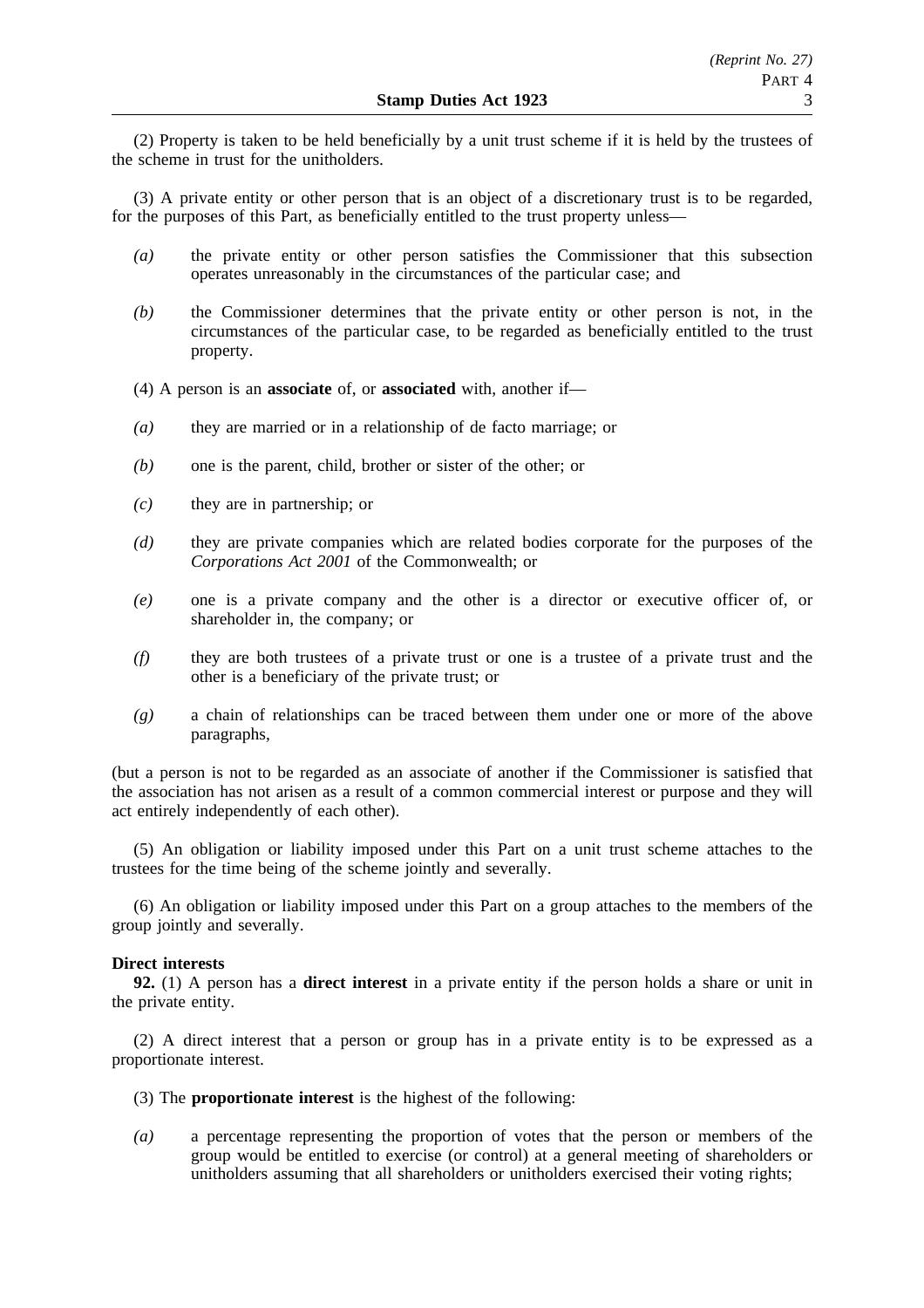(2) Property is taken to be held beneficially by a unit trust scheme if it is held by the trustees of the scheme in trust for the unitholders.

(3) A private entity or other person that is an object of a discretionary trust is to be regarded, for the purposes of this Part, as beneficially entitled to the trust property unless—

*(a)* the private entity or other person satisfies the Commissioner that this subsection operates unreasonably in the circumstances of the particular case; and

*(b)* the Commissioner determines that the private entity or other person is not, in the circumstances of the particular case, to be regarded as beneficially entitled to the trust property.

(4) A person is an **associate** of, or **associated** with, another if—

*(a)* they are married or in a relationship of de facto marriage; or

*(b)* one is the parent, child, brother or sister of the other; or

*(c)* they are in partnership; or

*(d)* they are private companies which are related bodies corporate for the purposes of the *Corporations Act 2001* of the Commonwealth; or

*(e)* one is a private company and the other is a director or executive officer of, or shareholder in, the company; or

*(f)* they are both trustees of a private trust or one is a trustee of a private trust and the other is a beneficiary of the private trust; or

*(g)* a chain of relationships can be traced between them under one or more of the above paragraphs,

(but a person is not to be regarded as an associate of another if the Commissioner is satisfied that the association has not arisen as a result of a common commercial interest or purpose and they will act entirely independently of each other).

(5) An obligation or liability imposed under this Part on a unit trust scheme attaches to the trustees for the time being of the scheme jointly and severally.

(6) An obligation or liability imposed under this Part on a group attaches to the members of the group jointly and severally.

**Direct interests**

**92.** (1) A person has a **direct interest** in a private entity if the person holds a share or unit in the private entity.

(2) A direct interest that a person or group has in a private entity is to be expressed as a proportionate interest.

(3) The **proportionate interest** is the highest of the following:

*(a)* a percentage representing the proportion of votes that the person or members of the group would be entitled to exercise (or control) at a general meeting of shareholders or unitholders assuming that all shareholders or unitholders exercised their voting rights;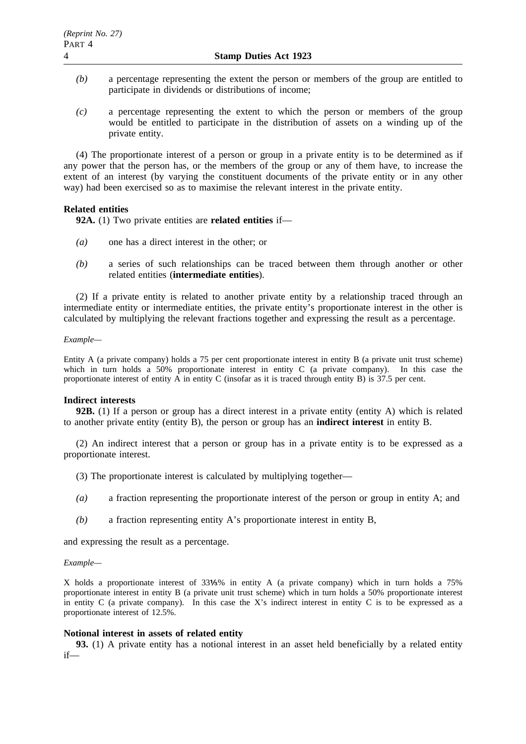*(b)* a percentage representing the extent the person or members of the group are entitled to participate in dividends or distributions of income;

*(c)* a percentage representing the extent to which the person or members of the group would be entitled to participate in the distribution of assets on a winding up of the private entity.

(4) The proportionate interest of a person or group in a private entity is to be determined as if any power that the person has, or the members of the group or any of them have, to increase the extent of an interest (by varying the constituent documents of the private entity or in any other way) had been exercised so as to maximise the relevant interest in the private entity.

**Related entities**

**92A.** (1) Two private entities are **related entities** if—

*(a)* one has a direct interest in the other; or

*(b)* a series of such relationships can be traced between them through another or other related entities (**intermediate entities**).

(2) If a private entity is related to another private entity by a relationship traced through an intermediate entity or intermediate entities, the private entity's proportionate interest in the other is calculated by multiplying the relevant fractions together and expressing the result as a percentage.

*Example—*

Entity A (a private company) holds a 75 per cent proportionate interest in entity B (a private unit trust scheme) which in turn holds a 50% proportionate interest in entity C (a private company). In this case the proportionate interest of entity A in entity C (insofar as it is traced through entity B) is 37.5 per cent.

**Indirect interests**

**92B.** (1) If a person or group has a direct interest in a private entity (entity A) which is related to another private entity (entity B), the person or group has an **indirect interest** in entity B.

(2) An indirect interest that a person or group has in a private entity is to be expressed as a proportionate interest.

(3) The proportionate interest is calculated by multiplying together—

*(a)* a fraction representing the proportionate interest of the person or group in entity A; and

*(b)* a fraction representing entity A's proportionate interest in entity B,

and expressing the result as a percentage.

*Example—*

X holds a proportionate interest of 33⅓% in entity A (a private company) which in turn holds a 75% proportionate interest in entity B (a private unit trust scheme) which in turn holds a 50% proportionate interest in entity C (a private company). In this case the X's indirect interest in entity C is to be expressed as a proportionate interest of 12.5%.

**Notional interest in assets of related entity**

**93.** (1) A private entity has a notional interest in an asset held beneficially by a related entity if—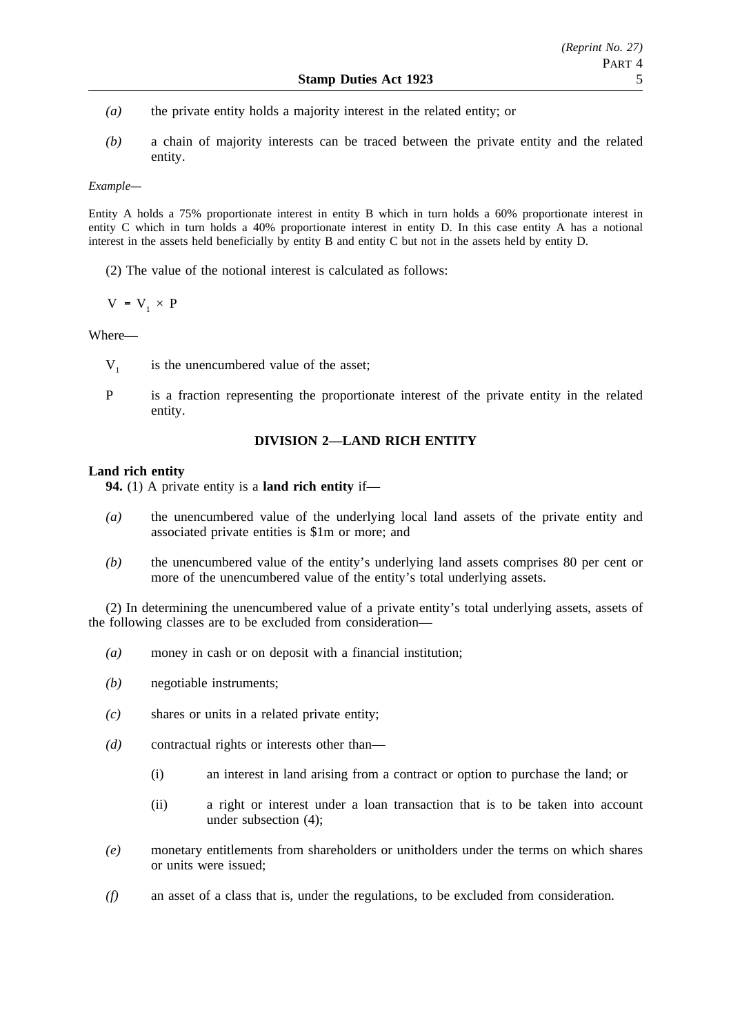*(a)* the private entity holds a majority interest in the related entity; or

*(b)* a chain of majority interests can be traced between the private entity and the related entity.

*Example—*

Entity A holds a 75% proportionate interest in entity B which in turn holds a 60% proportionate interest in entity C which in turn holds a 40% proportionate interest in entity D. In this case entity A has a notional interest in the assets held beneficially by entity B and entity C but not in the assets held by entity D.

(2) The value of the notional interest is calculated as follows:

$$V = V_1 \times P$$

Where—

$V_1$ is the unencumbered value of the asset;

P is a fraction representing the proportionate interest of the private entity in the related entity.

## DIVISION 2—LAND RICH ENTITY

**Land rich entity**

**94.** (1) A private entity is a **land rich entity** if—

*(a)* the unencumbered value of the underlying local land assets of the private entity and associated private entities is $1m or more; and

*(b)* the unencumbered value of the entity's underlying land assets comprises 80 per cent or more of the unencumbered value of the entity's total underlying assets.

(2) In determining the unencumbered value of a private entity's total underlying assets, assets of the following classes are to be excluded from consideration—

*(a)* money in cash or on deposit with a financial institution;

*(b)* negotiable instruments;

*(c)* shares or units in a related private entity;

*(d)* contractual rights or interests other than—

(i) an interest in land arising from a contract or option to purchase the land; or

(ii) a right or interest under a loan transaction that is to be taken into account under subsection (4);

*(e)* monetary entitlements from shareholders or unitholders under the terms on which shares or units were issued;

*(f)* an asset of a class that is, under the regulations, to be excluded from consideration.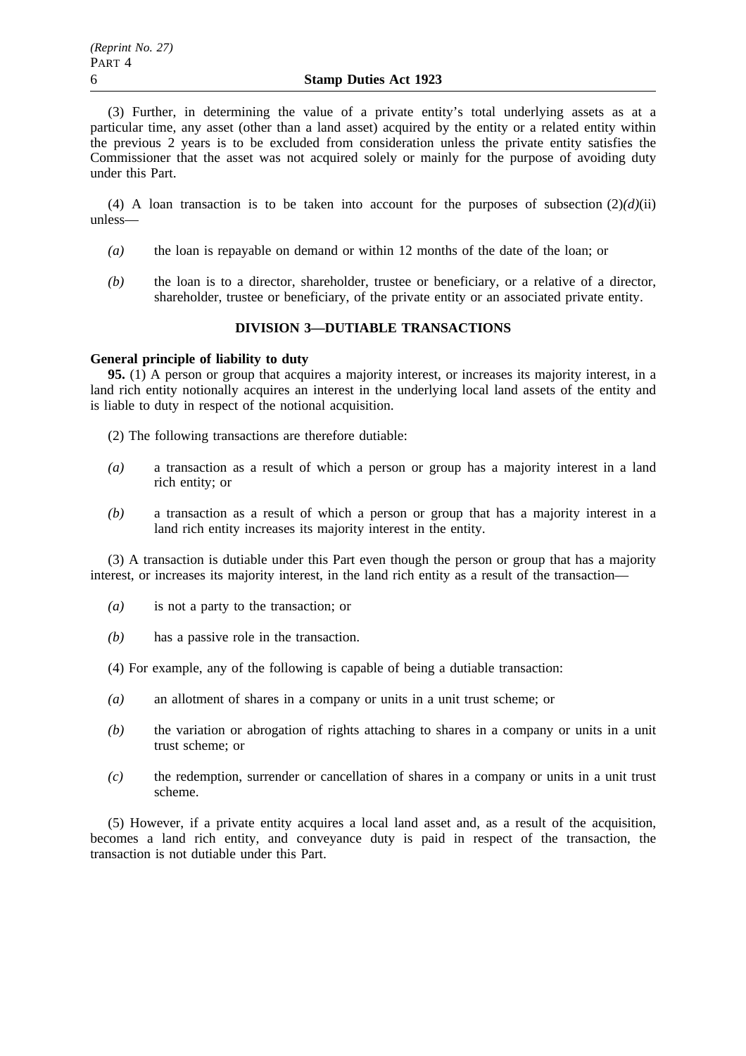(3) Further, in determining the value of a private entity's total underlying assets as at a particular time, any asset (other than a land asset) acquired by the entity or a related entity within the previous 2 years is to be excluded from consideration unless the private entity satisfies the Commissioner that the asset was not acquired solely or mainly for the purpose of avoiding duty under this Part.

(4) A loan transaction is to be taken into account for the purposes of subsection (2)*(d)*(ii) unless—

*(a)* the loan is repayable on demand or within 12 months of the date of the loan; or

*(b)* the loan is to a director, shareholder, trustee or beneficiary, or a relative of a director, shareholder, trustee or beneficiary, of the private entity or an associated private entity.

## DIVISION 3—DUTIABLE TRANSACTIONS

**General principle of liability to duty**

**95.** (1) A person or group that acquires a majority interest, or increases its majority interest, in a land rich entity notionally acquires an interest in the underlying local land assets of the entity and is liable to duty in respect of the notional acquisition.

(2) The following transactions are therefore dutiable:

*(a)* a transaction as a result of which a person or group has a majority interest in a land rich entity; or

*(b)* a transaction as a result of which a person or group that has a majority interest in a land rich entity increases its majority interest in the entity.

(3) A transaction is dutiable under this Part even though the person or group that has a majority interest, or increases its majority interest, in the land rich entity as a result of the transaction—

*(a)* is not a party to the transaction; or

*(b)* has a passive role in the transaction.

(4) For example, any of the following is capable of being a dutiable transaction:

*(a)* an allotment of shares in a company or units in a unit trust scheme; or

*(b)* the variation or abrogation of rights attaching to shares in a company or units in a unit trust scheme; or

*(c)* the redemption, surrender or cancellation of shares in a company or units in a unit trust scheme.

(5) However, if a private entity acquires a local land asset and, as a result of the acquisition, becomes a land rich entity, and conveyance duty is paid in respect of the transaction, the transaction is not dutiable under this Part.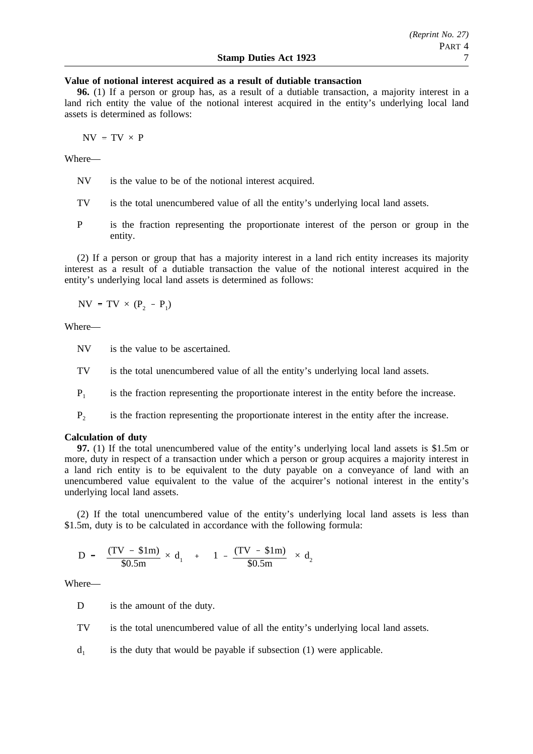**Value of notional interest acquired as a result of dutiable transaction**

**96.** (1) If a person or group has, as a result of a dutiable transaction, a majority interest in a land rich entity the value of the notional interest acquired in the entity's underlying local land assets is determined as follows:

$$NV = TV \times P$$

Where—

NV is the value to be of the notional interest acquired.

TV is the total unencumbered value of all the entity's underlying local land assets.

P is the fraction representing the proportionate interest of the person or group in the entity.

(2) If a person or group that has a majority interest in a land rich entity increases its majority interest as a result of a dutiable transaction the value of the notional interest acquired in the entity's underlying local land assets is determined as follows:

$$NV = TV \times (P_2 - P_1)$$

Where—

NV is the value to be ascertained.

TV is the total unencumbered value of all the entity's underlying local land assets.

$P_1$ is the fraction representing the proportionate interest in the entity before the increase.

$P_2$ is the fraction representing the proportionate interest in the entity after the increase.

**Calculation of duty**

**97.** (1) If the total unencumbered value of the entity's underlying local land assets is \$1.5m or more, duty in respect of a transaction under which a person or group acquires a majority interest in a land rich entity is to be equivalent to the duty payable on a conveyance of land with an unencumbered value equivalent to the value of the acquirer's notional interest in the entity's underlying local land assets.

(2) If the total unencumbered value of the entity's underlying local land assets is less than \$1.5m, duty is to be calculated in accordance with the following formula:

$$D = \frac{(TV - \$1m)}{\$0.5m} \times d_1 + \left(1 - \frac{(TV - \$1m)}{\$0.5m}\right) \times d_2$$

Where—

D is the amount of the duty.

TV is the total unencumbered value of all the entity's underlying local land assets.

$d_1$ is the duty that would be payable if subsection (1) were applicable.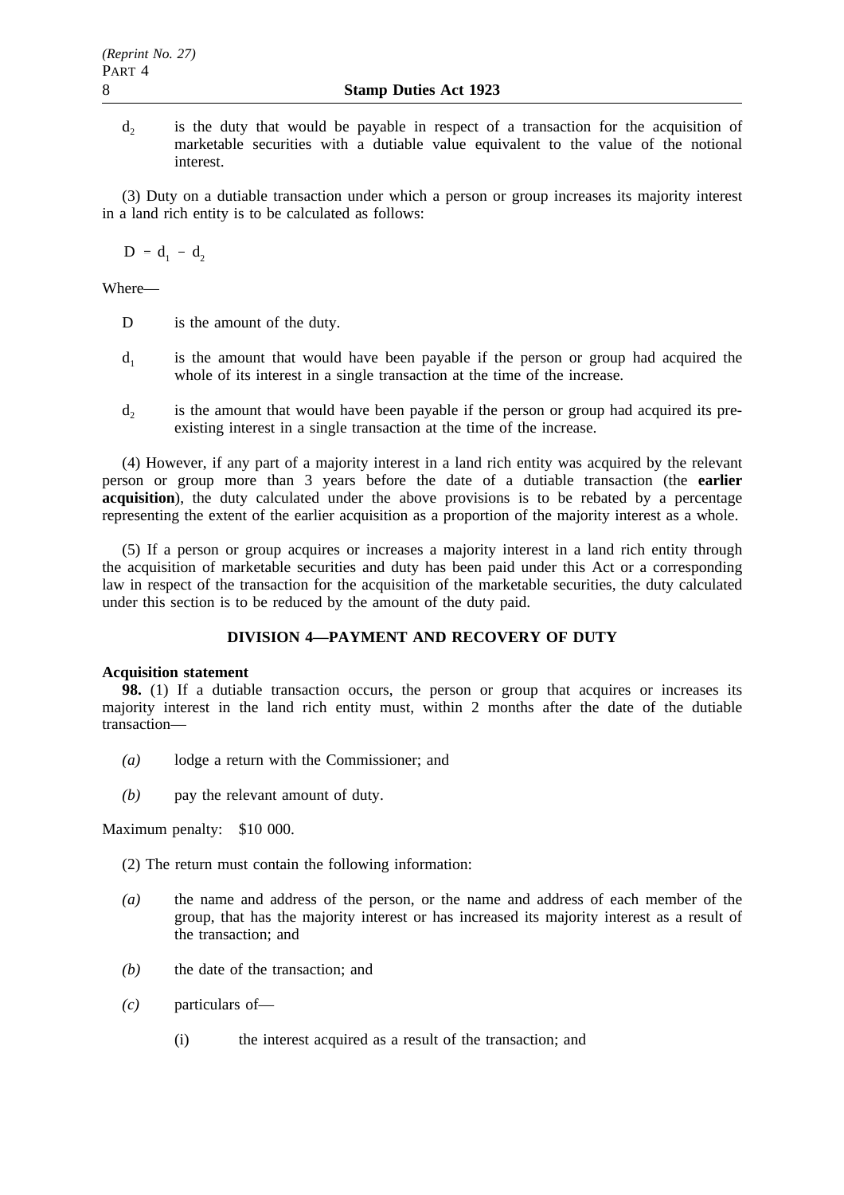$d_2$ is the duty that would be payable in respect of a transaction for the acquisition of marketable securities with a dutiable value equivalent to the value of the notional interest.

(3) Duty on a dutiable transaction under which a person or group increases its majority interest in a land rich entity is to be calculated as follows:

$$D = d_1 - d_2$$

Where—

D is the amount of the duty.

$d_1$ is the amount that would have been payable if the person or group had acquired the whole of its interest in a single transaction at the time of the increase.

$d_2$ is the amount that would have been payable if the person or group had acquired its pre-existing interest in a single transaction at the time of the increase.

(4) However, if any part of a majority interest in a land rich entity was acquired by the relevant person or group more than 3 years before the date of a dutiable transaction (the **earlier acquisition**), the duty calculated under the above provisions is to be rebated by a percentage representing the extent of the earlier acquisition as a proportion of the majority interest as a whole.

(5) If a person or group acquires or increases a majority interest in a land rich entity through the acquisition of marketable securities and duty has been paid under this Act or a corresponding law in respect of the transaction for the acquisition of the marketable securities, the duty calculated under this section is to be reduced by the amount of the duty paid.

## DIVISION 4—PAYMENT AND RECOVERY OF DUTY

**Acquisition statement**

**98.** (1) If a dutiable transaction occurs, the person or group that acquires or increases its majority interest in the land rich entity must, within 2 months after the date of the dutiable transaction—

*(a)* lodge a return with the Commissioner; and

*(b)* pay the relevant amount of duty.

Maximum penalty: $10 000.

(2) The return must contain the following information:

*(a)* the name and address of the person, or the name and address of each member of the group, that has the majority interest or has increased its majority interest as a result of the transaction; and

*(b)* the date of the transaction; and

*(c)* particulars of—

(i) the interest acquired as a result of the transaction; and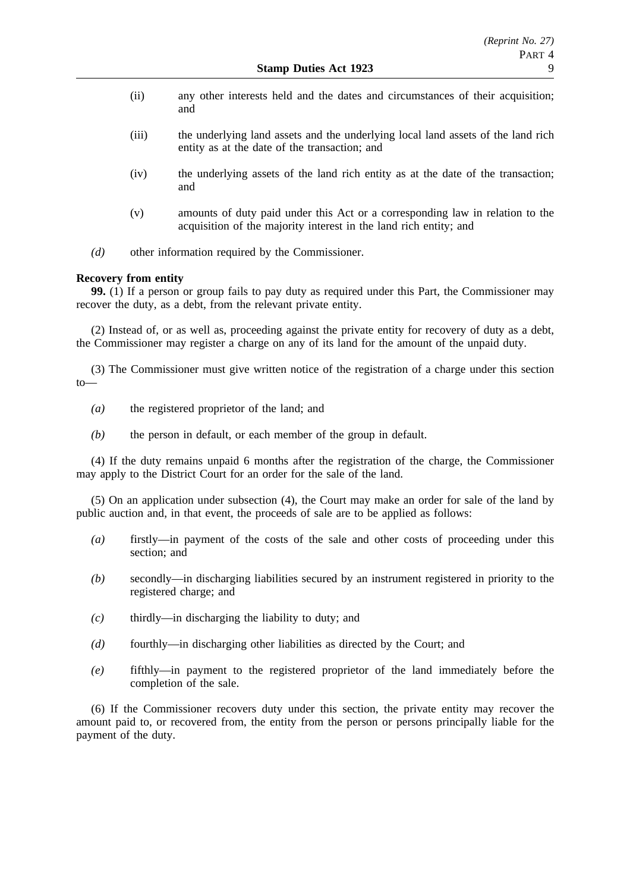(ii) any other interests held and the dates and circumstances of their acquisition; and

(iii) the underlying land assets and the underlying local land assets of the land rich entity as at the date of the transaction; and

(iv) the underlying assets of the land rich entity as at the date of the transaction; and

(v) amounts of duty paid under this Act or a corresponding law in relation to the acquisition of the majority interest in the land rich entity; and

*(d)* other information required by the Commissioner.

**Recovery from entity**

**99.** (1) If a person or group fails to pay duty as required under this Part, the Commissioner may recover the duty, as a debt, from the relevant private entity.

(2) Instead of, or as well as, proceeding against the private entity for recovery of duty as a debt, the Commissioner may register a charge on any of its land for the amount of the unpaid duty.

(3) The Commissioner must give written notice of the registration of a charge under this section to—

*(a)* the registered proprietor of the land; and

*(b)* the person in default, or each member of the group in default.

(4) If the duty remains unpaid 6 months after the registration of the charge, the Commissioner may apply to the District Court for an order for the sale of the land.

(5) On an application under subsection (4), the Court may make an order for sale of the land by public auction and, in that event, the proceeds of sale are to be applied as follows:

*(a)* firstly—in payment of the costs of the sale and other costs of proceeding under this section; and

*(b)* secondly—in discharging liabilities secured by an instrument registered in priority to the registered charge; and

*(c)* thirdly—in discharging the liability to duty; and

*(d)* fourthly—in discharging other liabilities as directed by the Court; and

*(e)* fifthly—in payment to the registered proprietor of the land immediately before the completion of the sale.

(6) If the Commissioner recovers duty under this section, the private entity may recover the amount paid to, or recovered from, the entity from the person or persons principally liable for the payment of the duty.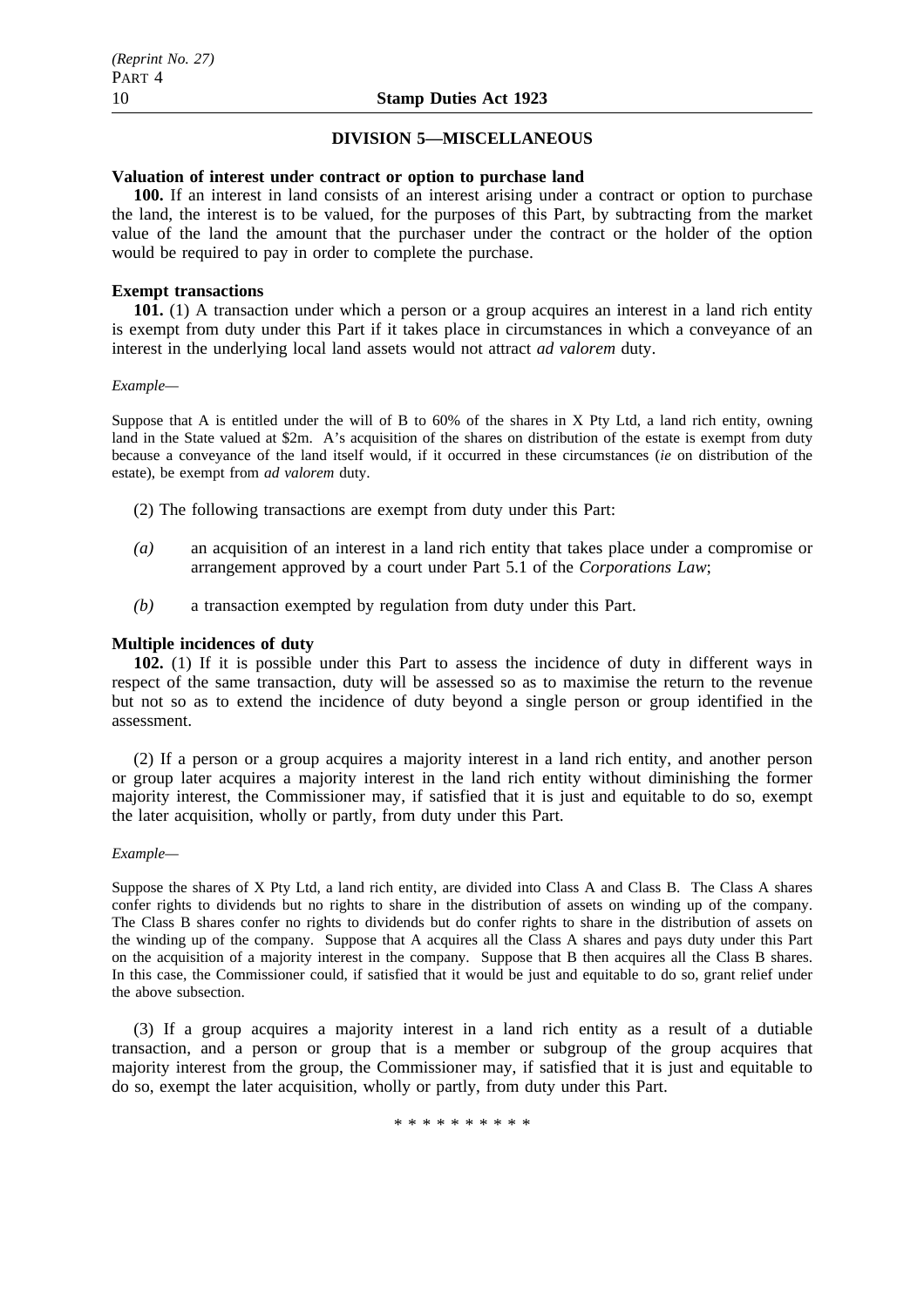## DIVISION 5—MISCELLANEOUS

**Valuation of interest under contract or option to purchase land**

**100.** If an interest in land consists of an interest arising under a contract or option to purchase the land, the interest is to be valued, for the purposes of this Part, by subtracting from the market value of the land the amount that the purchaser under the contract or the holder of the option would be required to pay in order to complete the purchase.

**Exempt transactions**

**101.** (1) A transaction under which a person or a group acquires an interest in a land rich entity is exempt from duty under this Part if it takes place in circumstances in which a conveyance of an interest in the underlying local land assets would not attract *ad valorem* duty.

*Example—*

Suppose that A is entitled under the will of B to 60% of the shares in X Pty Ltd, a land rich entity, owning land in the State valued at $2m. A's acquisition of the shares on distribution of the estate is exempt from duty because a conveyance of the land itself would, if it occurred in these circumstances (*ie* on distribution of the estate), be exempt from *ad valorem* duty.

(2) The following transactions are exempt from duty under this Part:

*(a)* an acquisition of an interest in a land rich entity that takes place under a compromise or arrangement approved by a court under Part 5.1 of the *Corporations Law*;

*(b)* a transaction exempted by regulation from duty under this Part.

**Multiple incidences of duty**

**102.** (1) If it is possible under this Part to assess the incidence of duty in different ways in respect of the same transaction, duty will be assessed so as to maximise the return to the revenue but not so as to extend the incidence of duty beyond a single person or group identified in the assessment.

(2) If a person or a group acquires a majority interest in a land rich entity, and another person or group later acquires a majority interest in the land rich entity without diminishing the former majority interest, the Commissioner may, if satisfied that it is just and equitable to do so, exempt the later acquisition, wholly or partly, from duty under this Part.

*Example—*

Suppose the shares of X Pty Ltd, a land rich entity, are divided into Class A and Class B. The Class A shares confer rights to dividends but no rights to share in the distribution of assets on winding up of the company. The Class B shares confer no rights to dividends but do confer rights to share in the distribution of assets on the winding up of the company. Suppose that A acquires all the Class A shares and pays duty under this Part on the acquisition of a majority interest in the company. Suppose that B then acquires all the Class B shares. In this case, the Commissioner could, if satisfied that it would be just and equitable to do so, grant relief under the above subsection.

(3) If a group acquires a majority interest in a land rich entity as a result of a dutiable transaction, and a person or group that is a member or subgroup of the group acquires that majority interest from the group, the Commissioner may, if satisfied that it is just and equitable to do so, exempt the later acquisition, wholly or partly, from duty under this Part.

\* \* \* \* \* \* \* \* \* \*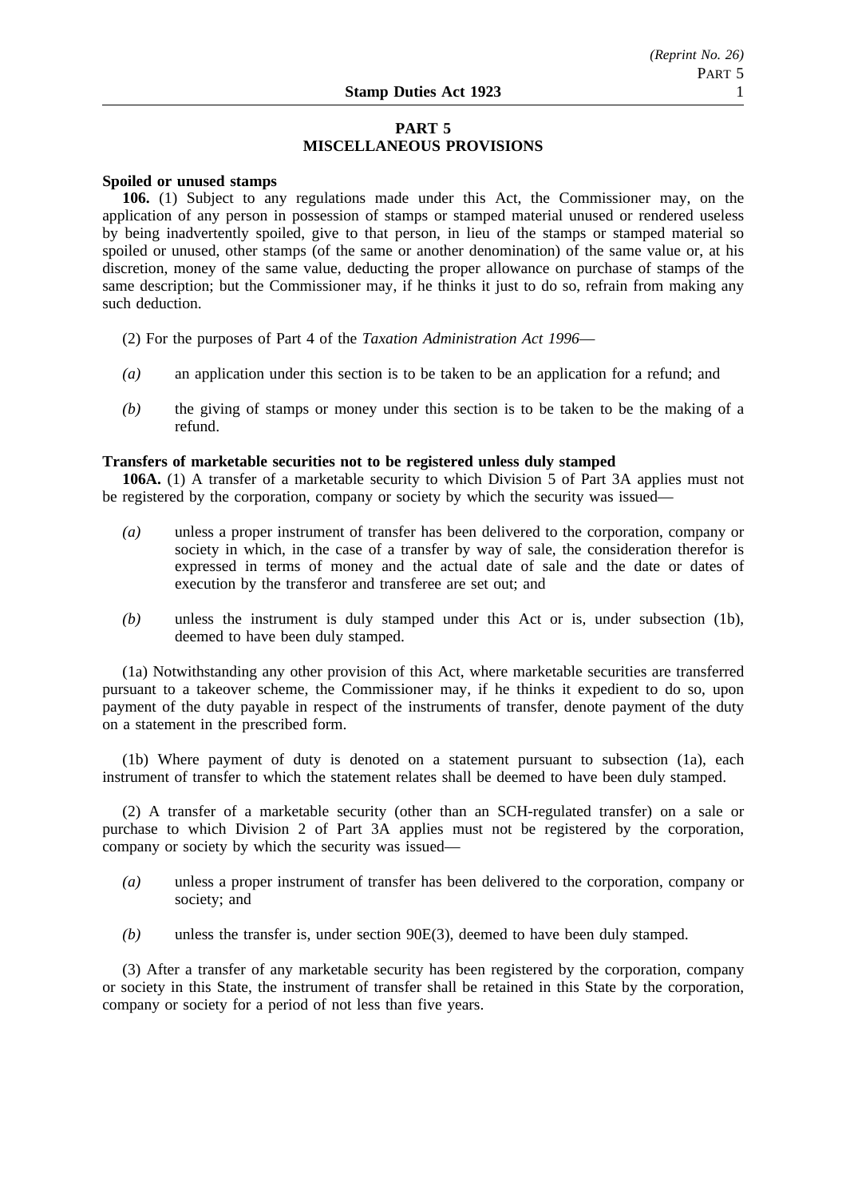## PART 5
## MISCELLANEOUS PROVISIONS

**Spoiled or unused stamps**

**106.** (1) Subject to any regulations made under this Act, the Commissioner may, on the application of any person in possession of stamps or stamped material unused or rendered useless by being inadvertently spoiled, give to that person, in lieu of the stamps or stamped material so spoiled or unused, other stamps (of the same or another denomination) of the same value or, at his discretion, money of the same value, deducting the proper allowance on purchase of stamps of the same description; but the Commissioner may, if he thinks it just to do so, refrain from making any such deduction.

(2) For the purposes of Part 4 of the *Taxation Administration Act 1996*—

*(a)* an application under this section is to be taken to be an application for a refund; and

*(b)* the giving of stamps or money under this section is to be taken to be the making of a refund.

**Transfers of marketable securities not to be registered unless duly stamped**

**106A.** (1) A transfer of a marketable security to which Division 5 of Part 3A applies must not be registered by the corporation, company or society by which the security was issued—

*(a)* unless a proper instrument of transfer has been delivered to the corporation, company or society in which, in the case of a transfer by way of sale, the consideration therefor is expressed in terms of money and the actual date of sale and the date or dates of execution by the transferor and transferee are set out; and

*(b)* unless the instrument is duly stamped under this Act or is, under subsection (1b), deemed to have been duly stamped.

(1a) Notwithstanding any other provision of this Act, where marketable securities are transferred pursuant to a takeover scheme, the Commissioner may, if he thinks it expedient to do so, upon payment of the duty payable in respect of the instruments of transfer, denote payment of the duty on a statement in the prescribed form.

(1b) Where payment of duty is denoted on a statement pursuant to subsection (1a), each instrument of transfer to which the statement relates shall be deemed to have been duly stamped.

(2) A transfer of a marketable security (other than an SCH-regulated transfer) on a sale or purchase to which Division 2 of Part 3A applies must not be registered by the corporation, company or society by which the security was issued—

*(a)* unless a proper instrument of transfer has been delivered to the corporation, company or society; and

*(b)* unless the transfer is, under section 90E(3), deemed to have been duly stamped.

(3) After a transfer of any marketable security has been registered by the corporation, company or society in this State, the instrument of transfer shall be retained in this State by the corporation, company or society for a period of not less than five years.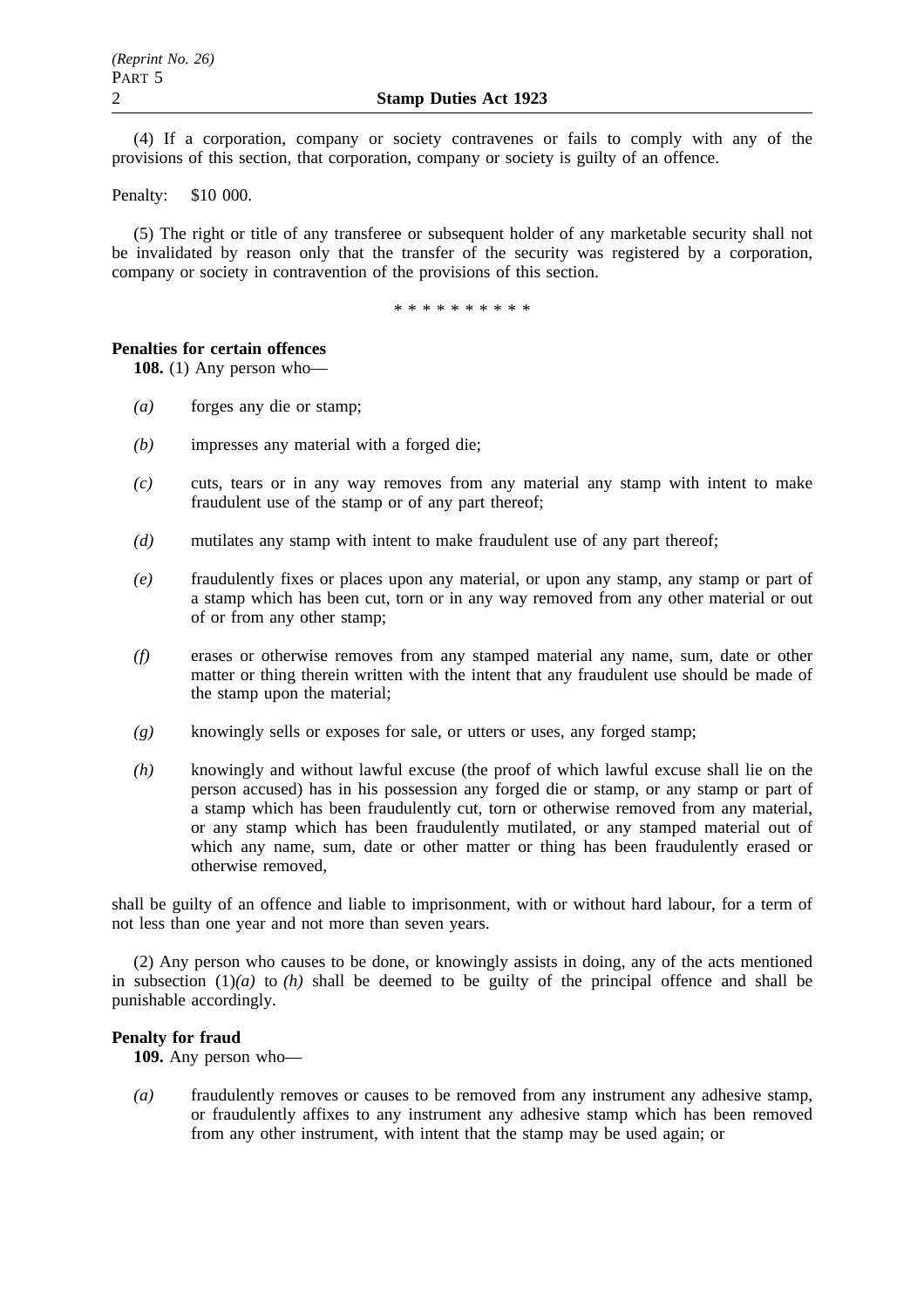(4) If a corporation, company or society contravenes or fails to comply with any of the provisions of this section, that corporation, company or society is guilty of an offence.

Penalty: $10 000.

(5) The right or title of any transferee or subsequent holder of any marketable security shall not be invalidated by reason only that the transfer of the security was registered by a corporation, company or society in contravention of the provisions of this section.

\* \* \* \* \* \* \* \* \* \*

**Penalties for certain offences**

**108.** (1) Any person who—

*(a)* forges any die or stamp;

*(b)* impresses any material with a forged die;

*(c)* cuts, tears or in any way removes from any material any stamp with intent to make fraudulent use of the stamp or of any part thereof;

*(d)* mutilates any stamp with intent to make fraudulent use of any part thereof;

*(e)* fraudulently fixes or places upon any material, or upon any stamp, any stamp or part of a stamp which has been cut, torn or in any way removed from any other material or out of or from any other stamp;

*(f)* erases or otherwise removes from any stamped material any name, sum, date or other matter or thing therein written with the intent that any fraudulent use should be made of the stamp upon the material;

*(g)* knowingly sells or exposes for sale, or utters or uses, any forged stamp;

*(h)* knowingly and without lawful excuse (the proof of which lawful excuse shall lie on the person accused) has in his possession any forged die or stamp, or any stamp or part of a stamp which has been fraudulently cut, torn or otherwise removed from any material, or any stamp which has been fraudulently mutilated, or any stamped material out of which any name, sum, date or other matter or thing has been fraudulently erased or otherwise removed,

shall be guilty of an offence and liable to imprisonment, with or without hard labour, for a term of not less than one year and not more than seven years.

(2) Any person who causes to be done, or knowingly assists in doing, any of the acts mentioned in subsection (1)*(a)* to *(h)* shall be deemed to be guilty of the principal offence and shall be punishable accordingly.

**Penalty for fraud**

**109.** Any person who—

*(a)* fraudulently removes or causes to be removed from any instrument any adhesive stamp, or fraudulently affixes to any instrument any adhesive stamp which has been removed from any other instrument, with intent that the stamp may be used again; or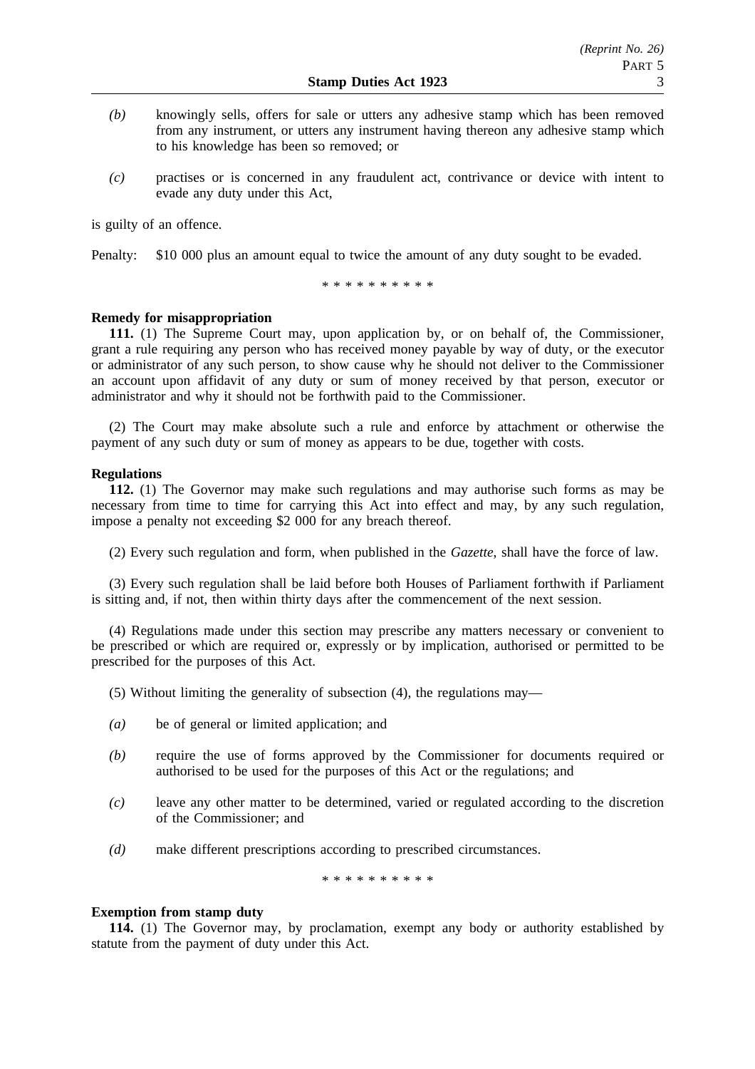*(b)* knowingly sells, offers for sale or utters any adhesive stamp which has been removed from any instrument, or utters any instrument having thereon any adhesive stamp which to his knowledge has been so removed; or

*(c)* practises or is concerned in any fraudulent act, contrivance or device with intent to evade any duty under this Act,

is guilty of an offence.

Penalty: $10 000 plus an amount equal to twice the amount of any duty sought to be evaded.

\* \* \* \* \* \* \* \* \* \*

**Remedy for misappropriation**

**111.** (1) The Supreme Court may, upon application by, or on behalf of, the Commissioner, grant a rule requiring any person who has received money payable by way of duty, or the executor or administrator of any such person, to show cause why he should not deliver to the Commissioner an account upon affidavit of any duty or sum of money received by that person, executor or administrator and why it should not be forthwith paid to the Commissioner.

(2) The Court may make absolute such a rule and enforce by attachment or otherwise the payment of any such duty or sum of money as appears to be due, together with costs.

**Regulations**

**112.** (1) The Governor may make such regulations and may authorise such forms as may be necessary from time to time for carrying this Act into effect and may, by any such regulation, impose a penalty not exceeding $2 000 for any breach thereof.

(2) Every such regulation and form, when published in the *Gazette*, shall have the force of law.

(3) Every such regulation shall be laid before both Houses of Parliament forthwith if Parliament is sitting and, if not, then within thirty days after the commencement of the next session.

(4) Regulations made under this section may prescribe any matters necessary or convenient to be prescribed or which are required or, expressly or by implication, authorised or permitted to be prescribed for the purposes of this Act.

(5) Without limiting the generality of subsection (4), the regulations may—

*(a)* be of general or limited application; and

*(b)* require the use of forms approved by the Commissioner for documents required or authorised to be used for the purposes of this Act or the regulations; and

*(c)* leave any other matter to be determined, varied or regulated according to the discretion of the Commissioner; and

*(d)* make different prescriptions according to prescribed circumstances.

\* \* \* \* \* \* \* \* \* \*

**Exemption from stamp duty**

**114.** (1) The Governor may, by proclamation, exempt any body or authority established by statute from the payment of duty under this Act.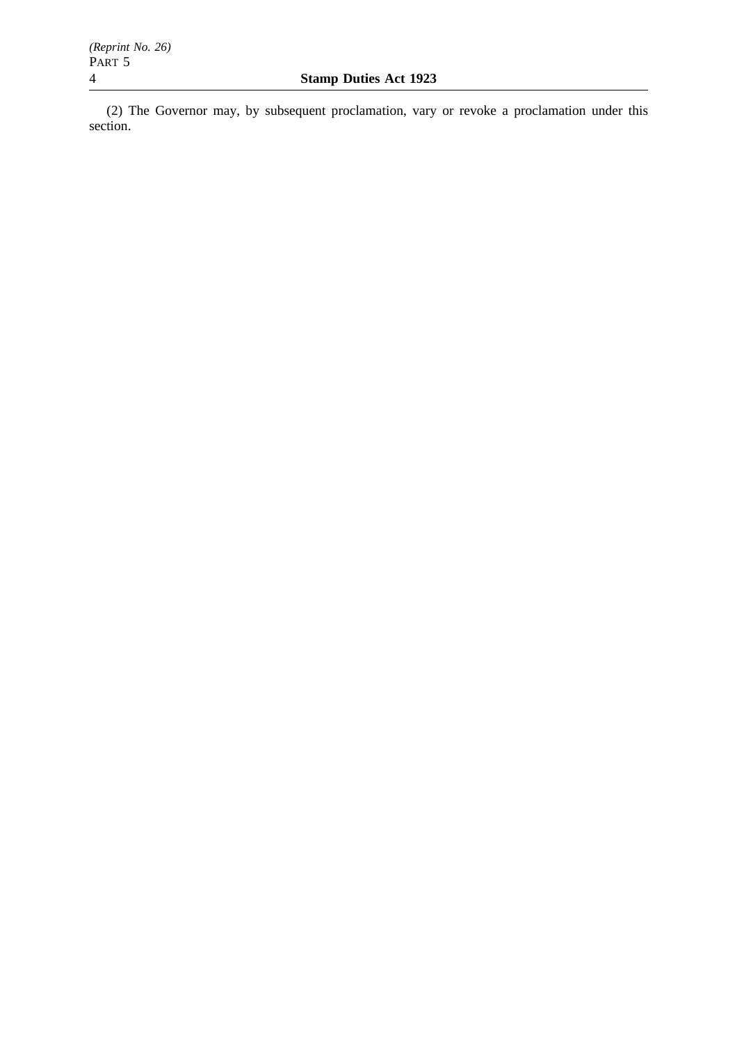(2) The Governor may, by subsequent proclamation, vary or revoke a proclamation under this section.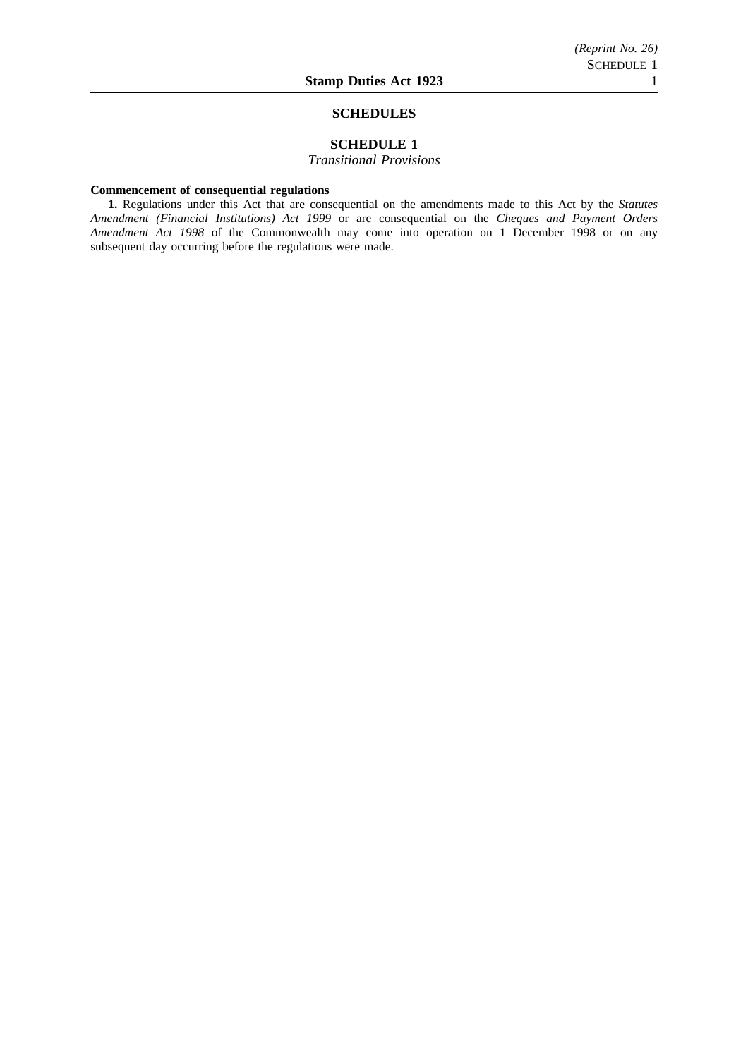## SCHEDULES

### SCHEDULE 1

*Transitional Provisions*

**Commencement of consequential regulations**

**1.** Regulations under this Act that are consequential on the amendments made to this Act by the *Statutes Amendment (Financial Institutions) Act 1999* or are consequential on the *Cheques and Payment Orders Amendment Act 1998* of the Commonwealth may come into operation on 1 December 1998 or on any subsequent day occurring before the regulations were made.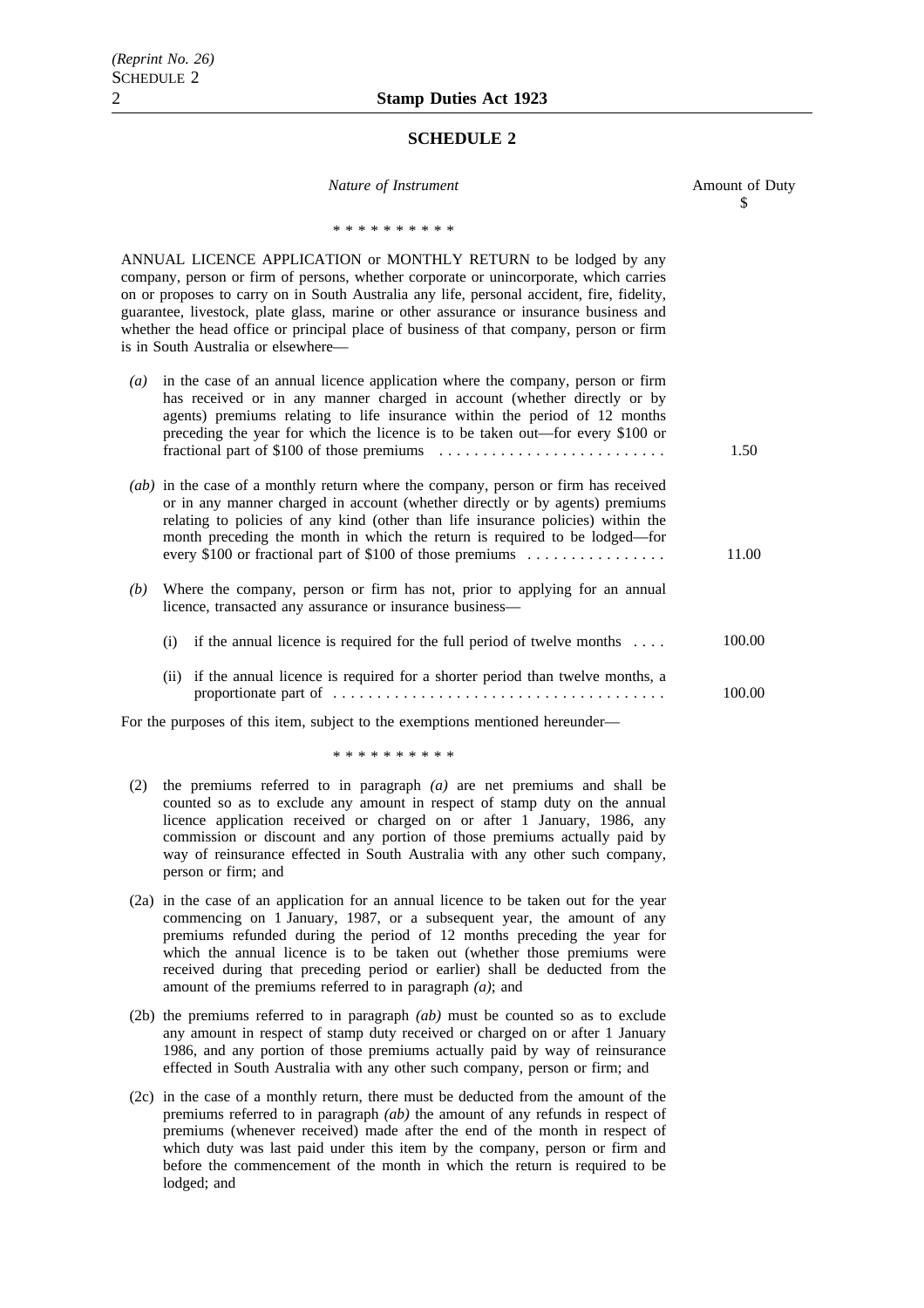## SCHEDULE 2

| *Nature of Instrument* | Amount of Duty $ |
|---|---|
| * * * * * * * * * * | |
| ANNUAL LICENCE APPLICATION or MONTHLY RETURN to be lodged by any company, person or firm of persons, whether corporate or unincorporate, which carries on or proposes to carry on in South Australia any life, personal accident, fire, fidelity, guarantee, livestock, plate glass, marine or other assurance or insurance business and whether the head office or principal place of business of that company, person or firm is in South Australia or elsewhere— | |
| *(a)* in the case of an annual licence application where the company, person or firm has received or in any manner charged in account (whether directly or by agents) premiums relating to life insurance within the period of 12 months preceding the year for which the licence is to be taken out—for every $100 or fractional part of $100 of those premiums . . . . . . . . . . . . . . . . . . . . . . . . . . | 1.50 |
| *(ab)* in the case of a monthly return where the company, person or firm has received or in any manner charged in account (whether directly or by agents) premiums relating to policies of any kind (other than life insurance policies) within the month preceding the month in which the return is required to be lodged—for every $100 or fractional part of $100 of those premiums . . . . . . . . . . . . . . . . | 11.00 |
| *(b)* Where the company, person or firm has not, prior to applying for an annual licence, transacted any assurance or insurance business— | |
| (i) if the annual licence is required for the full period of twelve months . . . . | 100.00 |
| (ii) if the annual licence is required for a shorter period than twelve months, a proportionate part of . . . . . . . . . . . . . . . . . . . . . . . . . . . . . . . . . . . . . . | 100.00 |

For the purposes of this item, subject to the exemptions mentioned hereunder—

* * * * * * * * * *

(2) the premiums referred to in paragraph *(a)* are net premiums and shall be counted so as to exclude any amount in respect of stamp duty on the annual licence application received or charged on or after 1 January, 1986, any commission or discount and any portion of those premiums actually paid by way of reinsurance effected in South Australia with any other such company, person or firm; and

(2a) in the case of an application for an annual licence to be taken out for the year commencing on 1 January, 1987, or a subsequent year, the amount of any premiums refunded during the period of 12 months preceding the year for which the annual licence is to be taken out (whether those premiums were received during that preceding period or earlier) shall be deducted from the amount of the premiums referred to in paragraph *(a)*; and

(2b) the premiums referred to in paragraph *(ab)* must be counted so as to exclude any amount in respect of stamp duty received or charged on or after 1 January 1986, and any portion of those premiums actually paid by way of reinsurance effected in South Australia with any other such company, person or firm; and

(2c) in the case of a monthly return, there must be deducted from the amount of the premiums referred to in paragraph *(ab)* the amount of any refunds in respect of premiums (whenever received) made after the end of the month in respect of which duty was last paid under this item by the company, person or firm and before the commencement of the month in which the return is required to be lodged; and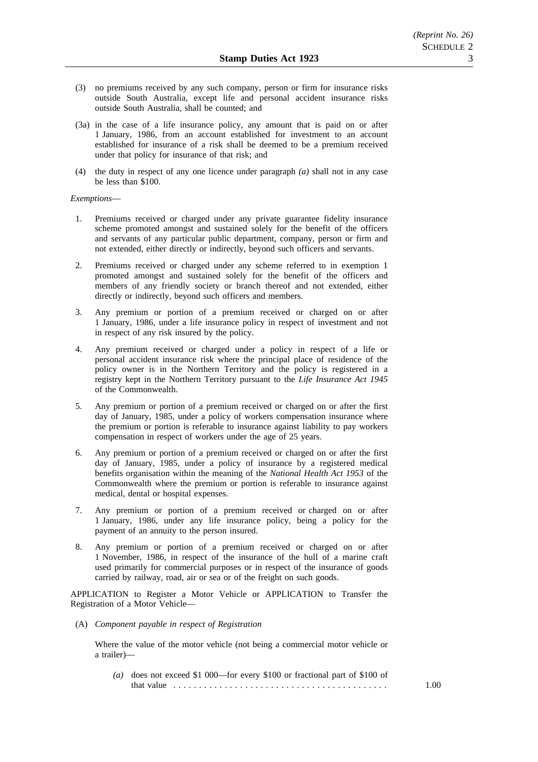(3) no premiums received by any such company, person or firm for insurance risks outside South Australia, except life and personal accident insurance risks outside South Australia, shall be counted; and

(3a) in the case of a life insurance policy, any amount that is paid on or after 1 January, 1986, from an account established for investment to an account established for insurance of a risk shall be deemed to be a premium received under that policy for insurance of that risk; and

(4) the duty in respect of any one licence under paragraph *(a)* shall not in any case be less than $100.

*Exemptions*—

1. Premiums received or charged under any private guarantee fidelity insurance scheme promoted amongst and sustained solely for the benefit of the officers and servants of any particular public department, company, person or firm and not extended, either directly or indirectly, beyond such officers and servants.

2. Premiums received or charged under any scheme referred to in exemption 1 promoted amongst and sustained solely for the benefit of the officers and members of any friendly society or branch thereof and not extended, either directly or indirectly, beyond such officers and members.

3. Any premium or portion of a premium received or charged on or after 1 January, 1986, under a life insurance policy in respect of investment and not in respect of any risk insured by the policy.

4. Any premium received or charged under a policy in respect of a life or personal accident insurance risk where the principal place of residence of the policy owner is in the Northern Territory and the policy is registered in a registry kept in the Northern Territory pursuant to the *Life Insurance Act 1945* of the Commonwealth.

5. Any premium or portion of a premium received or charged on or after the first day of January, 1985, under a policy of workers compensation insurance where the premium or portion is referable to insurance against liability to pay workers compensation in respect of workers under the age of 25 years.

6. Any premium or portion of a premium received or charged on or after the first day of January, 1985, under a policy of insurance by a registered medical benefits organisation within the meaning of the *National Health Act 1953* of the Commonwealth where the premium or portion is referable to insurance against medical, dental or hospital expenses.

7. Any premium or portion of a premium received or charged on or after 1 January, 1986, under any life insurance policy, being a policy for the payment of an annuity to the person insured.

8. Any premium or portion of a premium received or charged on or after 1 November, 1986, in respect of the insurance of the hull of a marine craft used primarily for commercial purposes or in respect of the insurance of goods carried by railway, road, air or sea or of the freight on such goods.

APPLICATION to Register a Motor Vehicle or APPLICATION to Transfer the Registration of a Motor Vehicle—

(A) *Component payable in respect of Registration*

Where the value of the motor vehicle (not being a commercial motor vehicle or a trailer)—

*(a)* does not exceed $1 000—for every $100 or fractional part of $100 of that value . . . . . . . . . . . . . . . . . . . . . . . . . . . . . . . . . . . . . . . . 1.00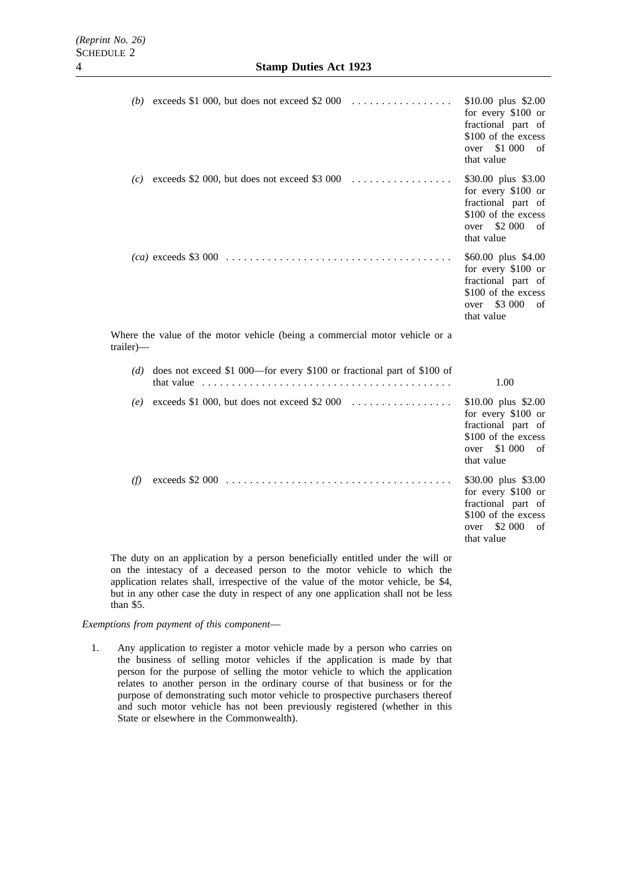| | |
|---|---|
| *(b)* exceeds $1 000, but does not exceed $2 000 | $10.00 plus $2.00 for every $100 or fractional part of $100 of the excess over $1 000 of that value |
| *(c)* exceeds $2 000, but does not exceed $3 000 | $30.00 plus $3.00 for every $100 or fractional part of $100 of the excess over $2 000 of that value |
| *(ca)* exceeds $3 000 | $60.00 plus $4.00 for every $100 or fractional part of $100 of the excess over $3 000 of that value |
| Where the value of the motor vehicle (being a commercial motor vehicle or a trailer)— | |
| *(d)* does not exceed $1 000—for every $100 or fractional part of $100 of that value | 1.00 |
| *(e)* exceeds $1 000, but does not exceed $2 000 | $10.00 plus $2.00 for every $100 or fractional part of $100 of the excess over $1 000 of that value |
| *(f)* exceeds $2 000 | $30.00 plus $3.00 for every $100 or fractional part of $100 of the excess over $2 000 of that value |

The duty on an application by a person beneficially entitled under the will or on the intestacy of a deceased person to the motor vehicle to which the application relates shall, irrespective of the value of the motor vehicle, be $4, but in any other case the duty in respect of any one application shall not be less than $5.

*Exemptions from payment of this component*—

1. Any application to register a motor vehicle made by a person who carries on the business of selling motor vehicles if the application is made by that person for the purpose of selling the motor vehicle to which the application relates to another person in the ordinary course of that business or for the purpose of demonstrating such motor vehicle to prospective purchasers thereof and such motor vehicle has not been previously registered (whether in this State or elsewhere in the Commonwealth).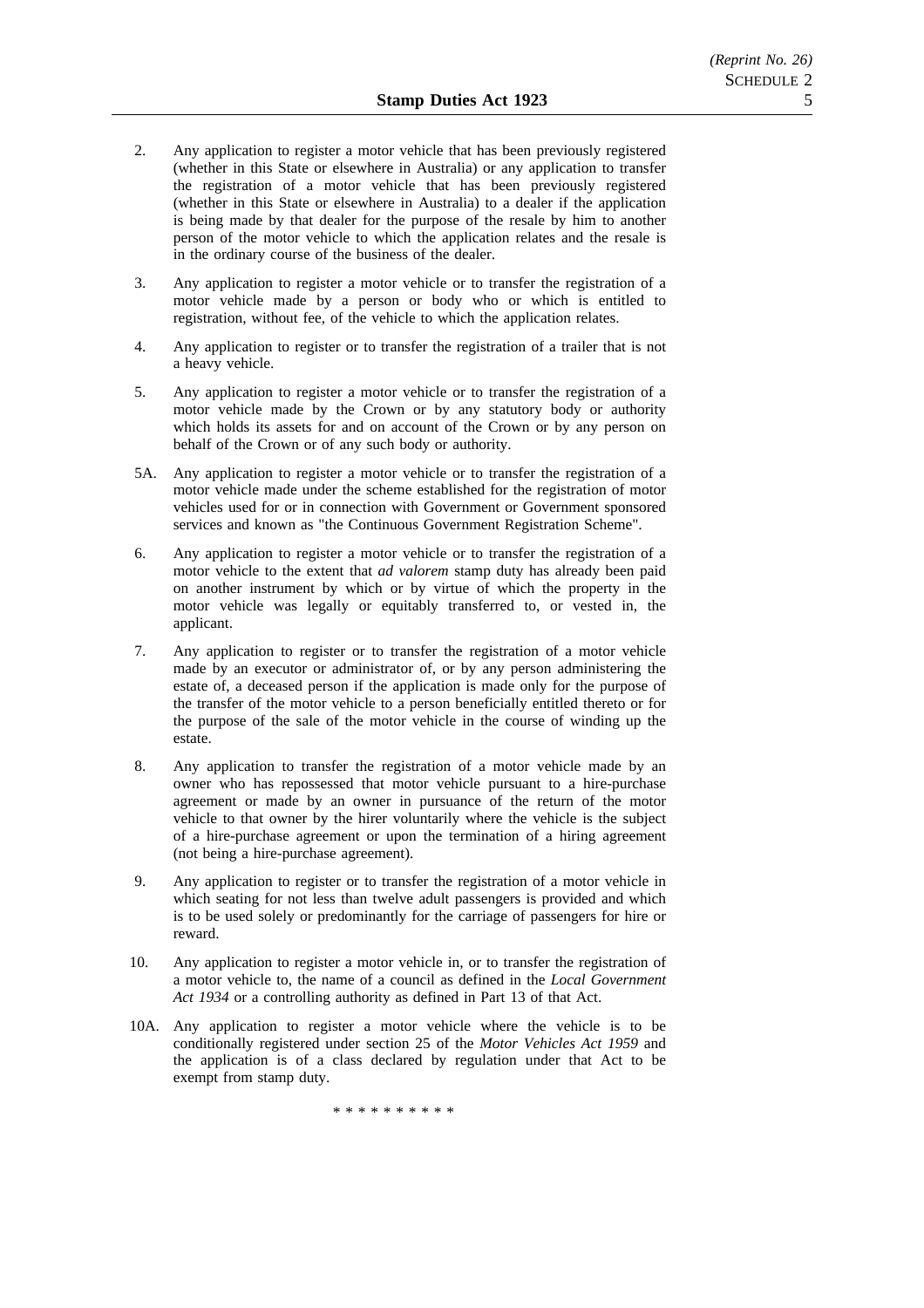2. Any application to register a motor vehicle that has been previously registered (whether in this State or elsewhere in Australia) or any application to transfer the registration of a motor vehicle that has been previously registered (whether in this State or elsewhere in Australia) to a dealer if the application is being made by that dealer for the purpose of the resale by him to another person of the motor vehicle to which the application relates and the resale is in the ordinary course of the business of the dealer.

3. Any application to register a motor vehicle or to transfer the registration of a motor vehicle made by a person or body who or which is entitled to registration, without fee, of the vehicle to which the application relates.

4. Any application to register or to transfer the registration of a trailer that is not a heavy vehicle.

5. Any application to register a motor vehicle or to transfer the registration of a motor vehicle made by the Crown or by any statutory body or authority which holds its assets for and on account of the Crown or by any person on behalf of the Crown or of any such body or authority.

5A. Any application to register a motor vehicle or to transfer the registration of a motor vehicle made under the scheme established for the registration of motor vehicles used for or in connection with Government or Government sponsored services and known as "the Continuous Government Registration Scheme".

6. Any application to register a motor vehicle or to transfer the registration of a motor vehicle to the extent that *ad valorem* stamp duty has already been paid on another instrument by which or by virtue of which the property in the motor vehicle was legally or equitably transferred to, or vested in, the applicant.

7. Any application to register or to transfer the registration of a motor vehicle made by an executor or administrator of, or by any person administering the estate of, a deceased person if the application is made only for the purpose of the transfer of the motor vehicle to a person beneficially entitled thereto or for the purpose of the sale of the motor vehicle in the course of winding up the estate.

8. Any application to transfer the registration of a motor vehicle made by an owner who has repossessed that motor vehicle pursuant to a hire-purchase agreement or made by an owner in pursuance of the return of the motor vehicle to that owner by the hirer voluntarily where the vehicle is the subject of a hire-purchase agreement or upon the termination of a hiring agreement (not being a hire-purchase agreement).

9. Any application to register or to transfer the registration of a motor vehicle in which seating for not less than twelve adult passengers is provided and which is to be used solely or predominantly for the carriage of passengers for hire or reward.

10. Any application to register a motor vehicle in, or to transfer the registration of a motor vehicle to, the name of a council as defined in the *Local Government Act 1934* or a controlling authority as defined in Part 13 of that Act.

10A. Any application to register a motor vehicle where the vehicle is to be conditionally registered under section 25 of the *Motor Vehicles Act 1959* and the application is of a class declared by regulation under that Act to be exempt from stamp duty.

\* \* \* \* \* \* \* \* \* \*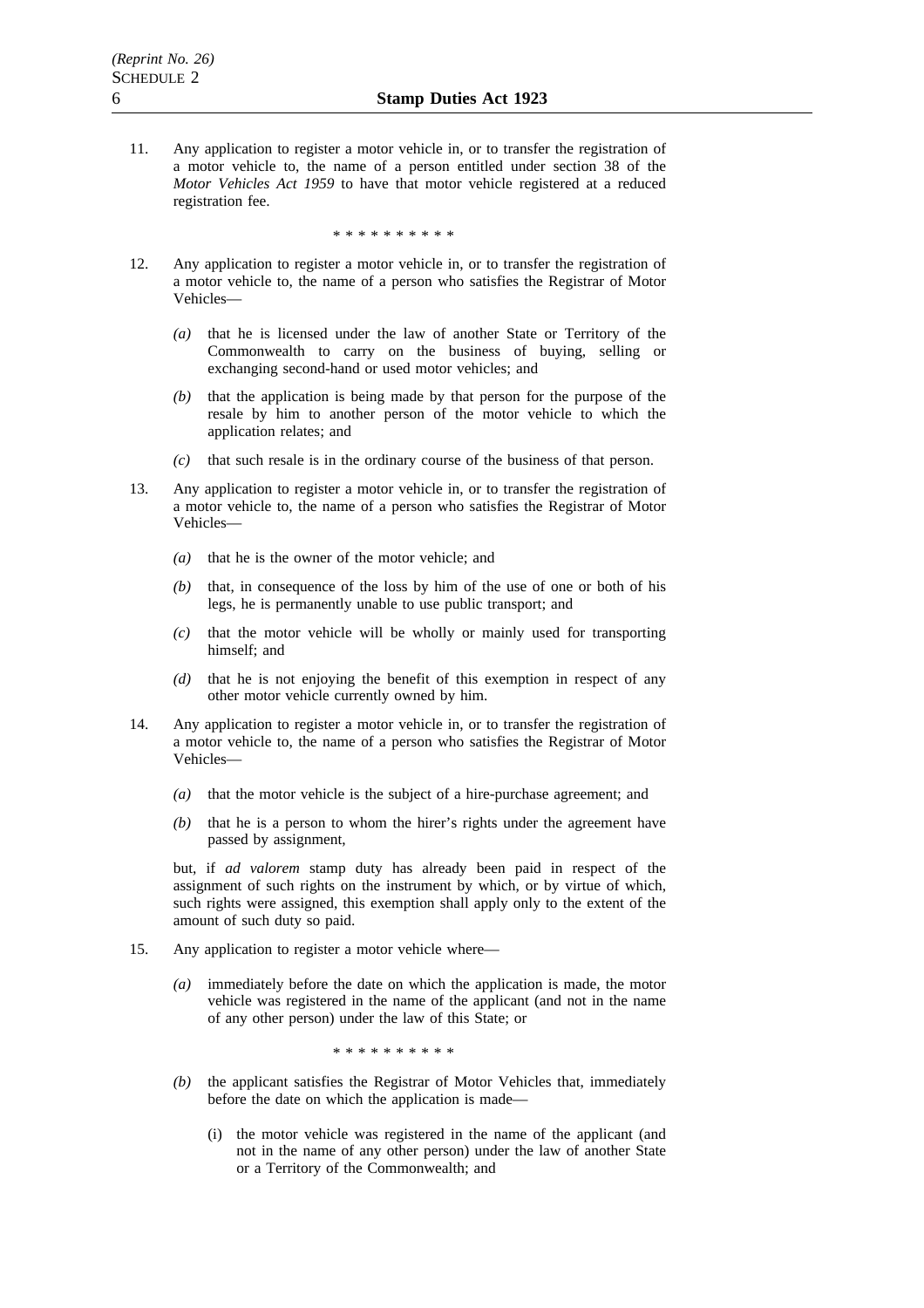11. Any application to register a motor vehicle in, or to transfer the registration of a motor vehicle to, the name of a person entitled under section 38 of the *Motor Vehicles Act 1959* to have that motor vehicle registered at a reduced registration fee.

\* \* \* \* \* \* \* \* \* \*

12. Any application to register a motor vehicle in, or to transfer the registration of a motor vehicle to, the name of a person who satisfies the Registrar of Motor Vehicles—

    *(a)* that he is licensed under the law of another State or Territory of the Commonwealth to carry on the business of buying, selling or exchanging second-hand or used motor vehicles; and

    *(b)* that the application is being made by that person for the purpose of the resale by him to another person of the motor vehicle to which the application relates; and

    *(c)* that such resale is in the ordinary course of the business of that person.

13. Any application to register a motor vehicle in, or to transfer the registration of a motor vehicle to, the name of a person who satisfies the Registrar of Motor Vehicles—

    *(a)* that he is the owner of the motor vehicle; and

    *(b)* that, in consequence of the loss by him of the use of one or both of his legs, he is permanently unable to use public transport; and

    *(c)* that the motor vehicle will be wholly or mainly used for transporting himself; and

    *(d)* that he is not enjoying the benefit of this exemption in respect of any other motor vehicle currently owned by him.

14. Any application to register a motor vehicle in, or to transfer the registration of a motor vehicle to, the name of a person who satisfies the Registrar of Motor Vehicles—

    *(a)* that the motor vehicle is the subject of a hire-purchase agreement; and

    *(b)* that he is a person to whom the hirer's rights under the agreement have passed by assignment,

    but, if *ad valorem* stamp duty has already been paid in respect of the assignment of such rights on the instrument by which, or by virtue of which, such rights were assigned, this exemption shall apply only to the extent of the amount of such duty so paid.

15. Any application to register a motor vehicle where—

    *(a)* immediately before the date on which the application is made, the motor vehicle was registered in the name of the applicant (and not in the name of any other person) under the law of this State; or

    \* \* \* \* \* \* \* \* \* \*

    *(b)* the applicant satisfies the Registrar of Motor Vehicles that, immediately before the date on which the application is made—

        (i) the motor vehicle was registered in the name of the applicant (and not in the name of any other person) under the law of another State or a Territory of the Commonwealth; and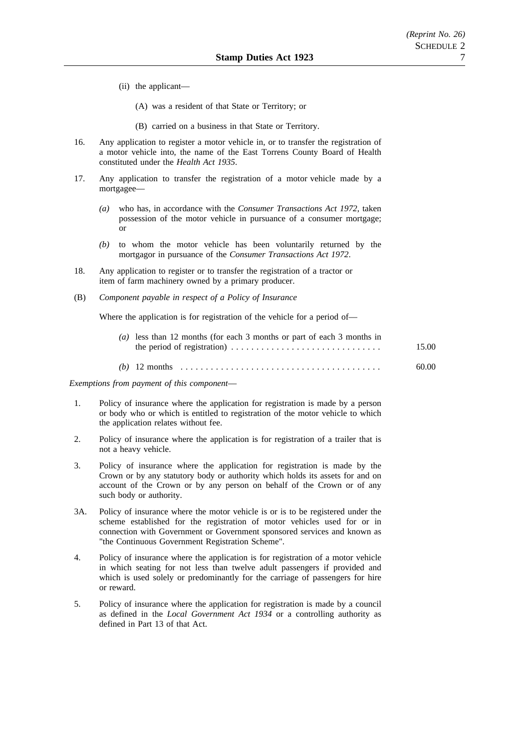(ii) the applicant—

(A) was a resident of that State or Territory; or

(B) carried on a business in that State or Territory.

16. Any application to register a motor vehicle in, or to transfer the registration of a motor vehicle into, the name of the East Torrens County Board of Health constituted under the *Health Act 1935*.

17. Any application to transfer the registration of a motor vehicle made by a mortgagee—

*(a)* who has, in accordance with the *Consumer Transactions Act 1972*, taken possession of the motor vehicle in pursuance of a consumer mortgage; or

*(b)* to whom the motor vehicle has been voluntarily returned by the mortgagor in pursuance of the *Consumer Transactions Act 1972*.

18. Any application to register or to transfer the registration of a tractor or item of farm machinery owned by a primary producer.

(B) *Component payable in respect of a Policy of Insurance*

Where the application is for registration of the vehicle for a period of—

*(a)* less than 12 months (for each 3 months or part of each 3 months in the period of registration) . . . . . . . . . . . . . . . . . . . . . . . . . . . . . 15.00

*(b)* 12 months . . . . . . . . . . . . . . . . . . . . . . . . . . . . . . . . . . . . . . . 60.00

*Exemptions from payment of this component*—

1. Policy of insurance where the application for registration is made by a person or body who or which is entitled to registration of the motor vehicle to which the application relates without fee.

2. Policy of insurance where the application is for registration of a trailer that is not a heavy vehicle.

3. Policy of insurance where the application for registration is made by the Crown or by any statutory body or authority which holds its assets for and on account of the Crown or by any person on behalf of the Crown or of any such body or authority.

3A. Policy of insurance where the motor vehicle is or is to be registered under the scheme established for the registration of motor vehicles used for or in connection with Government or Government sponsored services and known as "the Continuous Government Registration Scheme".

4. Policy of insurance where the application is for registration of a motor vehicle in which seating for not less than twelve adult passengers if provided and which is used solely or predominantly for the carriage of passengers for hire or reward.

5. Policy of insurance where the application for registration is made by a council as defined in the *Local Government Act 1934* or a controlling authority as defined in Part 13 of that Act.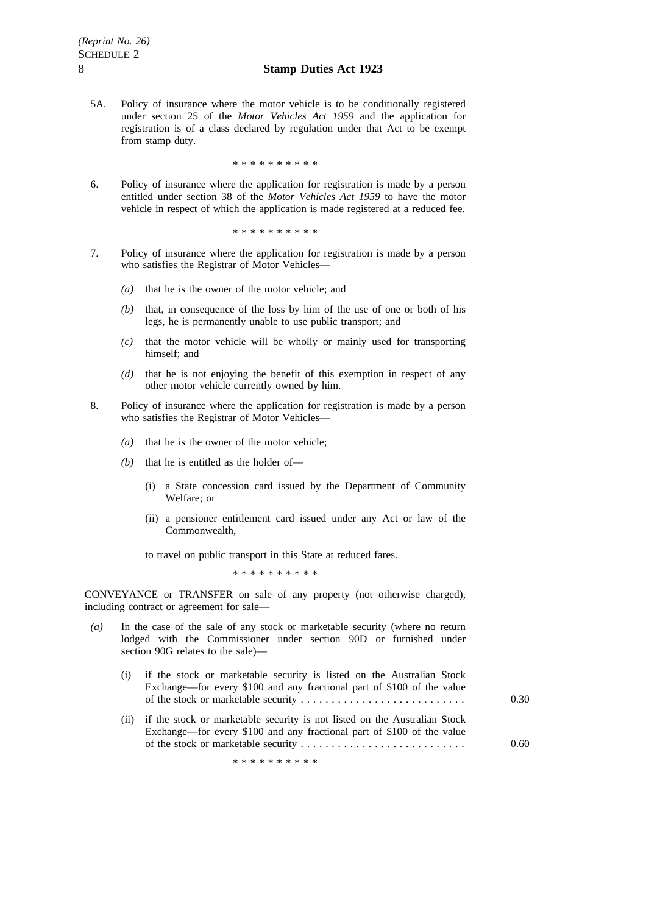5A. Policy of insurance where the motor vehicle is to be conditionally registered under section 25 of the *Motor Vehicles Act 1959* and the application for registration is of a class declared by regulation under that Act to be exempt from stamp duty.

\* \* \* \* \* \* \* \* \* \*

6. Policy of insurance where the application for registration is made by a person entitled under section 38 of the *Motor Vehicles Act 1959* to have the motor vehicle in respect of which the application is made registered at a reduced fee.

\* \* \* \* \* \* \* \* \* \*

7. Policy of insurance where the application for registration is made by a person who satisfies the Registrar of Motor Vehicles—

   *(a)* that he is the owner of the motor vehicle; and

   *(b)* that, in consequence of the loss by him of the use of one or both of his legs, he is permanently unable to use public transport; and

   *(c)* that the motor vehicle will be wholly or mainly used for transporting himself; and

   *(d)* that he is not enjoying the benefit of this exemption in respect of any other motor vehicle currently owned by him.

8. Policy of insurance where the application for registration is made by a person who satisfies the Registrar of Motor Vehicles—

   *(a)* that he is the owner of the motor vehicle;

   *(b)* that he is entitled as the holder of—

      (i) a State concession card issued by the Department of Community Welfare; or

      (ii) a pensioner entitlement card issued under any Act or law of the Commonwealth,

   to travel on public transport in this State at reduced fares.

\* \* \* \* \* \* \* \* \* \*

CONVEYANCE or TRANSFER on sale of any property (not otherwise charged), including contract or agreement for sale—

*(a)* In the case of the sale of any stock or marketable security (where no return lodged with the Commissioner under section 90D or furnished under section 90G relates to the sale)—

   (i) if the stock or marketable security is listed on the Australian Stock Exchange—for every $100 and any fractional part of $100 of the value of the stock or marketable security . . . . . . . . . . . . . . . . . . . . . . . . . . . 0.30

   (ii) if the stock or marketable security is not listed on the Australian Stock Exchange—for every $100 and any fractional part of $100 of the value of the stock or marketable security . . . . . . . . . . . . . . . . . . . . . . . . . . . 0.60

\* \* \* \* \* \* \* \* \* \*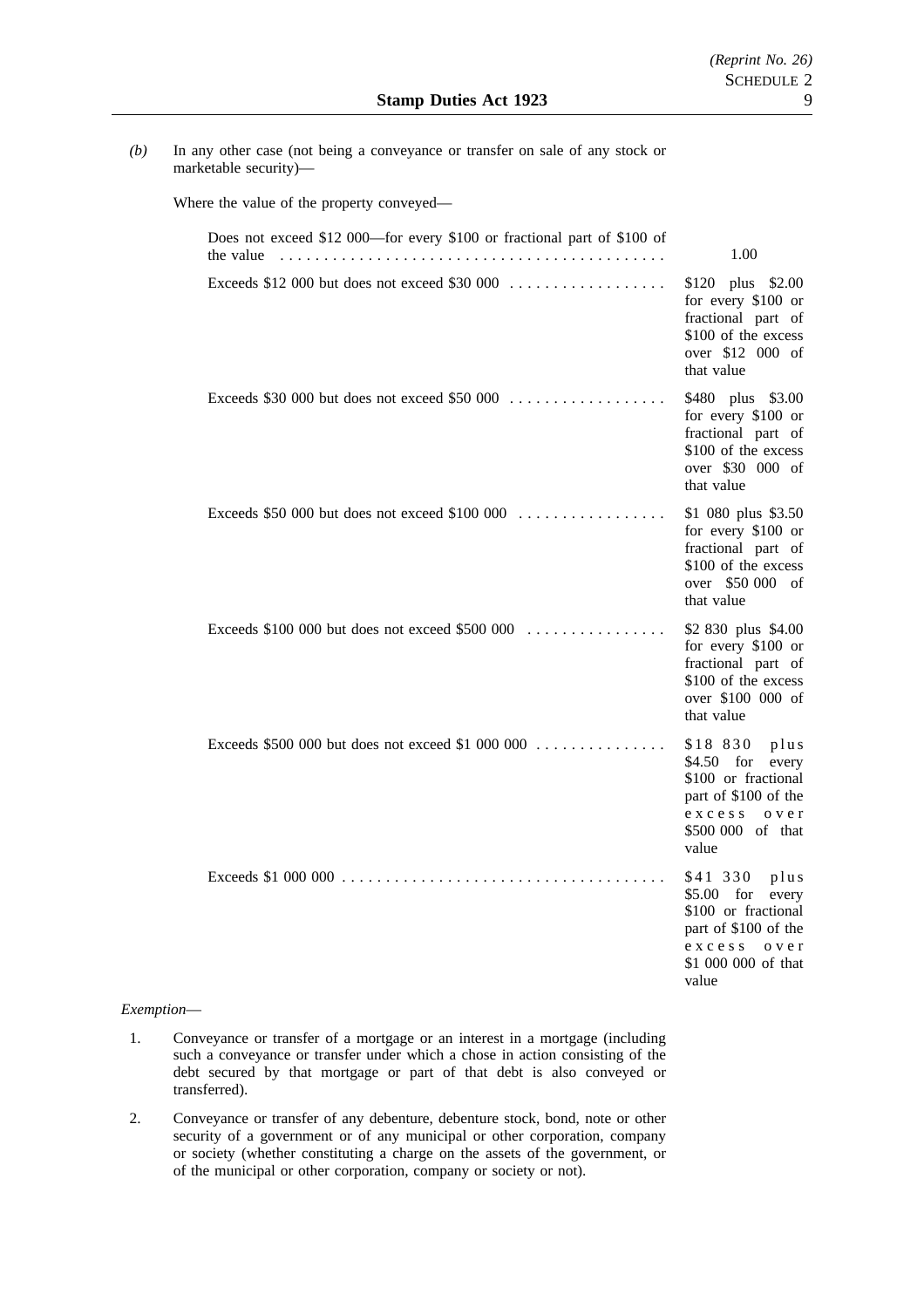*(b)* In any other case (not being a conveyance or transfer on sale of any stock or marketable security)—

Where the value of the property conveyed—

| | |
|---|---|
| Does not exceed $12 000—for every $100 or fractional part of $100 of the value | 1.00 |
| Exceeds $12 000 but does not exceed $30 000 | $120 plus $2.00 for every $100 or fractional part of $100 of the excess over $12 000 of that value |
| Exceeds $30 000 but does not exceed $50 000 | $480 plus $3.00 for every $100 or fractional part of $100 of the excess over $30 000 of that value |
| Exceeds $50 000 but does not exceed $100 000 | $1 080 plus $3.50 for every $100 or fractional part of $100 of the excess over $50 000 of that value |
| Exceeds $100 000 but does not exceed $500 000 | $2 830 plus $4.00 for every $100 or fractional part of $100 of the excess over $100 000 of that value |
| Exceeds $500 000 but does not exceed $1 000 000 | $18 830 plus $4.50 for every $100 or fractional part of $100 of the excess over $500 000 of that value |
| Exceeds $1 000 000 | $41 330 plus $5.00 for every $100 or fractional part of $100 of the excess over $1 000 000 of that value |

*Exemption*—

1. Conveyance or transfer of a mortgage or an interest in a mortgage (including such a conveyance or transfer under which a chose in action consisting of the debt secured by that mortgage or part of that debt is also conveyed or transferred).

2. Conveyance or transfer of any debenture, debenture stock, bond, note or other security of a government or of any municipal or other corporation, company or society (whether constituting a charge on the assets of the government, or of the municipal or other corporation, company or society or not).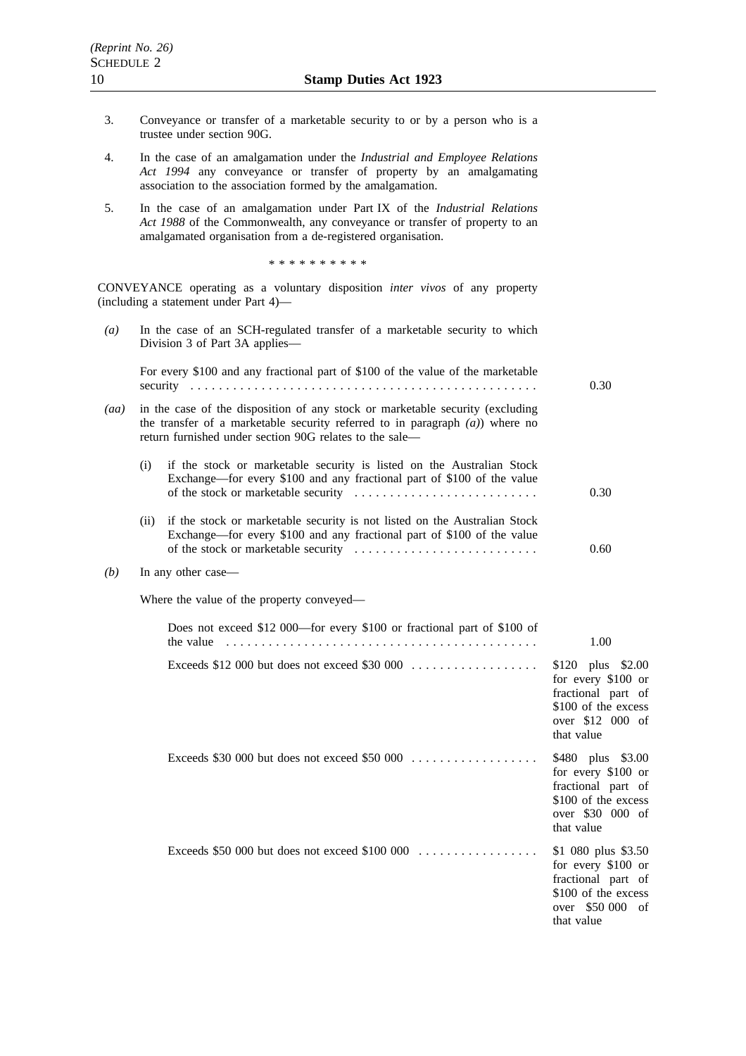3. Conveyance or transfer of a marketable security to or by a person who is a trustee under section 90G.

4. In the case of an amalgamation under the *Industrial and Employee Relations Act 1994* any conveyance or transfer of property by an amalgamating association to the association formed by the amalgamation.

5. In the case of an amalgamation under Part IX of the *Industrial Relations Act 1988* of the Commonwealth, any conveyance or transfer of property to an amalgamated organisation from a de-registered organisation.

\* \* \* \* \* \* \* \* \* \*

CONVEYANCE operating as a voluntary disposition *inter vivos* of any property (including a statement under Part 4)—

*(a)* In the case of an SCH-regulated transfer of a marketable security to which Division 3 of Part 3A applies—

For every \$100 and any fractional part of \$100 of the value of the marketable security . . . . . . . . . . . . . . . . . . . . . . . . . . . . . . . . . . . . . . . . . . . . . . . . 0.30

*(aa)* in the case of the disposition of any stock or marketable security (excluding the transfer of a marketable security referred to in paragraph *(a)*) where no return furnished under section 90G relates to the sale—

(i) if the stock or marketable security is listed on the Australian Stock Exchange—for every \$100 and any fractional part of \$100 of the value of the stock or marketable security . . . . . . . . . . . . . . . . . . . . . . . . . . 0.30

(ii) if the stock or marketable security is not listed on the Australian Stock Exchange—for every \$100 and any fractional part of \$100 of the value of the stock or marketable security . . . . . . . . . . . . . . . . . . . . . . . . . . 0.60

*(b)* In any other case—

Where the value of the property conveyed—

| | |
|---|---|
| Does not exceed \$12 000—for every \$100 or fractional part of \$100 of the value . . . . . . . . . . . . . . . . . . . . . . . . . . . . . . . . . . . . . . . . . . . . | 1.00 |
| Exceeds \$12 000 but does not exceed \$30 000 . . . . . . . . . . . . . . . . . . | \$120 plus \$2.00 for every \$100 or fractional part of \$100 of the excess over \$12 000 of that value |
| Exceeds \$30 000 but does not exceed \$50 000 . . . . . . . . . . . . . . . . . . | \$480 plus \$3.00 for every \$100 or fractional part of \$100 of the excess over \$30 000 of that value |
| Exceeds \$50 000 but does not exceed \$100 000 . . . . . . . . . . . . . . . . . | \$1 080 plus \$3.50 for every \$100 or fractional part of \$100 of the excess over \$50 000 of that value |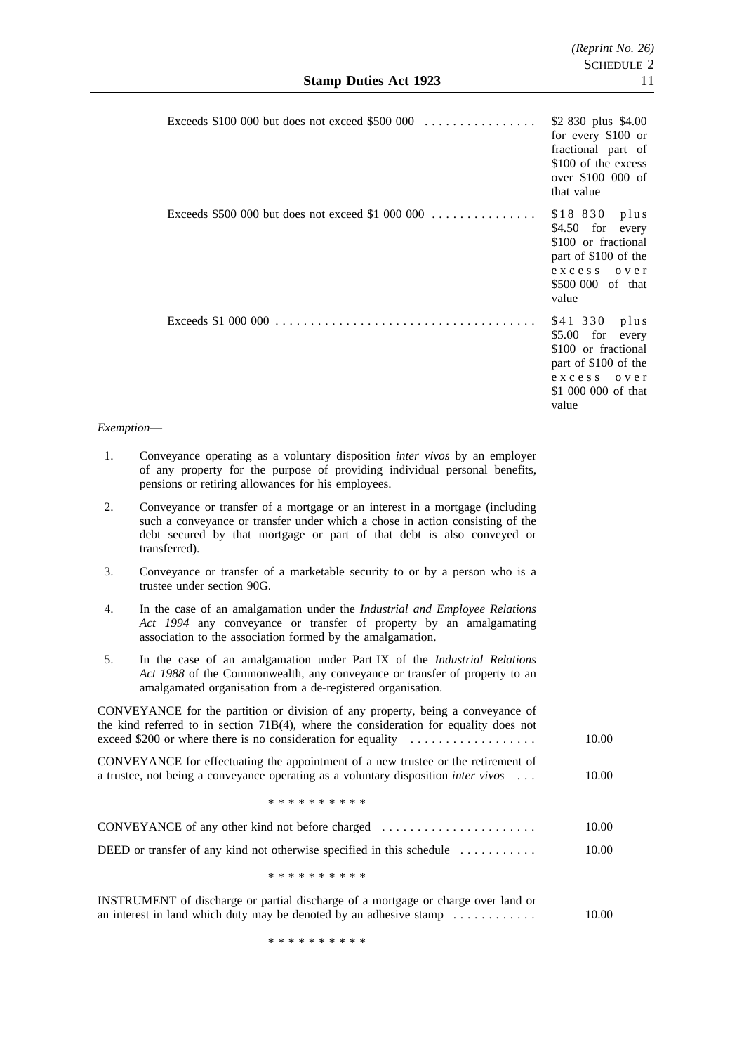| | |
|---|---|
| Exceeds $100 000 but does not exceed $500 000 | $2 830 plus $4.00 for every $100 or fractional part of $100 of the excess over $100 000 of that value |
| Exceeds $500 000 but does not exceed $1 000 000 | $18 830 plus $4.50 for every $100 or fractional part of $100 of the excess over $500 000 of that value |
| Exceeds $1 000 000 | $41 330 plus $5.00 for every $100 or fractional part of $100 of the excess over $1 000 000 of that value |

*Exemption*—

1. Conveyance operating as a voluntary disposition *inter vivos* by an employer of any property for the purpose of providing individual personal benefits, pensions or retiring allowances for his employees.
2. Conveyance or transfer of a mortgage or an interest in a mortgage (including such a conveyance or transfer under which a chose in action consisting of the debt secured by that mortgage or part of that debt is also conveyed or transferred).
3. Conveyance or transfer of a marketable security to or by a person who is a trustee under section 90G.
4. In the case of an amalgamation under the *Industrial and Employee Relations Act 1994* any conveyance or transfer of property by an amalgamating association to the association formed by the amalgamation.
5. In the case of an amalgamation under Part IX of the *Industrial Relations Act 1988* of the Commonwealth, any conveyance or transfer of property to an amalgamated organisation from a de-registered organisation.

| | |
|---|---|
| CONVEYANCE for the partition or division of any property, being a conveyance of the kind referred to in section 71B(4), where the consideration for equality does not exceed $200 or where there is no consideration for equality | 10.00 |
| CONVEYANCE for effectuating the appointment of a new trustee or the retirement of a trustee, not being a conveyance operating as a voluntary disposition *inter vivos* | 10.00 |

\* \* \* \* \* \* \* \* \* \*

| | |
|---|---|
| CONVEYANCE of any other kind not before charged | 10.00 |
| DEED or transfer of any kind not otherwise specified in this schedule | 10.00 |

\* \* \* \* \* \* \* \* \* \*

| | |
|---|---|
| INSTRUMENT of discharge or partial discharge of a mortgage or charge over land or an interest in land which duty may be denoted by an adhesive stamp | 10.00 |

\* \* \* \* \* \* \* \* \* \*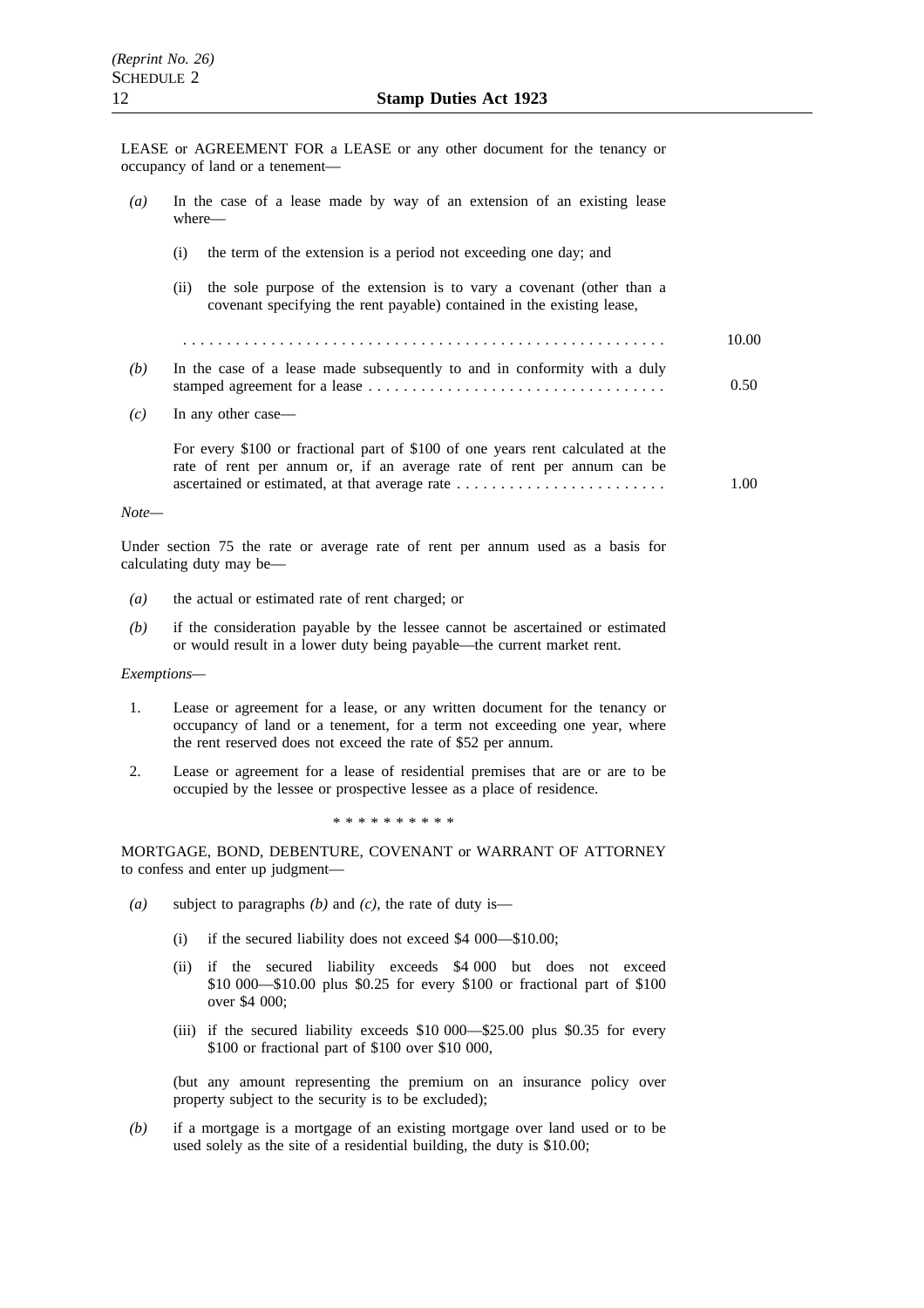LEASE or AGREEMENT FOR A LEASE or any other document for the tenancy or occupancy of land or a tenement—

*(a)* In the case of a lease made by way of an extension of an existing lease where—

(i) the term of the extension is a period not exceeding one day; and

(ii) the sole purpose of the extension is to vary a covenant (other than a covenant specifying the rent payable) contained in the existing lease,

. . . . . . . . . . . . . . . . . . . . . . . . . . . . . . . . . . . . . . . . . . . . . . . . . . . . . 10.00

*(b)* In the case of a lease made subsequently to and in conformity with a duly stamped agreement for a lease . . . . . . . . . . . . . . . . . . . . . . . . . . . . . . . . . . 0.50

*(c)* In any other case—

For every $100 or fractional part of $100 of one years rent calculated at the rate of rent per annum or, if an average rate of rent per annum can be ascertained or estimated, at that average rate . . . . . . . . . . . . . . . . . . . . . . . . 1.00

*Note—*

Under section 75 the rate or average rate of rent per annum used as a basis for calculating duty may be—

*(a)* the actual or estimated rate of rent charged; or

*(b)* if the consideration payable by the lessee cannot be ascertained or estimated or would result in a lower duty being payable—the current market rent.

*Exemptions—*

1. Lease or agreement for a lease, or any written document for the tenancy or occupancy of land or a tenement, for a term not exceeding one year, where the rent reserved does not exceed the rate of $52 per annum.

2. Lease or agreement for a lease of residential premises that are or are to be occupied by the lessee or prospective lessee as a place of residence.

* * * * * * * * * *

MORTGAGE, BOND, DEBENTURE, COVENANT or WARRANT OF ATTORNEY to confess and enter up judgment—

*(a)* subject to paragraphs *(b)* and *(c)*, the rate of duty is—

(i) if the secured liability does not exceed $4 000—$10.00;

(ii) if the secured liability exceeds $4 000 but does not exceed $10 000—$10.00 plus $0.25 for every $100 or fractional part of $100 over $4 000;

(iii) if the secured liability exceeds $10 000—$25.00 plus $0.35 for every $100 or fractional part of $100 over $10 000,

(but any amount representing the premium on an insurance policy over property subject to the security is to be excluded);

*(b)* if a mortgage is a mortgage of an existing mortgage over land used or to be used solely as the site of a residential building, the duty is $10.00;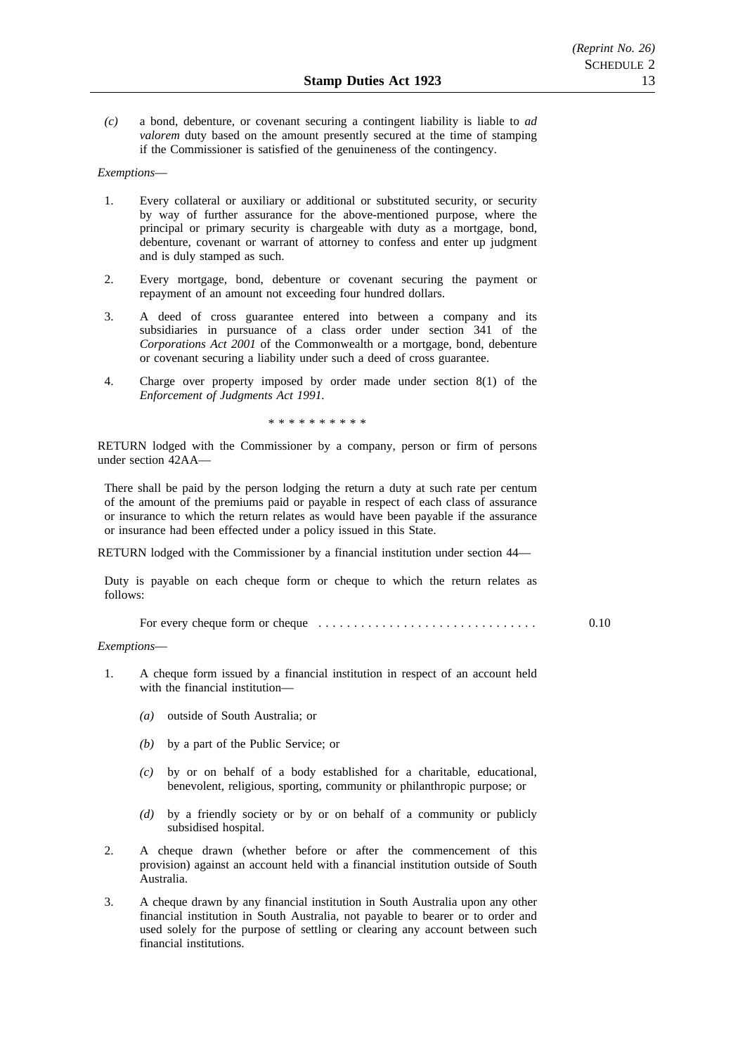*(c)* a bond, debenture, or covenant securing a contingent liability is liable to *ad valorem* duty based on the amount presently secured at the time of stamping if the Commissioner is satisfied of the genuineness of the contingency.

*Exemptions*—

1. Every collateral or auxiliary or additional or substituted security, or security by way of further assurance for the above-mentioned purpose, where the principal or primary security is chargeable with duty as a mortgage, bond, debenture, covenant or warrant of attorney to confess and enter up judgment and is duly stamped as such.

2. Every mortgage, bond, debenture or covenant securing the payment or repayment of an amount not exceeding four hundred dollars.

3. A deed of cross guarantee entered into between a company and its subsidiaries in pursuance of a class order under section 341 of the *Corporations Act 2001* of the Commonwealth or a mortgage, bond, debenture or covenant securing a liability under such a deed of cross guarantee.

4. Charge over property imposed by order made under section 8(1) of the *Enforcement of Judgments Act 1991*.

\* \* \* \* \* \* \* \* \* \*

RETURN lodged with the Commissioner by a company, person or firm of persons under section 42AA—

There shall be paid by the person lodging the return a duty at such rate per centum of the amount of the premiums paid or payable in respect of each class of assurance or insurance to which the return relates as would have been payable if the assurance or insurance had been effected under a policy issued in this State.

RETURN lodged with the Commissioner by a financial institution under section 44—

Duty is payable on each cheque form or cheque to which the return relates as follows:

For every cheque form or cheque . . . . . . . . . . . . . . . . . . . . . . . . . . . . . . . 0.10

*Exemptions*—

1. A cheque form issued by a financial institution in respect of an account held with the financial institution—

   *(a)* outside of South Australia; or

   *(b)* by a part of the Public Service; or

   *(c)* by or on behalf of a body established for a charitable, educational, benevolent, religious, sporting, community or philanthropic purpose; or

   *(d)* by a friendly society or by or on behalf of a community or publicly subsidised hospital.

2. A cheque drawn (whether before or after the commencement of this provision) against an account held with a financial institution outside of South Australia.

3. A cheque drawn by any financial institution in South Australia upon any other financial institution in South Australia, not payable to bearer or to order and used solely for the purpose of settling or clearing any account between such financial institutions.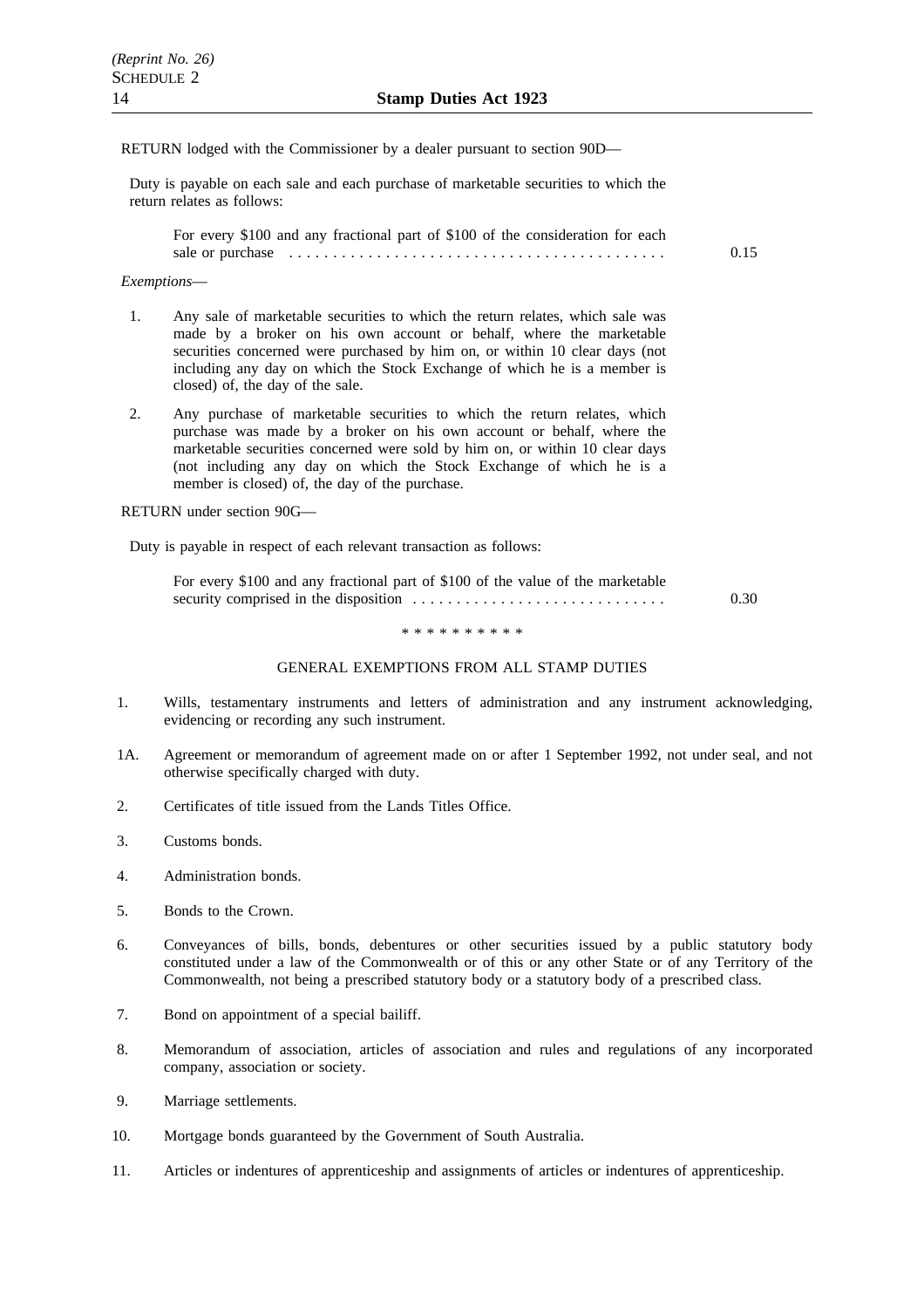RETURN lodged with the Commissioner by a dealer pursuant to section 90D—

Duty is payable on each sale and each purchase of marketable securities to which the return relates as follows:

For every $100 and any fractional part of $100 of the consideration for each sale or purchase . . . . . . . . . . . . . . . . . . . . . . . . . . . . . . . . . . . . . . . . . . 0.15

*Exemptions*—

1. Any sale of marketable securities to which the return relates, which sale was made by a broker on his own account or behalf, where the marketable securities concerned were purchased by him on, or within 10 clear days (not including any day on which the Stock Exchange of which he is a member is closed) of, the day of the sale.

2. Any purchase of marketable securities to which the return relates, which purchase was made by a broker on his own account or behalf, where the marketable securities concerned were sold by him on, or within 10 clear days (not including any day on which the Stock Exchange of which he is a member is closed) of, the day of the purchase.

RETURN under section 90G—

Duty is payable in respect of each relevant transaction as follows:

For every $100 and any fractional part of $100 of the value of the marketable security comprised in the disposition . . . . . . . . . . . . . . . . . . . . . . . . . . . . 0.30

\* \* \* \* \* \* \* \* \* \*

GENERAL EXEMPTIONS FROM ALL STAMP DUTIES

1. Wills, testamentary instruments and letters of administration and any instrument acknowledging, evidencing or recording any such instrument.

1A. Agreement or memorandum of agreement made on or after 1 September 1992, not under seal, and not otherwise specifically charged with duty.

2. Certificates of title issued from the Lands Titles Office.

3. Customs bonds.

4. Administration bonds.

5. Bonds to the Crown.

6. Conveyances of bills, bonds, debentures or other securities issued by a public statutory body constituted under a law of the Commonwealth or of this or any other State or of any Territory of the Commonwealth, not being a prescribed statutory body or a statutory body of a prescribed class.

7. Bond on appointment of a special bailiff.

8. Memorandum of association, articles of association and rules and regulations of any incorporated company, association or society.

9. Marriage settlements.

10. Mortgage bonds guaranteed by the Government of South Australia.

11. Articles or indentures of apprenticeship and assignments of articles or indentures of apprenticeship.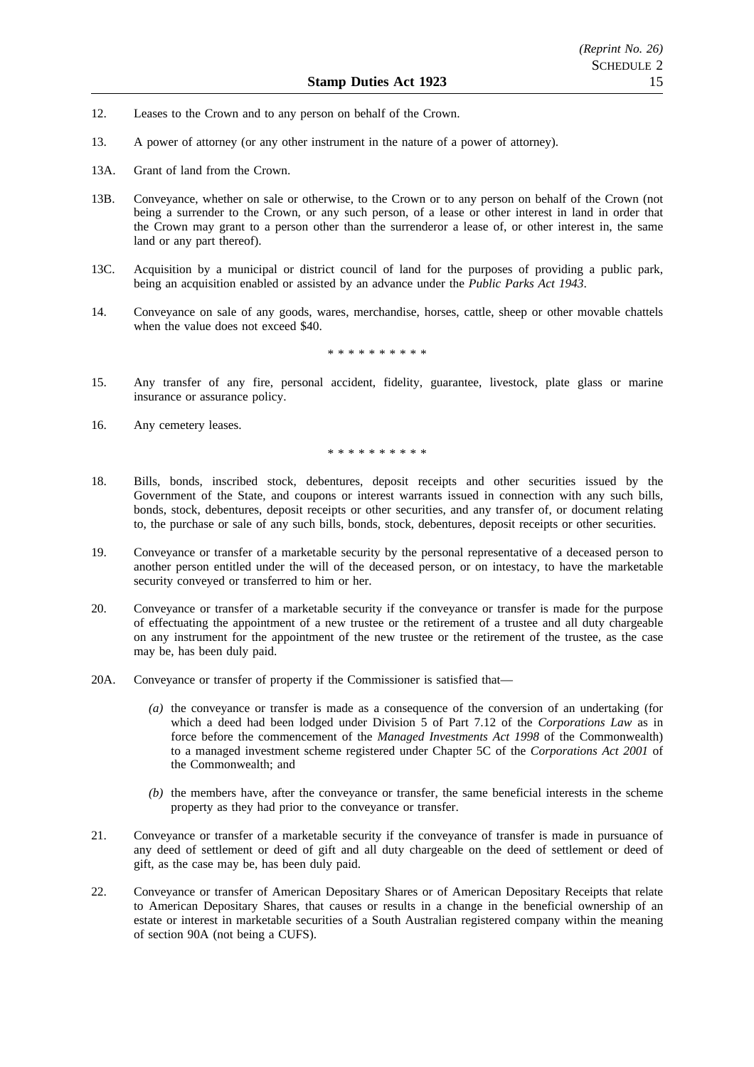12. Leases to the Crown and to any person on behalf of the Crown.

13. A power of attorney (or any other instrument in the nature of a power of attorney).

13A. Grant of land from the Crown.

13B. Conveyance, whether on sale or otherwise, to the Crown or to any person on behalf of the Crown (not being a surrender to the Crown, or any such person, of a lease or other interest in land in order that the Crown may grant to a person other than the surrenderor a lease of, or other interest in, the same land or any part thereof).

13C. Acquisition by a municipal or district council of land for the purposes of providing a public park, being an acquisition enabled or assisted by an advance under the *Public Parks Act 1943*.

14. Conveyance on sale of any goods, wares, merchandise, horses, cattle, sheep or other movable chattels when the value does not exceed $40.

\* \* \* \* \* \* \* \* \* \*

15. Any transfer of any fire, personal accident, fidelity, guarantee, livestock, plate glass or marine insurance or assurance policy.

16. Any cemetery leases.

\* \* \* \* \* \* \* \* \* \*

18. Bills, bonds, inscribed stock, debentures, deposit receipts and other securities issued by the Government of the State, and coupons or interest warrants issued in connection with any such bills, bonds, stock, debentures, deposit receipts or other securities, and any transfer of, or document relating to, the purchase or sale of any such bills, bonds, stock, debentures, deposit receipts or other securities.

19. Conveyance or transfer of a marketable security by the personal representative of a deceased person to another person entitled under the will of the deceased person, or on intestacy, to have the marketable security conveyed or transferred to him or her.

20. Conveyance or transfer of a marketable security if the conveyance or transfer is made for the purpose of effectuating the appointment of a new trustee or the retirement of a trustee and all duty chargeable on any instrument for the appointment of the new trustee or the retirement of the trustee, as the case may be, has been duly paid.

20A. Conveyance or transfer of property if the Commissioner is satisfied that—

  *(a)* the conveyance or transfer is made as a consequence of the conversion of an undertaking (for which a deed had been lodged under Division 5 of Part 7.12 of the *Corporations Law* as in force before the commencement of the *Managed Investments Act 1998* of the Commonwealth) to a managed investment scheme registered under Chapter 5C of the *Corporations Act 2001* of the Commonwealth; and

  *(b)* the members have, after the conveyance or transfer, the same beneficial interests in the scheme property as they had prior to the conveyance or transfer.

21. Conveyance or transfer of a marketable security if the conveyance of transfer is made in pursuance of any deed of settlement or deed of gift and all duty chargeable on the deed of settlement or deed of gift, as the case may be, has been duly paid.

22. Conveyance or transfer of American Depositary Shares or of American Depositary Receipts that relate to American Depositary Shares, that causes or results in a change in the beneficial ownership of an estate or interest in marketable securities of a South Australian registered company within the meaning of section 90A (not being a CUFS).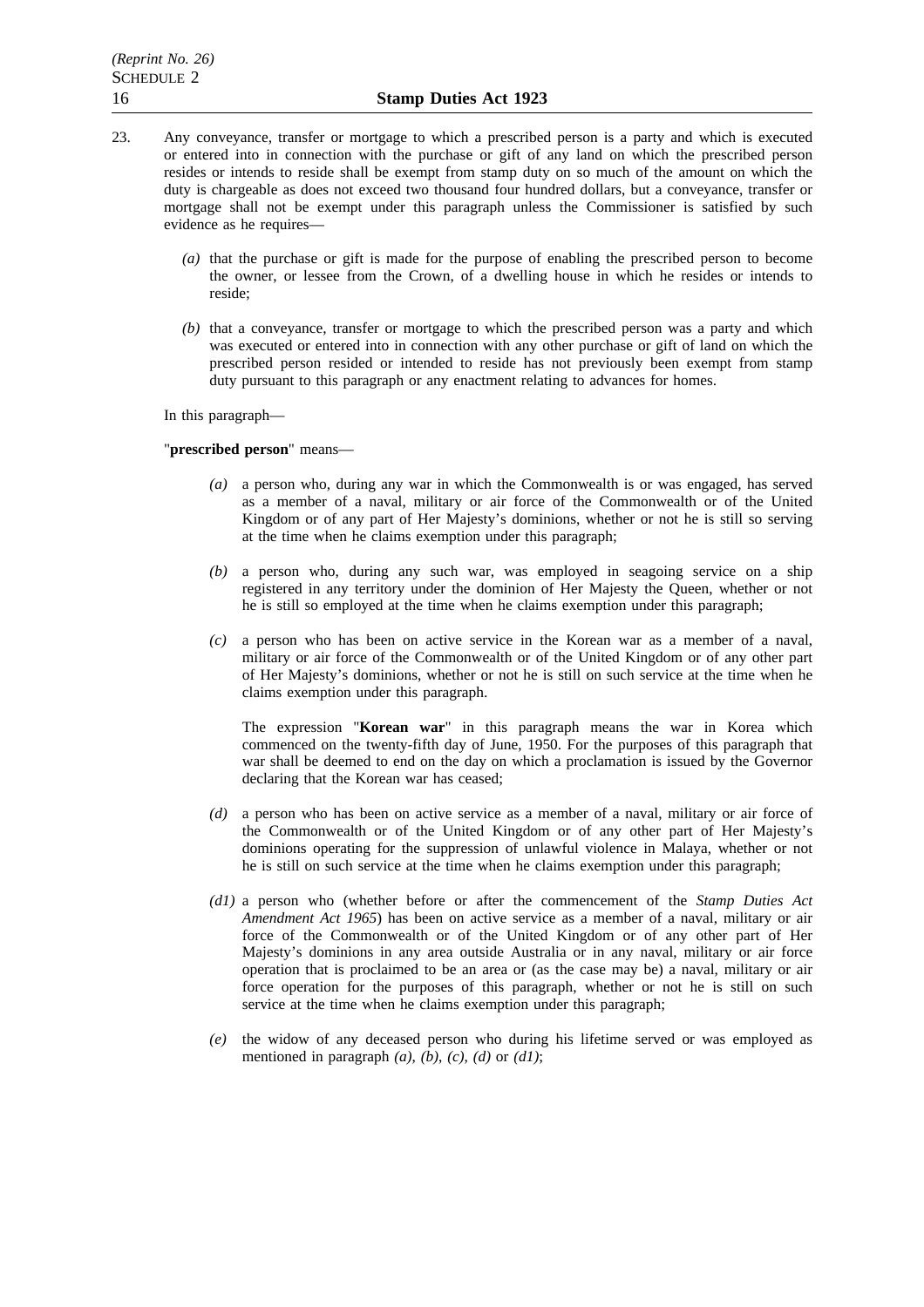23. Any conveyance, transfer or mortgage to which a prescribed person is a party and which is executed or entered into in connection with the purchase or gift of any land on which the prescribed person resides or intends to reside shall be exempt from stamp duty on so much of the amount on which the duty is chargeable as does not exceed two thousand four hundred dollars, but a conveyance, transfer or mortgage shall not be exempt under this paragraph unless the Commissioner is satisfied by such evidence as he requires—

   *(a)* that the purchase or gift is made for the purpose of enabling the prescribed person to become the owner, or lessee from the Crown, of a dwelling house in which he resides or intends to reside;

   *(b)* that a conveyance, transfer or mortgage to which the prescribed person was a party and which was executed or entered into in connection with any other purchase or gift of land on which the prescribed person resided or intended to reside has not previously been exempt from stamp duty pursuant to this paragraph or any enactment relating to advances for homes.

   In this paragraph—

   "**prescribed person**" means—

   *(a)* a person who, during any war in which the Commonwealth is or was engaged, has served as a member of a naval, military or air force of the Commonwealth or of the United Kingdom or of any part of Her Majesty's dominions, whether or not he is still so serving at the time when he claims exemption under this paragraph;

   *(b)* a person who, during any such war, was employed in seagoing service on a ship registered in any territory under the dominion of Her Majesty the Queen, whether or not he is still so employed at the time when he claims exemption under this paragraph;

   *(c)* a person who has been on active service in the Korean war as a member of a naval, military or air force of the Commonwealth or of the United Kingdom or of any other part of Her Majesty's dominions, whether or not he is still on such service at the time when he claims exemption under this paragraph.

   The expression "**Korean war**" in this paragraph means the war in Korea which commenced on the twenty-fifth day of June, 1950. For the purposes of this paragraph that war shall be deemed to end on the day on which a proclamation is issued by the Governor declaring that the Korean war has ceased;

   *(d)* a person who has been on active service as a member of a naval, military or air force of the Commonwealth or of the United Kingdom or of any other part of Her Majesty's dominions operating for the suppression of unlawful violence in Malaya, whether or not he is still on such service at the time when he claims exemption under this paragraph;

   *(d1)* a person who (whether before or after the commencement of the *Stamp Duties Act Amendment Act 1965*) has been on active service as a member of a naval, military or air force of the Commonwealth or of the United Kingdom or of any other part of Her Majesty's dominions in any area outside Australia or in any naval, military or air force operation that is proclaimed to be an area or (as the case may be) a naval, military or air force operation for the purposes of this paragraph, whether or not he is still on such service at the time when he claims exemption under this paragraph;

   *(e)* the widow of any deceased person who during his lifetime served or was employed as mentioned in paragraph *(a)*, *(b)*, *(c)*, *(d)* or *(d1)*;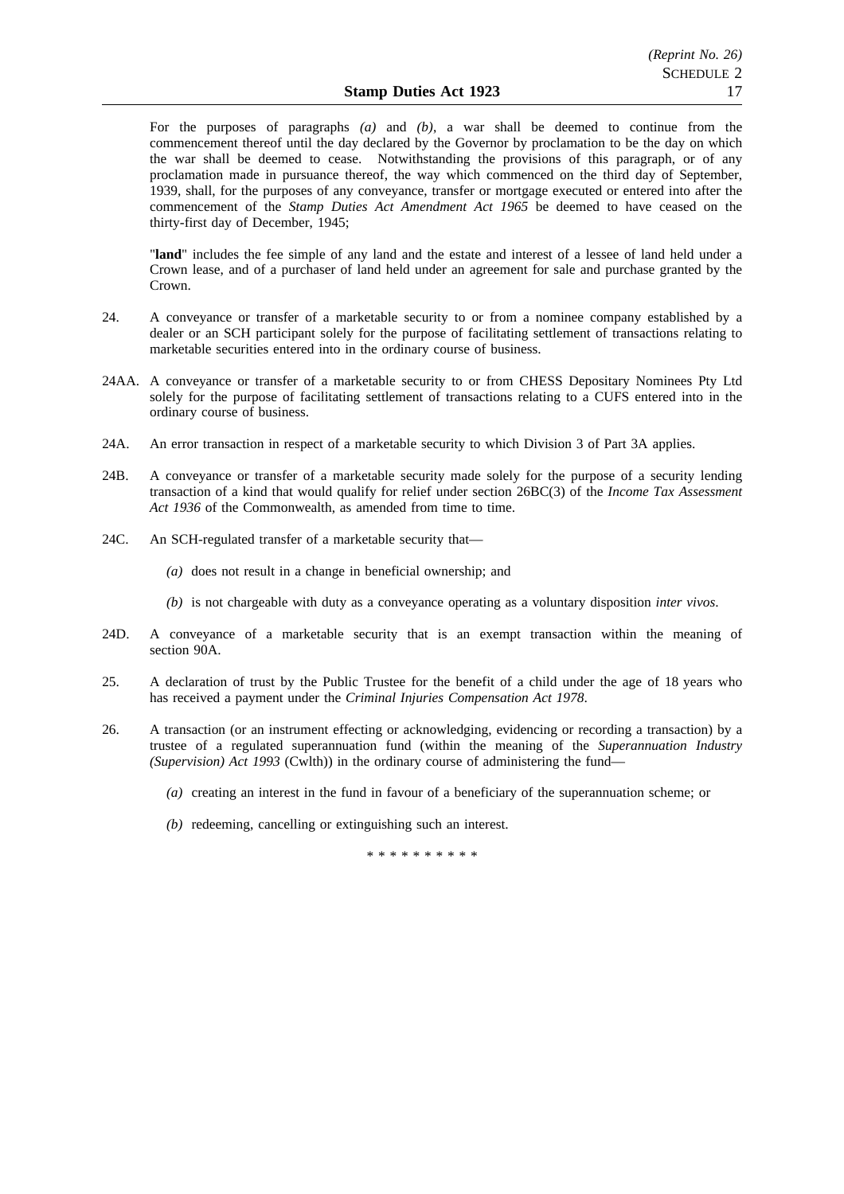For the purposes of paragraphs *(a)* and *(b)*, a war shall be deemed to continue from the commencement thereof until the day declared by the Governor by proclamation to be the day on which the war shall be deemed to cease. Notwithstanding the provisions of this paragraph, or of any proclamation made in pursuance thereof, the way which commenced on the third day of September, 1939, shall, for the purposes of any conveyance, transfer or mortgage executed or entered into after the commencement of the *Stamp Duties Act Amendment Act 1965* be deemed to have ceased on the thirty-first day of December, 1945;

"**land**" includes the fee simple of any land and the estate and interest of a lessee of land held under a Crown lease, and of a purchaser of land held under an agreement for sale and purchase granted by the Crown.

24. A conveyance or transfer of a marketable security to or from a nominee company established by a dealer or an SCH participant solely for the purpose of facilitating settlement of transactions relating to marketable securities entered into in the ordinary course of business.

24AA. A conveyance or transfer of a marketable security to or from CHESS Depositary Nominees Pty Ltd solely for the purpose of facilitating settlement of transactions relating to a CUFS entered into in the ordinary course of business.

24A. An error transaction in respect of a marketable security to which Division 3 of Part 3A applies.

24B. A conveyance or transfer of a marketable security made solely for the purpose of a security lending transaction of a kind that would qualify for relief under section 26BC(3) of the *Income Tax Assessment Act 1936* of the Commonwealth, as amended from time to time.

24C. An SCH-regulated transfer of a marketable security that—

*(a)* does not result in a change in beneficial ownership; and

*(b)* is not chargeable with duty as a conveyance operating as a voluntary disposition *inter vivos*.

24D. A conveyance of a marketable security that is an exempt transaction within the meaning of section 90A.

25. A declaration of trust by the Public Trustee for the benefit of a child under the age of 18 years who has received a payment under the *Criminal Injuries Compensation Act 1978*.

26. A transaction (or an instrument effecting or acknowledging, evidencing or recording a transaction) by a trustee of a regulated superannuation fund (within the meaning of the *Superannuation Industry (Supervision) Act 1993* (Cwlth)) in the ordinary course of administering the fund—

*(a)* creating an interest in the fund in favour of a beneficiary of the superannuation scheme; or

*(b)* redeeming, cancelling or extinguishing such an interest.

* * * * * * * * * *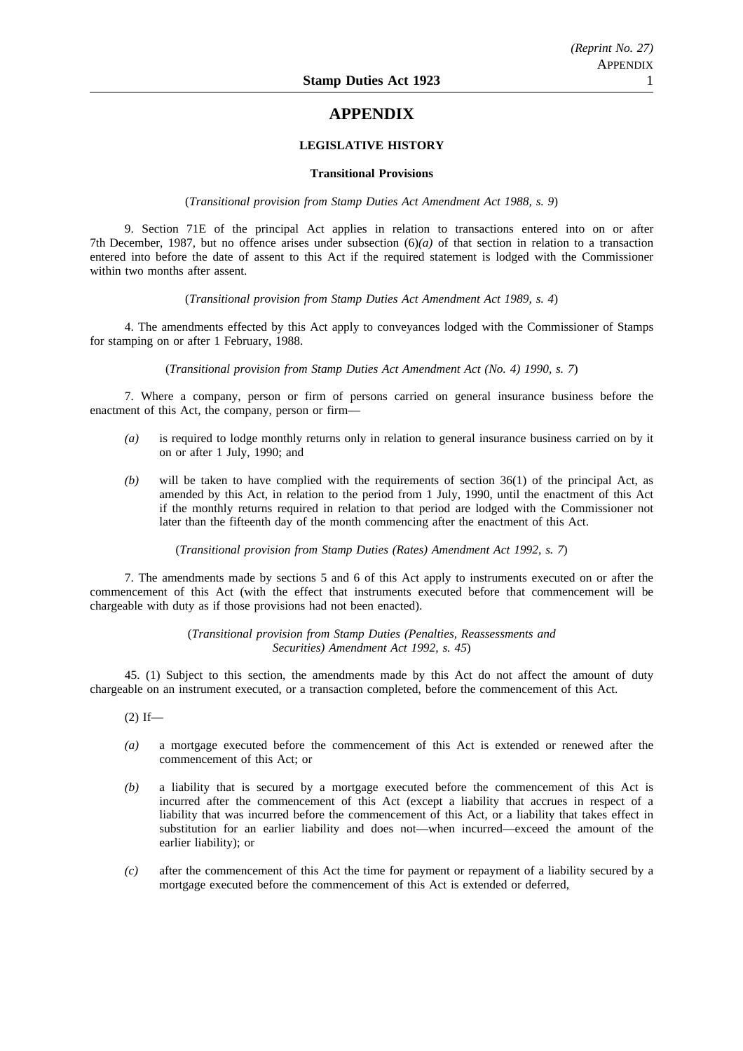# APPENDIX

## LEGISLATIVE HISTORY

### Transitional Provisions

(*Transitional provision from Stamp Duties Act Amendment Act 1988, s. 9*)

9. Section 71E of the principal Act applies in relation to transactions entered into on or after 7th December, 1987, but no offence arises under subsection (6)*(a)* of that section in relation to a transaction entered into before the date of assent to this Act if the required statement is lodged with the Commissioner within two months after assent.

(*Transitional provision from Stamp Duties Act Amendment Act 1989, s. 4*)

4. The amendments effected by this Act apply to conveyances lodged with the Commissioner of Stamps for stamping on or after 1 February, 1988.

(*Transitional provision from Stamp Duties Act Amendment Act (No. 4) 1990, s. 7*)

7. Where a company, person or firm of persons carried on general insurance business before the enactment of this Act, the company, person or firm—

*(a)* is required to lodge monthly returns only in relation to general insurance business carried on by it on or after 1 July, 1990; and

*(b)* will be taken to have complied with the requirements of section 36(1) of the principal Act, as amended by this Act, in relation to the period from 1 July, 1990, until the enactment of this Act if the monthly returns required in relation to that period are lodged with the Commissioner not later than the fifteenth day of the month commencing after the enactment of this Act.

(*Transitional provision from Stamp Duties (Rates) Amendment Act 1992, s. 7*)

7. The amendments made by sections 5 and 6 of this Act apply to instruments executed on or after the commencement of this Act (with the effect that instruments executed before that commencement will be chargeable with duty as if those provisions had not been enacted).

(*Transitional provision from Stamp Duties (Penalties, Reassessments and Securities) Amendment Act 1992, s. 45*)

45. (1) Subject to this section, the amendments made by this Act do not affect the amount of duty chargeable on an instrument executed, or a transaction completed, before the commencement of this Act.

(2) If—

*(a)* a mortgage executed before the commencement of this Act is extended or renewed after the commencement of this Act; or

*(b)* a liability that is secured by a mortgage executed before the commencement of this Act is incurred after the commencement of this Act (except a liability that accrues in respect of a liability that was incurred before the commencement of this Act, or a liability that takes effect in substitution for an earlier liability and does not—when incurred—exceed the amount of the earlier liability); or

*(c)* after the commencement of this Act the time for payment or repayment of a liability secured by a mortgage executed before the commencement of this Act is extended or deferred,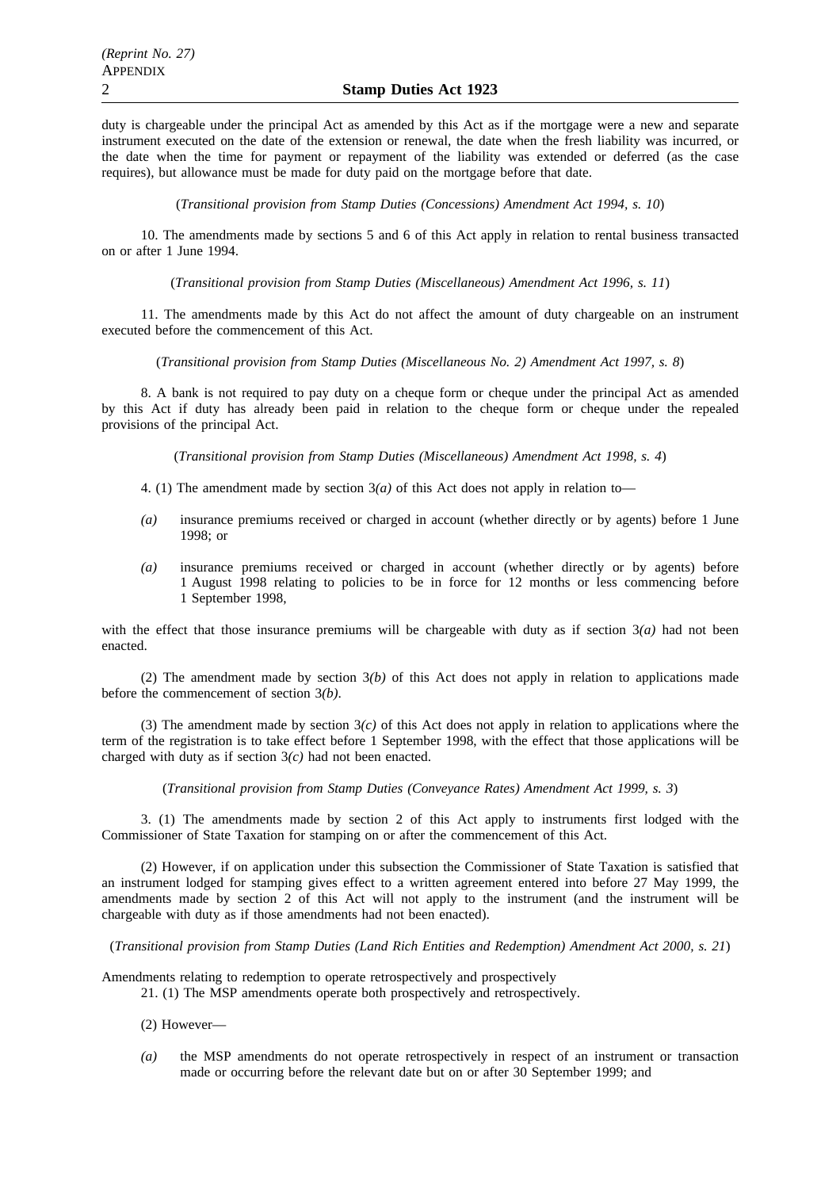duty is chargeable under the principal Act as amended by this Act as if the mortgage were a new and separate instrument executed on the date of the extension or renewal, the date when the fresh liability was incurred, or the date when the time for payment or repayment of the liability was extended or deferred (as the case requires), but allowance must be made for duty paid on the mortgage before that date.

(*Transitional provision from Stamp Duties (Concessions) Amendment Act 1994, s. 10*)

10. The amendments made by sections 5 and 6 of this Act apply in relation to rental business transacted on or after 1 June 1994.

(*Transitional provision from Stamp Duties (Miscellaneous) Amendment Act 1996, s. 11*)

11. The amendments made by this Act do not affect the amount of duty chargeable on an instrument executed before the commencement of this Act.

(*Transitional provision from Stamp Duties (Miscellaneous No. 2) Amendment Act 1997, s. 8*)

8. A bank is not required to pay duty on a cheque form or cheque under the principal Act as amended by this Act if duty has already been paid in relation to the cheque form or cheque under the repealed provisions of the principal Act.

(*Transitional provision from Stamp Duties (Miscellaneous) Amendment Act 1998, s. 4*)

4. (1) The amendment made by section 3*(a)* of this Act does not apply in relation to—

*(a)* insurance premiums received or charged in account (whether directly or by agents) before 1 June 1998; or

*(a)* insurance premiums received or charged in account (whether directly or by agents) before 1 August 1998 relating to policies to be in force for 12 months or less commencing before 1 September 1998,

with the effect that those insurance premiums will be chargeable with duty as if section 3*(a)* had not been enacted.

(2) The amendment made by section 3*(b)* of this Act does not apply in relation to applications made before the commencement of section 3*(b)*.

(3) The amendment made by section 3*(c)* of this Act does not apply in relation to applications where the term of the registration is to take effect before 1 September 1998, with the effect that those applications will be charged with duty as if section 3*(c)* had not been enacted.

(*Transitional provision from Stamp Duties (Conveyance Rates) Amendment Act 1999, s. 3*)

3. (1) The amendments made by section 2 of this Act apply to instruments first lodged with the Commissioner of State Taxation for stamping on or after the commencement of this Act.

(2) However, if on application under this subsection the Commissioner of State Taxation is satisfied that an instrument lodged for stamping gives effect to a written agreement entered into before 27 May 1999, the amendments made by section 2 of this Act will not apply to the instrument (and the instrument will be chargeable with duty as if those amendments had not been enacted).

(*Transitional provision from Stamp Duties (Land Rich Entities and Redemption) Amendment Act 2000, s. 21*)

Amendments relating to redemption to operate retrospectively and prospectively

21. (1) The MSP amendments operate both prospectively and retrospectively.

(2) However—

*(a)* the MSP amendments do not operate retrospectively in respect of an instrument or transaction made or occurring before the relevant date but on or after 30 September 1999; and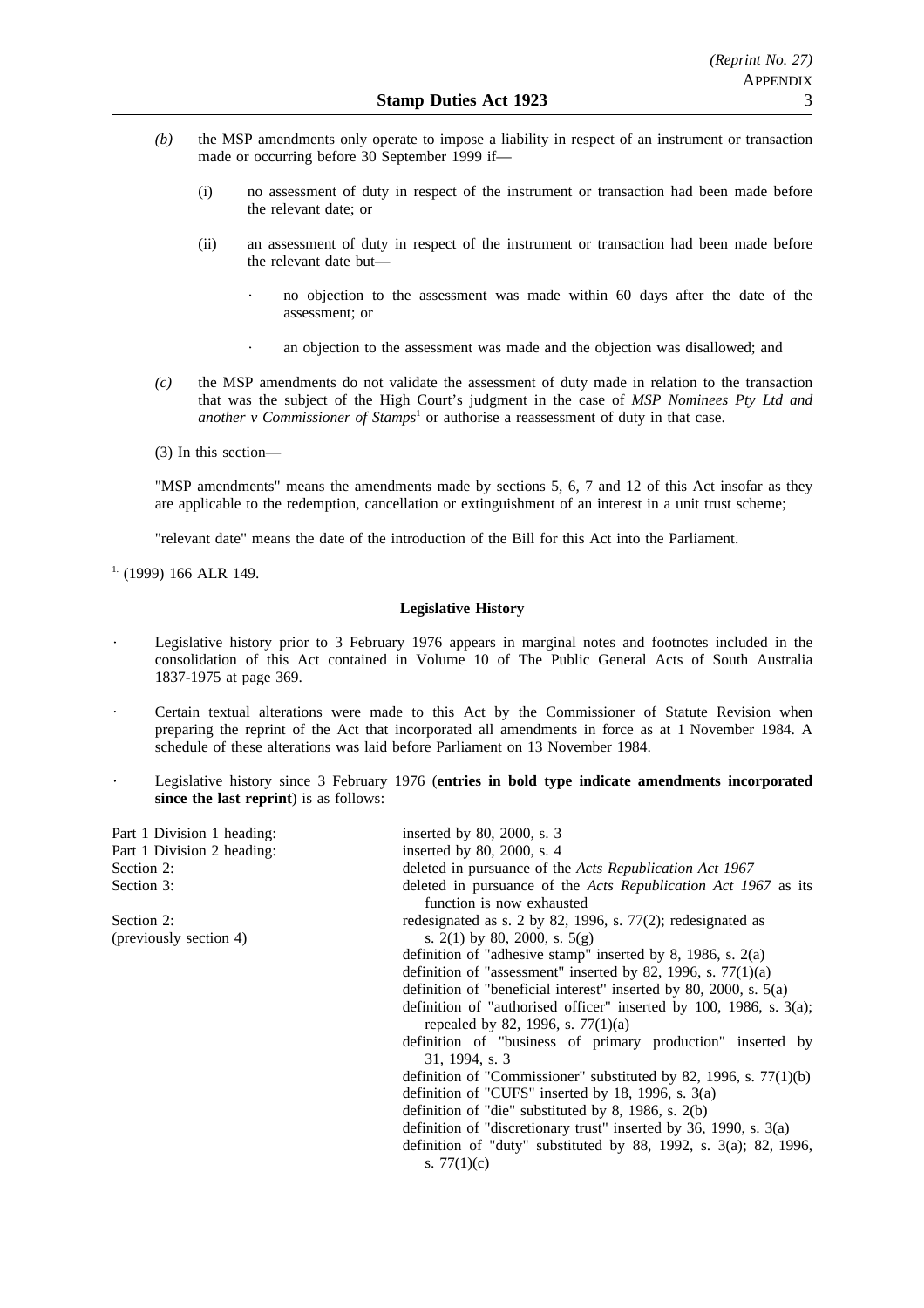*(b)* the MSP amendments only operate to impose a liability in respect of an instrument or transaction made or occurring before 30 September 1999 if—

(i) no assessment of duty in respect of the instrument or transaction had been made before the relevant date; or

(ii) an assessment of duty in respect of the instrument or transaction had been made before the relevant date but—

- no objection to the assessment was made within 60 days after the date of the assessment; or
- an objection to the assessment was made and the objection was disallowed; and

*(c)* the MSP amendments do not validate the assessment of duty made in relation to the transaction that was the subject of the High Court's judgment in the case of *MSP Nominees Pty Ltd and another v Commissioner of Stamps*[1] or authorise a reassessment of duty in that case.

(3) In this section—

"MSP amendments" means the amendments made by sections 5, 6, 7 and 12 of this Act insofar as they are applicable to the redemption, cancellation or extinguishment of an interest in a unit trust scheme;

"relevant date" means the date of the introduction of the Bill for this Act into the Parliament.

[1] (1999) 166 ALR 149.

**Legislative History**

- Legislative history prior to 3 February 1976 appears in marginal notes and footnotes included in the consolidation of this Act contained in Volume 10 of The Public General Acts of South Australia 1837-1975 at page 369.
- Certain textual alterations were made to this Act by the Commissioner of Statute Revision when preparing the reprint of the Act that incorporated all amendments in force as at 1 November 1984. A schedule of these alterations was laid before Parliament on 13 November 1984.
- Legislative history since 3 February 1976 (**entries in bold type indicate amendments incorporated since the last reprint**) is as follows:

| | |
|---|---|
| Part 1 Division 1 heading: | inserted by 80, 2000, s. 3 |
| Part 1 Division 2 heading: | inserted by 80, 2000, s. 4 |
| Section 2: | deleted in pursuance of the *Acts Republication Act 1967* |
| Section 3: | deleted in pursuance of the *Acts Republication Act 1967* as its function is now exhausted |
| Section 2: (previously section 4) | redesignated as s. 2 by 82, 1996, s. 77(2); redesignated as s. 2(1) by 80, 2000, s. 5(g) |
| | definition of "adhesive stamp" inserted by 8, 1986, s. 2(a) |
| | definition of "assessment" inserted by 82, 1996, s. 77(1)(a) |
| | definition of "beneficial interest" inserted by 80, 2000, s. 5(a) |
| | definition of "authorised officer" inserted by 100, 1986, s. 3(a); repealed by 82, 1996, s. 77(1)(a) |
| | definition of "business of primary production" inserted by 31, 1994, s. 3 |
| | definition of "Commissioner" substituted by 82, 1996, s. 77(1)(b) |
| | definition of "CUFS" inserted by 18, 1996, s. 3(a) |
| | definition of "die" substituted by 8, 1986, s. 2(b) |
| | definition of "discretionary trust" inserted by 36, 1990, s. 3(a) |
| | definition of "duty" substituted by 88, 1992, s. 3(a); 82, 1996, s. 77(1)(c) |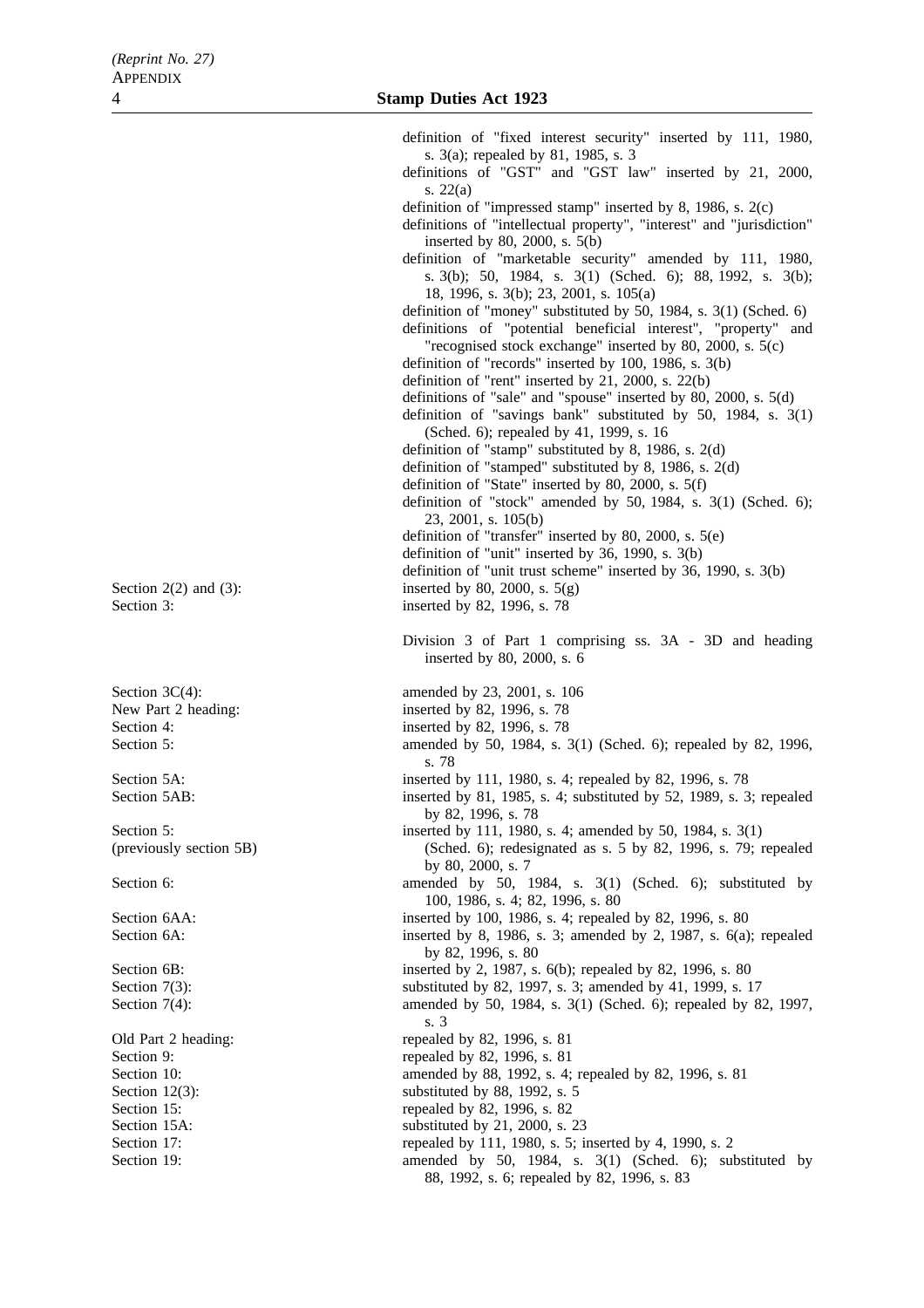| | |
|---|---|
| | definition of "fixed interest security" inserted by 111, 1980, s. 3(a); repealed by 81, 1985, s. 3 |
| | definitions of "GST" and "GST law" inserted by 21, 2000, s. 22(a) |
| | definition of "impressed stamp" inserted by 8, 1986, s. 2(c) |
| | definitions of "intellectual property", "interest" and "jurisdiction" inserted by 80, 2000, s. 5(b) |
| | definition of "marketable security" amended by 111, 1980, s. 3(b); 50, 1984, s. 3(1) (Sched. 6); 88, 1992, s. 3(b); 18, 1996, s. 3(b); 23, 2001, s. 105(a) |
| | definition of "money" substituted by 50, 1984, s. 3(1) (Sched. 6) |
| | definitions of "potential beneficial interest", "property" and "recognised stock exchange" inserted by 80, 2000, s. 5(c) |
| | definition of "records" inserted by 100, 1986, s. 3(b) |
| | definition of "rent" inserted by 21, 2000, s. 22(b) |
| | definitions of "sale" and "spouse" inserted by 80, 2000, s. 5(d) |
| | definition of "savings bank" substituted by 50, 1984, s. 3(1) (Sched. 6); repealed by 41, 1999, s. 16 |
| | definition of "stamp" substituted by 8, 1986, s. 2(d) |
| | definition of "stamped" substituted by 8, 1986, s. 2(d) |
| | definition of "State" inserted by 80, 2000, s. 5(f) |
| | definition of "stock" amended by 50, 1984, s. 3(1) (Sched. 6); 23, 2001, s. 105(b) |
| | definition of "transfer" inserted by 80, 2000, s. 5(e) |
| | definition of "unit" inserted by 36, 1990, s. 3(b) |
| | definition of "unit trust scheme" inserted by 36, 1990, s. 3(b) |
| Section 2(2) and (3): | inserted by 80, 2000, s. 5(g) |
| Section 3: | inserted by 82, 1996, s. 78 |
| | Division 3 of Part 1 comprising ss. 3A - 3D and heading inserted by 80, 2000, s. 6 |
| Section 3C(4): | amended by 23, 2001, s. 106 |
| New Part 2 heading: | inserted by 82, 1996, s. 78 |
| Section 4: | inserted by 82, 1996, s. 78 |
| Section 5: | amended by 50, 1984, s. 3(1) (Sched. 6); repealed by 82, 1996, s. 78 |
| Section 5A: | inserted by 111, 1980, s. 4; repealed by 82, 1996, s. 78 |
| Section 5AB: | inserted by 81, 1985, s. 4; substituted by 52, 1989, s. 3; repealed by 82, 1996, s. 78 |
| Section 5: (previously section 5B) | inserted by 111, 1980, s. 4; amended by 50, 1984, s. 3(1) (Sched. 6); redesignated as s. 5 by 82, 1996, s. 79; repealed by 80, 2000, s. 7 |
| Section 6: | amended by 50, 1984, s. 3(1) (Sched. 6); substituted by 100, 1986, s. 4; 82, 1996, s. 80 |
| Section 6AA: | inserted by 100, 1986, s. 4; repealed by 82, 1996, s. 80 |
| Section 6A: | inserted by 8, 1986, s. 3; amended by 2, 1987, s. 6(a); repealed by 82, 1996, s. 80 |
| Section 6B: | inserted by 2, 1987, s. 6(b); repealed by 82, 1996, s. 80 |
| Section 7(3): | substituted by 82, 1997, s. 3; amended by 41, 1999, s. 17 |
| Section 7(4): | amended by 50, 1984, s. 3(1) (Sched. 6); repealed by 82, 1997, s. 3 |
| Old Part 2 heading: | repealed by 82, 1996, s. 81 |
| Section 9: | repealed by 82, 1996, s. 81 |
| Section 10: | amended by 88, 1992, s. 4; repealed by 82, 1996, s. 81 |
| Section 12(3): | substituted by 88, 1992, s. 5 |
| Section 15: | repealed by 82, 1996, s. 82 |
| Section 15A: | substituted by 21, 2000, s. 23 |
| Section 17: | repealed by 111, 1980, s. 5; inserted by 4, 1990, s. 2 |
| Section 19: | amended by 50, 1984, s. 3(1) (Sched. 6); substituted by 88, 1992, s. 6; repealed by 82, 1996, s. 83 |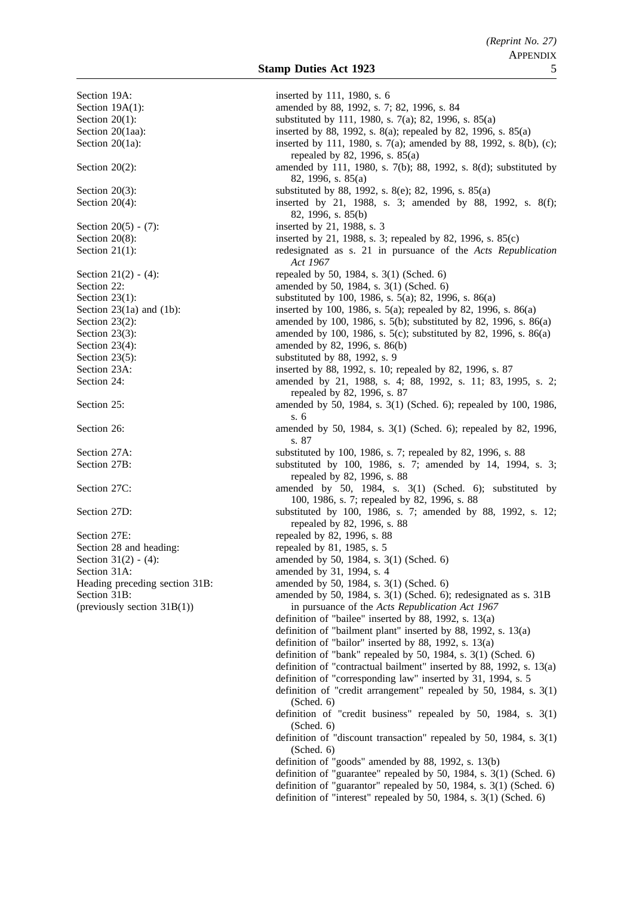| | |
|---|---|
| Section 19A: | inserted by 111, 1980, s. 6 |
| Section 19A(1): | amended by 88, 1992, s. 7; 82, 1996, s. 84 |
| Section 20(1): | substituted by 111, 1980, s. 7(a); 82, 1996, s. 85(a) |
| Section 20(1aa): | inserted by 88, 1992, s. 8(a); repealed by 82, 1996, s. 85(a) |
| Section 20(1a): | inserted by 111, 1980, s. 7(a); amended by 88, 1992, s. 8(b), (c); repealed by 82, 1996, s. 85(a) |
| Section 20(2): | amended by 111, 1980, s. 7(b); 88, 1992, s. 8(d); substituted by 82, 1996, s. 85(a) |
| Section 20(3): | substituted by 88, 1992, s. 8(e); 82, 1996, s. 85(a) |
| Section 20(4): | inserted by 21, 1988, s. 3; amended by 88, 1992, s. 8(f); 82, 1996, s. 85(b) |
| Section 20(5) - (7): | inserted by 21, 1988, s. 3 |
| Section 20(8): | inserted by 21, 1988, s. 3; repealed by 82, 1996, s. 85(c) |
| Section 21(1): | redesignated as s. 21 in pursuance of the *Acts Republication Act 1967* |
| Section 21(2) - (4): | repealed by 50, 1984, s. 3(1) (Sched. 6) |
| Section 22: | amended by 50, 1984, s. 3(1) (Sched. 6) |
| Section 23(1): | substituted by 100, 1986, s. 5(a); 82, 1996, s. 86(a) |
| Section 23(1a) and (1b): | inserted by 100, 1986, s. 5(a); repealed by 82, 1996, s. 86(a) |
| Section 23(2): | amended by 100, 1986, s. 5(b); substituted by 82, 1996, s. 86(a) |
| Section 23(3): | amended by 100, 1986, s. 5(c); substituted by 82, 1996, s. 86(a) |
| Section 23(4): | amended by 82, 1996, s. 86(b) |
| Section 23(5): | substituted by 88, 1992, s. 9 |
| Section 23A: | inserted by 88, 1992, s. 10; repealed by 82, 1996, s. 87 |
| Section 24: | amended by 21, 1988, s. 4; 88, 1992, s. 11; 83, 1995, s. 2; repealed by 82, 1996, s. 87 |
| Section 25: | amended by 50, 1984, s. 3(1) (Sched. 6); repealed by 100, 1986, s. 6 |
| Section 26: | amended by 50, 1984, s. 3(1) (Sched. 6); repealed by 82, 1996, s. 87 |
| Section 27A: | substituted by 100, 1986, s. 7; repealed by 82, 1996, s. 88 |
| Section 27B: | substituted by 100, 1986, s. 7; amended by 14, 1994, s. 3; repealed by 82, 1996, s. 88 |
| Section 27C: | amended by 50, 1984, s. 3(1) (Sched. 6); substituted by 100, 1986, s. 7; repealed by 82, 1996, s. 88 |
| Section 27D: | substituted by 100, 1986, s. 7; amended by 88, 1992, s. 12; repealed by 82, 1996, s. 88 |
| Section 27E: | repealed by 82, 1996, s. 88 |
| Section 28 and heading: | repealed by 81, 1985, s. 5 |
| Section 31(2) - (4): | amended by 50, 1984, s. 3(1) (Sched. 6) |
| Section 31A: | amended by 31, 1994, s. 4 |
| Heading preceding section 31B: | amended by 50, 1984, s. 3(1) (Sched. 6) |
| Section 31B: (previously section 31B(1)) | amended by 50, 1984, s. 3(1) (Sched. 6); redesignated as s. 31B in pursuance of the *Acts Republication Act 1967* |
| | definition of "bailee" inserted by 88, 1992, s. 13(a) |
| | definition of "bailment plant" inserted by 88, 1992, s. 13(a) |
| | definition of "bailor" inserted by 88, 1992, s. 13(a) |
| | definition of "bank" repealed by 50, 1984, s. 3(1) (Sched. 6) |
| | definition of "contractual bailment" inserted by 88, 1992, s. 13(a) |
| | definition of "corresponding law" inserted by 31, 1994, s. 5 |
| | definition of "credit arrangement" repealed by 50, 1984, s. 3(1) (Sched. 6) |
| | definition of "credit business" repealed by 50, 1984, s. 3(1) (Sched. 6) |
| | definition of "discount transaction" repealed by 50, 1984, s. 3(1) (Sched. 6) |
| | definition of "goods" amended by 88, 1992, s. 13(b) |
| | definition of "guarantee" repealed by 50, 1984, s. 3(1) (Sched. 6) |
| | definition of "guarantor" repealed by 50, 1984, s. 3(1) (Sched. 6) |
| | definition of "interest" repealed by 50, 1984, s. 3(1) (Sched. 6) |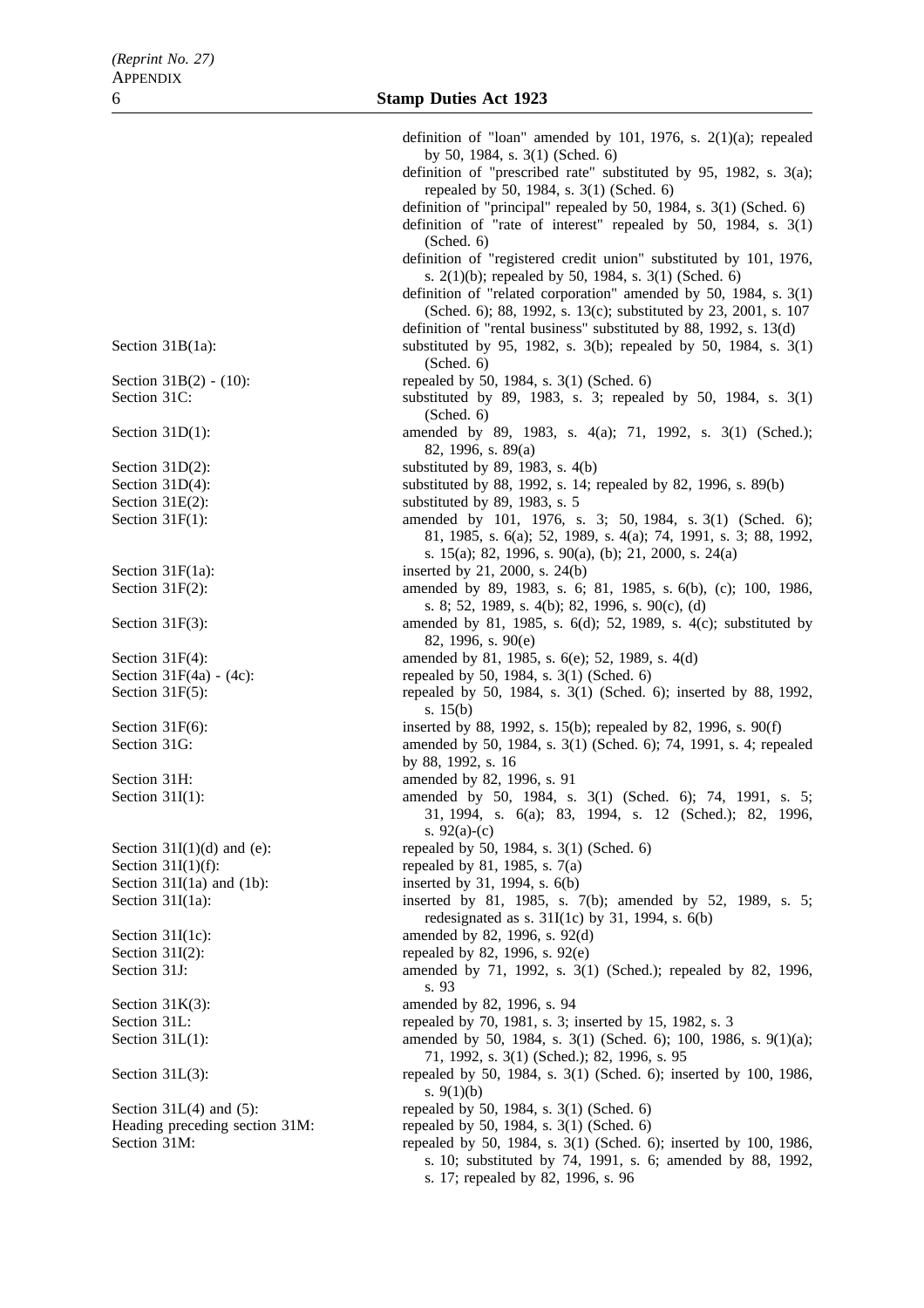| | |
|---|---|
| | definition of "loan" amended by 101, 1976, s. 2(1)(a); repealed by 50, 1984, s. 3(1) (Sched. 6) |
| | definition of "prescribed rate" substituted by 95, 1982, s. 3(a); repealed by 50, 1984, s. 3(1) (Sched. 6) |
| | definition of "principal" repealed by 50, 1984, s. 3(1) (Sched. 6) |
| | definition of "rate of interest" repealed by 50, 1984, s. 3(1) (Sched. 6) |
| | definition of "registered credit union" substituted by 101, 1976, s. 2(1)(b); repealed by 50, 1984, s. 3(1) (Sched. 6) |
| | definition of "related corporation" amended by 50, 1984, s. 3(1) (Sched. 6); 88, 1992, s. 13(c); substituted by 23, 2001, s. 107 |
| | definition of "rental business" substituted by 88, 1992, s. 13(d) |
| Section 31B(1a): | substituted by 95, 1982, s. 3(b); repealed by 50, 1984, s. 3(1) (Sched. 6) |
| Section 31B(2) - (10): | repealed by 50, 1984, s. 3(1) (Sched. 6) |
| Section 31C: | substituted by 89, 1983, s. 3; repealed by 50, 1984, s. 3(1) (Sched. 6) |
| Section 31D(1): | amended by 89, 1983, s. 4(a); 71, 1992, s. 3(1) (Sched.); 82, 1996, s. 89(a) |
| Section 31D(2): | substituted by 89, 1983, s. 4(b) |
| Section 31D(4): | substituted by 88, 1992, s. 14; repealed by 82, 1996, s. 89(b) |
| Section 31E(2): | substituted by 89, 1983, s. 5 |
| Section 31F(1): | amended by 101, 1976, s. 3; 50, 1984, s. 3(1) (Sched. 6); 81, 1985, s. 6(a); 52, 1989, s. 4(a); 74, 1991, s. 3; 88, 1992, s. 15(a); 82, 1996, s. 90(a), (b); 21, 2000, s. 24(a) |
| Section 31F(1a): | inserted by 21, 2000, s. 24(b) |
| Section 31F(2): | amended by 89, 1983, s. 6; 81, 1985, s. 6(b), (c); 100, 1986, s. 8; 52, 1989, s. 4(b); 82, 1996, s. 90(c), (d) |
| Section 31F(3): | amended by 81, 1985, s. 6(d); 52, 1989, s. 4(c); substituted by 82, 1996, s. 90(e) |
| Section 31F(4): | amended by 81, 1985, s. 6(e); 52, 1989, s. 4(d) |
| Section 31F(4a) - (4c): | repealed by 50, 1984, s. 3(1) (Sched. 6) |
| Section 31F(5): | repealed by 50, 1984, s. 3(1) (Sched. 6); inserted by 88, 1992, s. 15(b) |
| Section 31F(6): | inserted by 88, 1992, s. 15(b); repealed by 82, 1996, s. 90(f) |
| Section 31G: | amended by 50, 1984, s. 3(1) (Sched. 6); 74, 1991, s. 4; repealed by 88, 1992, s. 16 |
| Section 31H: | amended by 82, 1996, s. 91 |
| Section 31I(1): | amended by 50, 1984, s. 3(1) (Sched. 6); 74, 1991, s. 5; 31, 1994, s. 6(a); 83, 1994, s. 12 (Sched.); 82, 1996, s. 92(a)-(c) |
| Section 31I(1)(d) and (e): | repealed by 50, 1984, s. 3(1) (Sched. 6) |
| Section 31I(1)(f): | repealed by 81, 1985, s. 7(a) |
| Section 31I(1a) and (1b): | inserted by 31, 1994, s. 6(b) |
| Section 31I(1a): | inserted by 81, 1985, s. 7(b); amended by 52, 1989, s. 5; redesignated as s. 31I(1c) by 31, 1994, s. 6(b) |
| Section 31I(1c): | amended by 82, 1996, s. 92(d) |
| Section 31I(2): | repealed by 82, 1996, s. 92(e) |
| Section 31J: | amended by 71, 1992, s. 3(1) (Sched.); repealed by 82, 1996, s. 93 |
| Section 31K(3): | amended by 82, 1996, s. 94 |
| Section 31L: | repealed by 70, 1981, s. 3; inserted by 15, 1982, s. 3 |
| Section 31L(1): | amended by 50, 1984, s. 3(1) (Sched. 6); 100, 1986, s. 9(1)(a); 71, 1992, s. 3(1) (Sched.); 82, 1996, s. 95 |
| Section 31L(3): | repealed by 50, 1984, s. 3(1) (Sched. 6); inserted by 100, 1986, s. 9(1)(b) |
| Section 31L(4) and (5): | repealed by 50, 1984, s. 3(1) (Sched. 6) |
| Heading preceding section 31M: | repealed by 50, 1984, s. 3(1) (Sched. 6) |
| Section 31M: | repealed by 50, 1984, s. 3(1) (Sched. 6); inserted by 100, 1986, s. 10; substituted by 74, 1991, s. 6; amended by 88, 1992, s. 17; repealed by 82, 1996, s. 96 |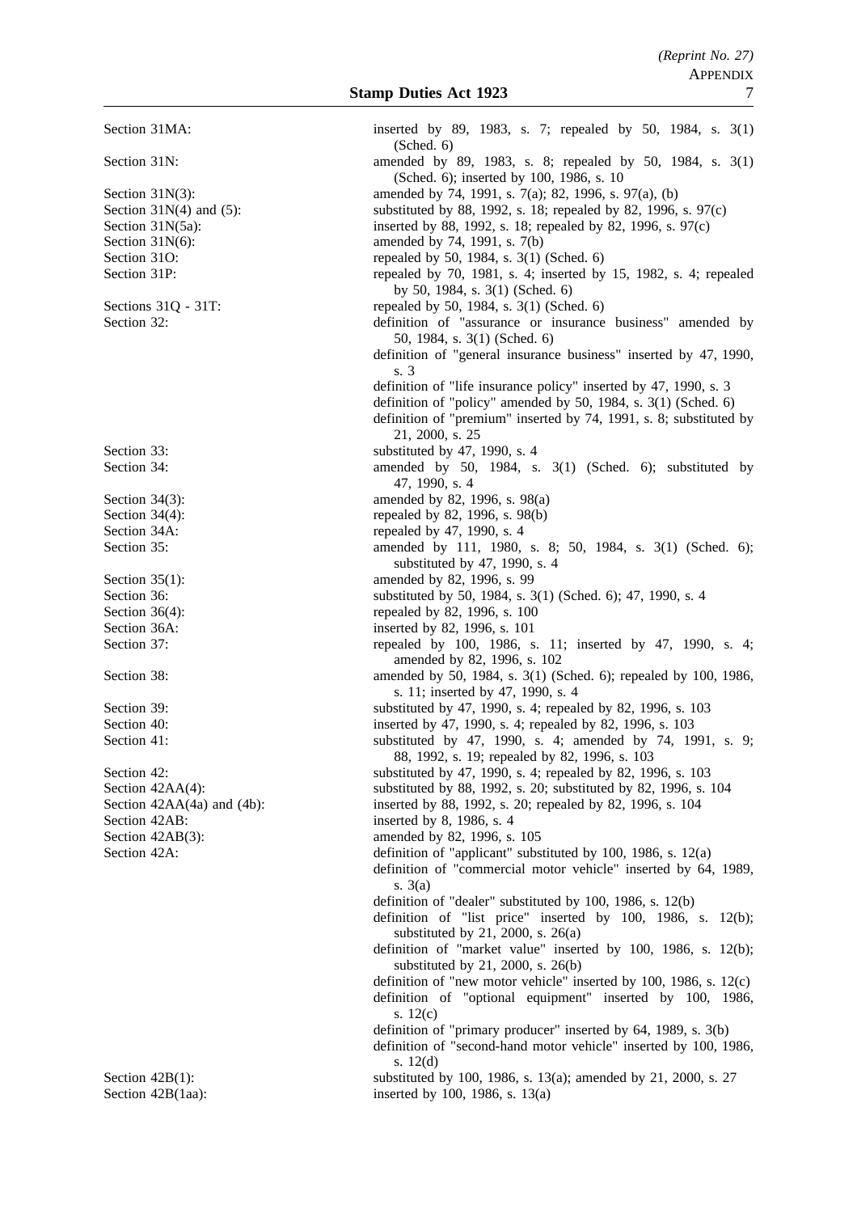| | |
|---|---|
| Section 31MA: | inserted by 89, 1983, s. 7; repealed by 50, 1984, s. 3(1) (Sched. 6) |
| Section 31N: | amended by 89, 1983, s. 8; repealed by 50, 1984, s. 3(1) (Sched. 6); inserted by 100, 1986, s. 10 |
| Section 31N(3): | amended by 74, 1991, s. 7(a); 82, 1996, s. 97(a), (b) |
| Section 31N(4) and (5): | substituted by 88, 1992, s. 18; repealed by 82, 1996, s. 97(c) |
| Section 31N(5a): | inserted by 88, 1992, s. 18; repealed by 82, 1996, s. 97(c) |
| Section 31N(6): | amended by 74, 1991, s. 7(b) |
| Section 31O: | repealed by 50, 1984, s. 3(1) (Sched. 6) |
| Section 31P: | repealed by 70, 1981, s. 4; inserted by 15, 1982, s. 4; repealed by 50, 1984, s. 3(1) (Sched. 6) |
| Sections 31Q - 31T: | repealed by 50, 1984, s. 3(1) (Sched. 6) |
| Section 32: | definition of "assurance or insurance business" amended by 50, 1984, s. 3(1) (Sched. 6) |
| | definition of "general insurance business" inserted by 47, 1990, s. 3 |
| | definition of "life insurance policy" inserted by 47, 1990, s. 3 |
| | definition of "policy" amended by 50, 1984, s. 3(1) (Sched. 6) |
| | definition of "premium" inserted by 74, 1991, s. 8; substituted by 21, 2000, s. 25 |
| Section 33: | substituted by 47, 1990, s. 4 |
| Section 34: | amended by 50, 1984, s. 3(1) (Sched. 6); substituted by 47, 1990, s. 4 |
| Section 34(3): | amended by 82, 1996, s. 98(a) |
| Section 34(4): | repealed by 82, 1996, s. 98(b) |
| Section 34A: | repealed by 47, 1990, s. 4 |
| Section 35: | amended by 111, 1980, s. 8; 50, 1984, s. 3(1) (Sched. 6); substituted by 47, 1990, s. 4 |
| Section 35(1): | amended by 82, 1996, s. 99 |
| Section 36: | substituted by 50, 1984, s. 3(1) (Sched. 6); 47, 1990, s. 4 |
| Section 36(4): | repealed by 82, 1996, s. 100 |
| Section 36A: | inserted by 82, 1996, s. 101 |
| Section 37: | repealed by 100, 1986, s. 11; inserted by 47, 1990, s. 4; amended by 82, 1996, s. 102 |
| Section 38: | amended by 50, 1984, s. 3(1) (Sched. 6); repealed by 100, 1986, s. 11; inserted by 47, 1990, s. 4 |
| Section 39: | substituted by 47, 1990, s. 4; repealed by 82, 1996, s. 103 |
| Section 40: | inserted by 47, 1990, s. 4; repealed by 82, 1996, s. 103 |
| Section 41: | substituted by 47, 1990, s. 4; amended by 74, 1991, s. 9; 88, 1992, s. 19; repealed by 82, 1996, s. 103 |
| Section 42: | substituted by 47, 1990, s. 4; repealed by 82, 1996, s. 103 |
| Section 42AA(4): | substituted by 88, 1992, s. 20; substituted by 82, 1996, s. 104 |
| Section 42AA(4a) and (4b): | inserted by 88, 1992, s. 20; repealed by 82, 1996, s. 104 |
| Section 42AB: | inserted by 8, 1986, s. 4 |
| Section 42AB(3): | amended by 82, 1996, s. 105 |
| Section 42A: | definition of "applicant" substituted by 100, 1986, s. 12(a) |
| | definition of "commercial motor vehicle" inserted by 64, 1989, s. 3(a) |
| | definition of "dealer" substituted by 100, 1986, s. 12(b) |
| | definition of "list price" inserted by 100, 1986, s. 12(b); substituted by 21, 2000, s. 26(a) |
| | definition of "market value" inserted by 100, 1986, s. 12(b); substituted by 21, 2000, s. 26(b) |
| | definition of "new motor vehicle" inserted by 100, 1986, s. 12(c) |
| | definition of "optional equipment" inserted by 100, 1986, s. 12(c) |
| | definition of "primary producer" inserted by 64, 1989, s. 3(b) |
| | definition of "second-hand motor vehicle" inserted by 100, 1986, s. 12(d) |
| Section 42B(1): | substituted by 100, 1986, s. 13(a); amended by 21, 2000, s. 27 |
| Section 42B(1aa): | inserted by 100, 1986, s. 13(a) |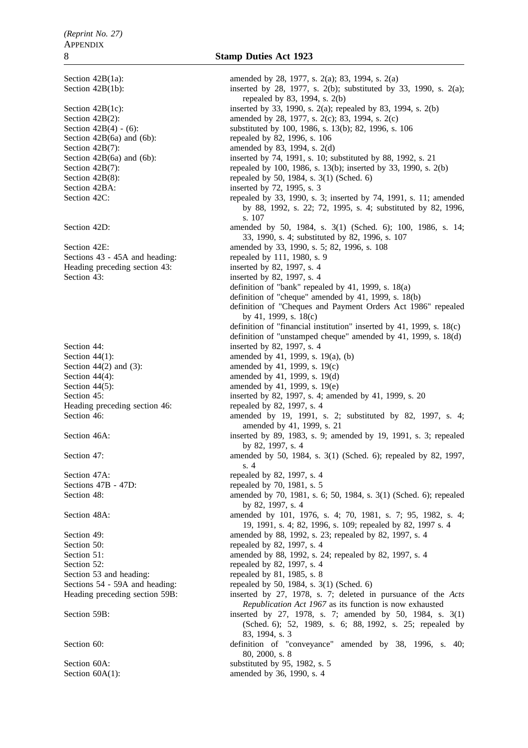| | |
|---|---|
| Section 42B(1a): | amended by 28, 1977, s. 2(a); 83, 1994, s. 2(a) |
| Section 42B(1b): | inserted by 28, 1977, s. 2(b); substituted by 33, 1990, s. 2(a); repealed by 83, 1994, s. 2(b) |
| Section 42B(1c): | inserted by 33, 1990, s. 2(a); repealed by 83, 1994, s. 2(b) |
| Section 42B(2): | amended by 28, 1977, s. 2(c); 83, 1994, s. 2(c) |
| Section 42B(4) - (6): | substituted by 100, 1986, s. 13(b); 82, 1996, s. 106 |
| Section 42B(6a) and (6b): | repealed by 82, 1996, s. 106 |
| Section 42B(7): | amended by 83, 1994, s. 2(d) |
| Section 42B(6a) and (6b): | inserted by 74, 1991, s. 10; substituted by 88, 1992, s. 21 |
| Section 42B(7): | repealed by 100, 1986, s. 13(b); inserted by 33, 1990, s. 2(b) |
| Section 42B(8): | repealed by 50, 1984, s. 3(1) (Sched. 6) |
| Section 42BA: | inserted by 72, 1995, s. 3 |
| Section 42C: | repealed by 33, 1990, s. 3; inserted by 74, 1991, s. 11; amended by 88, 1992, s. 22; 72, 1995, s. 4; substituted by 82, 1996, s. 107 |
| Section 42D: | amended by 50, 1984, s. 3(1) (Sched. 6); 100, 1986, s. 14; 33, 1990, s. 4; substituted by 82, 1996, s. 107 |
| Section 42E: | amended by 33, 1990, s. 5; 82, 1996, s. 108 |
| Sections 43 - 45A and heading: | repealed by 111, 1980, s. 9 |
| Heading preceding section 43: | inserted by 82, 1997, s. 4 |
| Section 43: | inserted by 82, 1997, s. 4 |
| | definition of "bank" repealed by 41, 1999, s. 18(a) |
| | definition of "cheque" amended by 41, 1999, s. 18(b) |
| | definition of "Cheques and Payment Orders Act 1986" repealed by 41, 1999, s. 18(c) |
| | definition of "financial institution" inserted by 41, 1999, s. 18(c) |
| | definition of "unstamped cheque" amended by 41, 1999, s. 18(d) |
| Section 44: | inserted by 82, 1997, s. 4 |
| Section 44(1): | amended by 41, 1999, s. 19(a), (b) |
| Section 44(2) and (3): | amended by 41, 1999, s. 19(c) |
| Section 44(4): | amended by 41, 1999, s. 19(d) |
| Section 44(5): | amended by 41, 1999, s. 19(e) |
| Section 45: | inserted by 82, 1997, s. 4; amended by 41, 1999, s. 20 |
| Heading preceding section 46: | repealed by 82, 1997, s. 4 |
| Section 46: | amended by 19, 1991, s. 2; substituted by 82, 1997, s. 4; amended by 41, 1999, s. 21 |
| Section 46A: | inserted by 89, 1983, s. 9; amended by 19, 1991, s. 3; repealed by 82, 1997, s. 4 |
| Section 47: | amended by 50, 1984, s. 3(1) (Sched. 6); repealed by 82, 1997, s. 4 |
| Section 47A: | repealed by 82, 1997, s. 4 |
| Sections 47B - 47D: | repealed by 70, 1981, s. 5 |
| Section 48: | amended by 70, 1981, s. 6; 50, 1984, s. 3(1) (Sched. 6); repealed by 82, 1997, s. 4 |
| Section 48A: | amended by 101, 1976, s. 4; 70, 1981, s. 7; 95, 1982, s. 4; 19, 1991, s. 4; 82, 1996, s. 109; repealed by 82, 1997 s. 4 |
| Section 49: | amended by 88, 1992, s. 23; repealed by 82, 1997, s. 4 |
| Section 50: | repealed by 82, 1997, s. 4 |
| Section 51: | amended by 88, 1992, s. 24; repealed by 82, 1997, s. 4 |
| Section 52: | repealed by 82, 1997, s. 4 |
| Section 53 and heading: | repealed by 81, 1985, s. 8 |
| Sections 54 - 59A and heading: | repealed by 50, 1984, s. 3(1) (Sched. 6) |
| Heading preceding section 59B: | inserted by 27, 1978, s. 7; deleted in pursuance of the *Acts Republication Act 1967* as its function is now exhausted |
| Section 59B: | inserted by 27, 1978, s. 7; amended by 50, 1984, s. 3(1) (Sched. 6); 52, 1989, s. 6; 88, 1992, s. 25; repealed by 83, 1994, s. 3 |
| Section 60: | definition of "conveyance" amended by 38, 1996, s. 40; 80, 2000, s. 8 |
| Section 60A: | substituted by 95, 1982, s. 5 |
| Section 60A(1): | amended by 36, 1990, s. 4 |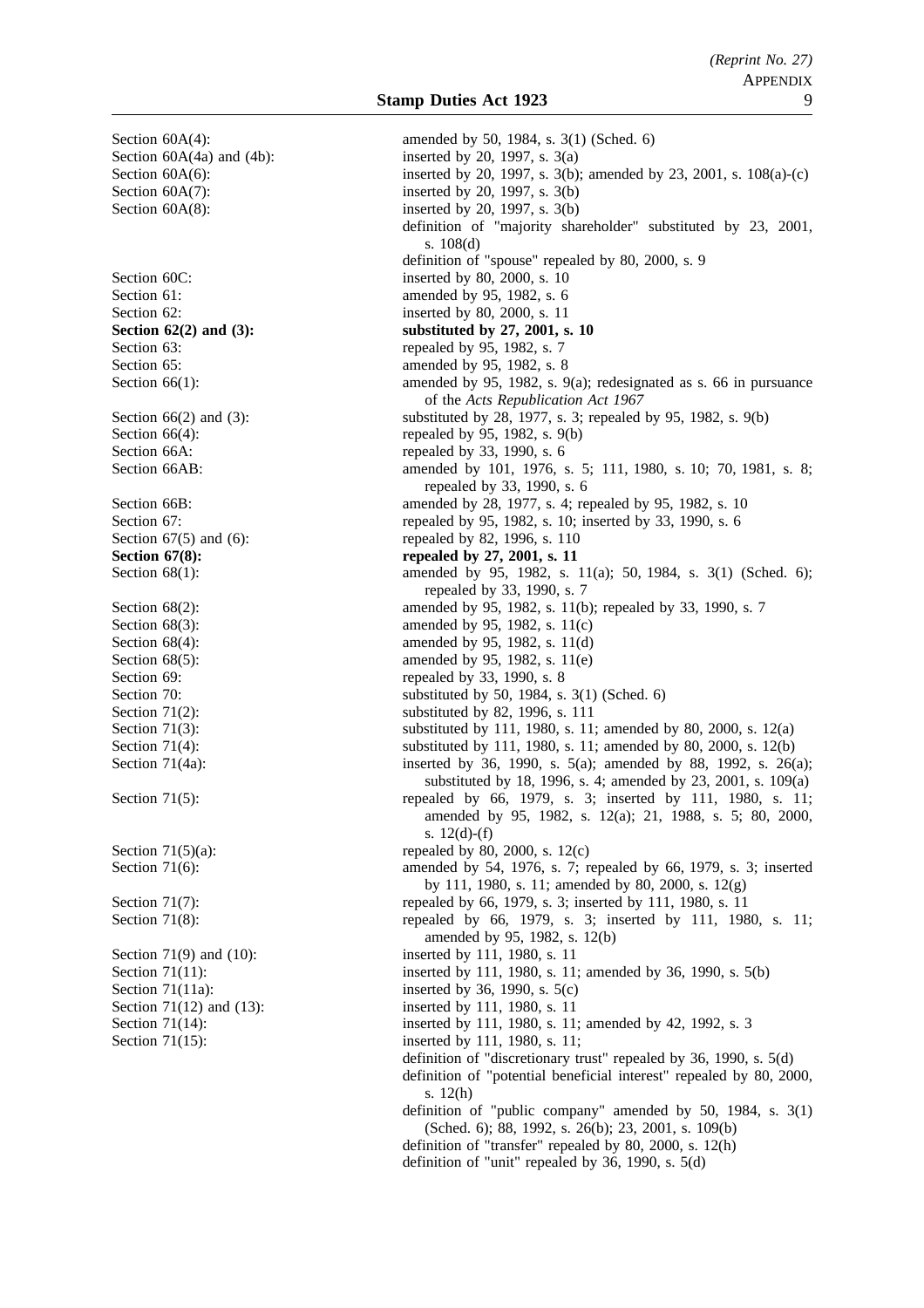| | |
|---|---|
| Section 60A(4): | amended by 50, 1984, s. 3(1) (Sched. 6) |
| Section 60A(4a) and (4b): | inserted by 20, 1997, s. 3(a) |
| Section 60A(6): | inserted by 20, 1997, s. 3(b); amended by 23, 2001, s. 108(a)-(c) |
| Section 60A(7): | inserted by 20, 1997, s. 3(b) |
| Section 60A(8): | inserted by 20, 1997, s. 3(b) |
| | definition of "majority shareholder" substituted by 23, 2001, s. 108(d) |
| | definition of "spouse" repealed by 80, 2000, s. 9 |
| Section 60C: | inserted by 80, 2000, s. 10 |
| Section 61: | amended by 95, 1982, s. 6 |
| Section 62: | inserted by 80, 2000, s. 11 |
| **Section 62(2) and (3):** | **substituted by 27, 2001, s. 10** |
| Section 63: | repealed by 95, 1982, s. 7 |
| Section 65: | amended by 95, 1982, s. 8 |
| Section 66(1): | amended by 95, 1982, s. 9(a); redesignated as s. 66 in pursuance of the *Acts Republication Act 1967* |
| Section 66(2) and (3): | substituted by 28, 1977, s. 3; repealed by 95, 1982, s. 9(b) |
| Section 66(4): | repealed by 95, 1982, s. 9(b) |
| Section 66A: | repealed by 33, 1990, s. 6 |
| Section 66AB: | amended by 101, 1976, s. 5; 111, 1980, s. 10; 70, 1981, s. 8; repealed by 33, 1990, s. 6 |
| Section 66B: | amended by 28, 1977, s. 4; repealed by 95, 1982, s. 10 |
| Section 67: | repealed by 95, 1982, s. 10; inserted by 33, 1990, s. 6 |
| Section 67(5) and (6): | repealed by 82, 1996, s. 110 |
| **Section 67(8):** | **repealed by 27, 2001, s. 11** |
| Section 68(1): | amended by 95, 1982, s. 11(a); 50, 1984, s. 3(1) (Sched. 6); repealed by 33, 1990, s. 7 |
| Section 68(2): | amended by 95, 1982, s. 11(b); repealed by 33, 1990, s. 7 |
| Section 68(3): | amended by 95, 1982, s. 11(c) |
| Section 68(4): | amended by 95, 1982, s. 11(d) |
| Section 68(5): | amended by 95, 1982, s. 11(e) |
| Section 69: | repealed by 33, 1990, s. 8 |
| Section 70: | substituted by 50, 1984, s. 3(1) (Sched. 6) |
| Section 71(2): | substituted by 82, 1996, s. 111 |
| Section 71(3): | substituted by 111, 1980, s. 11; amended by 80, 2000, s. 12(a) |
| Section 71(4): | substituted by 111, 1980, s. 11; amended by 80, 2000, s. 12(b) |
| Section 71(4a): | inserted by 36, 1990, s. 5(a); amended by 88, 1992, s. 26(a); substituted by 18, 1996, s. 4; amended by 23, 2001, s. 109(a) |
| Section 71(5): | repealed by 66, 1979, s. 3; inserted by 111, 1980, s. 11; amended by 95, 1982, s. 12(a); 21, 1988, s. 5; 80, 2000, s. 12(d)-(f) |
| Section 71(5)(a): | repealed by 80, 2000, s. 12(c) |
| Section 71(6): | amended by 54, 1976, s. 7; repealed by 66, 1979, s. 3; inserted by 111, 1980, s. 11; amended by 80, 2000, s. 12(g) |
| Section 71(7): | repealed by 66, 1979, s. 3; inserted by 111, 1980, s. 11 |
| Section 71(8): | repealed by 66, 1979, s. 3; inserted by 111, 1980, s. 11; amended by 95, 1982, s. 12(b) |
| Section 71(9) and (10): | inserted by 111, 1980, s. 11 |
| Section 71(11): | inserted by 111, 1980, s. 11; amended by 36, 1990, s. 5(b) |
| Section 71(11a): | inserted by 36, 1990, s. 5(c) |
| Section 71(12) and (13): | inserted by 111, 1980, s. 11 |
| Section 71(14): | inserted by 111, 1980, s. 11; amended by 42, 1992, s. 3 |
| Section 71(15): | inserted by 111, 1980, s. 11; |
| | definition of "discretionary trust" repealed by 36, 1990, s. 5(d) |
| | definition of "potential beneficial interest" repealed by 80, 2000, s. 12(h) |
| | definition of "public company" amended by 50, 1984, s. 3(1) (Sched. 6); 88, 1992, s. 26(b); 23, 2001, s. 109(b) |
| | definition of "transfer" repealed by 80, 2000, s. 12(h) |
| | definition of "unit" repealed by 36, 1990, s. 5(d) |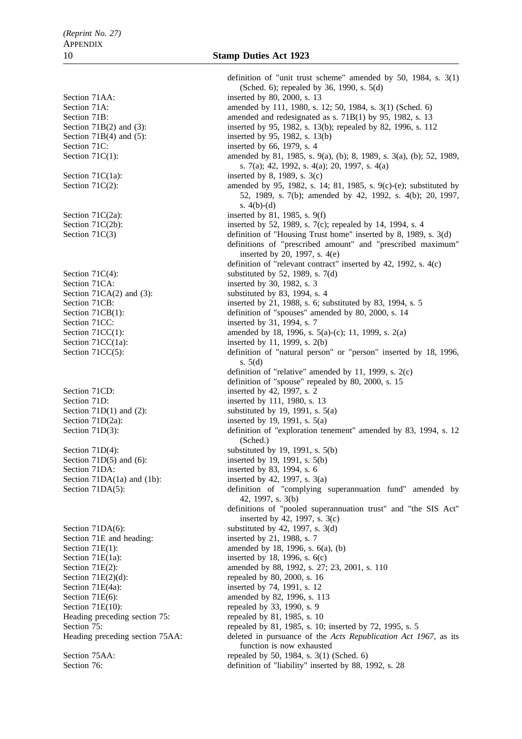| | |
|---|---|
| | definition of "unit trust scheme" amended by 50, 1984, s. 3(1) (Sched. 6); repealed by 36, 1990, s. 5(d) |
| Section 71AA: | inserted by 80, 2000, s. 13 |
| Section 71A: | amended by 111, 1980, s. 12; 50, 1984, s. 3(1) (Sched. 6) |
| Section 71B: | amended and redesignated as s. 71B(1) by 95, 1982, s. 13 |
| Section 71B(2) and (3): | inserted by 95, 1982, s. 13(b); repealed by 82, 1996, s. 112 |
| Section 71B(4) and (5): | inserted by 95, 1982, s. 13(b) |
| Section 71C: | inserted by 66, 1979, s. 4 |
| Section 71C(1): | amended by 81, 1985, s. 9(a), (b); 8, 1989, s. 3(a), (b); 52, 1989, s. 7(a); 42, 1992, s. 4(a); 20, 1997, s. 4(a) |
| Section 71C(1a): | inserted by 8, 1989, s. 3(c) |
| Section 71C(2): | amended by 95, 1982, s. 14; 81, 1985, s. 9(c)-(e); substituted by 52, 1989, s. 7(b); amended by 42, 1992, s. 4(b); 20, 1997, s. 4(b)-(d) |
| Section 71C(2a): | inserted by 81, 1985, s. 9(f) |
| Section 71C(2b): | inserted by 52, 1989, s. 7(c); repealed by 14, 1994, s. 4 |
| Section 71C(3) | definition of "Housing Trust home" inserted by 8, 1989, s. 3(d) |
| | definitions of "prescribed amount" and "prescribed maximum" inserted by 20, 1997, s. 4(e) |
| | definition of "relevant contract" inserted by 42, 1992, s. 4(c) |
| Section 71C(4): | substituted by 52, 1989, s. 7(d) |
| Section 71CA: | inserted by 30, 1982, s. 3 |
| Section 71CA(2) and (3): | substituted by 83, 1994, s. 4 |
| Section 71CB: | inserted by 21, 1988, s. 6; substituted by 83, 1994, s. 5 |
| Section 71CB(1): | definition of "spouses" amended by 80, 2000, s. 14 |
| Section 71CC: | inserted by 31, 1994, s. 7 |
| Section 71CC(1): | amended by 18, 1996, s. 5(a)-(c); 11, 1999, s. 2(a) |
| Section 71CC(1a): | inserted by 11, 1999, s. 2(b) |
| Section 71CC(5): | definition of "natural person" or "person" inserted by 18, 1996, s. 5(d) |
| | definition of "relative" amended by 11, 1999, s. 2(c) |
| | definition of "spouse" repealed by 80, 2000, s. 15 |
| Section 71CD: | inserted by 42, 1997, s. 2 |
| Section 71D: | inserted by 111, 1980, s. 13 |
| Section 71D(1) and (2): | substituted by 19, 1991, s. 5(a) |
| Section 71D(2a): | inserted by 19, 1991, s. 5(a) |
| Section 71D(3): | definition of "exploration tenement" amended by 83, 1994, s. 12 (Sched.) |
| Section 71D(4): | substituted by 19, 1991, s. 5(b) |
| Section 71D(5) and (6): | inserted by 19, 1991, s. 5(b) |
| Section 71DA: | inserted by 83, 1994, s. 6 |
| Section 71DA(1a) and (1b): | inserted by 42, 1997, s. 3(a) |
| Section 71DA(5): | definition of "complying superannuation fund" amended by 42, 1997, s. 3(b) |
| | definitions of "pooled superannuation trust" and "the SIS Act" inserted by 42, 1997, s. 3(c) |
| Section 71DA(6): | substituted by 42, 1997, s. 3(d) |
| Section 71E and heading: | inserted by 21, 1988, s. 7 |
| Section 71E(1): | amended by 18, 1996, s. 6(a), (b) |
| Section 71E(1a): | inserted by 18, 1996, s. 6(c) |
| Section 71E(2): | amended by 88, 1992, s. 27; 23, 2001, s. 110 |
| Section 71E(2)(d): | repealed by 80, 2000, s. 16 |
| Section 71E(4a): | inserted by 74, 1991, s. 12 |
| Section 71E(6): | amended by 82, 1996, s. 113 |
| Section 71E(10): | repealed by 33, 1990, s. 9 |
| Heading preceding section 75: | repealed by 81, 1985, s. 10 |
| Section 75: | repealed by 81, 1985, s. 10; inserted by 72, 1995, s. 5 |
| Heading preceding section 75AA: | deleted in pursuance of the *Acts Republication Act 1967*, as its function is now exhausted |
| Section 75AA: | repealed by 50, 1984, s. 3(1) (Sched. 6) |
| Section 76: | definition of "liability" inserted by 88, 1992, s. 28 |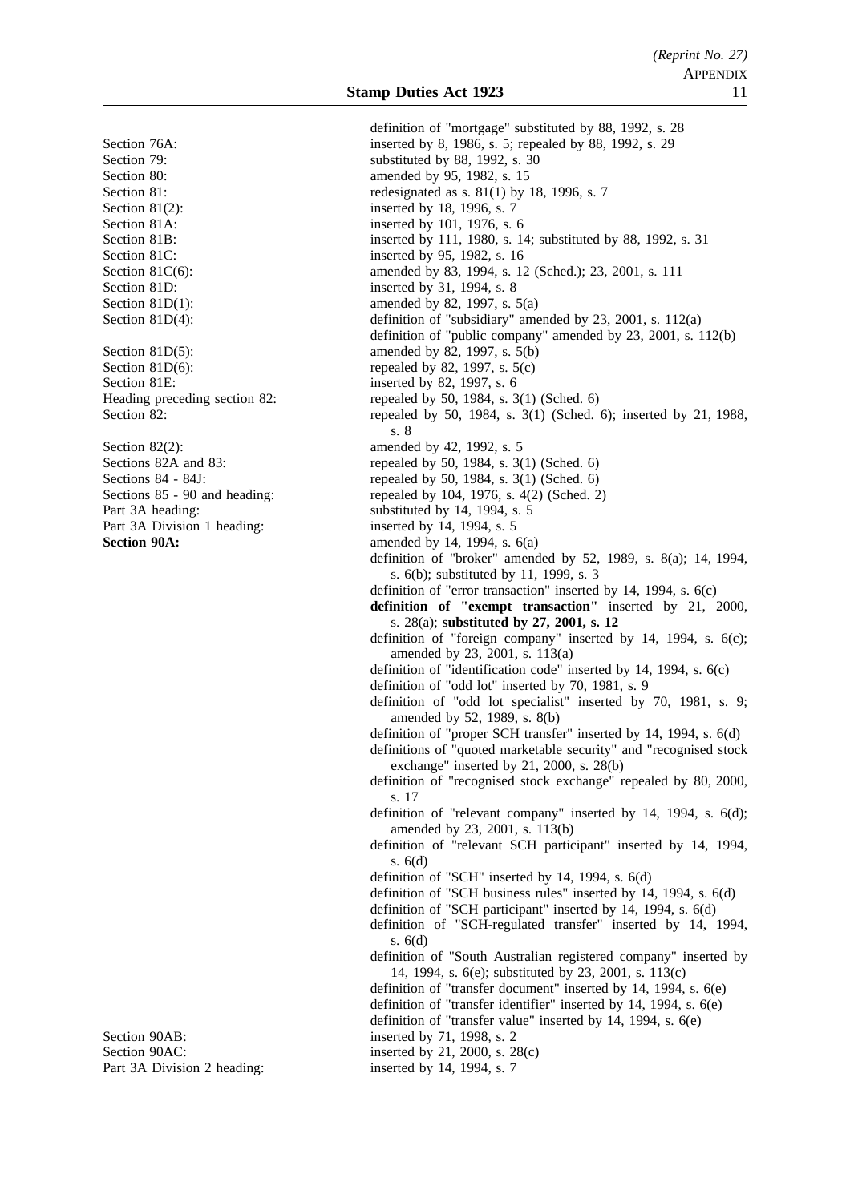| | |
|---|---|
| | definition of "mortgage" substituted by 88, 1992, s. 28 |
| Section 76A: | inserted by 8, 1986, s. 5; repealed by 88, 1992, s. 29 |
| Section 79: | substituted by 88, 1992, s. 30 |
| Section 80: | amended by 95, 1982, s. 15 |
| Section 81: | redesignated as s. 81(1) by 18, 1996, s. 7 |
| Section 81(2): | inserted by 18, 1996, s. 7 |
| Section 81A: | inserted by 101, 1976, s. 6 |
| Section 81B: | inserted by 111, 1980, s. 14; substituted by 88, 1992, s. 31 |
| Section 81C: | inserted by 95, 1982, s. 16 |
| Section 81C(6): | amended by 83, 1994, s. 12 (Sched.); 23, 2001, s. 111 |
| Section 81D: | inserted by 31, 1994, s. 8 |
| Section 81D(1): | amended by 82, 1997, s. 5(a) |
| Section 81D(4): | definition of "subsidiary" amended by 23, 2001, s. 112(a) |
| | definition of "public company" amended by 23, 2001, s. 112(b) |
| Section 81D(5): | amended by 82, 1997, s. 5(b) |
| Section 81D(6): | repealed by 82, 1997, s. 5(c) |
| Section 81E: | inserted by 82, 1997, s. 6 |
| Heading preceding section 82: | repealed by 50, 1984, s. 3(1) (Sched. 6) |
| Section 82: | repealed by 50, 1984, s. 3(1) (Sched. 6); inserted by 21, 1988, s. 8 |
| Section 82(2): | amended by 42, 1992, s. 5 |
| Sections 82A and 83: | repealed by 50, 1984, s. 3(1) (Sched. 6) |
| Sections 84 - 84J: | repealed by 50, 1984, s. 3(1) (Sched. 6) |
| Sections 85 - 90 and heading: | repealed by 104, 1976, s. 4(2) (Sched. 2) |
| Part 3A heading: | substituted by 14, 1994, s. 5 |
| Part 3A Division 1 heading: | inserted by 14, 1994, s. 5 |
| **Section 90A:** | amended by 14, 1994, s. 6(a) |
| | definition of "broker" amended by 52, 1989, s. 8(a); 14, 1994, s. 6(b); substituted by 11, 1999, s. 3 |
| | definition of "error transaction" inserted by 14, 1994, s. 6(c) |
| | **definition of "exempt transaction"** inserted by 21, 2000, s. 28(a); **substituted by 27, 2001, s. 12** |
| | definition of "foreign company" inserted by 14, 1994, s. 6(c); amended by 23, 2001, s. 113(a) |
| | definition of "identification code" inserted by 14, 1994, s. 6(c) |
| | definition of "odd lot" inserted by 70, 1981, s. 9 |
| | definition of "odd lot specialist" inserted by 70, 1981, s. 9; amended by 52, 1989, s. 8(b) |
| | definition of "proper SCH transfer" inserted by 14, 1994, s. 6(d) |
| | definitions of "quoted marketable security" and "recognised stock exchange" inserted by 21, 2000, s. 28(b) |
| | definition of "recognised stock exchange" repealed by 80, 2000, s. 17 |
| | definition of "relevant company" inserted by 14, 1994, s. 6(d); amended by 23, 2001, s. 113(b) |
| | definition of "relevant SCH participant" inserted by 14, 1994, s. 6(d) |
| | definition of "SCH" inserted by 14, 1994, s. 6(d) |
| | definition of "SCH business rules" inserted by 14, 1994, s. 6(d) |
| | definition of "SCH participant" inserted by 14, 1994, s. 6(d) |
| | definition of "SCH-regulated transfer" inserted by 14, 1994, s. 6(d) |
| | definition of "South Australian registered company" inserted by 14, 1994, s. 6(e); substituted by 23, 2001, s. 113(c) |
| | definition of "transfer document" inserted by 14, 1994, s. 6(e) |
| | definition of "transfer identifier" inserted by 14, 1994, s. 6(e) |
| | definition of "transfer value" inserted by 14, 1994, s. 6(e) |
| Section 90AB: | inserted by 71, 1998, s. 2 |
| Section 90AC: | inserted by 21, 2000, s. 28(c) |
| Part 3A Division 2 heading: | inserted by 14, 1994, s. 7 |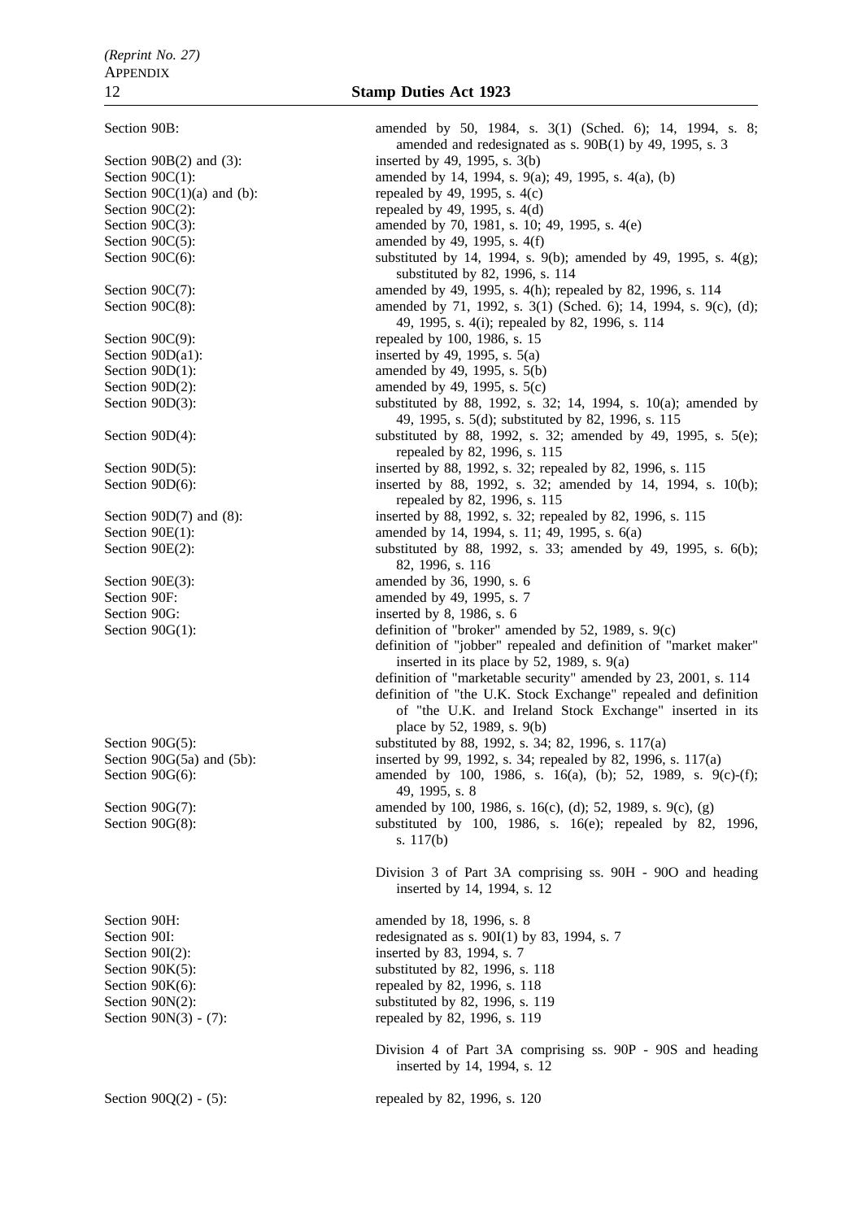| | |
|---|---|
| Section 90B: | amended by 50, 1984, s. 3(1) (Sched. 6); 14, 1994, s. 8; amended and redesignated as s. 90B(1) by 49, 1995, s. 3 |
| Section 90B(2) and (3): | inserted by 49, 1995, s. 3(b) |
| Section 90C(1): | amended by 14, 1994, s. 9(a); 49, 1995, s. 4(a), (b) |
| Section 90C(1)(a) and (b): | repealed by 49, 1995, s. 4(c) |
| Section 90C(2): | repealed by 49, 1995, s. 4(d) |
| Section 90C(3): | amended by 70, 1981, s. 10; 49, 1995, s. 4(e) |
| Section 90C(5): | amended by 49, 1995, s. 4(f) |
| Section 90C(6): | substituted by 14, 1994, s. 9(b); amended by 49, 1995, s. 4(g); substituted by 82, 1996, s. 114 |
| Section 90C(7): | amended by 49, 1995, s. 4(h); repealed by 82, 1996, s. 114 |
| Section 90C(8): | amended by 71, 1992, s. 3(1) (Sched. 6); 14, 1994, s. 9(c), (d); 49, 1995, s. 4(i); repealed by 82, 1996, s. 114 |
| Section 90C(9): | repealed by 100, 1986, s. 15 |
| Section 90D(a1): | inserted by 49, 1995, s. 5(a) |
| Section 90D(1): | amended by 49, 1995, s. 5(b) |
| Section 90D(2): | amended by 49, 1995, s. 5(c) |
| Section 90D(3): | substituted by 88, 1992, s. 32; 14, 1994, s. 10(a); amended by 49, 1995, s. 5(d); substituted by 82, 1996, s. 115 |
| Section 90D(4): | substituted by 88, 1992, s. 32; amended by 49, 1995, s. 5(e); repealed by 82, 1996, s. 115 |
| Section 90D(5): | inserted by 88, 1992, s. 32; repealed by 82, 1996, s. 115 |
| Section 90D(6): | inserted by 88, 1992, s. 32; amended by 14, 1994, s. 10(b); repealed by 82, 1996, s. 115 |
| Section 90D(7) and (8): | inserted by 88, 1992, s. 32; repealed by 82, 1996, s. 115 |
| Section 90E(1): | amended by 14, 1994, s. 11; 49, 1995, s. 6(a) |
| Section 90E(2): | substituted by 88, 1992, s. 33; amended by 49, 1995, s. 6(b); 82, 1996, s. 116 |
| Section 90E(3): | amended by 36, 1990, s. 6 |
| Section 90F: | amended by 49, 1995, s. 7 |
| Section 90G: | inserted by 8, 1986, s. 6 |
| Section 90G(1): | definition of "broker" amended by 52, 1989, s. 9(c)<br>definition of "jobber" repealed and definition of "market maker" inserted in its place by 52, 1989, s. 9(a)<br>definition of "marketable security" amended by 23, 2001, s. 114<br>definition of "the U.K. Stock Exchange" repealed and definition of "the U.K. and Ireland Stock Exchange" inserted in its place by 52, 1989, s. 9(b) |
| Section 90G(5): | substituted by 88, 1992, s. 34; 82, 1996, s. 117(a) |
| Section 90G(5a) and (5b): | inserted by 99, 1992, s. 34; repealed by 82, 1996, s. 117(a) |
| Section 90G(6): | amended by 100, 1986, s. 16(a), (b); 52, 1989, s. 9(c)-(f); 49, 1995, s. 8 |
| Section 90G(7): | amended by 100, 1986, s. 16(c), (d); 52, 1989, s. 9(c), (g) |
| Section 90G(8): | substituted by 100, 1986, s. 16(e); repealed by 82, 1996, s. 117(b) |
| | Division 3 of Part 3A comprising ss. 90H - 90O and heading inserted by 14, 1994, s. 12 |
| Section 90H: | amended by 18, 1996, s. 8 |
| Section 90I: | redesignated as s. 90I(1) by 83, 1994, s. 7 |
| Section 90I(2): | inserted by 83, 1994, s. 7 |
| Section 90K(5): | substituted by 82, 1996, s. 118 |
| Section 90K(6): | repealed by 82, 1996, s. 118 |
| Section 90N(2): | substituted by 82, 1996, s. 119 |
| Section 90N(3) - (7): | repealed by 82, 1996, s. 119 |
| | Division 4 of Part 3A comprising ss. 90P - 90S and heading inserted by 14, 1994, s. 12 |
| Section 90Q(2) - (5): | repealed by 82, 1996, s. 120 |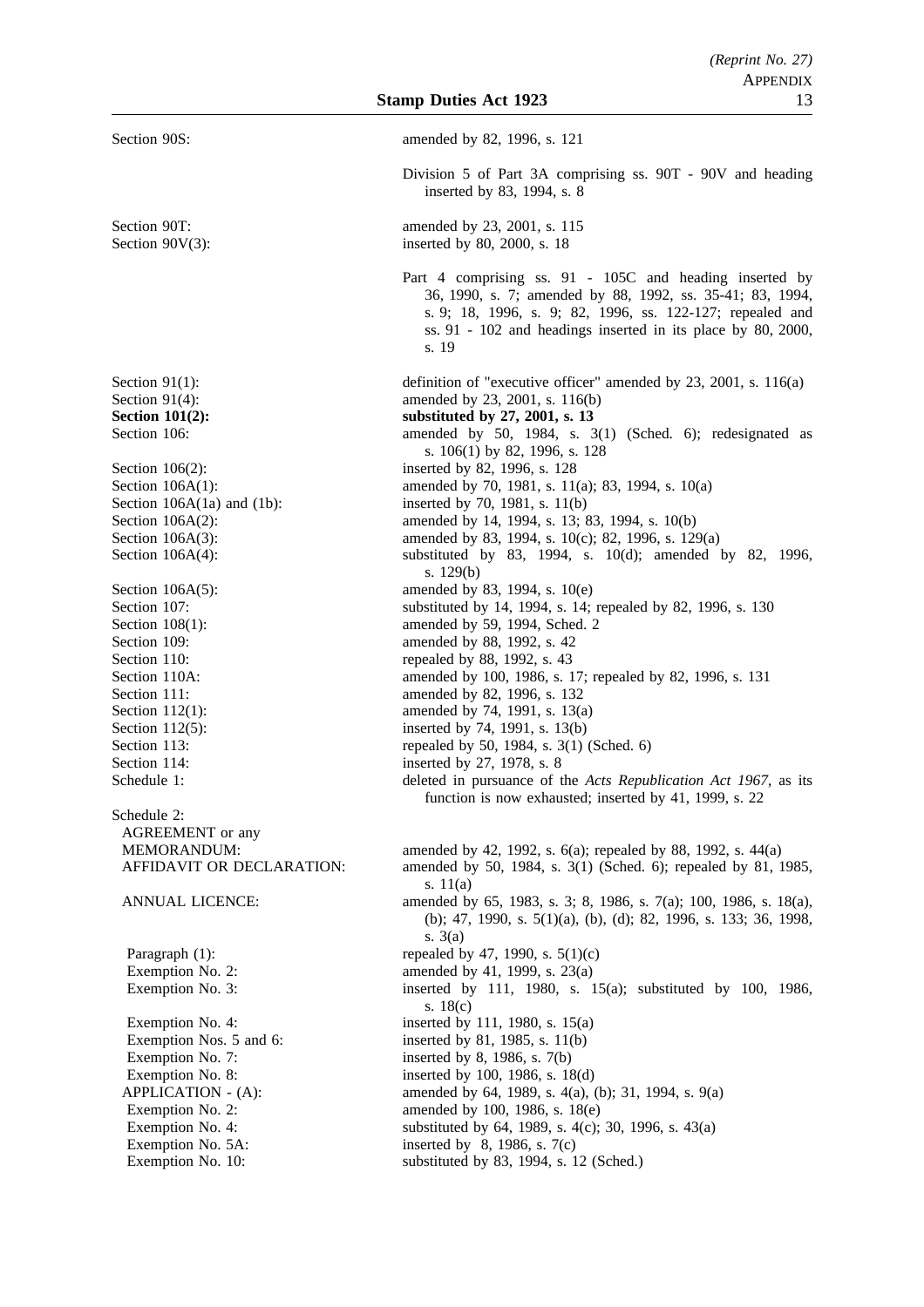| | |
|---|---|
| Section 90S: | amended by 82, 1996, s. 121 |
| | Division 5 of Part 3A comprising ss. 90T - 90V and heading inserted by 83, 1994, s. 8 |
| Section 90T: | amended by 23, 2001, s. 115 |
| Section 90V(3): | inserted by 80, 2000, s. 18 |
| | Part 4 comprising ss. 91 - 105C and heading inserted by 36, 1990, s. 7; amended by 88, 1992, ss. 35-41; 83, 1994, s. 9; 18, 1996, s. 9; 82, 1996, ss. 122-127; repealed and ss. 91 - 102 and headings inserted in its place by 80, 2000, s. 19 |
| Section 91(1): | definition of "executive officer" amended by 23, 2001, s. 116(a) |
| Section 91(4): | amended by 23, 2001, s. 116(b) |
| **Section 101(2):** | **substituted by 27, 2001, s. 13** |
| Section 106: | amended by 50, 1984, s. 3(1) (Sched. 6); redesignated as s. 106(1) by 82, 1996, s. 128 |
| Section 106(2): | inserted by 82, 1996, s. 128 |
| Section 106A(1): | amended by 70, 1981, s. 11(a); 83, 1994, s. 10(a) |
| Section 106A(1a) and (1b): | inserted by 70, 1981, s. 11(b) |
| Section 106A(2): | amended by 14, 1994, s. 13; 83, 1994, s. 10(b) |
| Section 106A(3): | amended by 83, 1994, s. 10(c); 82, 1996, s. 129(a) |
| Section 106A(4): | substituted by 83, 1994, s. 10(d); amended by 82, 1996, s. 129(b) |
| Section 106A(5): | amended by 83, 1994, s. 10(e) |
| Section 107: | substituted by 14, 1994, s. 14; repealed by 82, 1996, s. 130 |
| Section 108(1): | amended by 59, 1994, Sched. 2 |
| Section 109: | amended by 88, 1992, s. 42 |
| Section 110: | repealed by 88, 1992, s. 43 |
| Section 110A: | amended by 100, 1986, s. 17; repealed by 82, 1996, s. 131 |
| Section 111: | amended by 82, 1996, s. 132 |
| Section 112(1): | amended by 74, 1991, s. 13(a) |
| Section 112(5): | inserted by 74, 1991, s. 13(b) |
| Section 113: | repealed by 50, 1984, s. 3(1) (Sched. 6) |
| Section 114: | inserted by 27, 1978, s. 8 |
| Schedule 1: | deleted in pursuance of the *Acts Republication Act 1967*, as its function is now exhausted; inserted by 41, 1999, s. 22 |
| Schedule 2: | |
| AGREEMENT or any MEMORANDUM: | amended by 42, 1992, s. 6(a); repealed by 88, 1992, s. 44(a) |
| AFFIDAVIT OR DECLARATION: | amended by 50, 1984, s. 3(1) (Sched. 6); repealed by 81, 1985, s. 11(a) |
| ANNUAL LICENCE: | amended by 65, 1983, s. 3; 8, 1986, s. 7(a); 100, 1986, s. 18(a), (b); 47, 1990, s. 5(1)(a), (b), (d); 82, 1996, s. 133; 36, 1998, s. 3(a) |
| Paragraph (1): | repealed by 47, 1990, s. 5(1)(c) |
| Exemption No. 2: | amended by 41, 1999, s. 23(a) |
| Exemption No. 3: | inserted by 111, 1980, s. 15(a); substituted by 100, 1986, s. 18(c) |
| Exemption No. 4: | inserted by 111, 1980, s. 15(a) |
| Exemption Nos. 5 and 6: | inserted by 81, 1985, s. 11(b) |
| Exemption No. 7: | inserted by 8, 1986, s. 7(b) |
| Exemption No. 8: | inserted by 100, 1986, s. 18(d) |
| APPLICATION - (A): | amended by 64, 1989, s. 4(a), (b); 31, 1994, s. 9(a) |
| Exemption No. 2: | amended by 100, 1986, s. 18(e) |
| Exemption No. 4: | substituted by 64, 1989, s. 4(c); 30, 1996, s. 43(a) |
| Exemption No. 5A: | inserted by 8, 1986, s. 7(c) |
| Exemption No. 10: | substituted by 83, 1994, s. 12 (Sched.) |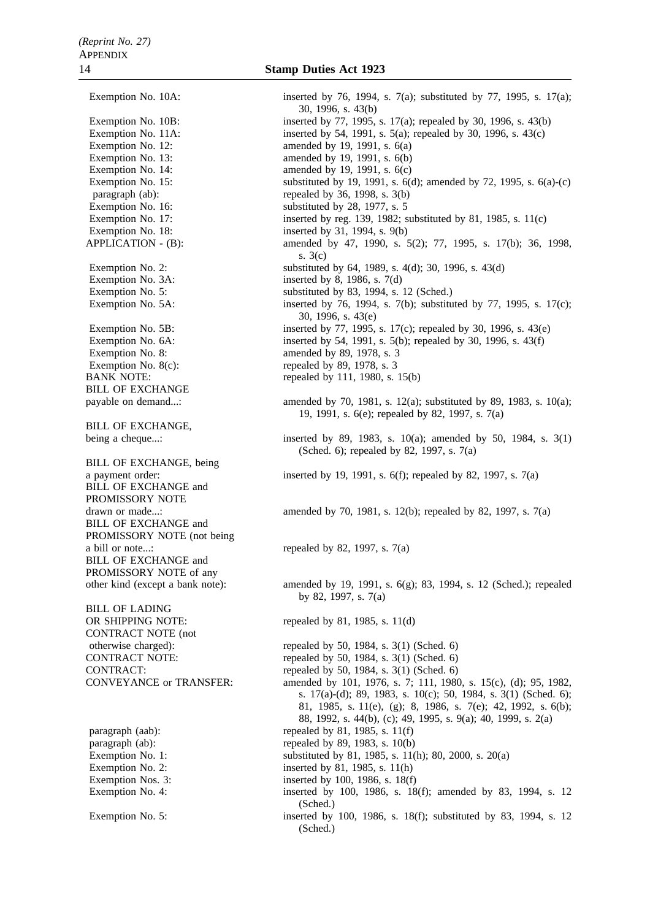| | |
|---|---|
| Exemption No. 10A: | inserted by 76, 1994, s. 7(a); substituted by 77, 1995, s. 17(a); 30, 1996, s. 43(b) |
| Exemption No. 10B: | inserted by 77, 1995, s. 17(a); repealed by 30, 1996, s. 43(b) |
| Exemption No. 11A: | inserted by 54, 1991, s. 5(a); repealed by 30, 1996, s. 43(c) |
| Exemption No. 12: | amended by 19, 1991, s. 6(a) |
| Exemption No. 13: | amended by 19, 1991, s. 6(b) |
| Exemption No. 14: | amended by 19, 1991, s. 6(c) |
| Exemption No. 15: | substituted by 19, 1991, s. 6(d); amended by 72, 1995, s. 6(a)-(c) |
| paragraph (ab): | repealed by 36, 1998, s. 3(b) |
| Exemption No. 16: | substituted by 28, 1977, s. 5 |
| Exemption No. 17: | inserted by reg. 139, 1982; substituted by 81, 1985, s. 11(c) |
| Exemption No. 18: | inserted by 31, 1994, s. 9(b) |
| APPLICATION - (B): | amended by 47, 1990, s. 5(2); 77, 1995, s. 17(b); 36, 1998, s. 3(c) |
| Exemption No. 2: | substituted by 64, 1989, s. 4(d); 30, 1996, s. 43(d) |
| Exemption No. 3A: | inserted by 8, 1986, s. 7(d) |
| Exemption No. 5: | substituted by 83, 1994, s. 12 (Sched.) |
| Exemption No. 5A: | inserted by 76, 1994, s. 7(b); substituted by 77, 1995, s. 17(c); 30, 1996, s. 43(e) |
| Exemption No. 5B: | inserted by 77, 1995, s. 17(c); repealed by 30, 1996, s. 43(e) |
| Exemption No. 6A: | inserted by 54, 1991, s. 5(b); repealed by 30, 1996, s. 43(f) |
| Exemption No. 8: | amended by 89, 1978, s. 3 |
| Exemption No. 8(c): | repealed by 89, 1978, s. 3 |
| BANK NOTE: | repealed by 111, 1980, s. 15(b) |
| BILL OF EXCHANGE payable on demand...: | amended by 70, 1981, s. 12(a); substituted by 89, 1983, s. 10(a); 19, 1991, s. 6(e); repealed by 82, 1997, s. 7(a) |
| BILL OF EXCHANGE, being a cheque...: | inserted by 89, 1983, s. 10(a); amended by 50, 1984, s. 3(1) (Sched. 6); repealed by 82, 1997, s. 7(a) |
| BILL OF EXCHANGE, being a payment order: | inserted by 19, 1991, s. 6(f); repealed by 82, 1997, s. 7(a) |
| BILL OF EXCHANGE and PROMISSORY NOTE drawn or made...: | amended by 70, 1981, s. 12(b); repealed by 82, 1997, s. 7(a) |
| BILL OF EXCHANGE and PROMISSORY NOTE (not being a bill or note...: | repealed by 82, 1997, s. 7(a) |
| BILL OF EXCHANGE and PROMISSORY NOTE of any other kind (except a bank note): | amended by 19, 1991, s. 6(g); 83, 1994, s. 12 (Sched.); repealed by 82, 1997, s. 7(a) |
| BILL OF LADING OR SHIPPING NOTE: | repealed by 81, 1985, s. 11(d) |
| CONTRACT NOTE (not otherwise charged): | repealed by 50, 1984, s. 3(1) (Sched. 6) |
| CONTRACT NOTE: | repealed by 50, 1984, s. 3(1) (Sched. 6) |
| CONTRACT: | repealed by 50, 1984, s. 3(1) (Sched. 6) |
| CONVEYANCE or TRANSFER: | amended by 101, 1976, s. 7; 111, 1980, s. 15(c), (d); 95, 1982, s. 17(a)-(d); 89, 1983, s. 10(c); 50, 1984, s. 3(1) (Sched. 6); 81, 1985, s. 11(e), (g); 8, 1986, s. 7(e); 42, 1992, s. 6(b); 88, 1992, s. 44(b), (c); 49, 1995, s. 9(a); 40, 1999, s. 2(a) |
| paragraph (aab): | repealed by 81, 1985, s. 11(f) |
| paragraph (ab): | repealed by 89, 1983, s. 10(b) |
| Exemption No. 1: | substituted by 81, 1985, s. 11(h); 80, 2000, s. 20(a) |
| Exemption No. 2: | inserted by 81, 1985, s. 11(h) |
| Exemption Nos. 3: | inserted by 100, 1986, s. 18(f) |
| Exemption No. 4: | inserted by 100, 1986, s. 18(f); amended by 83, 1994, s. 12 (Sched.) |
| Exemption No. 5: | inserted by 100, 1986, s. 18(f); substituted by 83, 1994, s. 12 (Sched.) |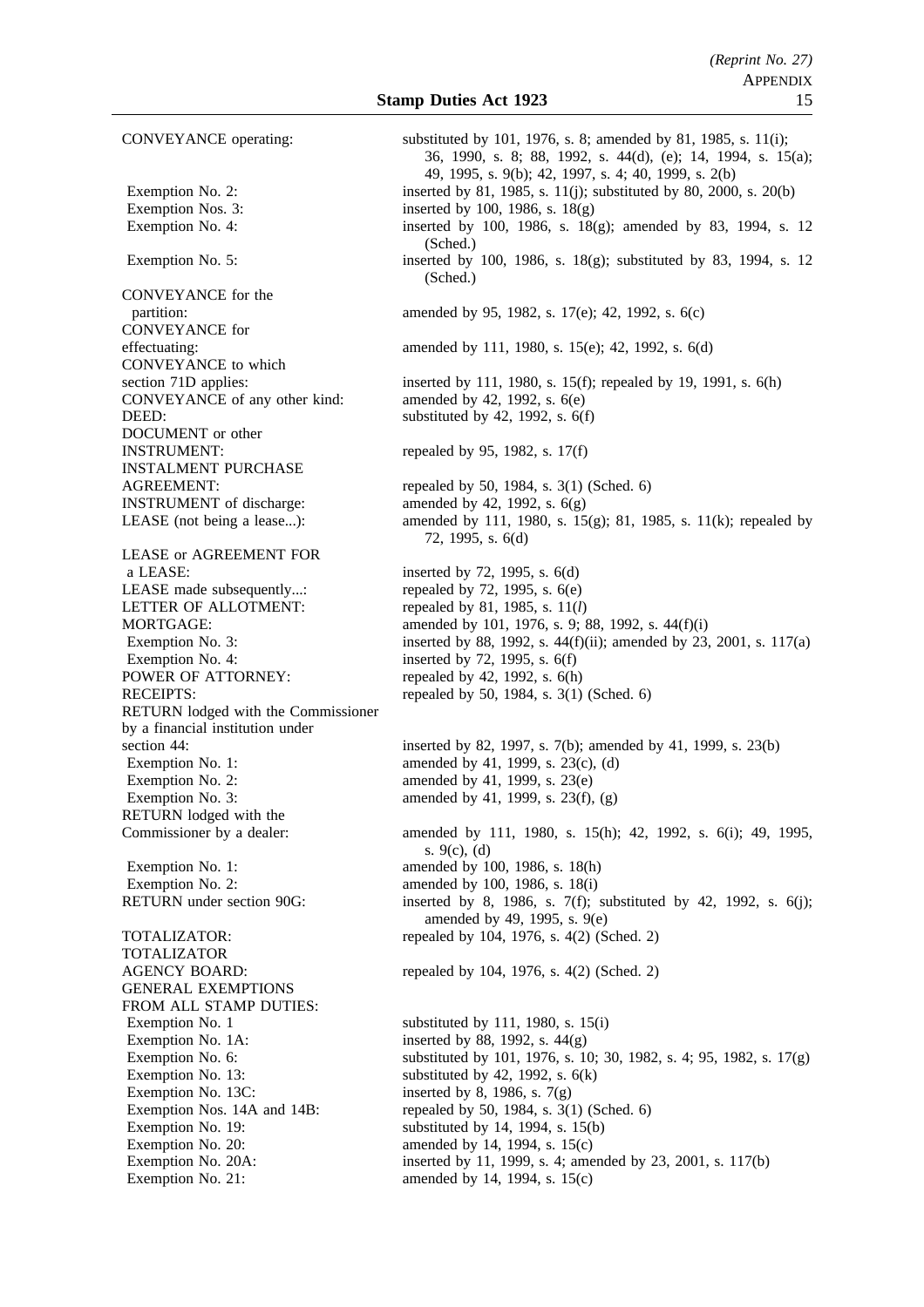| | |
|---|---|
| CONVEYANCE operating: | substituted by 101, 1976, s. 8; amended by 81, 1985, s. 11(i); 36, 1990, s. 8; 88, 1992, s. 44(d), (e); 14, 1994, s. 15(a); 49, 1995, s. 9(b); 42, 1997, s. 4; 40, 1999, s. 2(b) |
| Exemption No. 2: | inserted by 81, 1985, s. 11(j); substituted by 80, 2000, s. 20(b) |
| Exemption Nos. 3: | inserted by 100, 1986, s. 18(g) |
| Exemption No. 4: | inserted by 100, 1986, s. 18(g); amended by 83, 1994, s. 12 (Sched.) |
| Exemption No. 5: | inserted by 100, 1986, s. 18(g); substituted by 83, 1994, s. 12 (Sched.) |
| CONVEYANCE for the partition: | amended by 95, 1982, s. 17(e); 42, 1992, s. 6(c) |
| CONVEYANCE for effectuating: | amended by 111, 1980, s. 15(e); 42, 1992, s. 6(d) |
| CONVEYANCE to which section 71D applies: | inserted by 111, 1980, s. 15(f); repealed by 19, 1991, s. 6(h) |
| CONVEYANCE of any other kind: | amended by 42, 1992, s. 6(e) |
| DEED: | substituted by 42, 1992, s. 6(f) |
| DOCUMENT or other INSTRUMENT: | repealed by 95, 1982, s. 17(f) |
| INSTALMENT PURCHASE AGREEMENT: | repealed by 50, 1984, s. 3(1) (Sched. 6) |
| INSTRUMENT of discharge: | amended by 42, 1992, s. 6(g) |
| LEASE (not being a lease...): | amended by 111, 1980, s. 15(g); 81, 1985, s. 11(k); repealed by 72, 1995, s. 6(d) |
| LEASE or AGREEMENT FOR a LEASE: | inserted by 72, 1995, s. 6(d) |
| LEASE made subsequently...: | repealed by 72, 1995, s. 6(e) |
| LETTER OF ALLOTMENT: | repealed by 81, 1985, s. 11(*l*) |
| MORTGAGE: | amended by 101, 1976, s. 9; 88, 1992, s. 44(f)(i) |
| Exemption No. 3: | inserted by 88, 1992, s. 44(f)(ii); amended by 23, 2001, s. 117(a) |
| Exemption No. 4: | inserted by 72, 1995, s. 6(f) |
| POWER OF ATTORNEY: | repealed by 42, 1992, s. 6(h) |
| RECEIPTS: | repealed by 50, 1984, s. 3(1) (Sched. 6) |
| RETURN lodged with the Commissioner by a financial institution under section 44: | inserted by 82, 1997, s. 7(b); amended by 41, 1999, s. 23(b) |
| Exemption No. 1: | amended by 41, 1999, s. 23(c), (d) |
| Exemption No. 2: | amended by 41, 1999, s. 23(e) |
| Exemption No. 3: | amended by 41, 1999, s. 23(f), (g) |
| RETURN lodged with the Commissioner by a dealer: | amended by 111, 1980, s. 15(h); 42, 1992, s. 6(i); 49, 1995, s. 9(c), (d) |
| Exemption No. 1: | amended by 100, 1986, s. 18(h) |
| Exemption No. 2: | amended by 100, 1986, s. 18(i) |
| RETURN under section 90G: | inserted by 8, 1986, s. 7(f); substituted by 42, 1992, s. 6(j); amended by 49, 1995, s. 9(e) |
| TOTALIZATOR: | repealed by 104, 1976, s. 4(2) (Sched. 2) |
| TOTALIZATOR AGENCY BOARD: | repealed by 104, 1976, s. 4(2) (Sched. 2) |
| GENERAL EXEMPTIONS FROM ALL STAMP DUTIES: | |
| Exemption No. 1 | substituted by 111, 1980, s. 15(i) |
| Exemption No. 1A: | inserted by 88, 1992, s. 44(g) |
| Exemption No. 6: | substituted by 101, 1976, s. 10; 30, 1982, s. 4; 95, 1982, s. 17(g) |
| Exemption No. 13: | substituted by 42, 1992, s. 6(k) |
| Exemption No. 13C: | inserted by 8, 1986, s. 7(g) |
| Exemption Nos. 14A and 14B: | repealed by 50, 1984, s. 3(1) (Sched. 6) |
| Exemption No. 19: | substituted by 14, 1994, s. 15(b) |
| Exemption No. 20: | amended by 14, 1994, s. 15(c) |
| Exemption No. 20A: | inserted by 11, 1999, s. 4; amended by 23, 2001, s. 117(b) |
| Exemption No. 21: | amended by 14, 1994, s. 15(c) |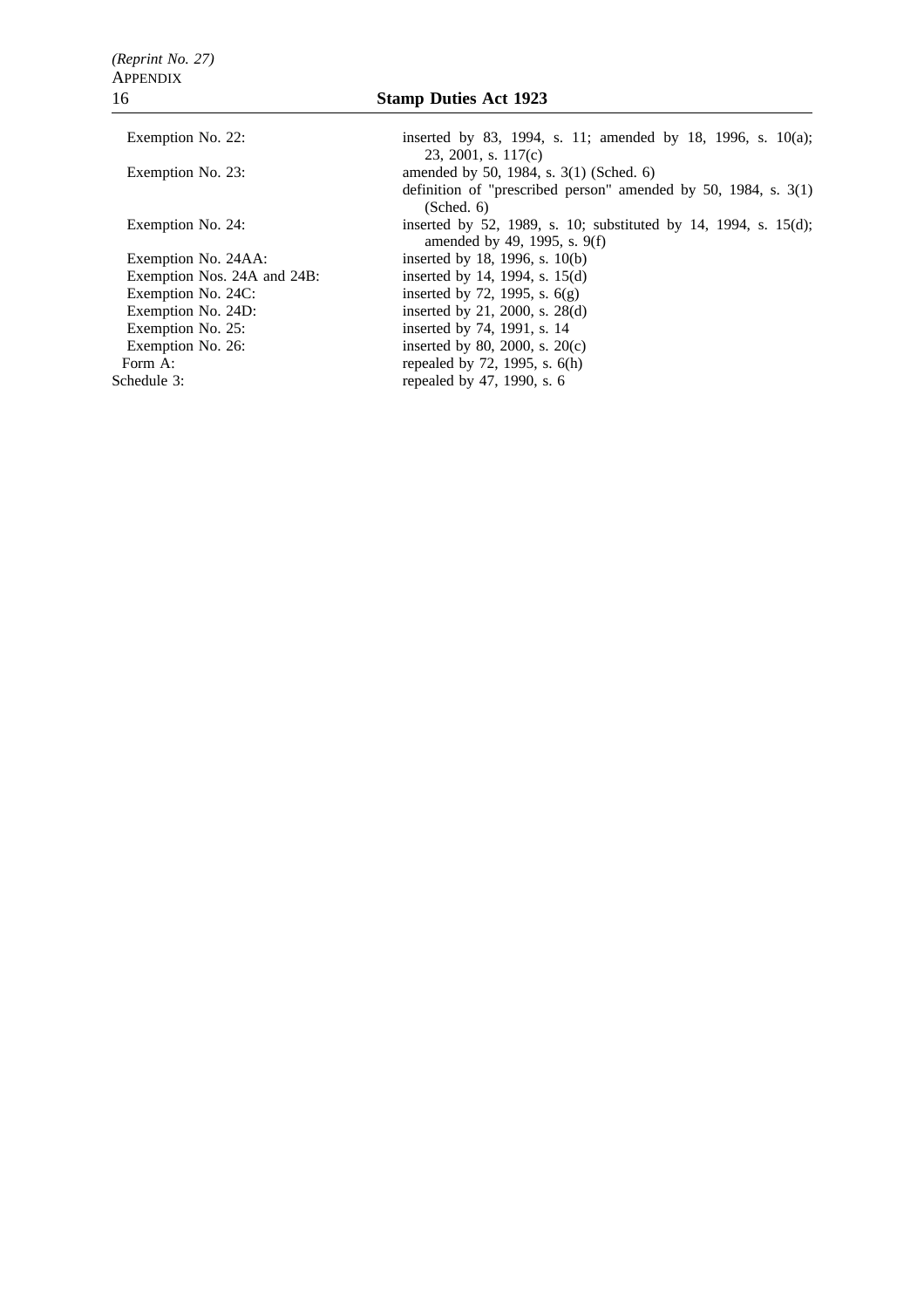| | |
|---|---|
| Exemption No. 22: | inserted by 83, 1994, s. 11; amended by 18, 1996, s. 10(a); 23, 2001, s. 117(c) |
| Exemption No. 23: | amended by 50, 1984, s. 3(1) (Sched. 6) |
| | definition of "prescribed person" amended by 50, 1984, s. 3(1) (Sched. 6) |
| Exemption No. 24: | inserted by 52, 1989, s. 10; substituted by 14, 1994, s. 15(d); amended by 49, 1995, s. 9(f) |
| Exemption No. 24AA: | inserted by 18, 1996, s. 10(b) |
| Exemption Nos. 24A and 24B: | inserted by 14, 1994, s. 15(d) |
| Exemption No. 24C: | inserted by 72, 1995, s. 6(g) |
| Exemption No. 24D: | inserted by 21, 2000, s. 28(d) |
| Exemption No. 25: | inserted by 74, 1991, s. 14 |
| Exemption No. 26: | inserted by 80, 2000, s. 20(c) |
| Form A: | repealed by 72, 1995, s. 6(h) |
| Schedule 3: | repealed by 47, 1990, s. 6 |